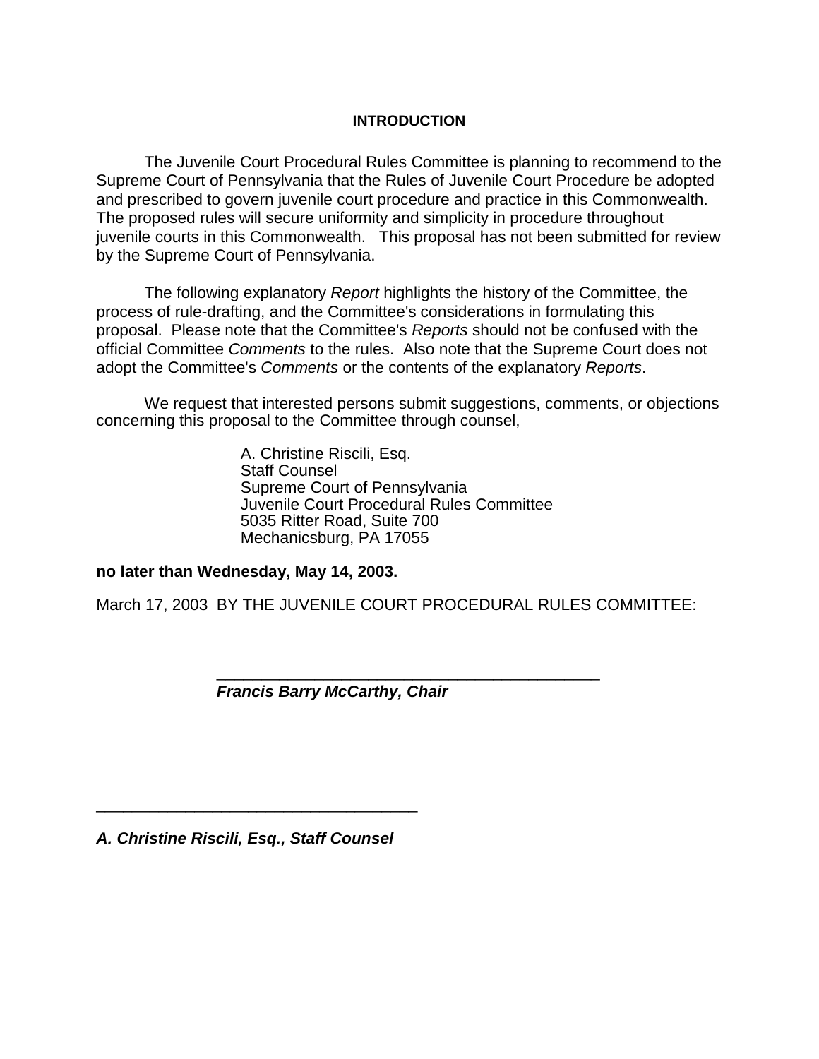## INTRODUCTION

The Juvenile Court Procedural Rules Committee is planning to recommend to the Supreme Court of Pennsylvania that the Rules of Juvenile Court Procedure be adopted and prescribed to govern juvenile court procedure and practice in this Commonwealth. The proposed rules will secure uniformity and simplicity in procedure throughout juvenile courts in this Commonwealth. This proposal has not been submitted for review by the Supreme Court of Pennsylvania.

The following explanatory *Report* highlights the history of the Committee, the process of rule-drafting, and the Committee's considerations in formulating this proposal. Please note that the Committee's *Reports* should not be confused with the official Committee *Comments* to the rules. Also note that the Supreme Court does not adopt the Committee's *Comments* or the contents of the explanatory *Reports*.

We request that interested persons submit suggestions, comments, or objections concerning this proposal to the Committee through counsel,

A. Christine Riscili, Esq.
Staff Counsel
Supreme Court of Pennsylvania
Juvenile Court Procedural Rules Committee
5035 Ritter Road, Suite 700
Mechanicsburg, PA 17055

**no later than Wednesday, May 14, 2003.**

March 17, 2003 BY THE JUVENILE COURT PROCEDURAL RULES COMMITTEE:

_____________________________________________

***Francis Barry McCarthy, Chair***

_____________________________________

***A. Christine Riscili, Esq., Staff Counsel***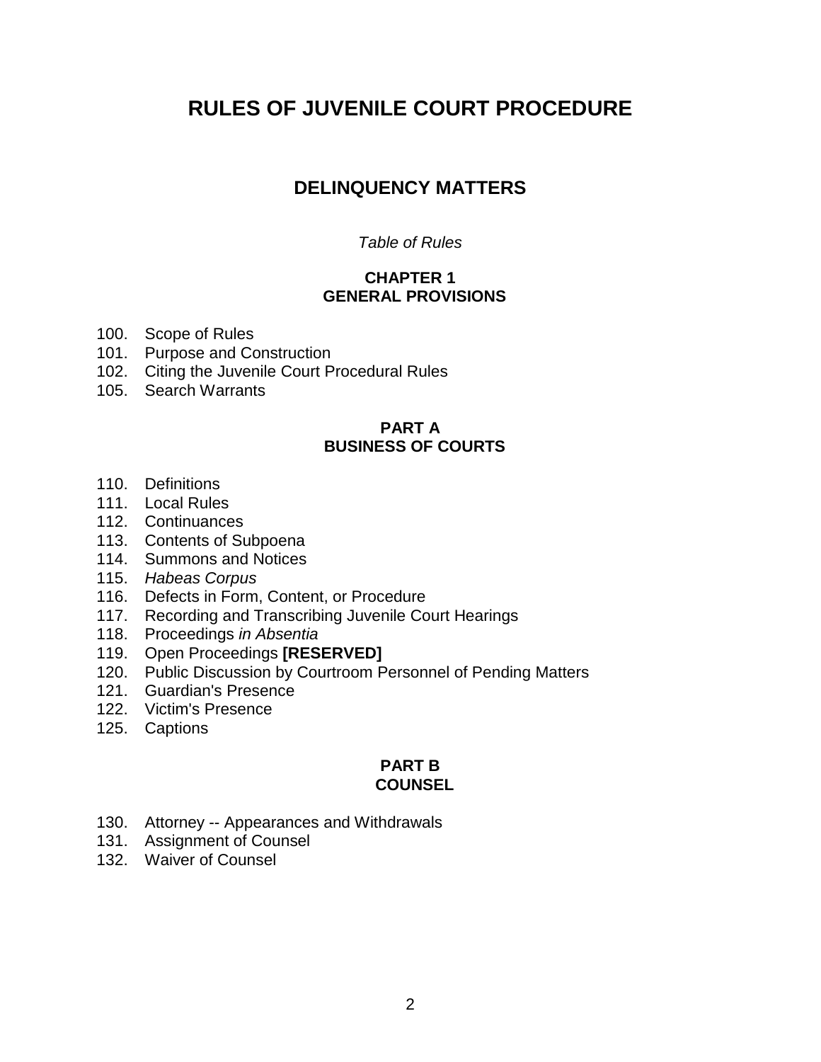# RULES OF JUVENILE COURT PROCEDURE

## DELINQUENCY MATTERS

*Table of Rules*

### CHAPTER 1
### GENERAL PROVISIONS

100. Scope of Rules
101. Purpose and Construction
102. Citing the Juvenile Court Procedural Rules
105. Search Warrants

### PART A
### BUSINESS OF COURTS

110. Definitions
111. Local Rules
112. Continuances
113. Contents of Subpoena
114. Summons and Notices
115. *Habeas Corpus*
116. Defects in Form, Content, or Procedure
117. Recording and Transcribing Juvenile Court Hearings
118. Proceedings *in Absentia*
119. Open Proceedings **[RESERVED]**
120. Public Discussion by Courtroom Personnel of Pending Matters
121. Guardian's Presence
122. Victim's Presence
125. Captions

### PART B
### COUNSEL

130. Attorney -- Appearances and Withdrawals
131. Assignment of Counsel
132. Waiver of Counsel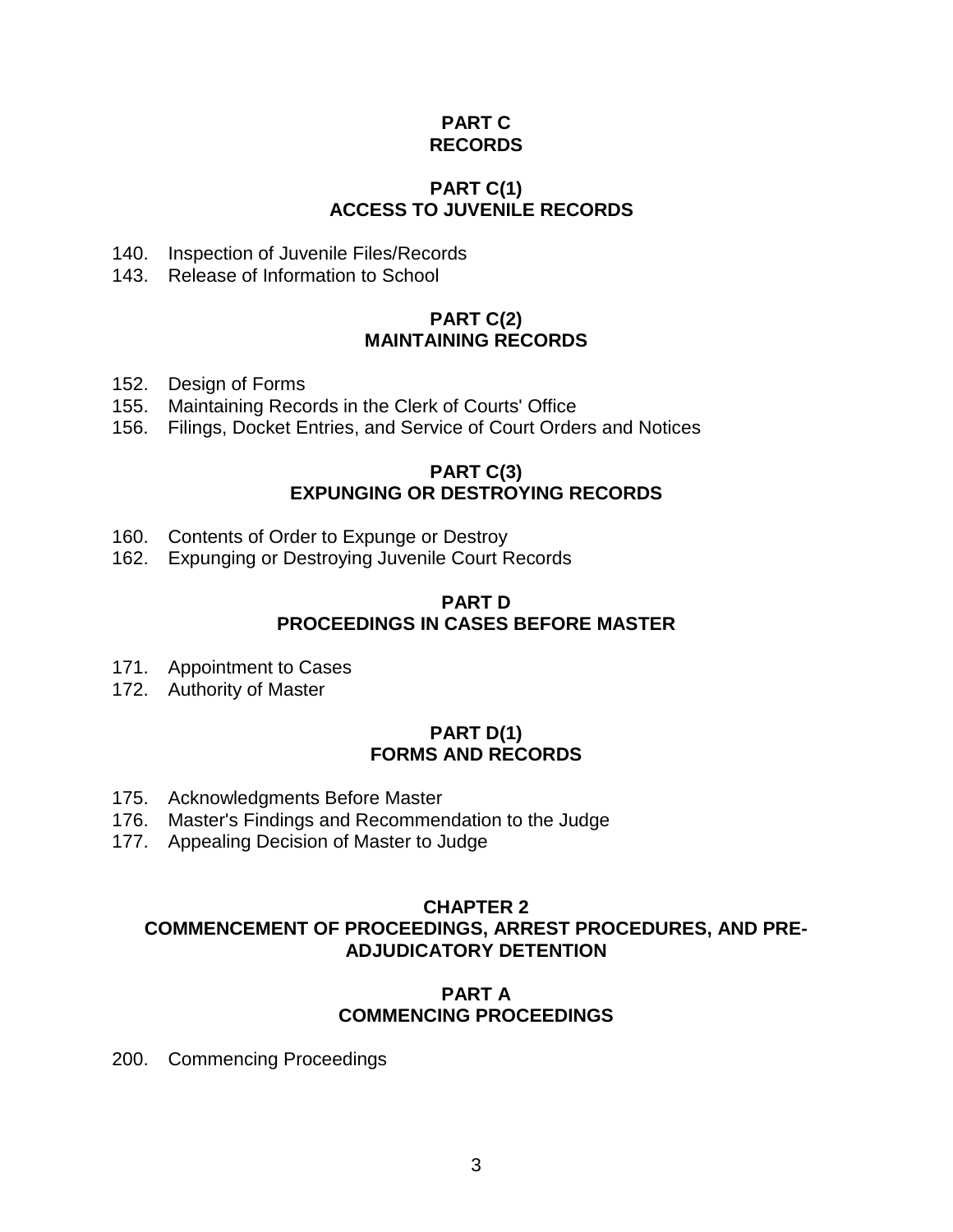## PART C
## RECORDS

### PART C(1)
### ACCESS TO JUVENILE RECORDS

140. Inspection of Juvenile Files/Records
143. Release of Information to School

### PART C(2)
### MAINTAINING RECORDS

152. Design of Forms
155. Maintaining Records in the Clerk of Courts' Office
156. Filings, Docket Entries, and Service of Court Orders and Notices

### PART C(3)
### EXPUNGING OR DESTROYING RECORDS

160. Contents of Order to Expunge or Destroy
162. Expunging or Destroying Juvenile Court Records

## PART D
## PROCEEDINGS IN CASES BEFORE MASTER

171. Appointment to Cases
172. Authority of Master

### PART D(1)
### FORMS AND RECORDS

175. Acknowledgments Before Master
176. Master's Findings and Recommendation to the Judge
177. Appealing Decision of Master to Judge

# CHAPTER 2
# COMMENCEMENT OF PROCEEDINGS, ARREST PROCEDURES, AND PRE-ADJUDICATORY DETENTION

## PART A
## COMMENCING PROCEEDINGS

200. Commencing Proceedings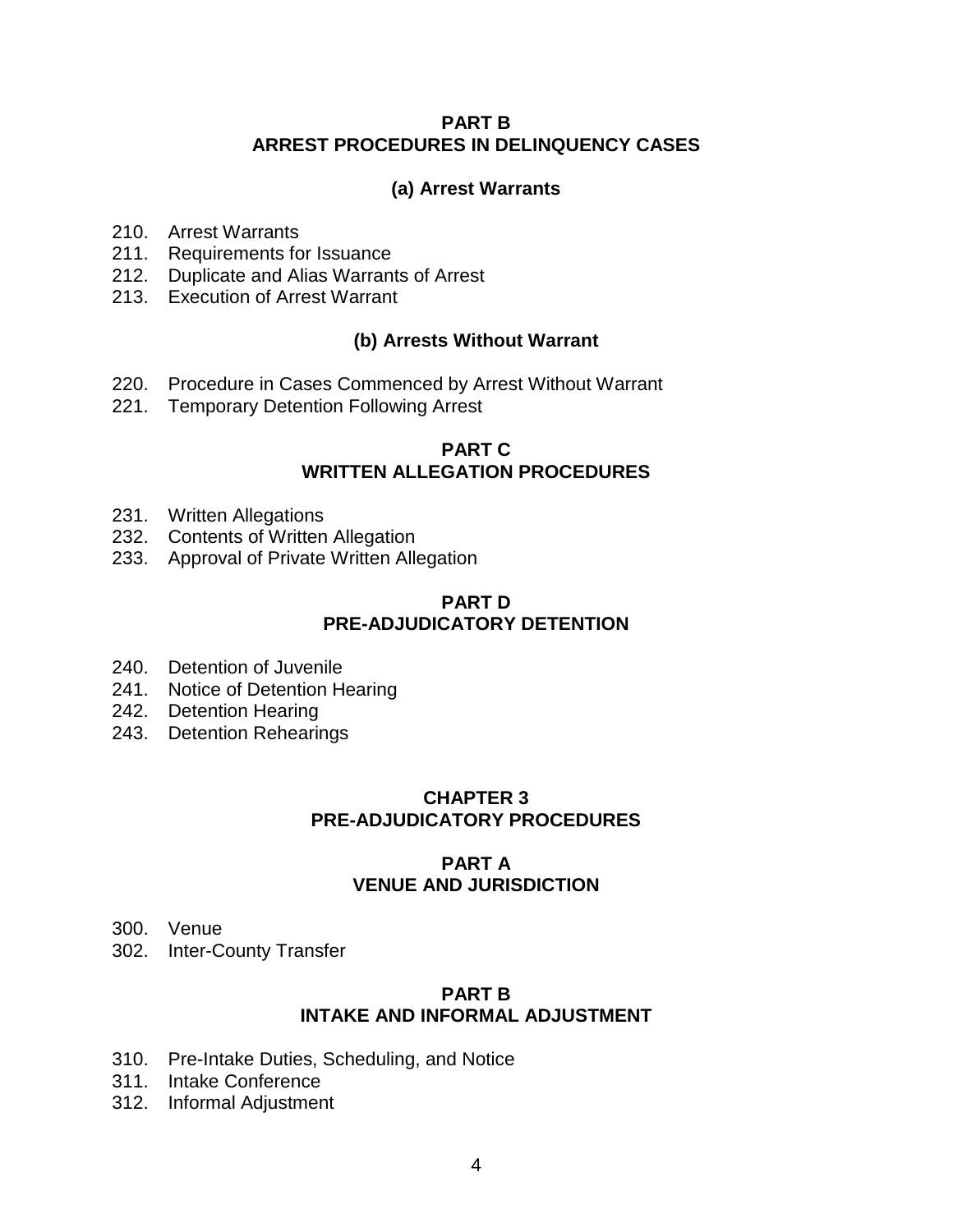## PART B
## ARREST PROCEDURES IN DELINQUENCY CASES

### (a) Arrest Warrants

210. Arrest Warrants
211. Requirements for Issuance
212. Duplicate and Alias Warrants of Arrest
213. Execution of Arrest Warrant

### (b) Arrests Without Warrant

220. Procedure in Cases Commenced by Arrest Without Warrant
221. Temporary Detention Following Arrest

## PART C
## WRITTEN ALLEGATION PROCEDURES

231. Written Allegations
232. Contents of Written Allegation
233. Approval of Private Written Allegation

## PART D
## PRE-ADJUDICATORY DETENTION

240. Detention of Juvenile
241. Notice of Detention Hearing
242. Detention Hearing
243. Detention Rehearings

# CHAPTER 3
# PRE-ADJUDICATORY PROCEDURES

## PART A
## VENUE AND JURISDICTION

300. Venue
302. Inter-County Transfer

## PART B
## INTAKE AND INFORMAL ADJUSTMENT

310. Pre-Intake Duties, Scheduling, and Notice
311. Intake Conference
312. Informal Adjustment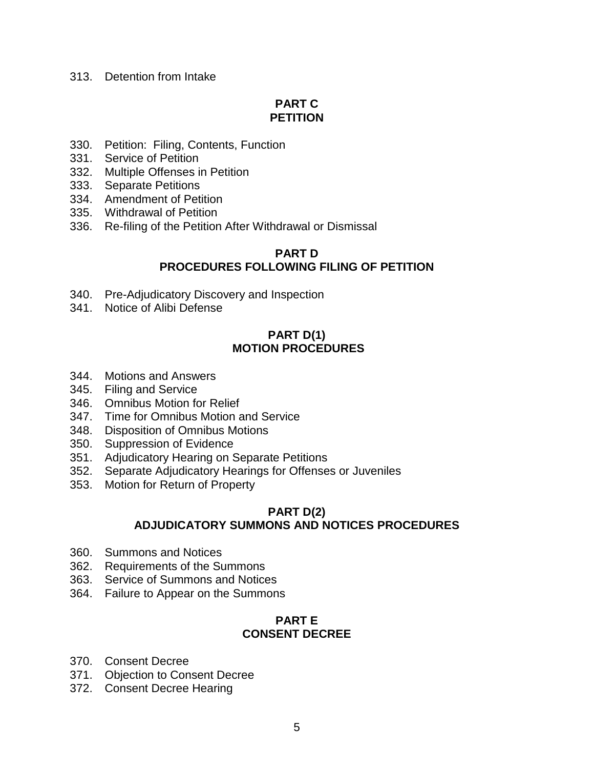313. Detention from Intake

## PART C
## PETITION

330. Petition: Filing, Contents, Function
331. Service of Petition
332. Multiple Offenses in Petition
333. Separate Petitions
334. Amendment of Petition
335. Withdrawal of Petition
336. Re-filing of the Petition After Withdrawal or Dismissal

## PART D
## PROCEDURES FOLLOWING FILING OF PETITION

340. Pre-Adjudicatory Discovery and Inspection
341. Notice of Alibi Defense

## PART D(1)
## MOTION PROCEDURES

344. Motions and Answers
345. Filing and Service
346. Omnibus Motion for Relief
347. Time for Omnibus Motion and Service
348. Disposition of Omnibus Motions
350. Suppression of Evidence
351. Adjudicatory Hearing on Separate Petitions
352. Separate Adjudicatory Hearings for Offenses or Juveniles
353. Motion for Return of Property

## PART D(2)
## ADJUDICATORY SUMMONS AND NOTICES PROCEDURES

360. Summons and Notices
362. Requirements of the Summons
363. Service of Summons and Notices
364. Failure to Appear on the Summons

## PART E
## CONSENT DECREE

370. Consent Decree
371. Objection to Consent Decree
372. Consent Decree Hearing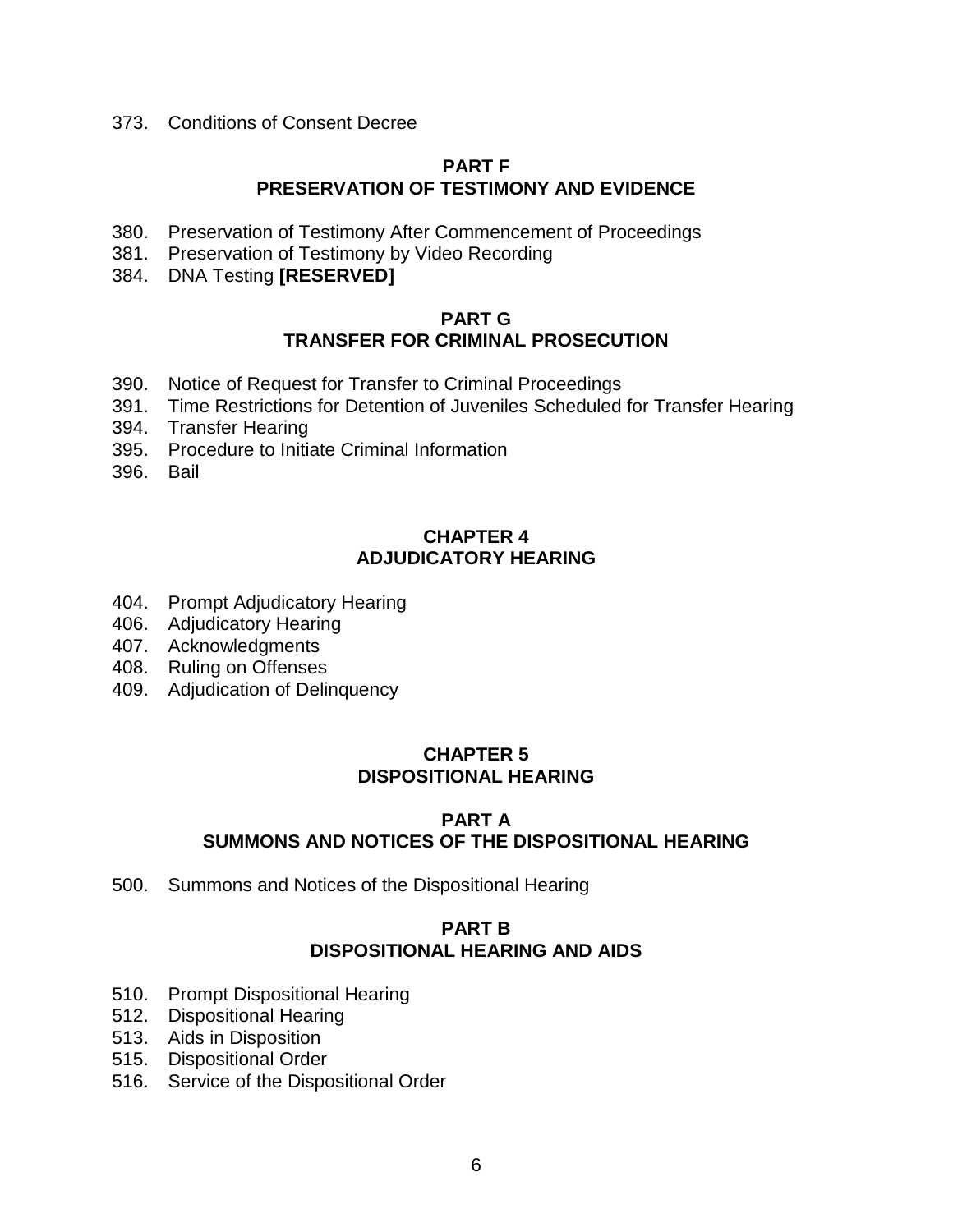373. Conditions of Consent Decree

## PART F
## PRESERVATION OF TESTIMONY AND EVIDENCE

380. Preservation of Testimony After Commencement of Proceedings
381. Preservation of Testimony by Video Recording
384. DNA Testing **[RESERVED]**

## PART G
## TRANSFER FOR CRIMINAL PROSECUTION

390. Notice of Request for Transfer to Criminal Proceedings
391. Time Restrictions for Detention of Juveniles Scheduled for Transfer Hearing
394. Transfer Hearing
395. Procedure to Initiate Criminal Information
396. Bail

# CHAPTER 4
# ADJUDICATORY HEARING

404. Prompt Adjudicatory Hearing
406. Adjudicatory Hearing
407. Acknowledgments
408. Ruling on Offenses
409. Adjudication of Delinquency

# CHAPTER 5
# DISPOSITIONAL HEARING

## PART A
## SUMMONS AND NOTICES OF THE DISPOSITIONAL HEARING

500. Summons and Notices of the Dispositional Hearing

## PART B
## DISPOSITIONAL HEARING AND AIDS

510. Prompt Dispositional Hearing
512. Dispositional Hearing
513. Aids in Disposition
515. Dispositional Order
516. Service of the Dispositional Order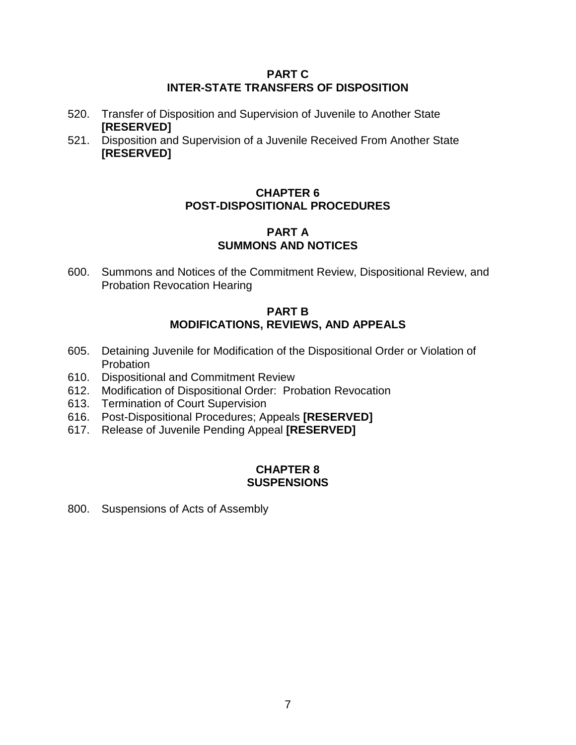## PART C
## INTER-STATE TRANSFERS OF DISPOSITION

520. Transfer of Disposition and Supervision of Juvenile to Another State **[RESERVED]**
521. Disposition and Supervision of a Juvenile Received From Another State **[RESERVED]**

# CHAPTER 6
# POST-DISPOSITIONAL PROCEDURES

## PART A
## SUMMONS AND NOTICES

600. Summons and Notices of the Commitment Review, Dispositional Review, and Probation Revocation Hearing

## PART B
## MODIFICATIONS, REVIEWS, AND APPEALS

605. Detaining Juvenile for Modification of the Dispositional Order or Violation of Probation
610. Dispositional and Commitment Review
612. Modification of Dispositional Order: Probation Revocation
613. Termination of Court Supervision
616. Post-Dispositional Procedures; Appeals **[RESERVED]**
617. Release of Juvenile Pending Appeal **[RESERVED]**

# CHAPTER 8
# SUSPENSIONS

800. Suspensions of Acts of Assembly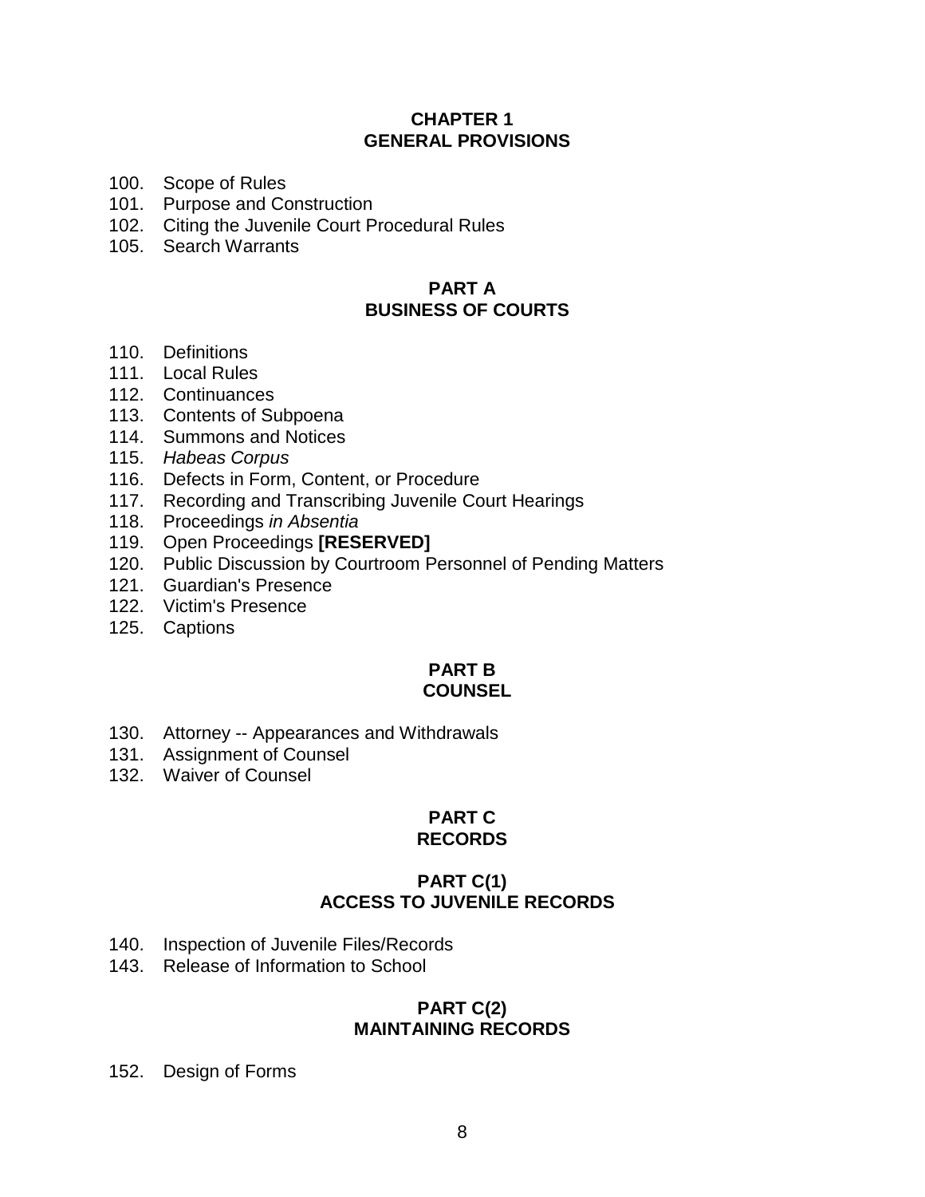# CHAPTER 1
# GENERAL PROVISIONS

100. Scope of Rules
101. Purpose and Construction
102. Citing the Juvenile Court Procedural Rules
105. Search Warrants

## PART A
## BUSINESS OF COURTS

110. Definitions
111. Local Rules
112. Continuances
113. Contents of Subpoena
114. Summons and Notices
115. *Habeas Corpus*
116. Defects in Form, Content, or Procedure
117. Recording and Transcribing Juvenile Court Hearings
118. Proceedings *in Absentia*
119. Open Proceedings **[RESERVED]**
120. Public Discussion by Courtroom Personnel of Pending Matters
121. Guardian's Presence
122. Victim's Presence
125. Captions

## PART B
## COUNSEL

130. Attorney -- Appearances and Withdrawals
131. Assignment of Counsel
132. Waiver of Counsel

## PART C
## RECORDS

### PART C(1)
### ACCESS TO JUVENILE RECORDS

140. Inspection of Juvenile Files/Records
143. Release of Information to School

### PART C(2)
### MAINTAINING RECORDS

152. Design of Forms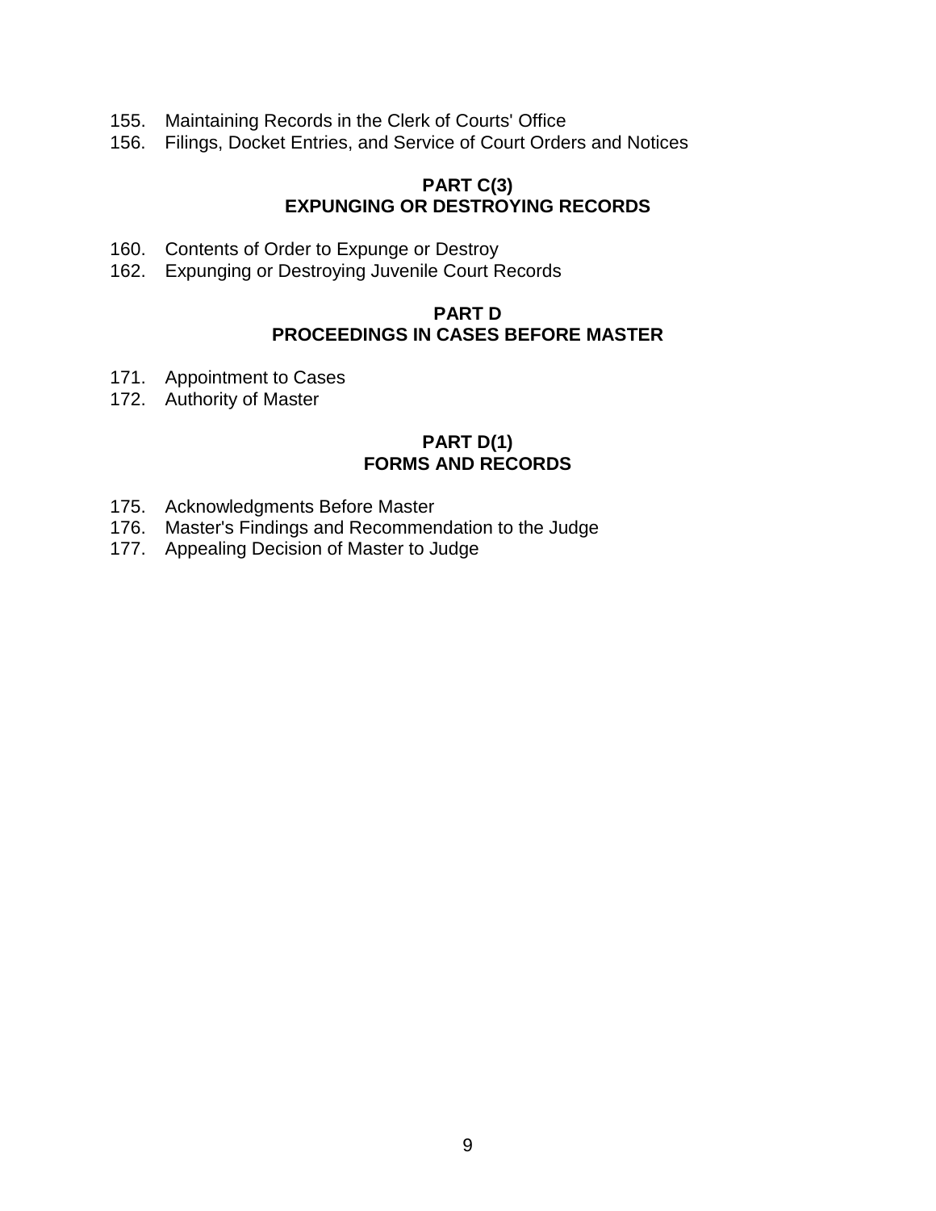155. Maintaining Records in the Clerk of Courts' Office
156. Filings, Docket Entries, and Service of Court Orders and Notices

**PART C(3)**
**EXPUNGING OR DESTROYING RECORDS**

160. Contents of Order to Expunge or Destroy
162. Expunging or Destroying Juvenile Court Records

**PART D**
**PROCEEDINGS IN CASES BEFORE MASTER**

171. Appointment to Cases
172. Authority of Master

**PART D(1)**
**FORMS AND RECORDS**

175. Acknowledgments Before Master
176. Master's Findings and Recommendation to the Judge
177. Appealing Decision of Master to Judge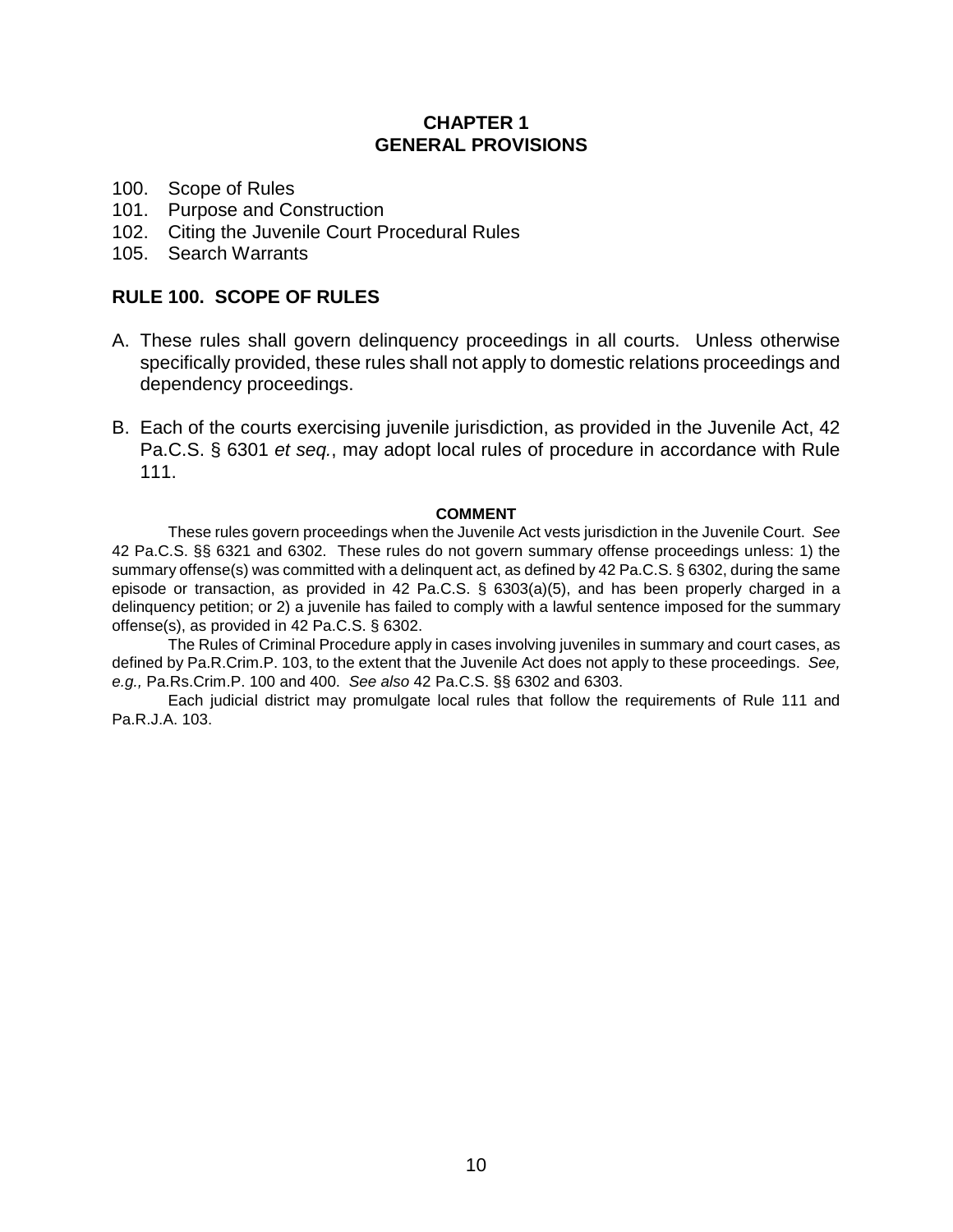# CHAPTER 1
# GENERAL PROVISIONS

100. Scope of Rules
101. Purpose and Construction
102. Citing the Juvenile Court Procedural Rules
105. Search Warrants

## RULE 100. SCOPE OF RULES

A. These rules shall govern delinquency proceedings in all courts. Unless otherwise specifically provided, these rules shall not apply to domestic relations proceedings and dependency proceedings.

B. Each of the courts exercising juvenile jurisdiction, as provided in the Juvenile Act, 42 Pa.C.S. § 6301 *et seq.*, may adopt local rules of procedure in accordance with Rule 111.

**COMMENT**

These rules govern proceedings when the Juvenile Act vests jurisdiction in the Juvenile Court. *See* 42 Pa.C.S. §§ 6321 and 6302. These rules do not govern summary offense proceedings unless: 1) the summary offense(s) was committed with a delinquent act, as defined by 42 Pa.C.S. § 6302, during the same episode or transaction, as provided in 42 Pa.C.S. § 6303(a)(5), and has been properly charged in a delinquency petition; or 2) a juvenile has failed to comply with a lawful sentence imposed for the summary offense(s), as provided in 42 Pa.C.S. § 6302.

The Rules of Criminal Procedure apply in cases involving juveniles in summary and court cases, as defined by Pa.R.Crim.P. 103, to the extent that the Juvenile Act does not apply to these proceedings. *See, e.g.,* Pa.Rs.Crim.P. 100 and 400. *See also* 42 Pa.C.S. §§ 6302 and 6303.

Each judicial district may promulgate local rules that follow the requirements of Rule 111 and Pa.R.J.A. 103.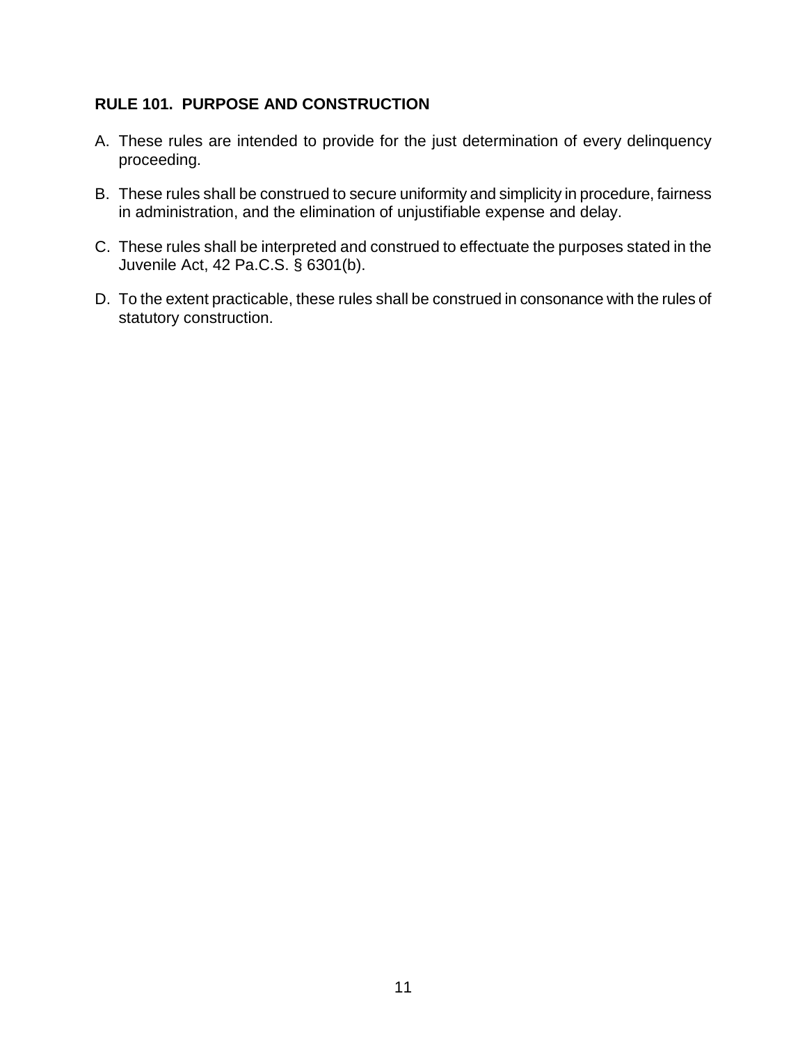## RULE 101. PURPOSE AND CONSTRUCTION

A. These rules are intended to provide for the just determination of every delinquency proceeding.

B. These rules shall be construed to secure uniformity and simplicity in procedure, fairness in administration, and the elimination of unjustifiable expense and delay.

C. These rules shall be interpreted and construed to effectuate the purposes stated in the Juvenile Act, 42 Pa.C.S. § 6301(b).

D. To the extent practicable, these rules shall be construed in consonance with the rules of statutory construction.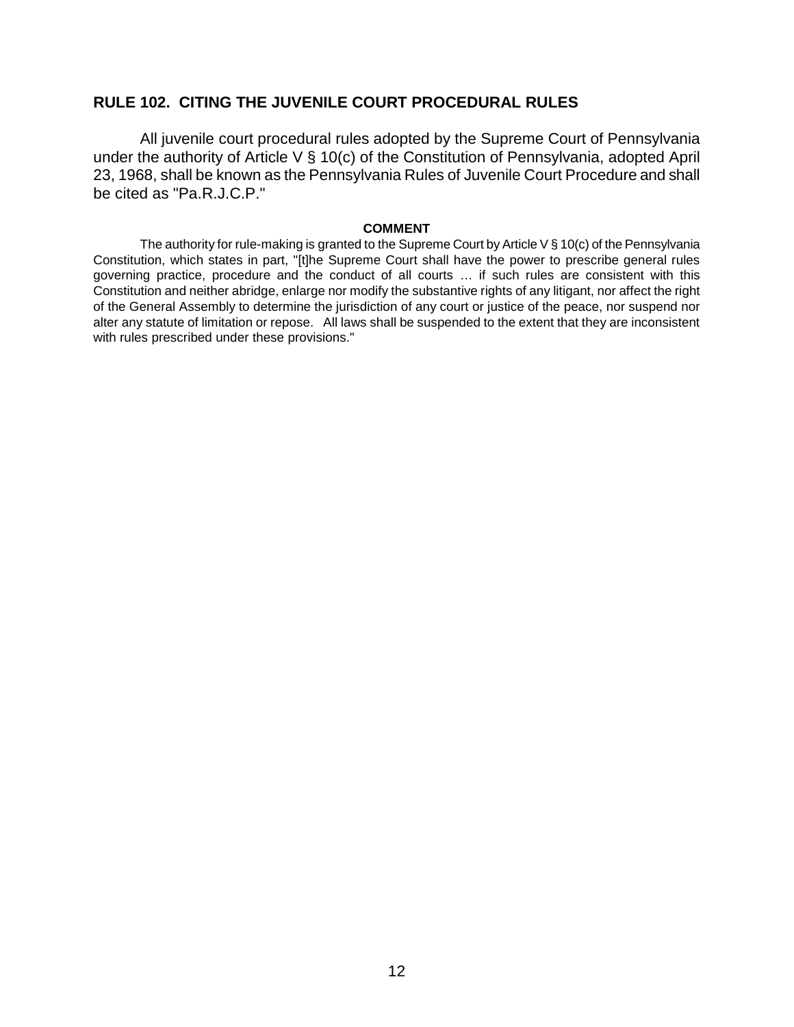## RULE 102. CITING THE JUVENILE COURT PROCEDURAL RULES

All juvenile court procedural rules adopted by the Supreme Court of Pennsylvania under the authority of Article V § 10(c) of the Constitution of Pennsylvania, adopted April 23, 1968, shall be known as the Pennsylvania Rules of Juvenile Court Procedure and shall be cited as "Pa.R.J.C.P."

**COMMENT**

The authority for rule-making is granted to the Supreme Court by Article V § 10(c) of the Pennsylvania Constitution, which states in part, "[t]he Supreme Court shall have the power to prescribe general rules governing practice, procedure and the conduct of all courts … if such rules are consistent with this Constitution and neither abridge, enlarge nor modify the substantive rights of any litigant, nor affect the right of the General Assembly to determine the jurisdiction of any court or justice of the peace, nor suspend nor alter any statute of limitation or repose. All laws shall be suspended to the extent that they are inconsistent with rules prescribed under these provisions."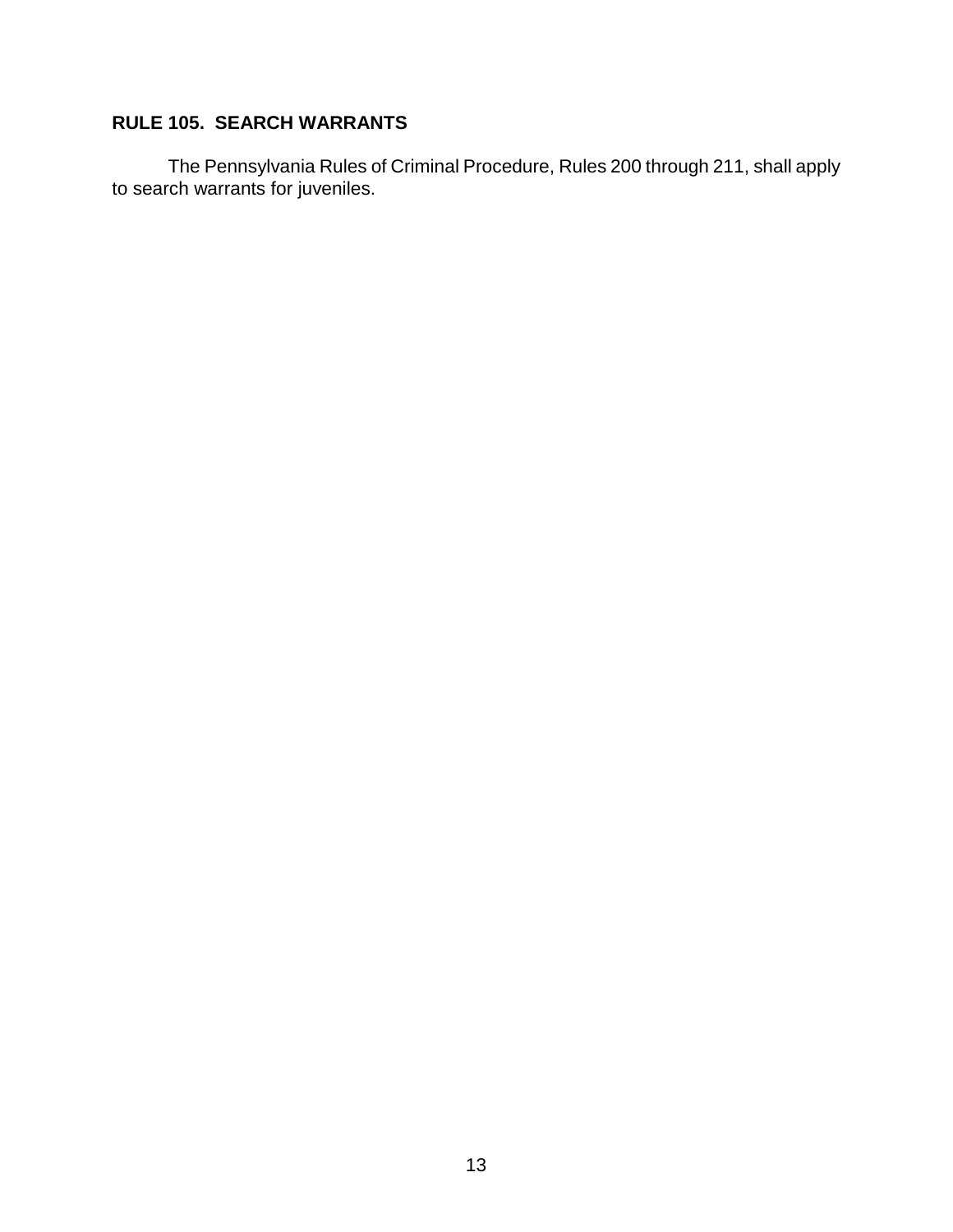## RULE 105. SEARCH WARRANTS

The Pennsylvania Rules of Criminal Procedure, Rules 200 through 211, shall apply to search warrants for juveniles.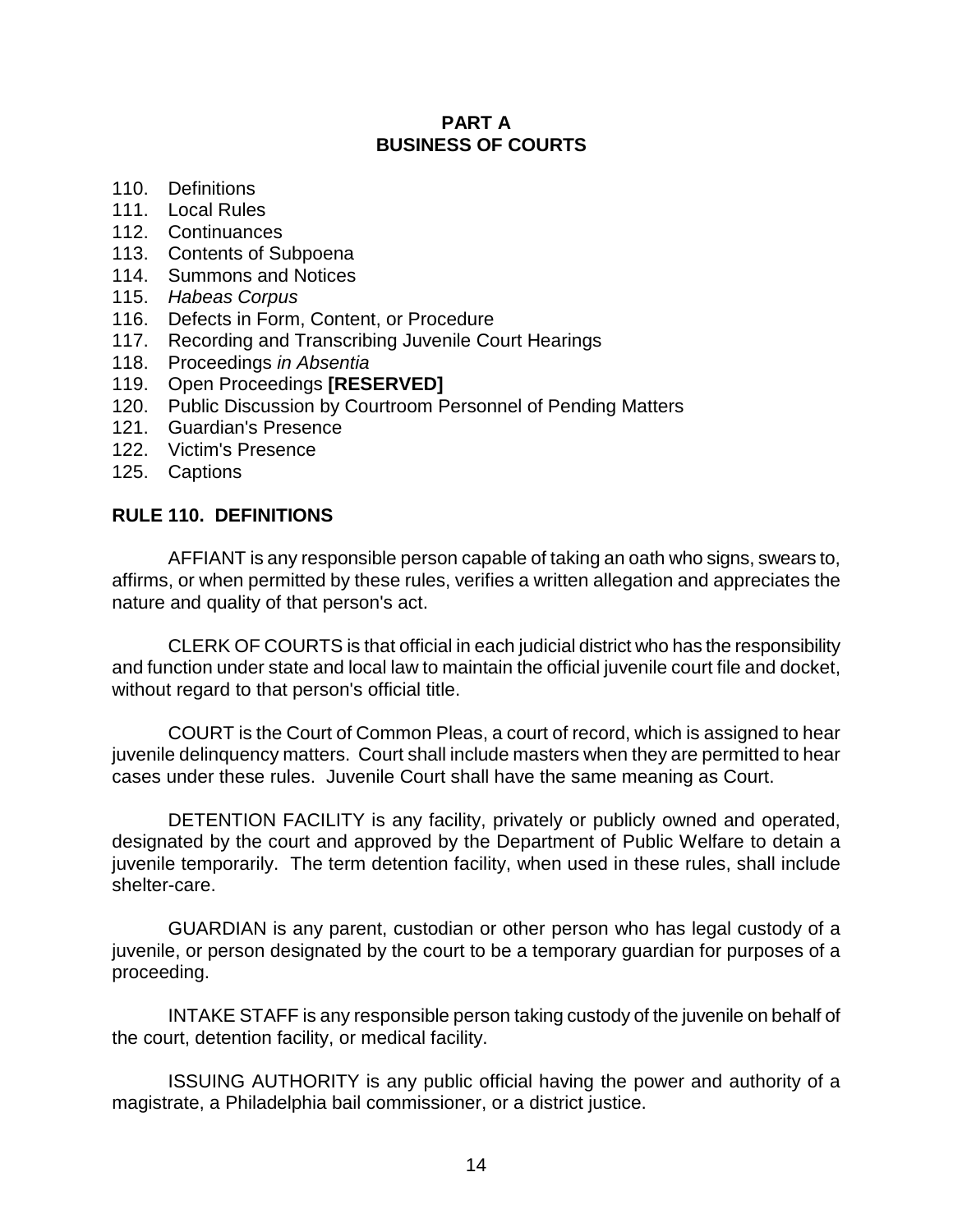## PART A
## BUSINESS OF COURTS

110. Definitions
111. Local Rules
112. Continuances
113. Contents of Subpoena
114. Summons and Notices
115. *Habeas Corpus*
116. Defects in Form, Content, or Procedure
117. Recording and Transcribing Juvenile Court Hearings
118. Proceedings *in Absentia*
119. Open Proceedings **[RESERVED]**
120. Public Discussion by Courtroom Personnel of Pending Matters
121. Guardian's Presence
122. Victim's Presence
125. Captions

### RULE 110. DEFINITIONS

AFFIANT is any responsible person capable of taking an oath who signs, swears to, affirms, or when permitted by these rules, verifies a written allegation and appreciates the nature and quality of that person's act.

CLERK OF COURTS is that official in each judicial district who has the responsibility and function under state and local law to maintain the official juvenile court file and docket, without regard to that person's official title.

COURT is the Court of Common Pleas, a court of record, which is assigned to hear juvenile delinquency matters. Court shall include masters when they are permitted to hear cases under these rules. Juvenile Court shall have the same meaning as Court.

DETENTION FACILITY is any facility, privately or publicly owned and operated, designated by the court and approved by the Department of Public Welfare to detain a juvenile temporarily. The term detention facility, when used in these rules, shall include shelter-care.

GUARDIAN is any parent, custodian or other person who has legal custody of a juvenile, or person designated by the court to be a temporary guardian for purposes of a proceeding.

INTAKE STAFF is any responsible person taking custody of the juvenile on behalf of the court, detention facility, or medical facility.

ISSUING AUTHORITY is any public official having the power and authority of a magistrate, a Philadelphia bail commissioner, or a district justice.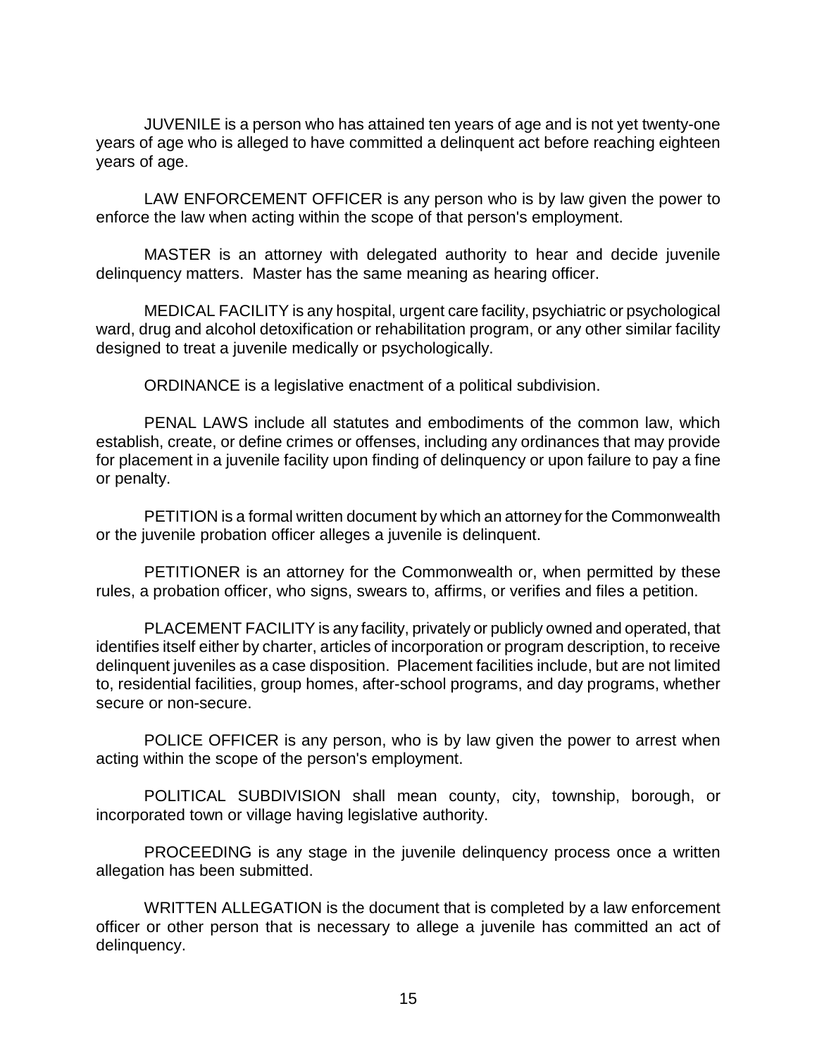JUVENILE is a person who has attained ten years of age and is not yet twenty-one years of age who is alleged to have committed a delinquent act before reaching eighteen years of age.

LAW ENFORCEMENT OFFICER is any person who is by law given the power to enforce the law when acting within the scope of that person's employment.

MASTER is an attorney with delegated authority to hear and decide juvenile delinquency matters. Master has the same meaning as hearing officer.

MEDICAL FACILITY is any hospital, urgent care facility, psychiatric or psychological ward, drug and alcohol detoxification or rehabilitation program, or any other similar facility designed to treat a juvenile medically or psychologically.

ORDINANCE is a legislative enactment of a political subdivision.

PENAL LAWS include all statutes and embodiments of the common law, which establish, create, or define crimes or offenses, including any ordinances that may provide for placement in a juvenile facility upon finding of delinquency or upon failure to pay a fine or penalty.

PETITION is a formal written document by which an attorney for the Commonwealth or the juvenile probation officer alleges a juvenile is delinquent.

PETITIONER is an attorney for the Commonwealth or, when permitted by these rules, a probation officer, who signs, swears to, affirms, or verifies and files a petition.

PLACEMENT FACILITY is any facility, privately or publicly owned and operated, that identifies itself either by charter, articles of incorporation or program description, to receive delinquent juveniles as a case disposition. Placement facilities include, but are not limited to, residential facilities, group homes, after-school programs, and day programs, whether secure or non-secure.

POLICE OFFICER is any person, who is by law given the power to arrest when acting within the scope of the person's employment.

POLITICAL SUBDIVISION shall mean county, city, township, borough, or incorporated town or village having legislative authority.

PROCEEDING is any stage in the juvenile delinquency process once a written allegation has been submitted.

WRITTEN ALLEGATION is the document that is completed by a law enforcement officer or other person that is necessary to allege a juvenile has committed an act of delinquency.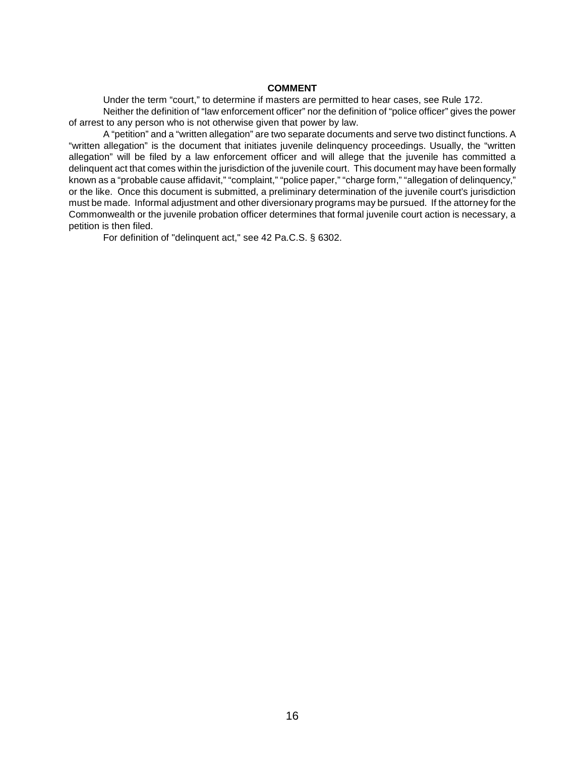**COMMENT**

Under the term “court,” to determine if masters are permitted to hear cases, see Rule 172.

Neither the definition of “law enforcement officer” nor the definition of “police officer” gives the power of arrest to any person who is not otherwise given that power by law.

A “petition” and a “written allegation” are two separate documents and serve two distinct functions. A “written allegation” is the document that initiates juvenile delinquency proceedings. Usually, the “written allegation” will be filed by a law enforcement officer and will allege that the juvenile has committed a delinquent act that comes within the jurisdiction of the juvenile court. This document may have been formally known as a “probable cause affidavit,” “complaint,” “police paper,” “charge form,” “allegation of delinquency,” or the like. Once this document is submitted, a preliminary determination of the juvenile court's jurisdiction must be made. Informal adjustment and other diversionary programs may be pursued. If the attorney for the Commonwealth or the juvenile probation officer determines that formal juvenile court action is necessary, a petition is then filed.

For definition of "delinquent act," see 42 Pa.C.S. § 6302.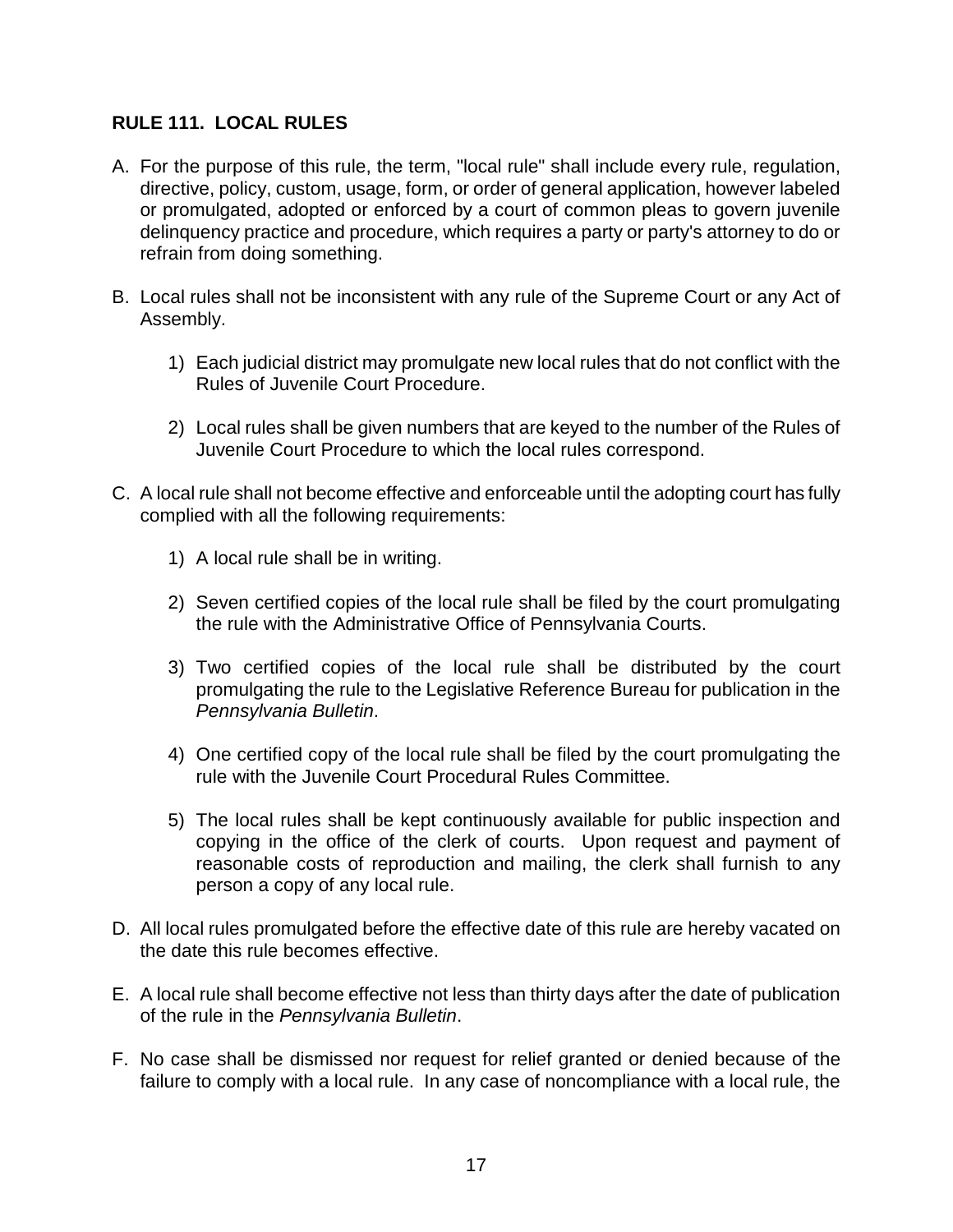## RULE 111. LOCAL RULES

A. For the purpose of this rule, the term, "local rule" shall include every rule, regulation, directive, policy, custom, usage, form, or order of general application, however labeled or promulgated, adopted or enforced by a court of common pleas to govern juvenile delinquency practice and procedure, which requires a party or party's attorney to do or refrain from doing something.

B. Local rules shall not be inconsistent with any rule of the Supreme Court or any Act of Assembly.

   1) Each judicial district may promulgate new local rules that do not conflict with the Rules of Juvenile Court Procedure.

   2) Local rules shall be given numbers that are keyed to the number of the Rules of Juvenile Court Procedure to which the local rules correspond.

C. A local rule shall not become effective and enforceable until the adopting court has fully complied with all the following requirements:

   1) A local rule shall be in writing.

   2) Seven certified copies of the local rule shall be filed by the court promulgating the rule with the Administrative Office of Pennsylvania Courts.

   3) Two certified copies of the local rule shall be distributed by the court promulgating the rule to the Legislative Reference Bureau for publication in the *Pennsylvania Bulletin*.

   4) One certified copy of the local rule shall be filed by the court promulgating the rule with the Juvenile Court Procedural Rules Committee.

   5) The local rules shall be kept continuously available for public inspection and copying in the office of the clerk of courts. Upon request and payment of reasonable costs of reproduction and mailing, the clerk shall furnish to any person a copy of any local rule.

D. All local rules promulgated before the effective date of this rule are hereby vacated on the date this rule becomes effective.

E. A local rule shall become effective not less than thirty days after the date of publication of the rule in the *Pennsylvania Bulletin*.

F. No case shall be dismissed nor request for relief granted or denied because of the failure to comply with a local rule. In any case of noncompliance with a local rule, the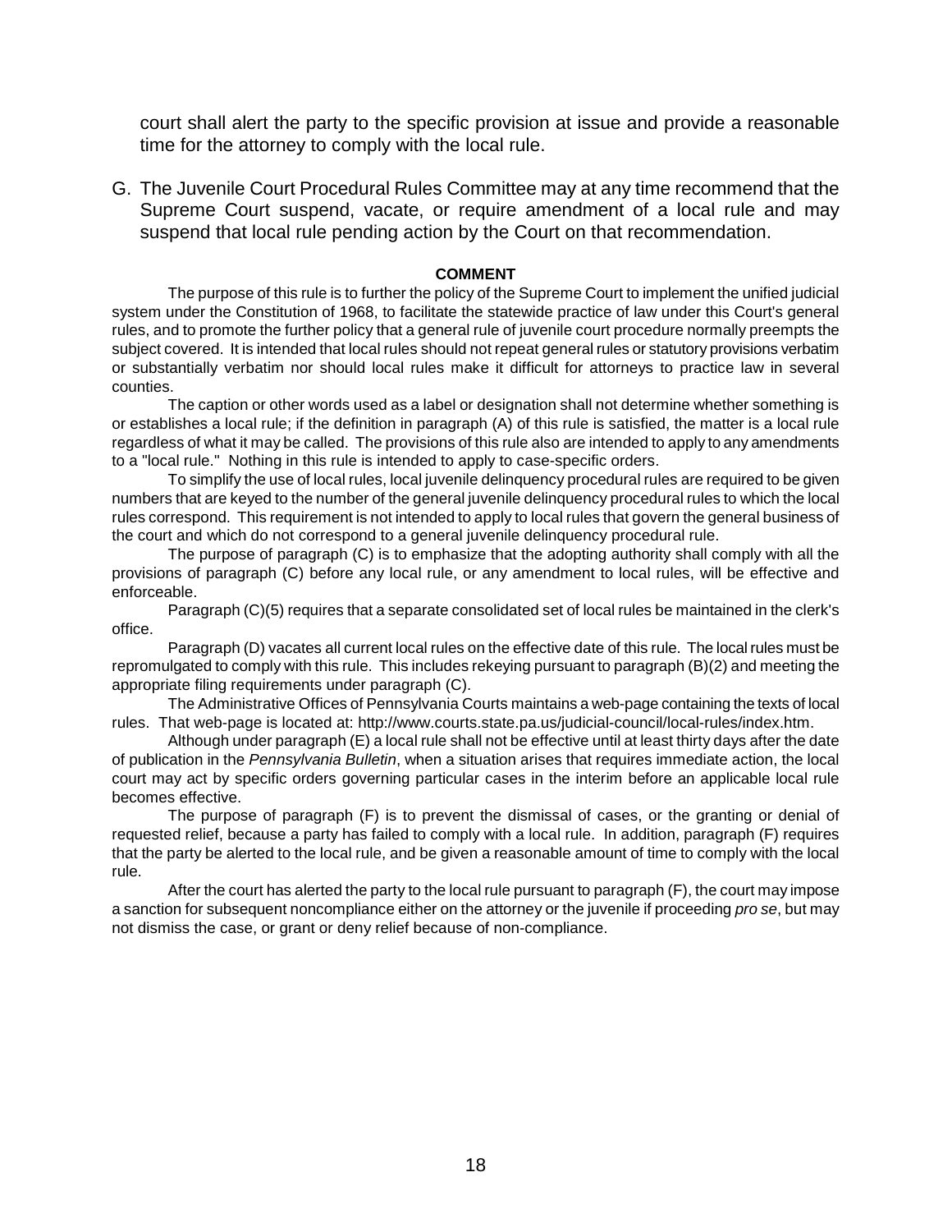court shall alert the party to the specific provision at issue and provide a reasonable time for the attorney to comply with the local rule.

G. The Juvenile Court Procedural Rules Committee may at any time recommend that the Supreme Court suspend, vacate, or require amendment of a local rule and may suspend that local rule pending action by the Court on that recommendation.

**COMMENT**

The purpose of this rule is to further the policy of the Supreme Court to implement the unified judicial system under the Constitution of 1968, to facilitate the statewide practice of law under this Court's general rules, and to promote the further policy that a general rule of juvenile court procedure normally preempts the subject covered. It is intended that local rules should not repeat general rules or statutory provisions verbatim or substantially verbatim nor should local rules make it difficult for attorneys to practice law in several counties.

The caption or other words used as a label or designation shall not determine whether something is or establishes a local rule; if the definition in paragraph (A) of this rule is satisfied, the matter is a local rule regardless of what it may be called. The provisions of this rule also are intended to apply to any amendments to a "local rule." Nothing in this rule is intended to apply to case-specific orders.

To simplify the use of local rules, local juvenile delinquency procedural rules are required to be given numbers that are keyed to the number of the general juvenile delinquency procedural rules to which the local rules correspond. This requirement is not intended to apply to local rules that govern the general business of the court and which do not correspond to a general juvenile delinquency procedural rule.

The purpose of paragraph (C) is to emphasize that the adopting authority shall comply with all the provisions of paragraph (C) before any local rule, or any amendment to local rules, will be effective and enforceable.

Paragraph (C)(5) requires that a separate consolidated set of local rules be maintained in the clerk's office.

Paragraph (D) vacates all current local rules on the effective date of this rule. The local rules must be repromulgated to comply with this rule. This includes rekeying pursuant to paragraph (B)(2) and meeting the appropriate filing requirements under paragraph (C).

The Administrative Offices of Pennsylvania Courts maintains a web-page containing the texts of local rules. That web-page is located at: http://www.courts.state.pa.us/judicial-council/local-rules/index.htm.

Although under paragraph (E) a local rule shall not be effective until at least thirty days after the date of publication in the *Pennsylvania Bulletin*, when a situation arises that requires immediate action, the local court may act by specific orders governing particular cases in the interim before an applicable local rule becomes effective.

The purpose of paragraph (F) is to prevent the dismissal of cases, or the granting or denial of requested relief, because a party has failed to comply with a local rule. In addition, paragraph (F) requires that the party be alerted to the local rule, and be given a reasonable amount of time to comply with the local rule.

After the court has alerted the party to the local rule pursuant to paragraph (F), the court may impose a sanction for subsequent noncompliance either on the attorney or the juvenile if proceeding *pro se*, but may not dismiss the case, or grant or deny relief because of non-compliance.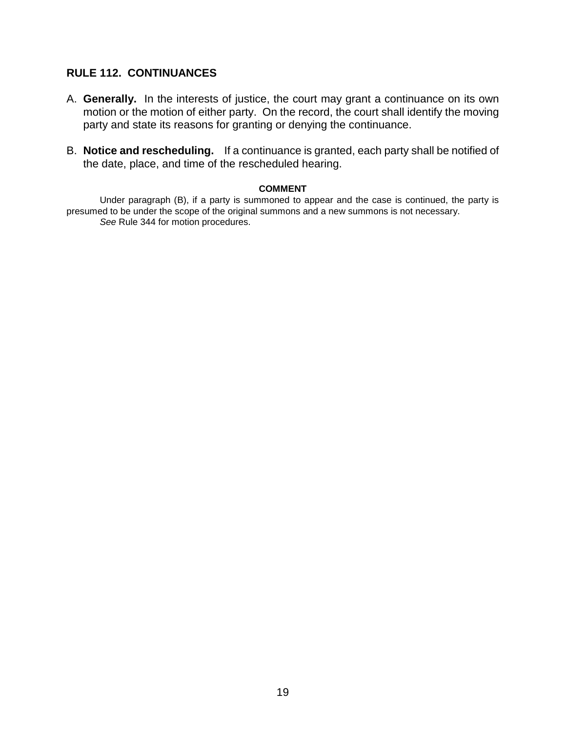## RULE 112. CONTINUANCES

A. **Generally.** In the interests of justice, the court may grant a continuance on its own motion or the motion of either party. On the record, the court shall identify the moving party and state its reasons for granting or denying the continuance.

B. **Notice and rescheduling.** If a continuance is granted, each party shall be notified of the date, place, and time of the rescheduled hearing.

**COMMENT**

Under paragraph (B), if a party is summoned to appear and the case is continued, the party is presumed to be under the scope of the original summons and a new summons is not necessary.

*See* Rule 344 for motion procedures.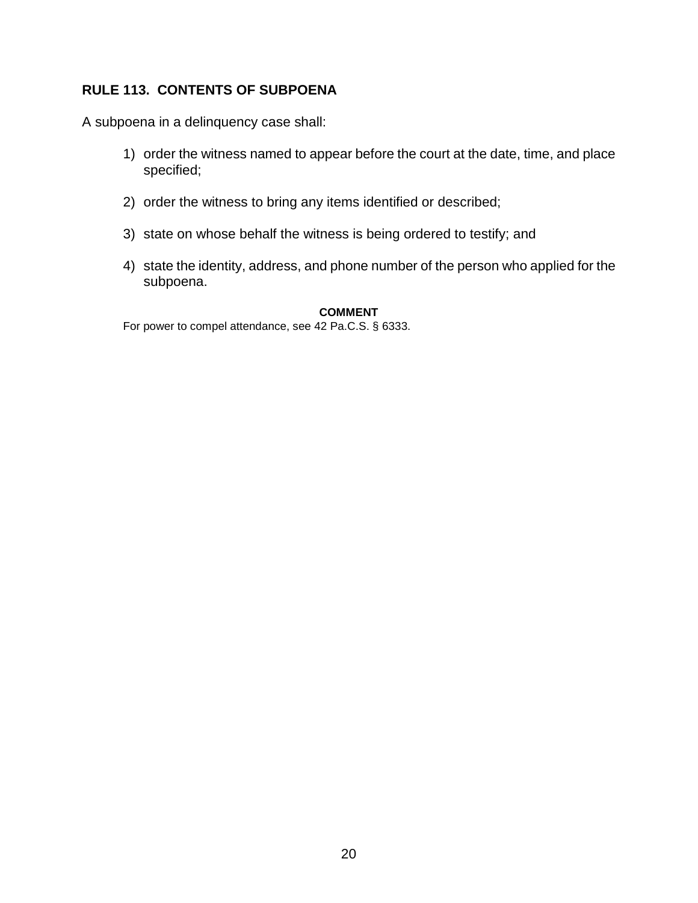## RULE 113. CONTENTS OF SUBPOENA

A subpoena in a delinquency case shall:

1) order the witness named to appear before the court at the date, time, and place specified;

2) order the witness to bring any items identified or described;

3) state on whose behalf the witness is being ordered to testify; and

4) state the identity, address, and phone number of the person who applied for the subpoena.

**COMMENT**

For power to compel attendance, see 42 Pa.C.S. § 6333.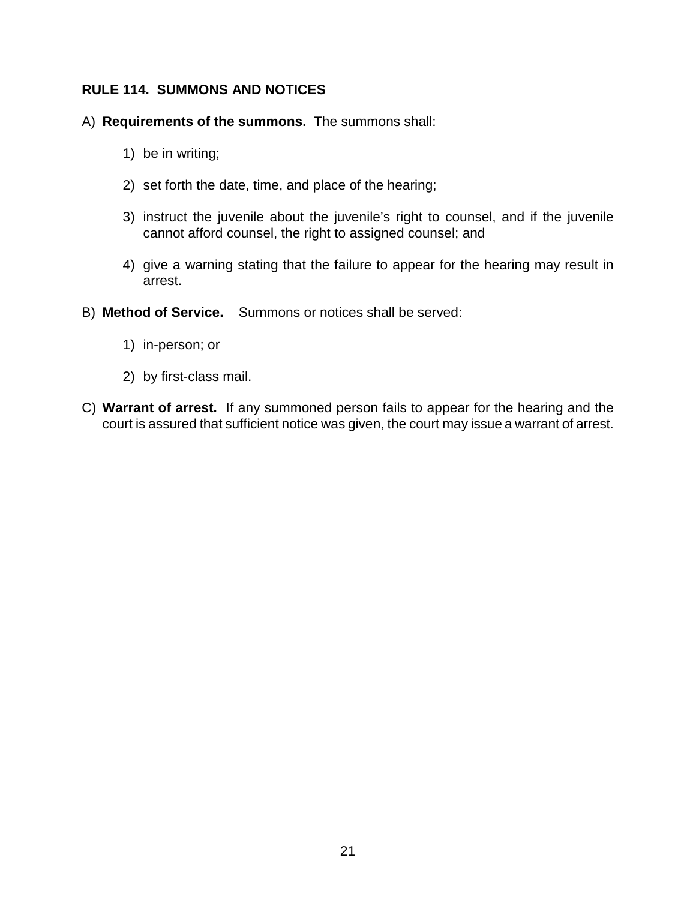## RULE 114. SUMMONS AND NOTICES

A) **Requirements of the summons.** The summons shall:

1) be in writing;

2) set forth the date, time, and place of the hearing;

3) instruct the juvenile about the juvenile's right to counsel, and if the juvenile cannot afford counsel, the right to assigned counsel; and

4) give a warning stating that the failure to appear for the hearing may result in arrest.

B) **Method of Service.** Summons or notices shall be served:

1) in-person; or

2) by first-class mail.

C) **Warrant of arrest.** If any summoned person fails to appear for the hearing and the court is assured that sufficient notice was given, the court may issue a warrant of arrest.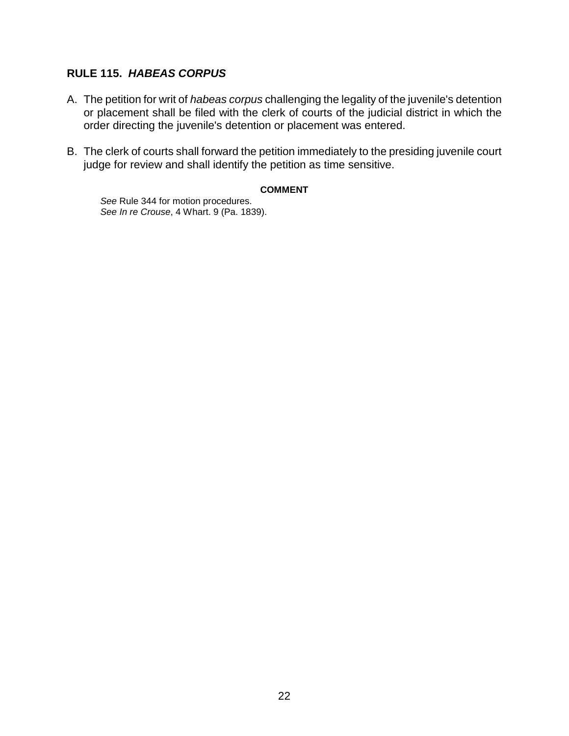## RULE 115. *HABEAS CORPUS*

A. The petition for writ of *habeas corpus* challenging the legality of the juvenile's detention or placement shall be filed with the clerk of courts of the judicial district in which the order directing the juvenile's detention or placement was entered.

B. The clerk of courts shall forward the petition immediately to the presiding juvenile court judge for review and shall identify the petition as time sensitive.

**COMMENT**

*See* Rule 344 for motion procedures.
*See In re Crouse*, 4 Whart. 9 (Pa. 1839).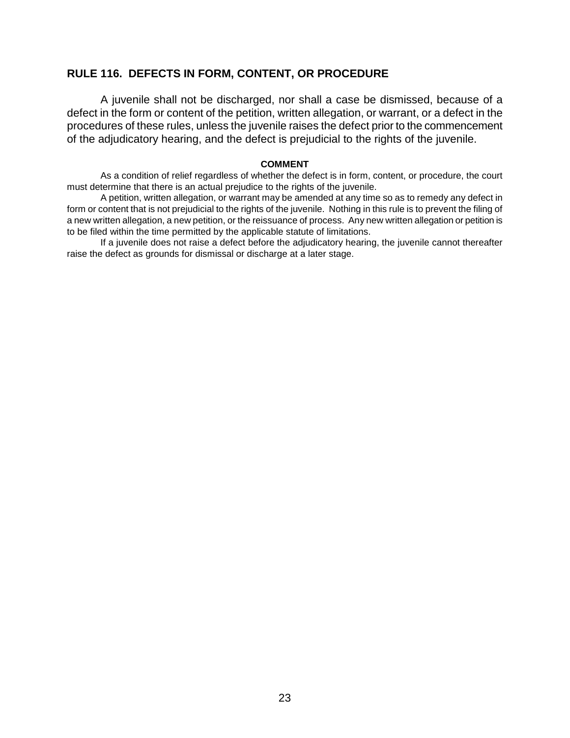## RULE 116. DEFECTS IN FORM, CONTENT, OR PROCEDURE

A juvenile shall not be discharged, nor shall a case be dismissed, because of a defect in the form or content of the petition, written allegation, or warrant, or a defect in the procedures of these rules, unless the juvenile raises the defect prior to the commencement of the adjudicatory hearing, and the defect is prejudicial to the rights of the juvenile.

**COMMENT**

As a condition of relief regardless of whether the defect is in form, content, or procedure, the court must determine that there is an actual prejudice to the rights of the juvenile.

A petition, written allegation, or warrant may be amended at any time so as to remedy any defect in form or content that is not prejudicial to the rights of the juvenile. Nothing in this rule is to prevent the filing of a new written allegation, a new petition, or the reissuance of process. Any new written allegation or petition is to be filed within the time permitted by the applicable statute of limitations.

If a juvenile does not raise a defect before the adjudicatory hearing, the juvenile cannot thereafter raise the defect as grounds for dismissal or discharge at a later stage.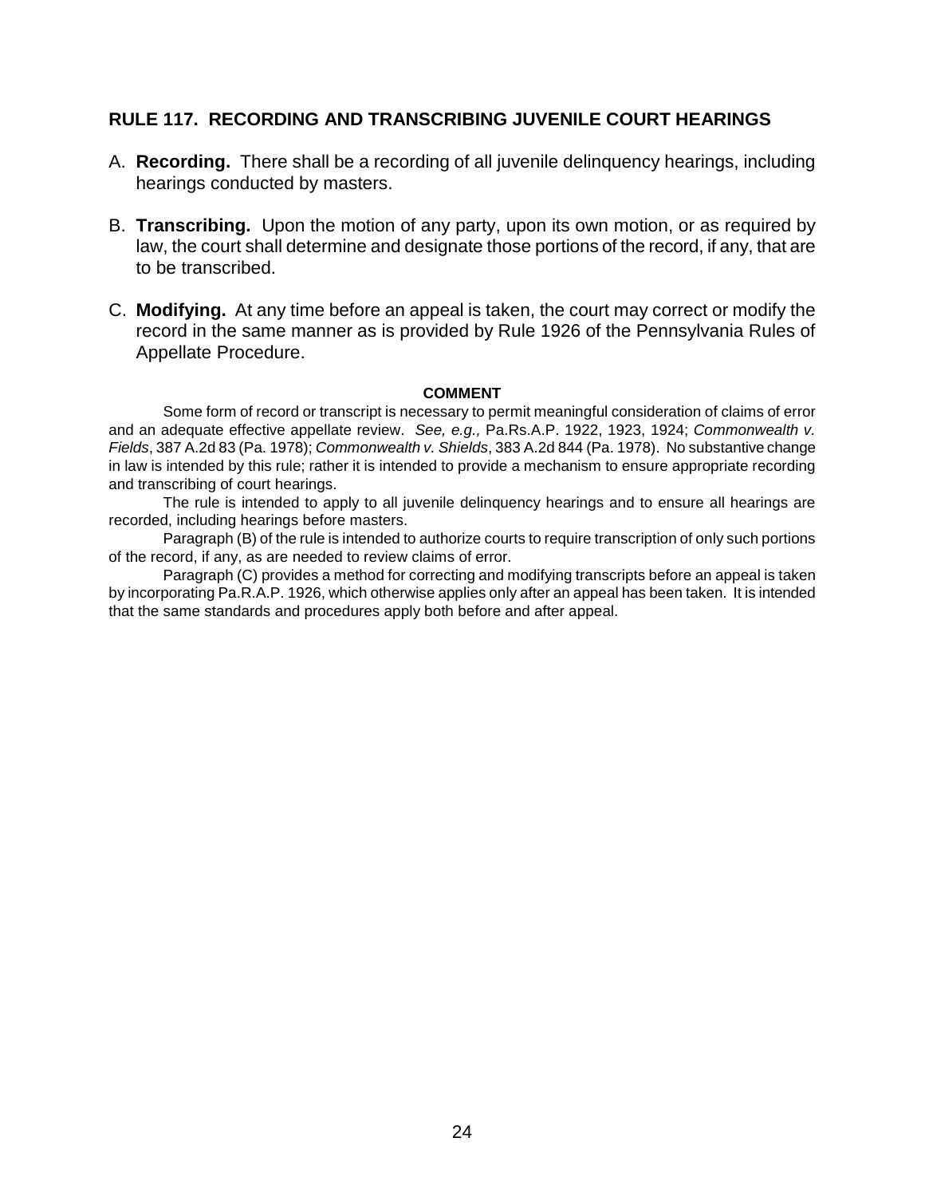## RULE 117. RECORDING AND TRANSCRIBING JUVENILE COURT HEARINGS

A. **Recording.** There shall be a recording of all juvenile delinquency hearings, including hearings conducted by masters.

B. **Transcribing.** Upon the motion of any party, upon its own motion, or as required by law, the court shall determine and designate those portions of the record, if any, that are to be transcribed.

C. **Modifying.** At any time before an appeal is taken, the court may correct or modify the record in the same manner as is provided by Rule 1926 of the Pennsylvania Rules of Appellate Procedure.

**COMMENT**

Some form of record or transcript is necessary to permit meaningful consideration of claims of error and an adequate effective appellate review. *See, e.g.,* Pa.Rs.A.P. 1922, 1923, 1924; *Commonwealth v. Fields*, 387 A.2d 83 (Pa. 1978); *Commonwealth v. Shields*, 383 A.2d 844 (Pa. 1978). No substantive change in law is intended by this rule; rather it is intended to provide a mechanism to ensure appropriate recording and transcribing of court hearings.

The rule is intended to apply to all juvenile delinquency hearings and to ensure all hearings are recorded, including hearings before masters.

Paragraph (B) of the rule is intended to authorize courts to require transcription of only such portions of the record, if any, as are needed to review claims of error.

Paragraph (C) provides a method for correcting and modifying transcripts before an appeal is taken by incorporating Pa.R.A.P. 1926, which otherwise applies only after an appeal has been taken. It is intended that the same standards and procedures apply both before and after appeal.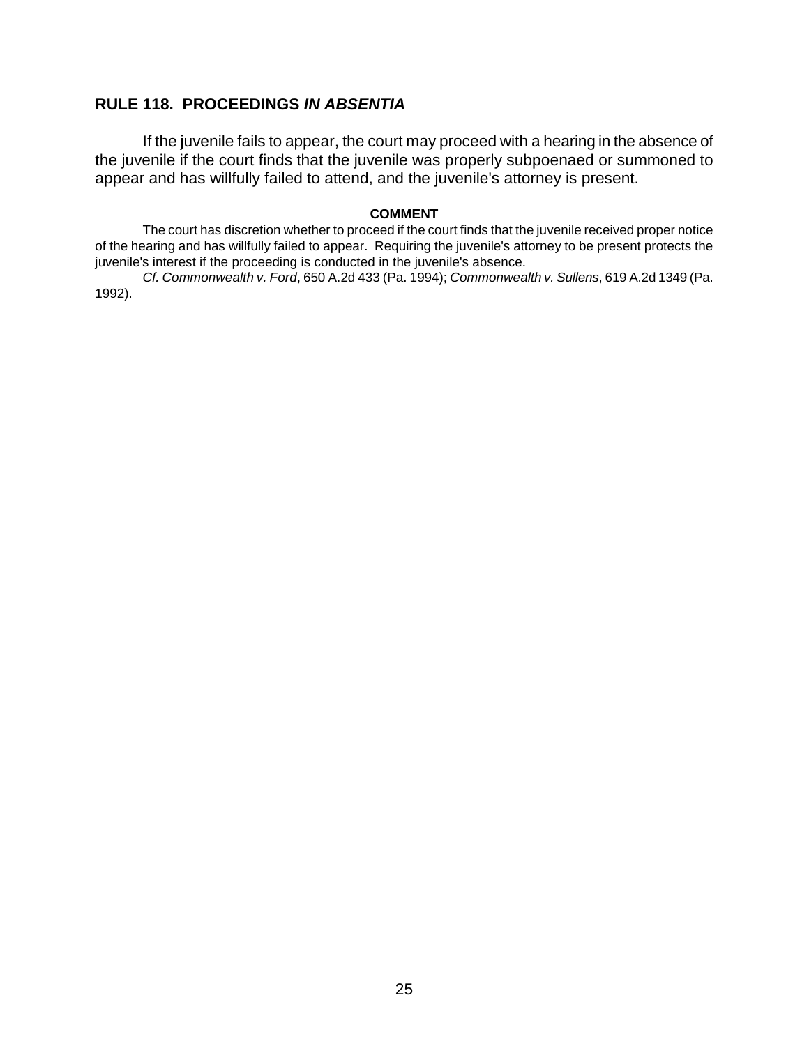## RULE 118. PROCEEDINGS *IN ABSENTIA*

If the juvenile fails to appear, the court may proceed with a hearing in the absence of the juvenile if the court finds that the juvenile was properly subpoenaed or summoned to appear and has willfully failed to attend, and the juvenile's attorney is present.

**COMMENT**

The court has discretion whether to proceed if the court finds that the juvenile received proper notice of the hearing and has willfully failed to appear. Requiring the juvenile's attorney to be present protects the juvenile's interest if the proceeding is conducted in the juvenile's absence.

*Cf. Commonwealth v. Ford*, 650 A.2d 433 (Pa. 1994); *Commonwealth v. Sullens*, 619 A.2d 1349 (Pa. 1992).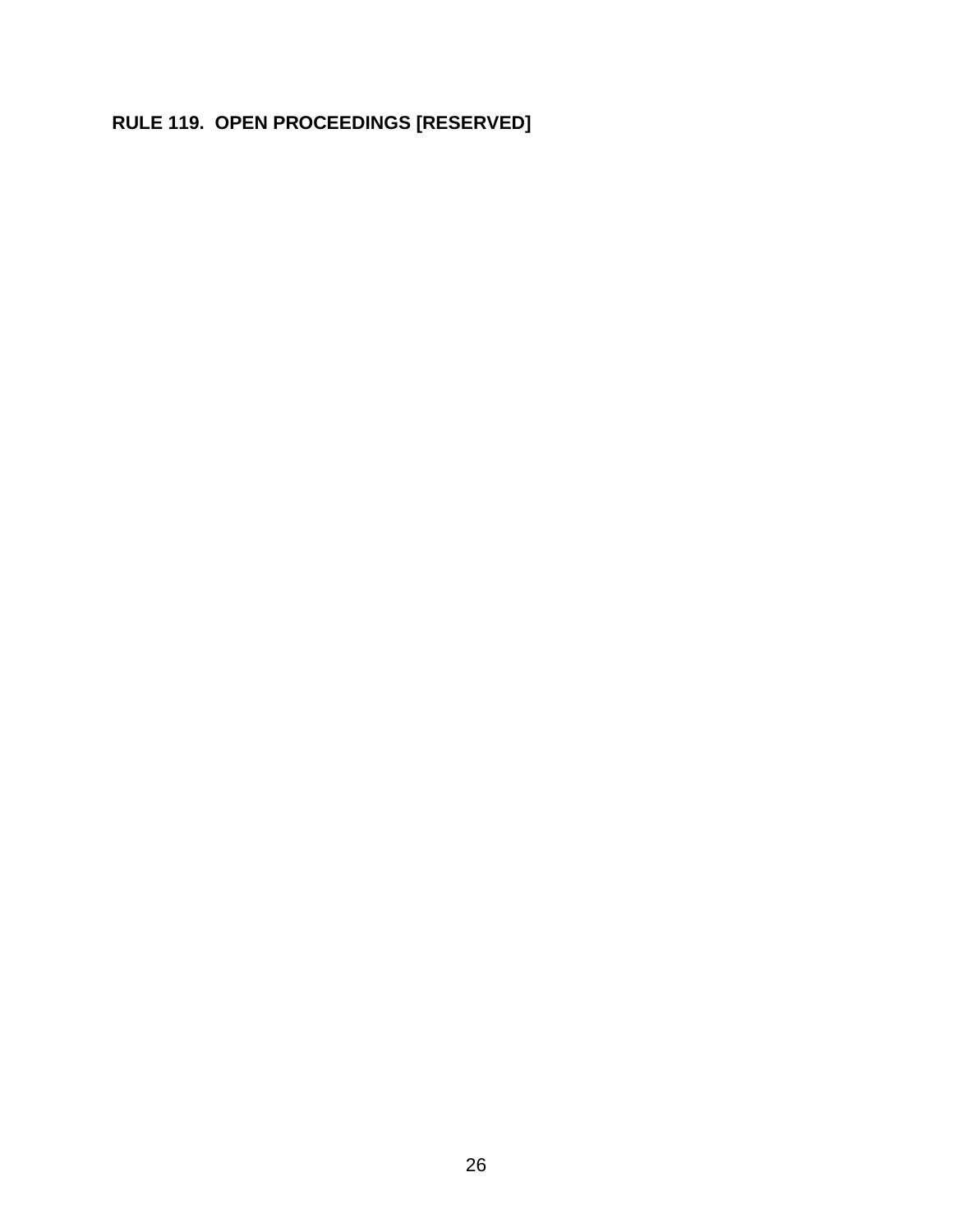## RULE 119. OPEN PROCEEDINGS [RESERVED]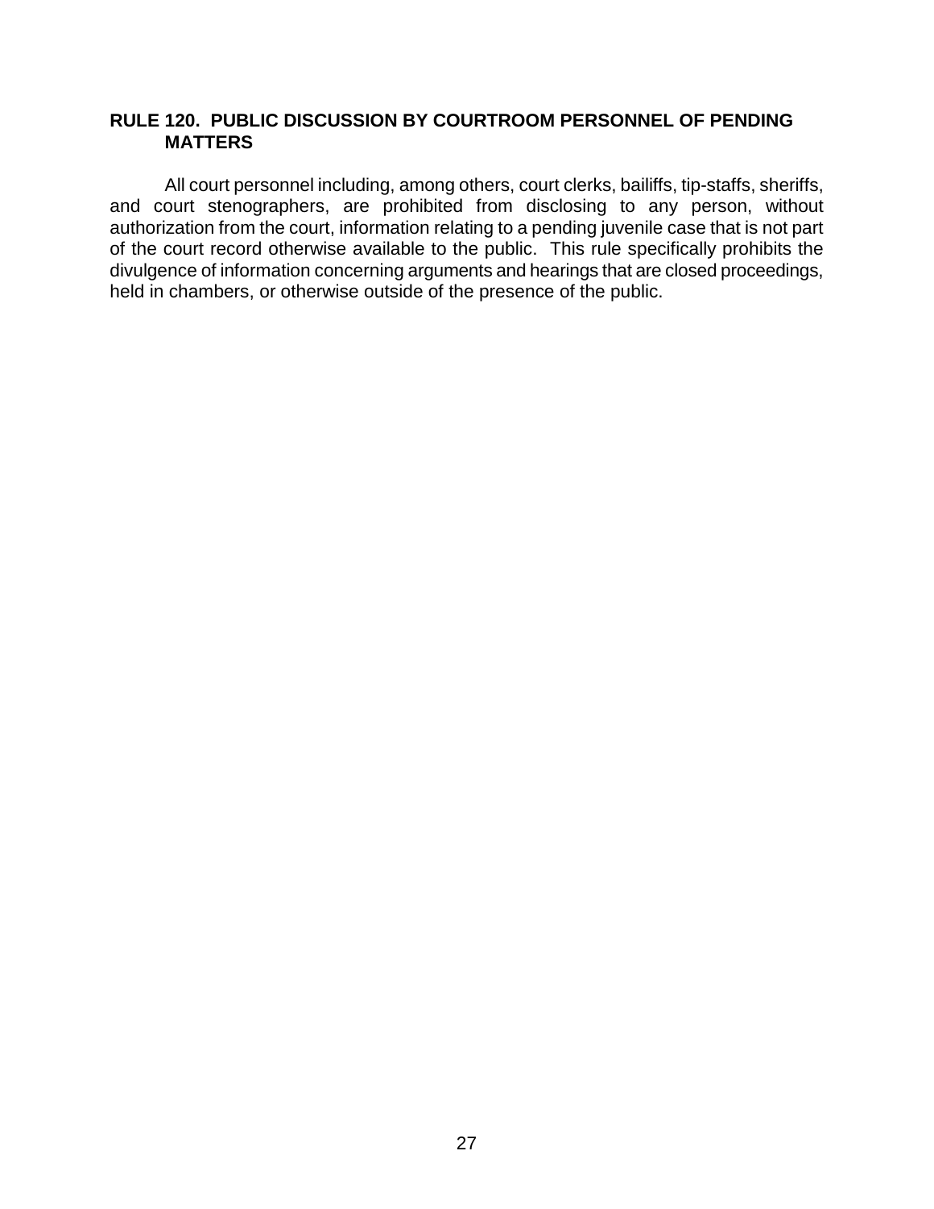## RULE 120. PUBLIC DISCUSSION BY COURTROOM PERSONNEL OF PENDING MATTERS

All court personnel including, among others, court clerks, bailiffs, tip-staffs, sheriffs, and court stenographers, are prohibited from disclosing to any person, without authorization from the court, information relating to a pending juvenile case that is not part of the court record otherwise available to the public. This rule specifically prohibits the divulgence of information concerning arguments and hearings that are closed proceedings, held in chambers, or otherwise outside of the presence of the public.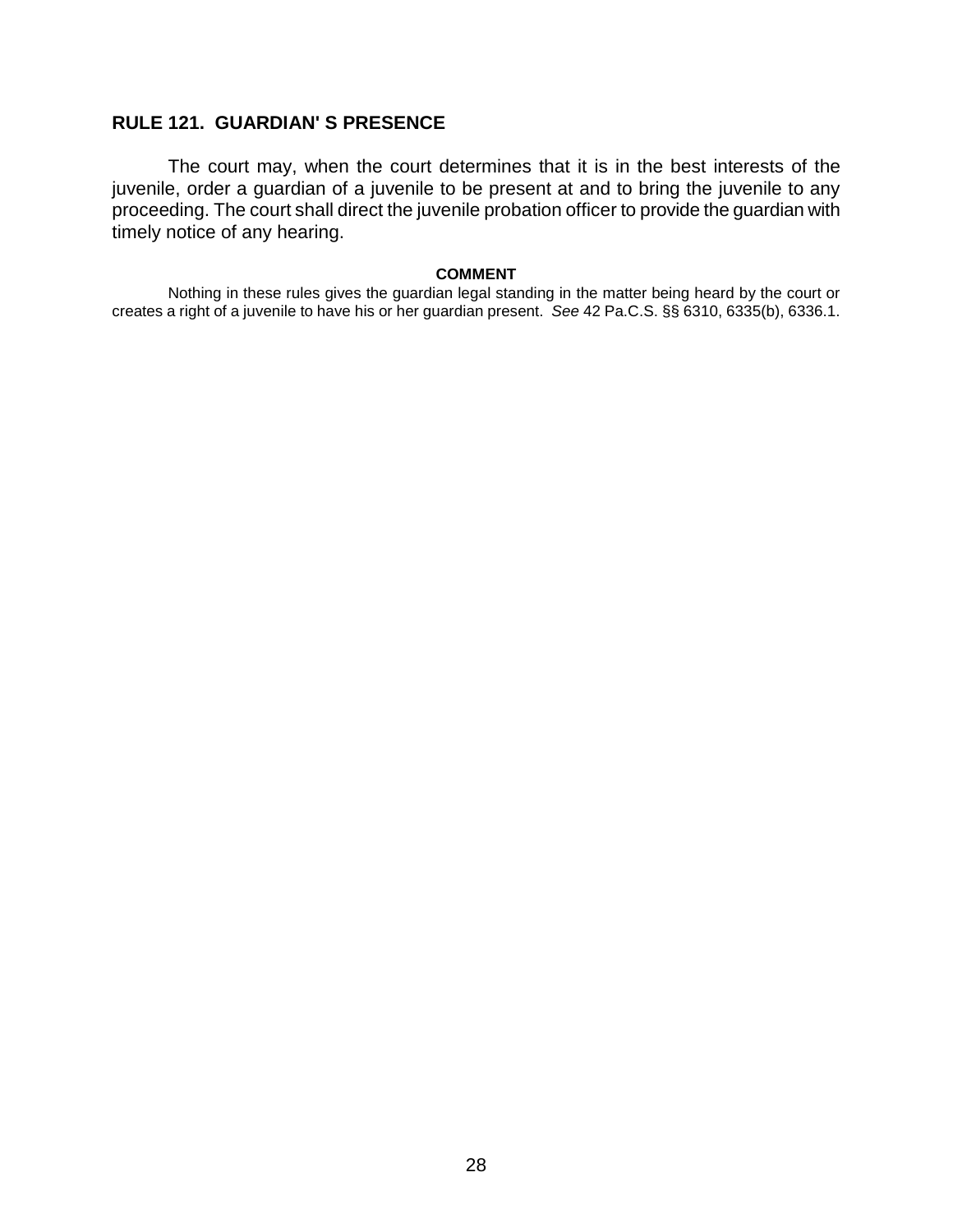## RULE 121. GUARDIAN' S PRESENCE

The court may, when the court determines that it is in the best interests of the juvenile, order a guardian of a juvenile to be present at and to bring the juvenile to any proceeding. The court shall direct the juvenile probation officer to provide the guardian with timely notice of any hearing.

**COMMENT**

Nothing in these rules gives the guardian legal standing in the matter being heard by the court or creates a right of a juvenile to have his or her guardian present. *See* 42 Pa.C.S. §§ 6310, 6335(b), 6336.1.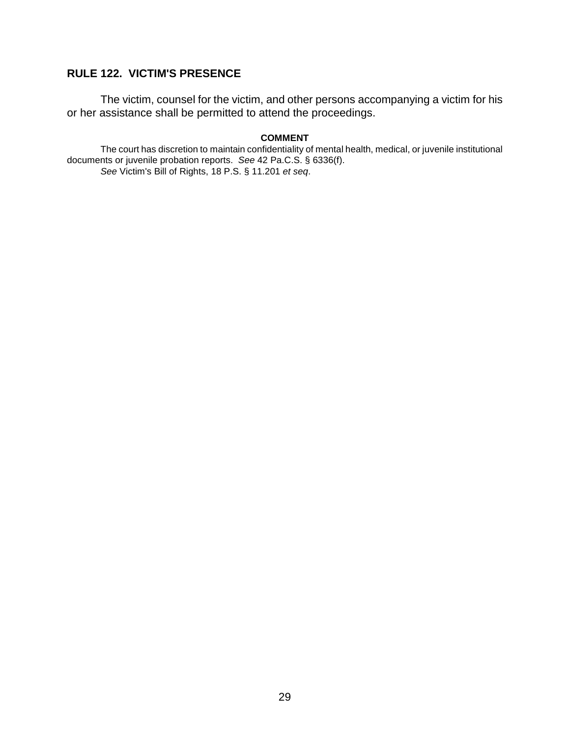## RULE 122. VICTIM'S PRESENCE

The victim, counsel for the victim, and other persons accompanying a victim for his or her assistance shall be permitted to attend the proceedings.

**COMMENT**

The court has discretion to maintain confidentiality of mental health, medical, or juvenile institutional documents or juvenile probation reports. *See* 42 Pa.C.S. § 6336(f).

*See* Victim's Bill of Rights, 18 P.S. § 11.201 *et seq*.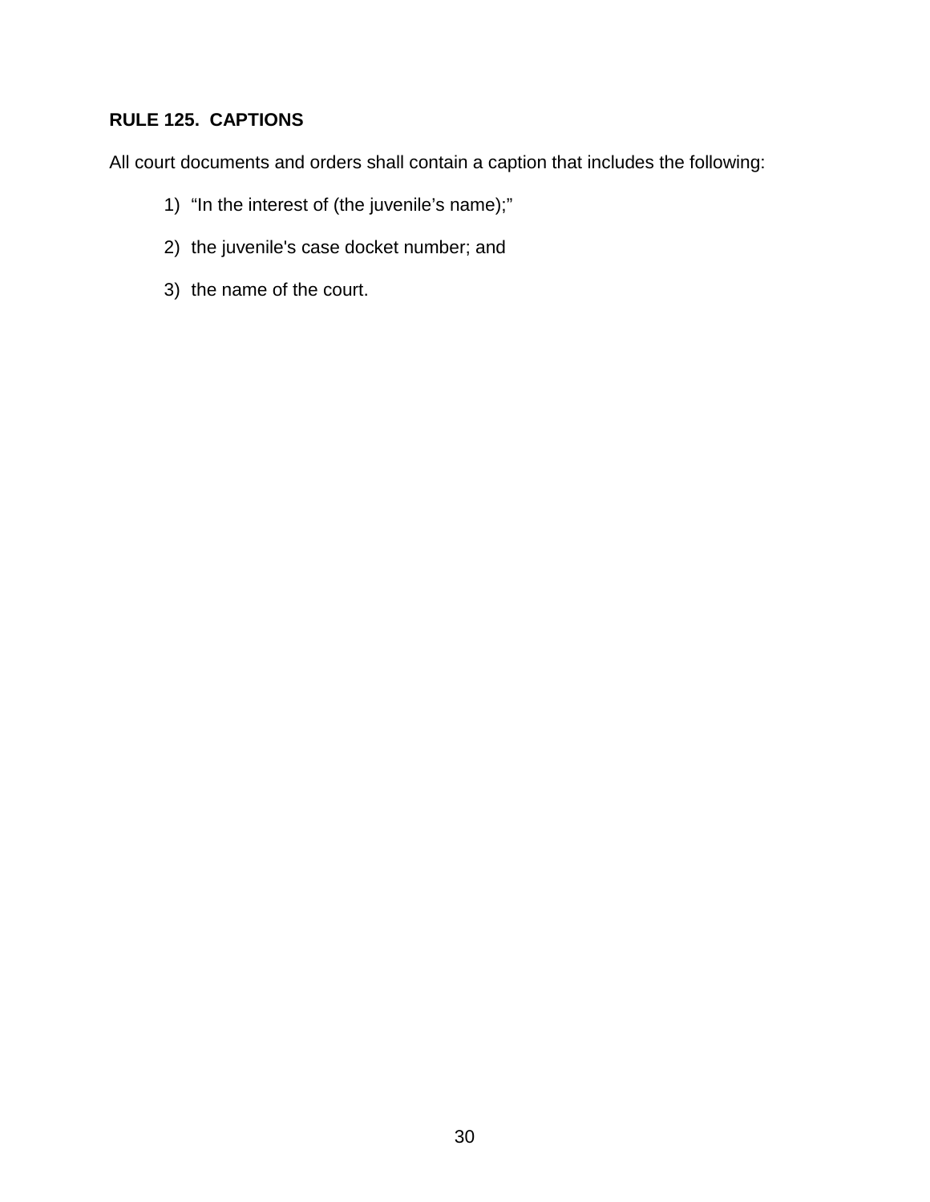**RULE 125. CAPTIONS**

All court documents and orders shall contain a caption that includes the following:

1) "In the interest of (the juvenile's name);"

2) the juvenile's case docket number; and

3) the name of the court.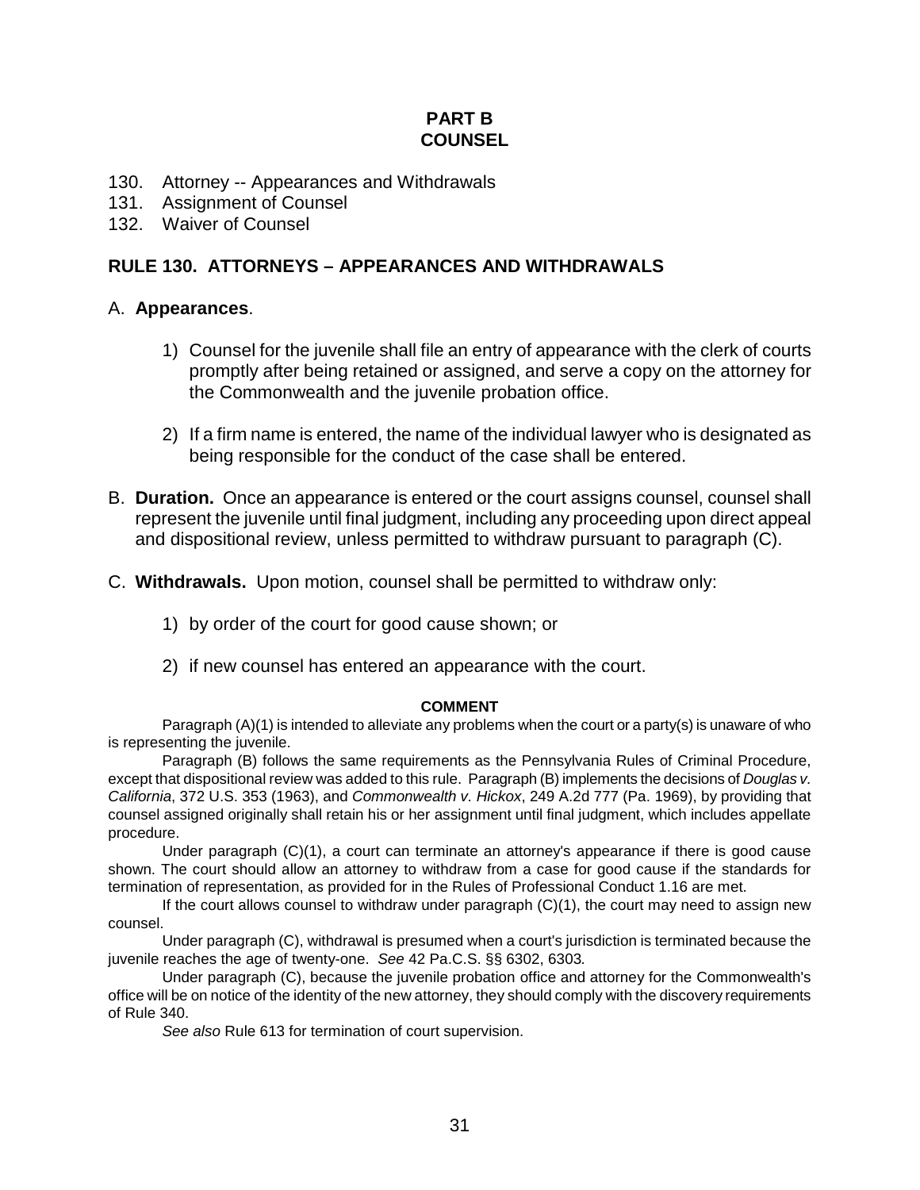# PART B
# COUNSEL

130. Attorney -- Appearances and Withdrawals
131. Assignment of Counsel
132. Waiver of Counsel

## RULE 130. ATTORNEYS – APPEARANCES AND WITHDRAWALS

A. **Appearances**.

1) Counsel for the juvenile shall file an entry of appearance with the clerk of courts promptly after being retained or assigned, and serve a copy on the attorney for the Commonwealth and the juvenile probation office.

2) If a firm name is entered, the name of the individual lawyer who is designated as being responsible for the conduct of the case shall be entered.

B. **Duration.** Once an appearance is entered or the court assigns counsel, counsel shall represent the juvenile until final judgment, including any proceeding upon direct appeal and dispositional review, unless permitted to withdraw pursuant to paragraph (C).

C. **Withdrawals.** Upon motion, counsel shall be permitted to withdraw only:

1) by order of the court for good cause shown; or

2) if new counsel has entered an appearance with the court.

**COMMENT**

Paragraph (A)(1) is intended to alleviate any problems when the court or a party(s) is unaware of who is representing the juvenile.

Paragraph (B) follows the same requirements as the Pennsylvania Rules of Criminal Procedure, except that dispositional review was added to this rule. Paragraph (B) implements the decisions of *Douglas v. California*, 372 U.S. 353 (1963), and *Commonwealth v. Hickox*, 249 A.2d 777 (Pa. 1969), by providing that counsel assigned originally shall retain his or her assignment until final judgment, which includes appellate procedure.

Under paragraph (C)(1), a court can terminate an attorney's appearance if there is good cause shown. The court should allow an attorney to withdraw from a case for good cause if the standards for termination of representation, as provided for in the Rules of Professional Conduct 1.16 are met.

If the court allows counsel to withdraw under paragraph (C)(1), the court may need to assign new counsel.

Under paragraph (C), withdrawal is presumed when a court's jurisdiction is terminated because the juvenile reaches the age of twenty-one. *See* 42 Pa.C.S. §§ 6302, 6303*.*

Under paragraph (C), because the juvenile probation office and attorney for the Commonwealth's office will be on notice of the identity of the new attorney, they should comply with the discovery requirements of Rule 340.

*See also* Rule 613 for termination of court supervision.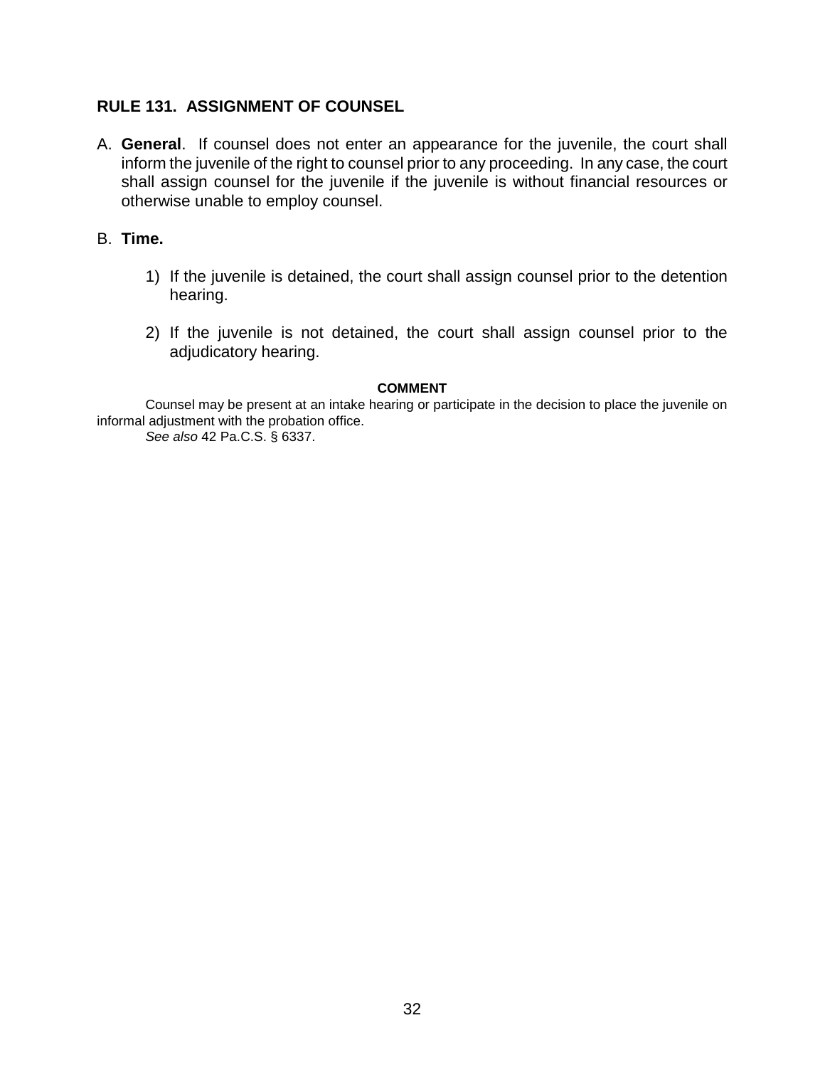## RULE 131. ASSIGNMENT OF COUNSEL

A. **General**. If counsel does not enter an appearance for the juvenile, the court shall inform the juvenile of the right to counsel prior to any proceeding. In any case, the court shall assign counsel for the juvenile if the juvenile is without financial resources or otherwise unable to employ counsel.

B. **Time.**

1) If the juvenile is detained, the court shall assign counsel prior to the detention hearing.

2) If the juvenile is not detained, the court shall assign counsel prior to the adjudicatory hearing.

**COMMENT**

Counsel may be present at an intake hearing or participate in the decision to place the juvenile on informal adjustment with the probation office.

*See also* 42 Pa.C.S. § 6337.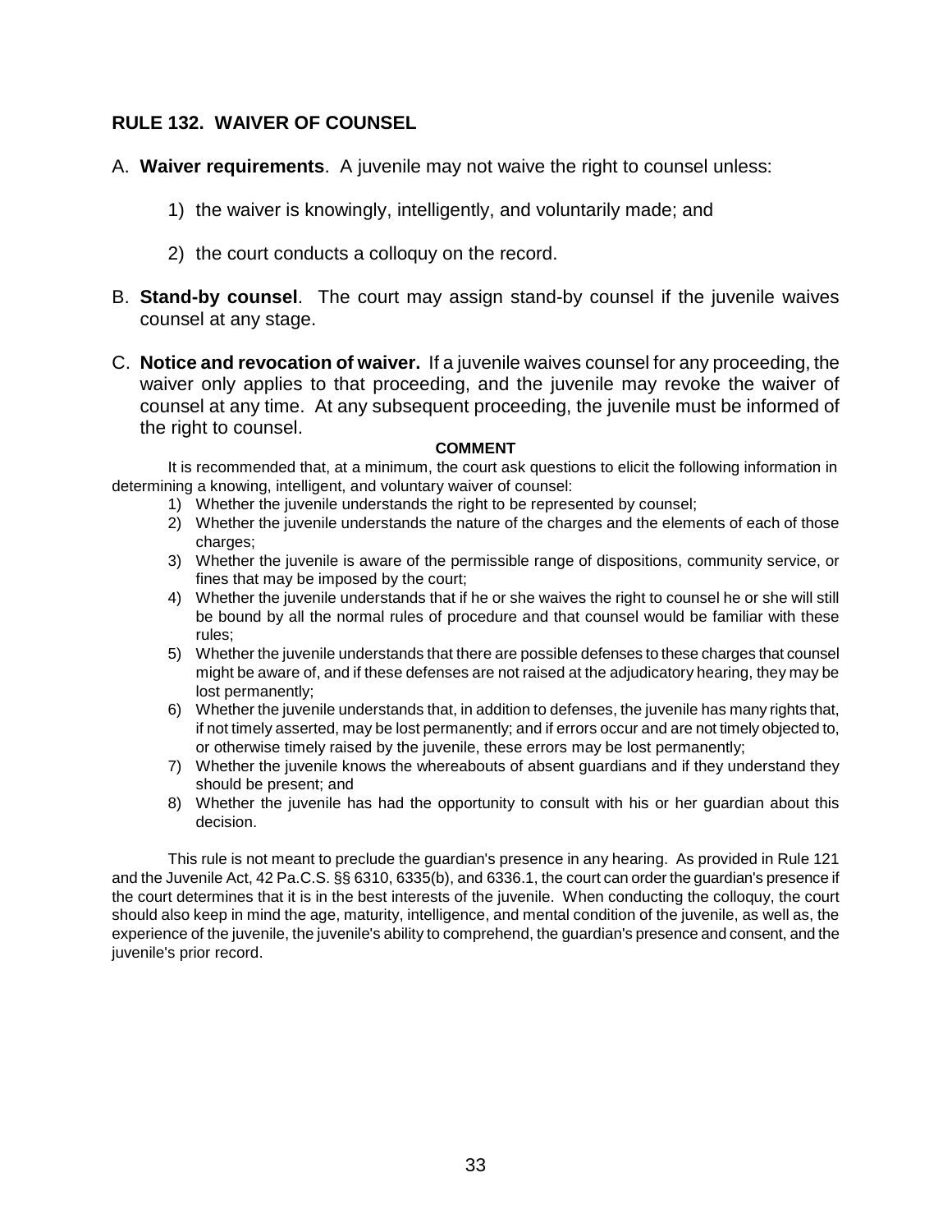## RULE 132. WAIVER OF COUNSEL

A. **Waiver requirements**. A juvenile may not waive the right to counsel unless:

1) the waiver is knowingly, intelligently, and voluntarily made; and

2) the court conducts a colloquy on the record.

B. **Stand-by counsel**. The court may assign stand-by counsel if the juvenile waives counsel at any stage.

C. **Notice and revocation of waiver.** If a juvenile waives counsel for any proceeding, the waiver only applies to that proceeding, and the juvenile may revoke the waiver of counsel at any time. At any subsequent proceeding, the juvenile must be informed of the right to counsel.

**COMMENT**

It is recommended that, at a minimum, the court ask questions to elicit the following information in determining a knowing, intelligent, and voluntary waiver of counsel:

1) Whether the juvenile understands the right to be represented by counsel;
2) Whether the juvenile understands the nature of the charges and the elements of each of those charges;
3) Whether the juvenile is aware of the permissible range of dispositions, community service, or fines that may be imposed by the court;
4) Whether the juvenile understands that if he or she waives the right to counsel he or she will still be bound by all the normal rules of procedure and that counsel would be familiar with these rules;
5) Whether the juvenile understands that there are possible defenses to these charges that counsel might be aware of, and if these defenses are not raised at the adjudicatory hearing, they may be lost permanently;
6) Whether the juvenile understands that, in addition to defenses, the juvenile has many rights that, if not timely asserted, may be lost permanently; and if errors occur and are not timely objected to, or otherwise timely raised by the juvenile, these errors may be lost permanently;
7) Whether the juvenile knows the whereabouts of absent guardians and if they understand they should be present; and
8) Whether the juvenile has had the opportunity to consult with his or her guardian about this decision.

This rule is not meant to preclude the guardian's presence in any hearing. As provided in Rule 121 and the Juvenile Act, 42 Pa.C.S. §§ 6310, 6335(b), and 6336.1, the court can order the guardian's presence if the court determines that it is in the best interests of the juvenile. When conducting the colloquy, the court should also keep in mind the age, maturity, intelligence, and mental condition of the juvenile, as well as, the experience of the juvenile, the juvenile's ability to comprehend, the guardian's presence and consent, and the juvenile's prior record.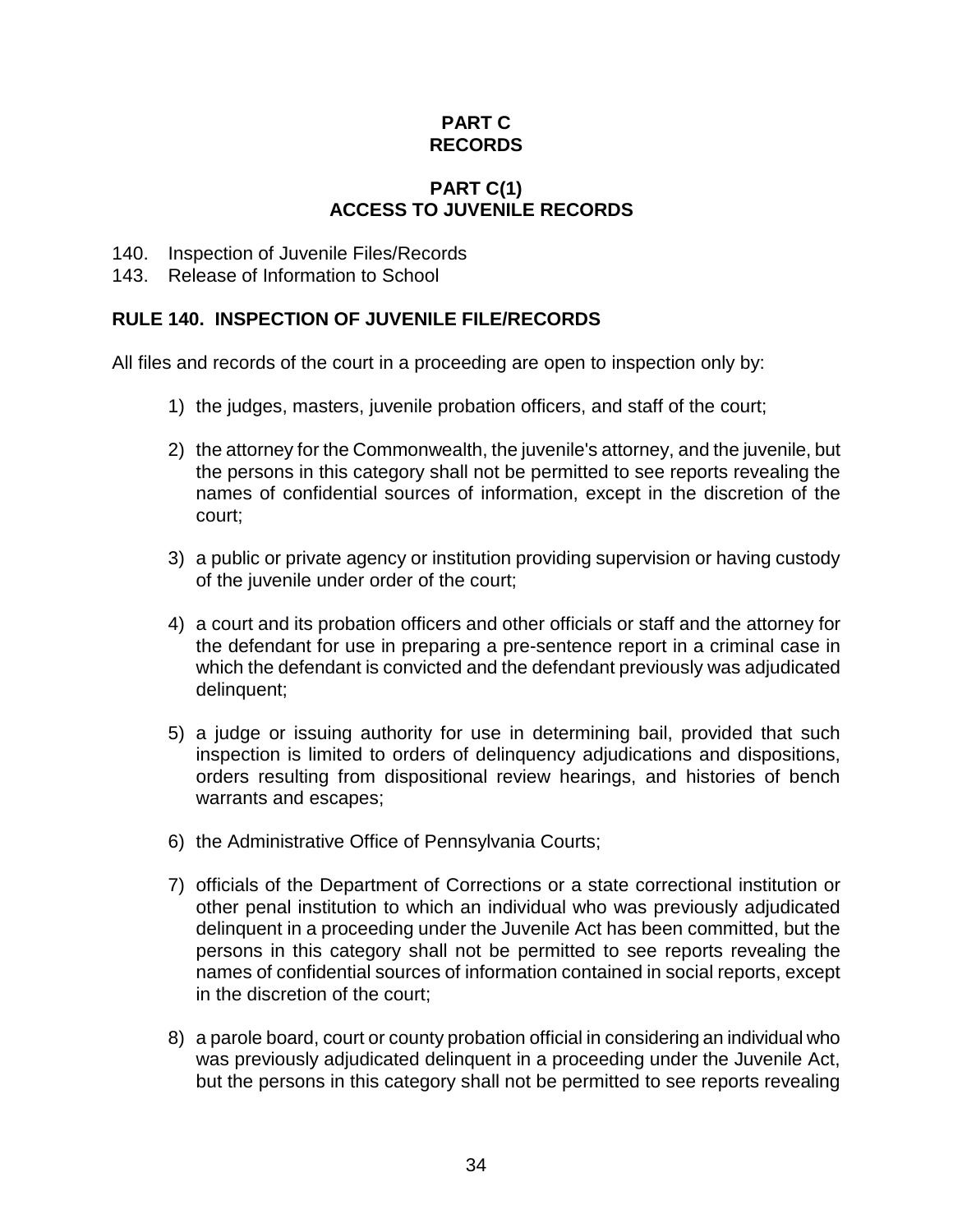# PART C
# RECORDS

## PART C(1)
## ACCESS TO JUVENILE RECORDS

140. Inspection of Juvenile Files/Records
143. Release of Information to School

### RULE 140. INSPECTION OF JUVENILE FILE/RECORDS

All files and records of the court in a proceeding are open to inspection only by:

1) the judges, masters, juvenile probation officers, and staff of the court;

2) the attorney for the Commonwealth, the juvenile's attorney, and the juvenile, but the persons in this category shall not be permitted to see reports revealing the names of confidential sources of information, except in the discretion of the court;

3) a public or private agency or institution providing supervision or having custody of the juvenile under order of the court;

4) a court and its probation officers and other officials or staff and the attorney for the defendant for use in preparing a pre-sentence report in a criminal case in which the defendant is convicted and the defendant previously was adjudicated delinquent;

5) a judge or issuing authority for use in determining bail, provided that such inspection is limited to orders of delinquency adjudications and dispositions, orders resulting from dispositional review hearings, and histories of bench warrants and escapes;

6) the Administrative Office of Pennsylvania Courts;

7) officials of the Department of Corrections or a state correctional institution or other penal institution to which an individual who was previously adjudicated delinquent in a proceeding under the Juvenile Act has been committed, but the persons in this category shall not be permitted to see reports revealing the names of confidential sources of information contained in social reports, except in the discretion of the court;

8) a parole board, court or county probation official in considering an individual who was previously adjudicated delinquent in a proceeding under the Juvenile Act, but the persons in this category shall not be permitted to see reports revealing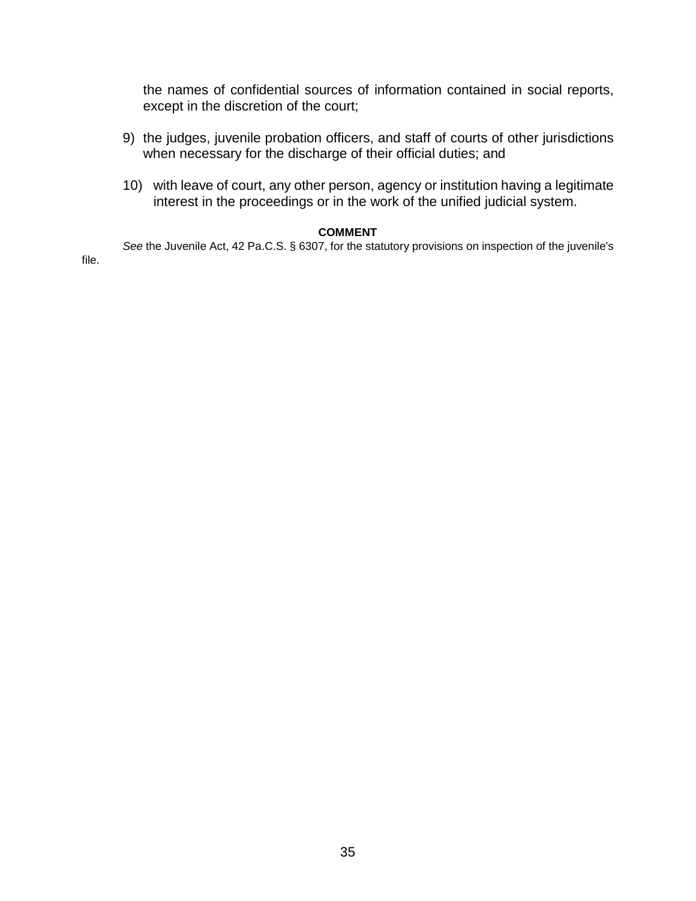the names of confidential sources of information contained in social reports, except in the discretion of the court;

9) the judges, juvenile probation officers, and staff of courts of other jurisdictions when necessary for the discharge of their official duties; and

10) with leave of court, any other person, agency or institution having a legitimate interest in the proceedings or in the work of the unified judicial system.

**COMMENT**

*See* the Juvenile Act, 42 Pa.C.S. § 6307, for the statutory provisions on inspection of the juvenile's file.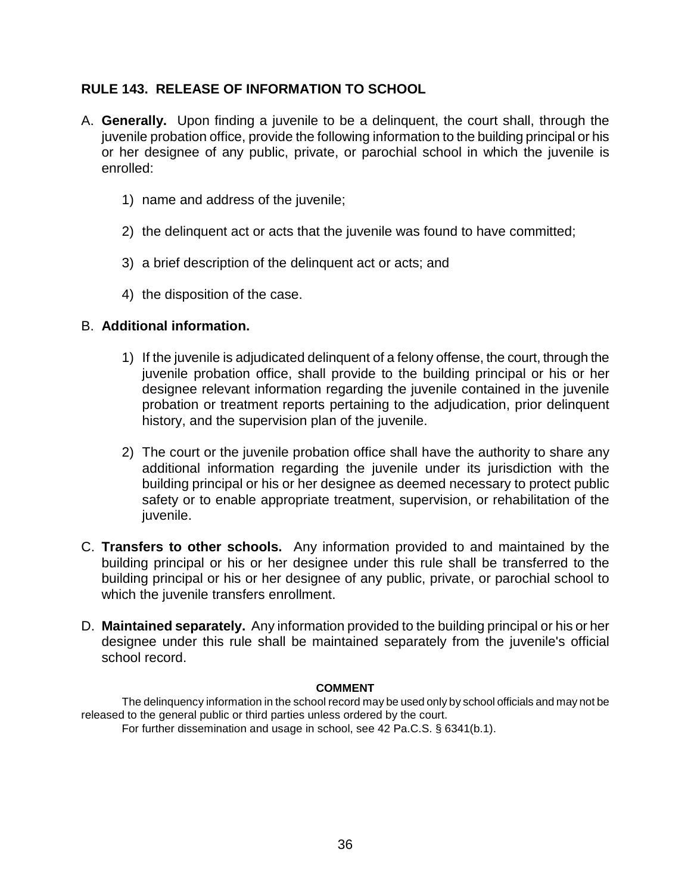## RULE 143. RELEASE OF INFORMATION TO SCHOOL

A. **Generally.** Upon finding a juvenile to be a delinquent, the court shall, through the juvenile probation office, provide the following information to the building principal or his or her designee of any public, private, or parochial school in which the juvenile is enrolled:

   1) name and address of the juvenile;

   2) the delinquent act or acts that the juvenile was found to have committed;

   3) a brief description of the delinquent act or acts; and

   4) the disposition of the case.

B. **Additional information.**

   1) If the juvenile is adjudicated delinquent of a felony offense, the court, through the juvenile probation office, shall provide to the building principal or his or her designee relevant information regarding the juvenile contained in the juvenile probation or treatment reports pertaining to the adjudication, prior delinquent history, and the supervision plan of the juvenile.

   2) The court or the juvenile probation office shall have the authority to share any additional information regarding the juvenile under its jurisdiction with the building principal or his or her designee as deemed necessary to protect public safety or to enable appropriate treatment, supervision, or rehabilitation of the juvenile.

C. **Transfers to other schools.** Any information provided to and maintained by the building principal or his or her designee under this rule shall be transferred to the building principal or his or her designee of any public, private, or parochial school to which the juvenile transfers enrollment.

D. **Maintained separately.** Any information provided to the building principal or his or her designee under this rule shall be maintained separately from the juvenile's official school record.

**COMMENT**

The delinquency information in the school record may be used only by school officials and may not be released to the general public or third parties unless ordered by the court.

For further dissemination and usage in school, see 42 Pa.C.S. § 6341(b.1).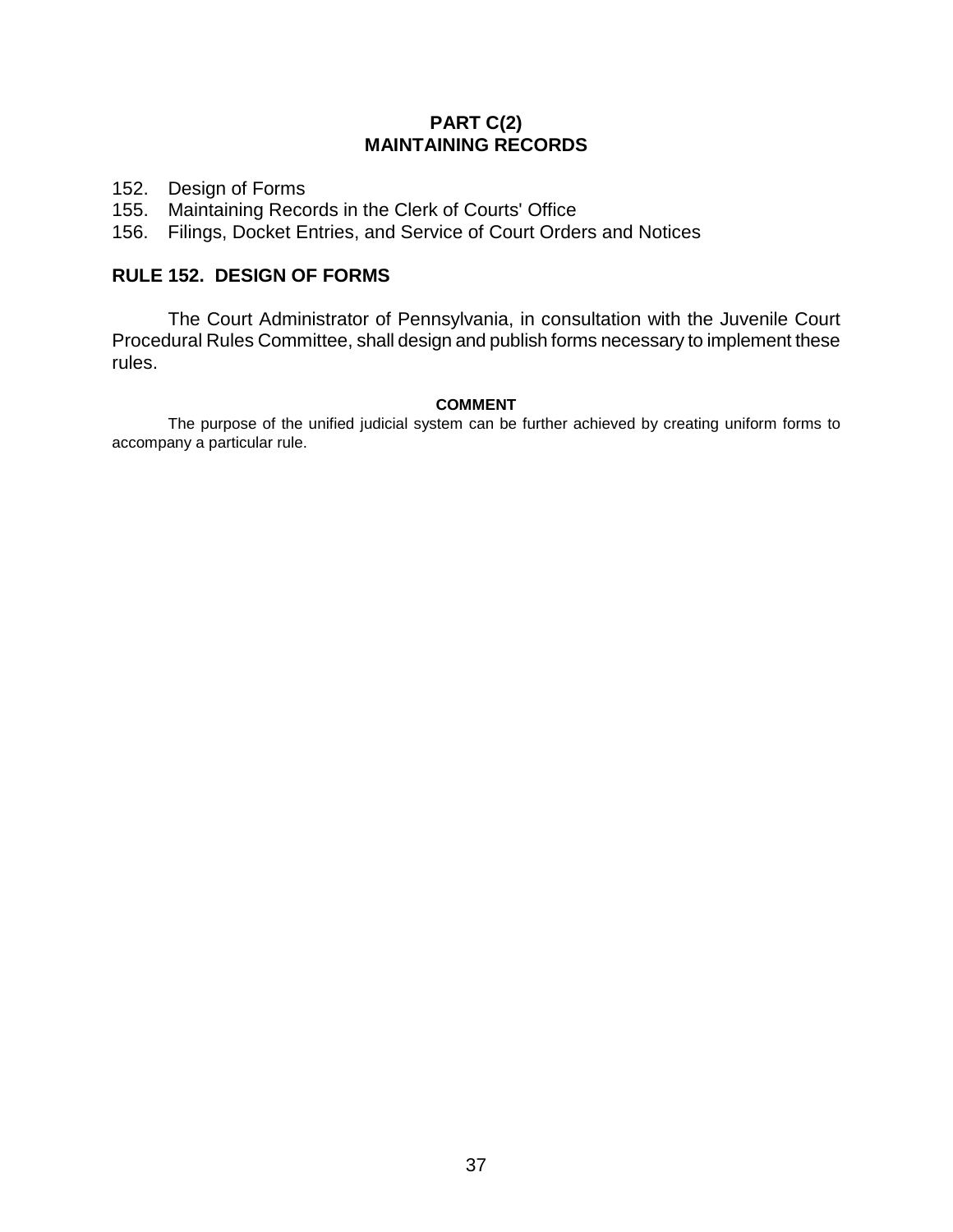## PART C(2)
## MAINTAINING RECORDS

152. Design of Forms
155. Maintaining Records in the Clerk of Courts' Office
156. Filings, Docket Entries, and Service of Court Orders and Notices

### RULE 152. DESIGN OF FORMS

The Court Administrator of Pennsylvania, in consultation with the Juvenile Court Procedural Rules Committee, shall design and publish forms necessary to implement these rules.

**COMMENT**

The purpose of the unified judicial system can be further achieved by creating uniform forms to accompany a particular rule.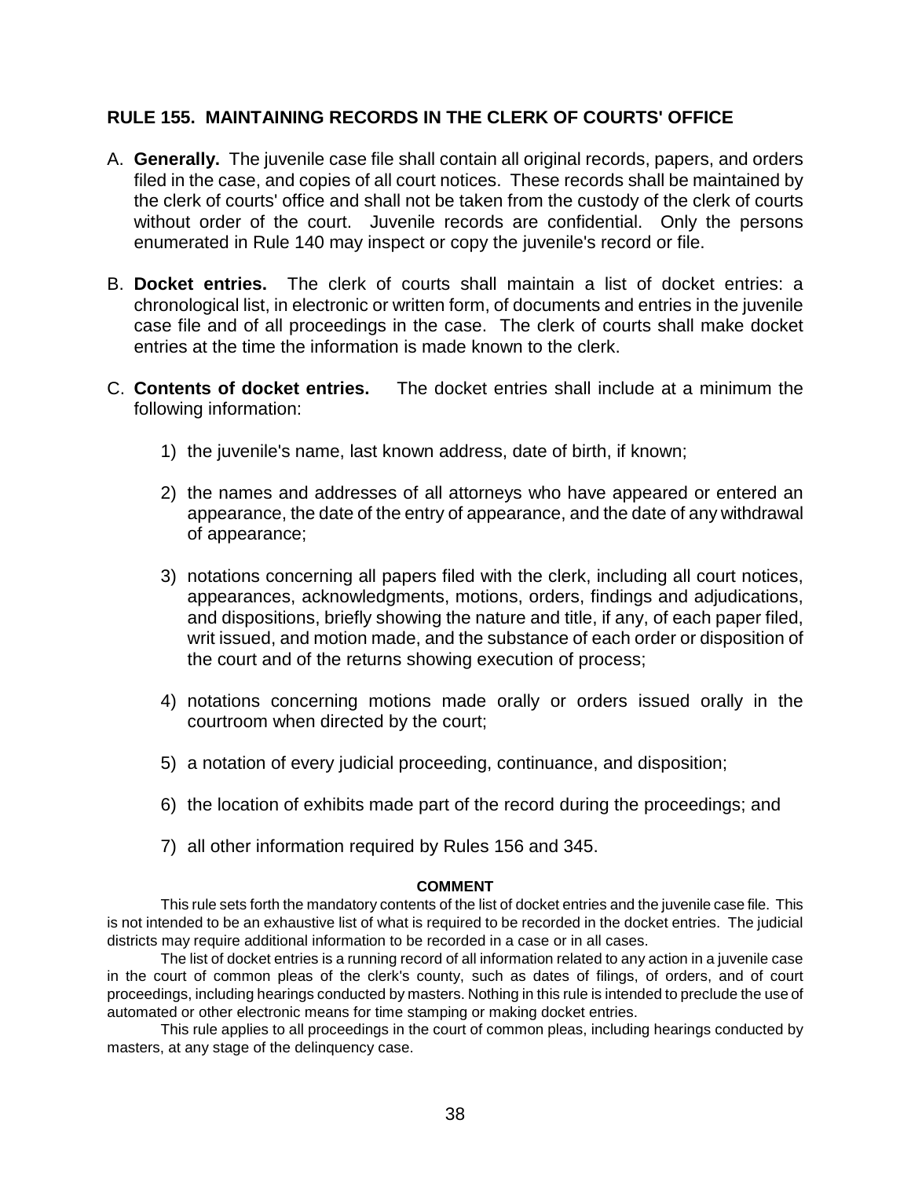## RULE 155. MAINTAINING RECORDS IN THE CLERK OF COURTS' OFFICE

A. **Generally.** The juvenile case file shall contain all original records, papers, and orders filed in the case, and copies of all court notices. These records shall be maintained by the clerk of courts' office and shall not be taken from the custody of the clerk of courts without order of the court. Juvenile records are confidential. Only the persons enumerated in Rule 140 may inspect or copy the juvenile's record or file.

B. **Docket entries.** The clerk of courts shall maintain a list of docket entries: a chronological list, in electronic or written form, of documents and entries in the juvenile case file and of all proceedings in the case. The clerk of courts shall make docket entries at the time the information is made known to the clerk.

C. **Contents of docket entries.** The docket entries shall include at a minimum the following information:

1) the juvenile's name, last known address, date of birth, if known;

2) the names and addresses of all attorneys who have appeared or entered an appearance, the date of the entry of appearance, and the date of any withdrawal of appearance;

3) notations concerning all papers filed with the clerk, including all court notices, appearances, acknowledgments, motions, orders, findings and adjudications, and dispositions, briefly showing the nature and title, if any, of each paper filed, writ issued, and motion made, and the substance of each order or disposition of the court and of the returns showing execution of process;

4) notations concerning motions made orally or orders issued orally in the courtroom when directed by the court;

5) a notation of every judicial proceeding, continuance, and disposition;

6) the location of exhibits made part of the record during the proceedings; and

7) all other information required by Rules 156 and 345.

**COMMENT**

This rule sets forth the mandatory contents of the list of docket entries and the juvenile case file. This is not intended to be an exhaustive list of what is required to be recorded in the docket entries. The judicial districts may require additional information to be recorded in a case or in all cases.

The list of docket entries is a running record of all information related to any action in a juvenile case in the court of common pleas of the clerk's county, such as dates of filings, of orders, and of court proceedings, including hearings conducted by masters. Nothing in this rule is intended to preclude the use of automated or other electronic means for time stamping or making docket entries.

This rule applies to all proceedings in the court of common pleas, including hearings conducted by masters, at any stage of the delinquency case.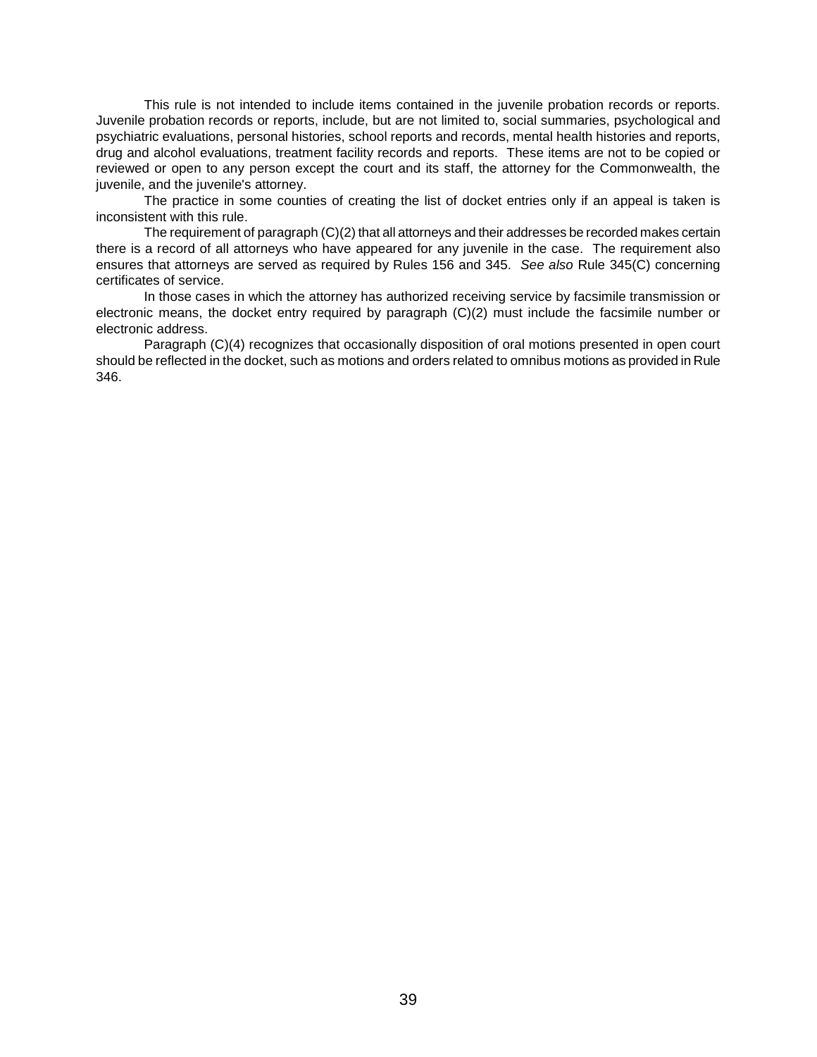This rule is not intended to include items contained in the juvenile probation records or reports. Juvenile probation records or reports, include, but are not limited to, social summaries, psychological and psychiatric evaluations, personal histories, school reports and records, mental health histories and reports, drug and alcohol evaluations, treatment facility records and reports. These items are not to be copied or reviewed or open to any person except the court and its staff, the attorney for the Commonwealth, the juvenile, and the juvenile's attorney.

The practice in some counties of creating the list of docket entries only if an appeal is taken is inconsistent with this rule.

The requirement of paragraph (C)(2) that all attorneys and their addresses be recorded makes certain there is a record of all attorneys who have appeared for any juvenile in the case. The requirement also ensures that attorneys are served as required by Rules 156 and 345. *See also* Rule 345(C) concerning certificates of service.

In those cases in which the attorney has authorized receiving service by facsimile transmission or electronic means, the docket entry required by paragraph (C)(2) must include the facsimile number or electronic address.

Paragraph (C)(4) recognizes that occasionally disposition of oral motions presented in open court should be reflected in the docket, such as motions and orders related to omnibus motions as provided in Rule 346.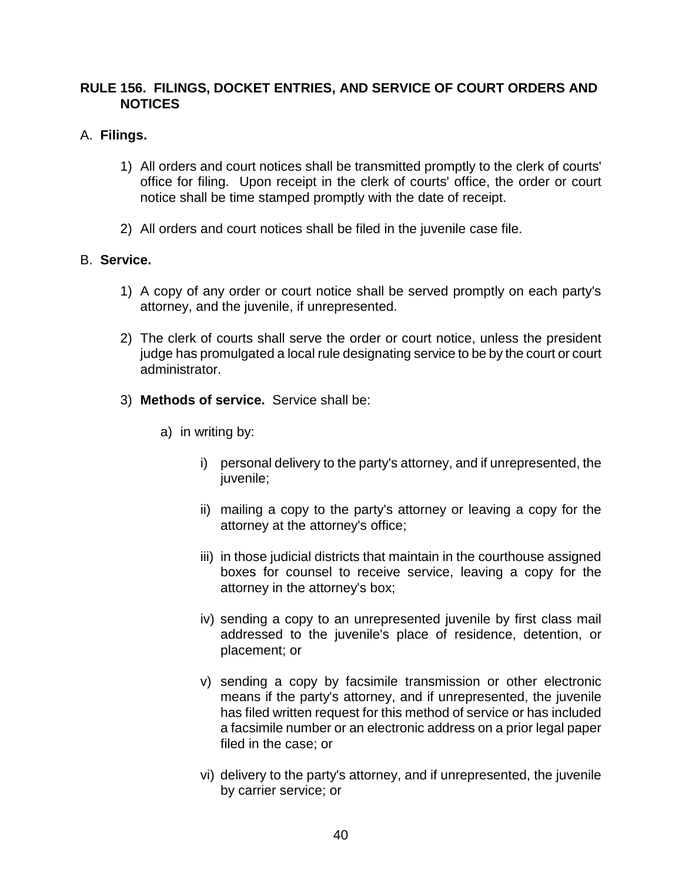## RULE 156. FILINGS, DOCKET ENTRIES, AND SERVICE OF COURT ORDERS AND NOTICES

A. **Filings.**

1) All orders and court notices shall be transmitted promptly to the clerk of courts' office for filing. Upon receipt in the clerk of courts' office, the order or court notice shall be time stamped promptly with the date of receipt.

2) All orders and court notices shall be filed in the juvenile case file.

B. **Service.**

1) A copy of any order or court notice shall be served promptly on each party's attorney, and the juvenile, if unrepresented.

2) The clerk of courts shall serve the order or court notice, unless the president judge has promulgated a local rule designating service to be by the court or court administrator.

3) **Methods of service.** Service shall be:

a) in writing by:

i) personal delivery to the party's attorney, and if unrepresented, the juvenile;

ii) mailing a copy to the party's attorney or leaving a copy for the attorney at the attorney's office;

iii) in those judicial districts that maintain in the courthouse assigned boxes for counsel to receive service, leaving a copy for the attorney in the attorney's box;

iv) sending a copy to an unrepresented juvenile by first class mail addressed to the juvenile's place of residence, detention, or placement; or

v) sending a copy by facsimile transmission or other electronic means if the party's attorney, and if unrepresented, the juvenile has filed written request for this method of service or has included a facsimile number or an electronic address on a prior legal paper filed in the case; or

vi) delivery to the party's attorney, and if unrepresented, the juvenile by carrier service; or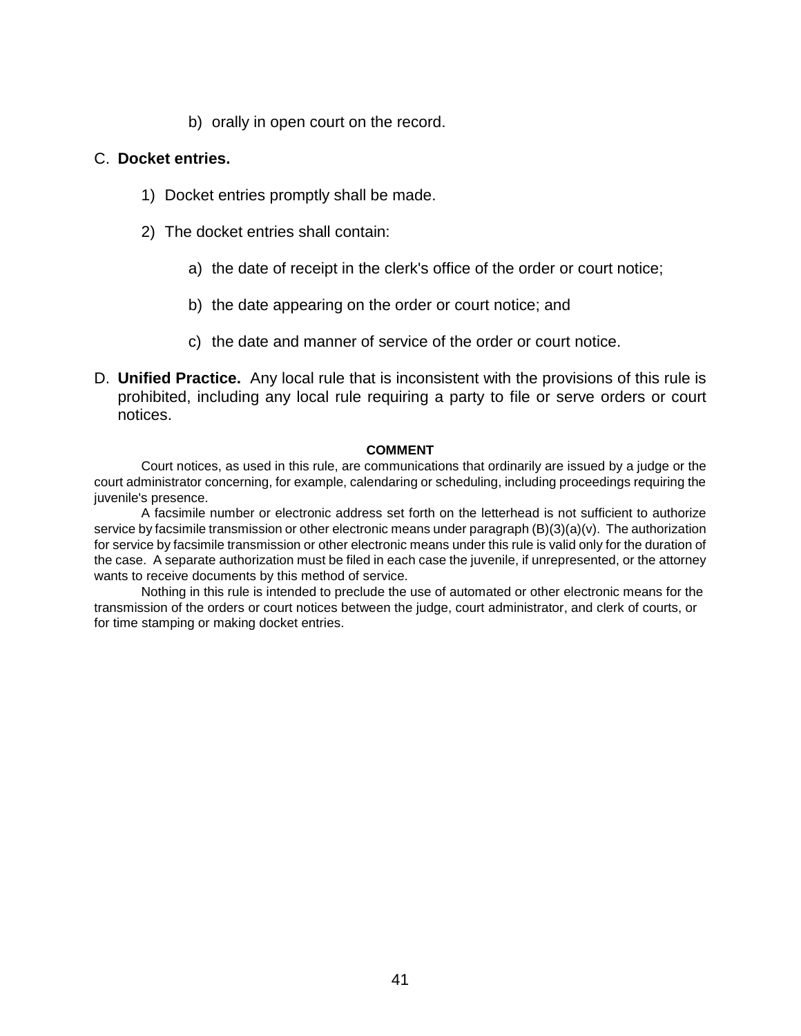b) orally in open court on the record.

C. **Docket entries.**

1) Docket entries promptly shall be made.

2) The docket entries shall contain:

a) the date of receipt in the clerk's office of the order or court notice;

b) the date appearing on the order or court notice; and

c) the date and manner of service of the order or court notice.

D. **Unified Practice.** Any local rule that is inconsistent with the provisions of this rule is prohibited, including any local rule requiring a party to file or serve orders or court notices.

**COMMENT**

Court notices, as used in this rule, are communications that ordinarily are issued by a judge or the court administrator concerning, for example, calendaring or scheduling, including proceedings requiring the juvenile's presence.

A facsimile number or electronic address set forth on the letterhead is not sufficient to authorize service by facsimile transmission or other electronic means under paragraph (B)(3)(a)(v). The authorization for service by facsimile transmission or other electronic means under this rule is valid only for the duration of the case. A separate authorization must be filed in each case the juvenile, if unrepresented, or the attorney wants to receive documents by this method of service.

Nothing in this rule is intended to preclude the use of automated or other electronic means for the transmission of the orders or court notices between the judge, court administrator, and clerk of courts, or for time stamping or making docket entries.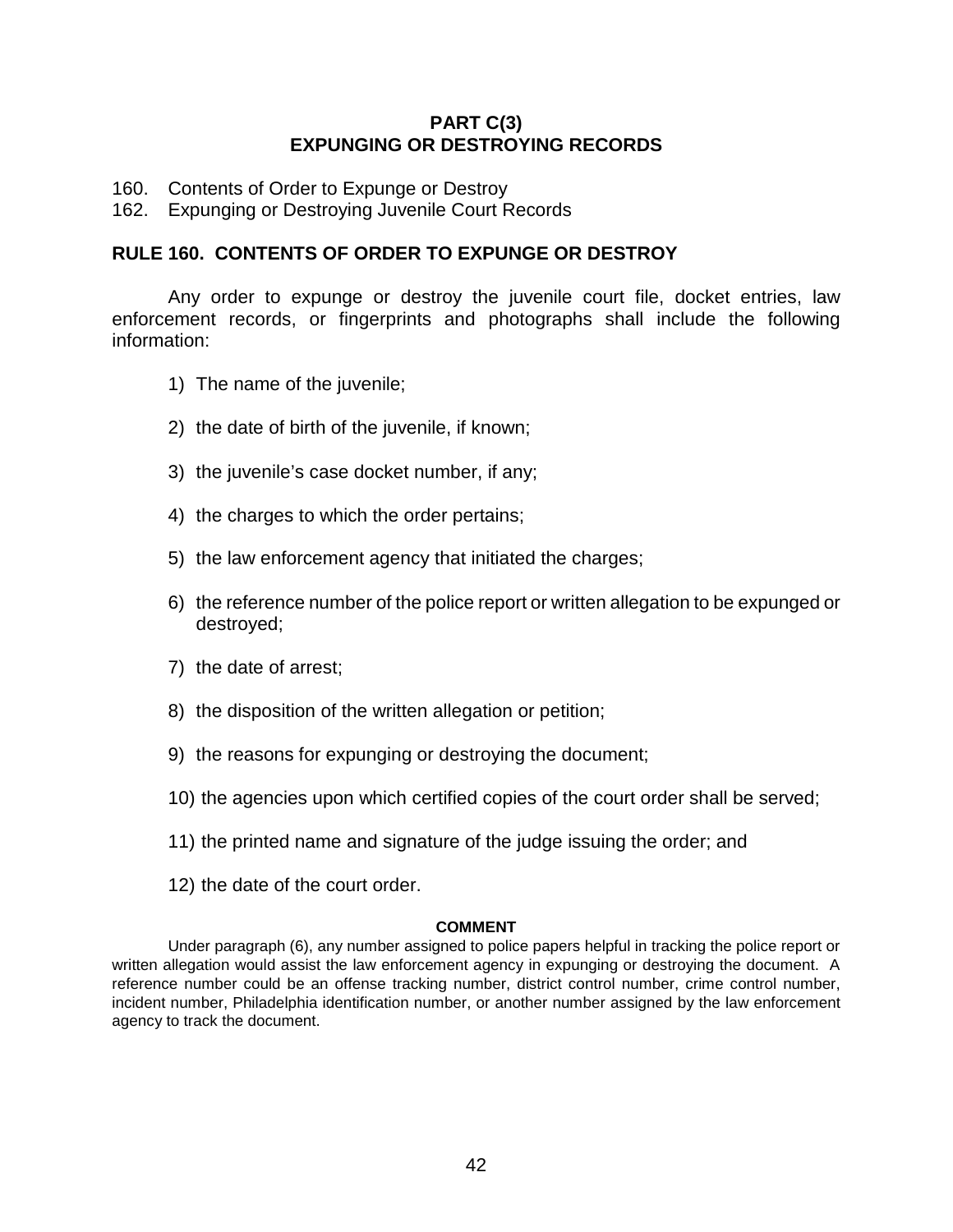## PART C(3)
## EXPUNGING OR DESTROYING RECORDS

160. Contents of Order to Expunge or Destroy
162. Expunging or Destroying Juvenile Court Records

### RULE 160. CONTENTS OF ORDER TO EXPUNGE OR DESTROY

Any order to expunge or destroy the juvenile court file, docket entries, law enforcement records, or fingerprints and photographs shall include the following information:

1) The name of the juvenile;

2) the date of birth of the juvenile, if known;

3) the juvenile's case docket number, if any;

4) the charges to which the order pertains;

5) the law enforcement agency that initiated the charges;

6) the reference number of the police report or written allegation to be expunged or destroyed;

7) the date of arrest;

8) the disposition of the written allegation or petition;

9) the reasons for expunging or destroying the document;

10) the agencies upon which certified copies of the court order shall be served;

11) the printed name and signature of the judge issuing the order; and

12) the date of the court order.

**COMMENT**

Under paragraph (6), any number assigned to police papers helpful in tracking the police report or written allegation would assist the law enforcement agency in expunging or destroying the document. A reference number could be an offense tracking number, district control number, crime control number, incident number, Philadelphia identification number, or another number assigned by the law enforcement agency to track the document.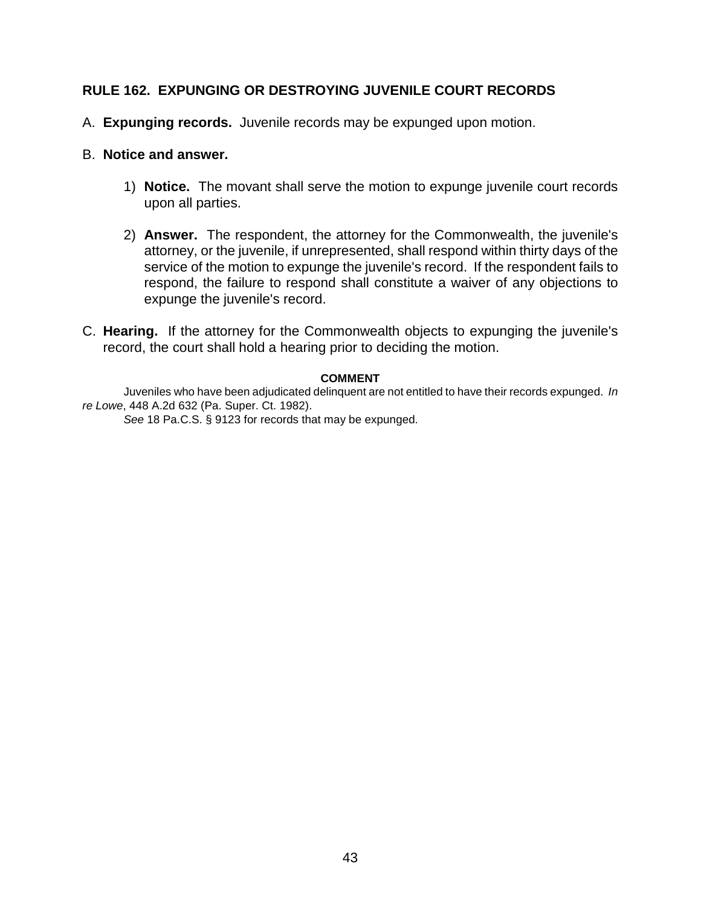## RULE 162. EXPUNGING OR DESTROYING JUVENILE COURT RECORDS

A. **Expunging records.** Juvenile records may be expunged upon motion.

B. **Notice and answer.**

1) **Notice.** The movant shall serve the motion to expunge juvenile court records upon all parties.

2) **Answer.** The respondent, the attorney for the Commonwealth, the juvenile's attorney, or the juvenile, if unrepresented, shall respond within thirty days of the service of the motion to expunge the juvenile's record. If the respondent fails to respond, the failure to respond shall constitute a waiver of any objections to expunge the juvenile's record.

C. **Hearing.** If the attorney for the Commonwealth objects to expunging the juvenile's record, the court shall hold a hearing prior to deciding the motion.

**COMMENT**

Juveniles who have been adjudicated delinquent are not entitled to have their records expunged. *In re Lowe*, 448 A.2d 632 (Pa. Super. Ct. 1982).

*See* 18 Pa.C.S. § 9123 for records that may be expunged.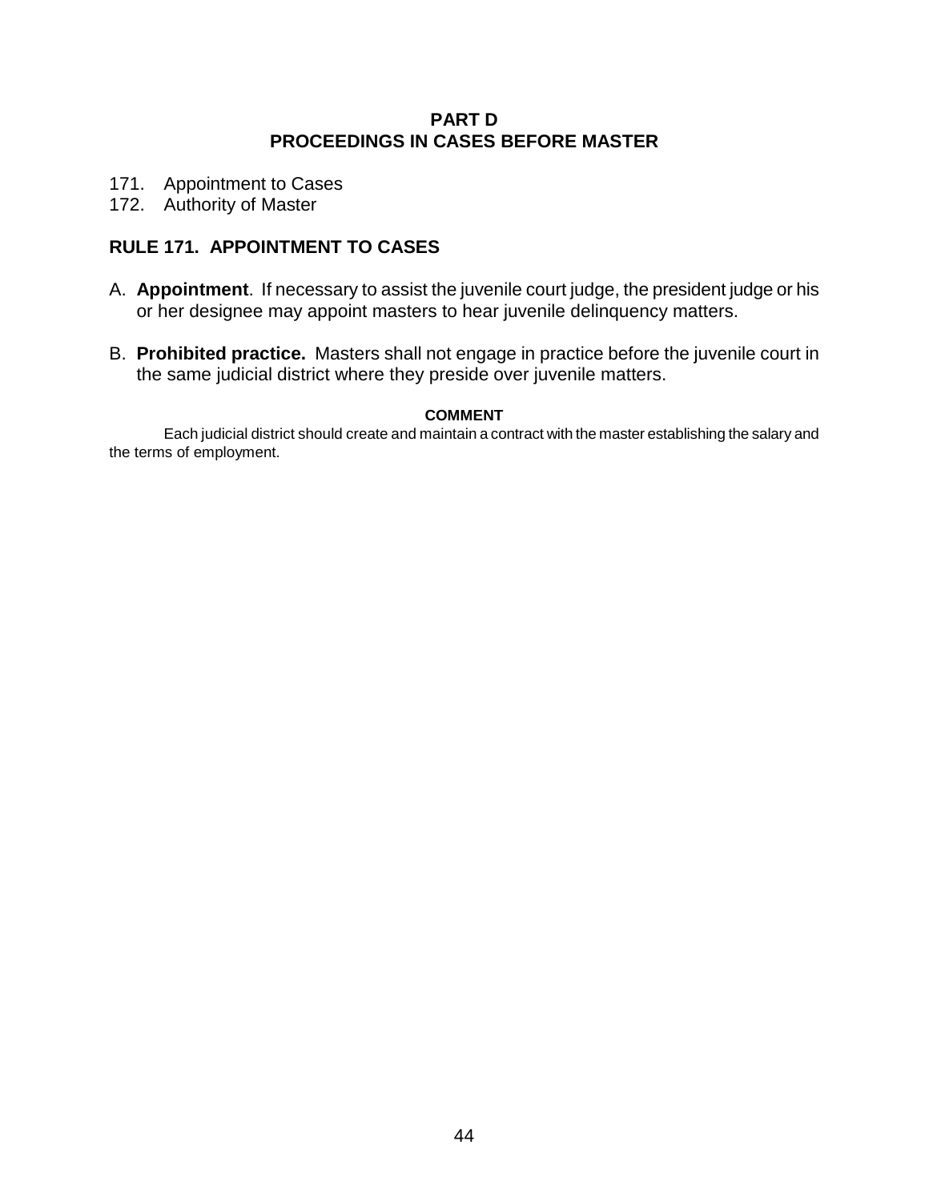## PART D
## PROCEEDINGS IN CASES BEFORE MASTER

171. Appointment to Cases
172. Authority of Master

### RULE 171. APPOINTMENT TO CASES

A. **Appointment**. If necessary to assist the juvenile court judge, the president judge or his or her designee may appoint masters to hear juvenile delinquency matters.

B. **Prohibited practice.** Masters shall not engage in practice before the juvenile court in the same judicial district where they preside over juvenile matters.

**COMMENT**

Each judicial district should create and maintain a contract with the master establishing the salary and the terms of employment.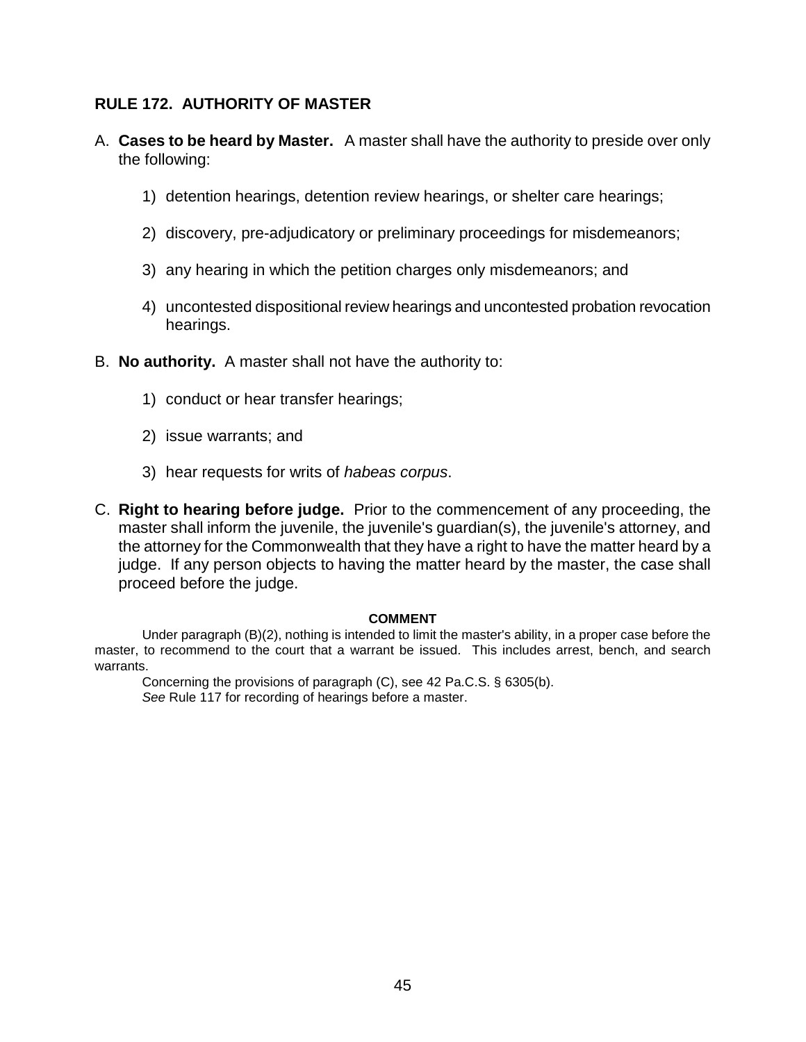## RULE 172. AUTHORITY OF MASTER

A. **Cases to be heard by Master.** A master shall have the authority to preside over only the following:

   1) detention hearings, detention review hearings, or shelter care hearings;

   2) discovery, pre-adjudicatory or preliminary proceedings for misdemeanors;

   3) any hearing in which the petition charges only misdemeanors; and

   4) uncontested dispositional review hearings and uncontested probation revocation hearings.

B. **No authority.** A master shall not have the authority to:

   1) conduct or hear transfer hearings;

   2) issue warrants; and

   3) hear requests for writs of *habeas corpus*.

C. **Right to hearing before judge.** Prior to the commencement of any proceeding, the master shall inform the juvenile, the juvenile's guardian(s), the juvenile's attorney, and the attorney for the Commonwealth that they have a right to have the matter heard by a judge. If any person objects to having the matter heard by the master, the case shall proceed before the judge.

**COMMENT**

Under paragraph (B)(2), nothing is intended to limit the master's ability, in a proper case before the master, to recommend to the court that a warrant be issued. This includes arrest, bench, and search warrants.

Concerning the provisions of paragraph (C), see 42 Pa.C.S. § 6305(b).

*See* Rule 117 for recording of hearings before a master.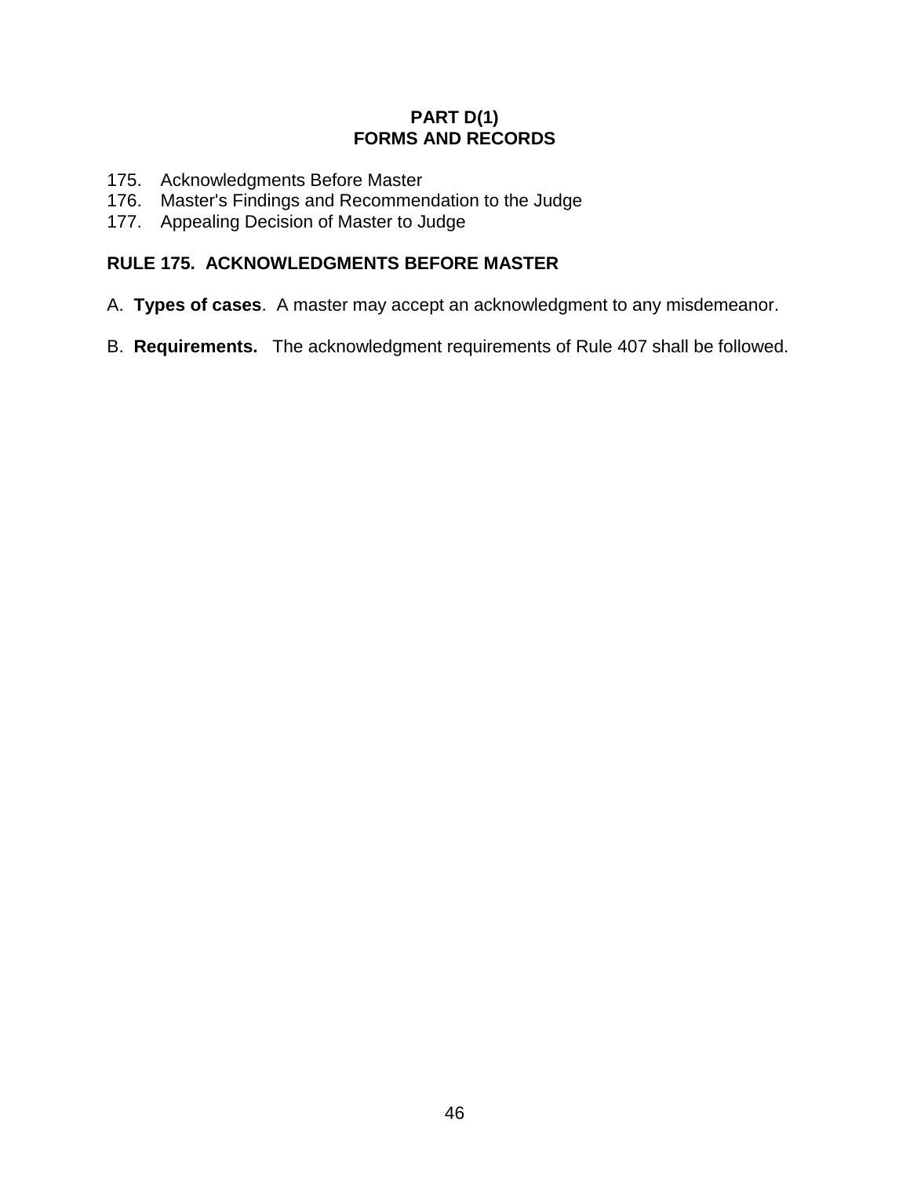## PART D(1)
## FORMS AND RECORDS

175. Acknowledgments Before Master
176. Master's Findings and Recommendation to the Judge
177. Appealing Decision of Master to Judge

### RULE 175. ACKNOWLEDGMENTS BEFORE MASTER

A. **Types of cases**. A master may accept an acknowledgment to any misdemeanor.

B. **Requirements.** The acknowledgment requirements of Rule 407 shall be followed.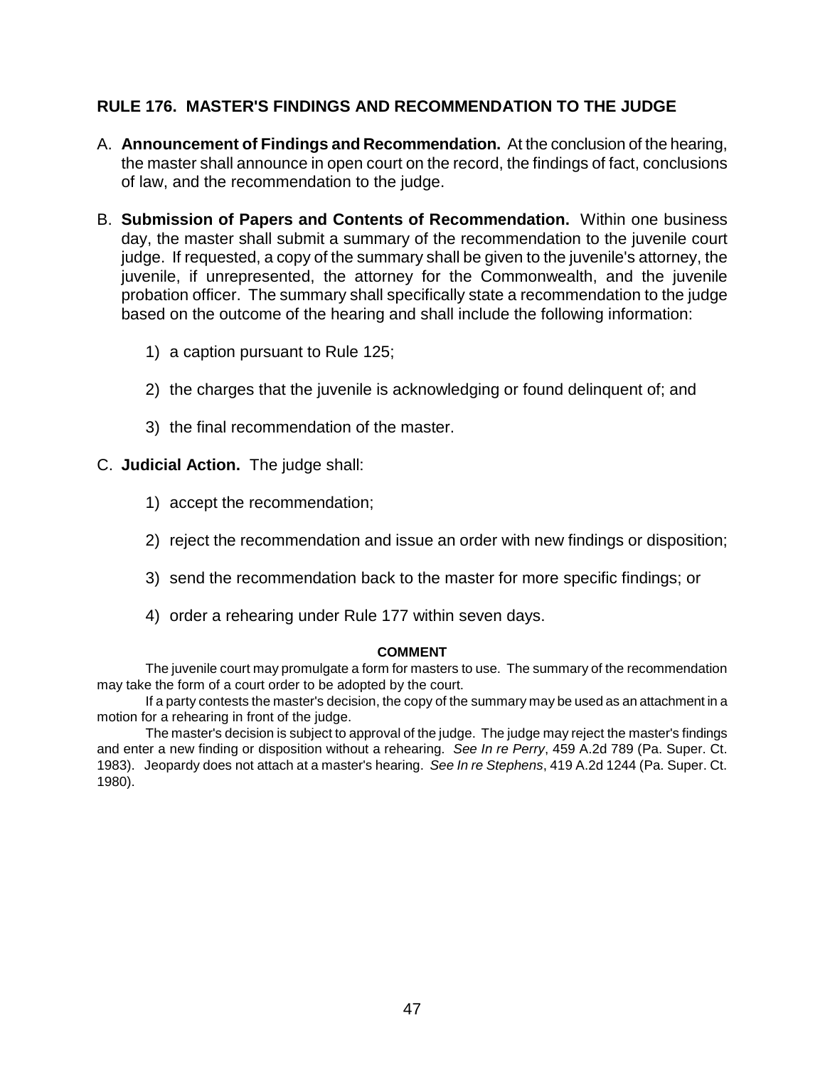## RULE 176. MASTER'S FINDINGS AND RECOMMENDATION TO THE JUDGE

A. **Announcement of Findings and Recommendation.** At the conclusion of the hearing, the master shall announce in open court on the record, the findings of fact, conclusions of law, and the recommendation to the judge.

B. **Submission of Papers and Contents of Recommendation.** Within one business day, the master shall submit a summary of the recommendation to the juvenile court judge. If requested, a copy of the summary shall be given to the juvenile's attorney, the juvenile, if unrepresented, the attorney for the Commonwealth, and the juvenile probation officer. The summary shall specifically state a recommendation to the judge based on the outcome of the hearing and shall include the following information:

   1) a caption pursuant to Rule 125;

   2) the charges that the juvenile is acknowledging or found delinquent of; and

   3) the final recommendation of the master.

C. **Judicial Action.** The judge shall:

   1) accept the recommendation;

   2) reject the recommendation and issue an order with new findings or disposition;

   3) send the recommendation back to the master for more specific findings; or

   4) order a rehearing under Rule 177 within seven days.

**COMMENT**

The juvenile court may promulgate a form for masters to use. The summary of the recommendation may take the form of a court order to be adopted by the court.

If a party contests the master's decision, the copy of the summary may be used as an attachment in a motion for a rehearing in front of the judge.

The master's decision is subject to approval of the judge. The judge may reject the master's findings and enter a new finding or disposition without a rehearing. *See In re Perry*, 459 A.2d 789 (Pa. Super. Ct. 1983). Jeopardy does not attach at a master's hearing. *See In re Stephens*, 419 A.2d 1244 (Pa. Super. Ct. 1980).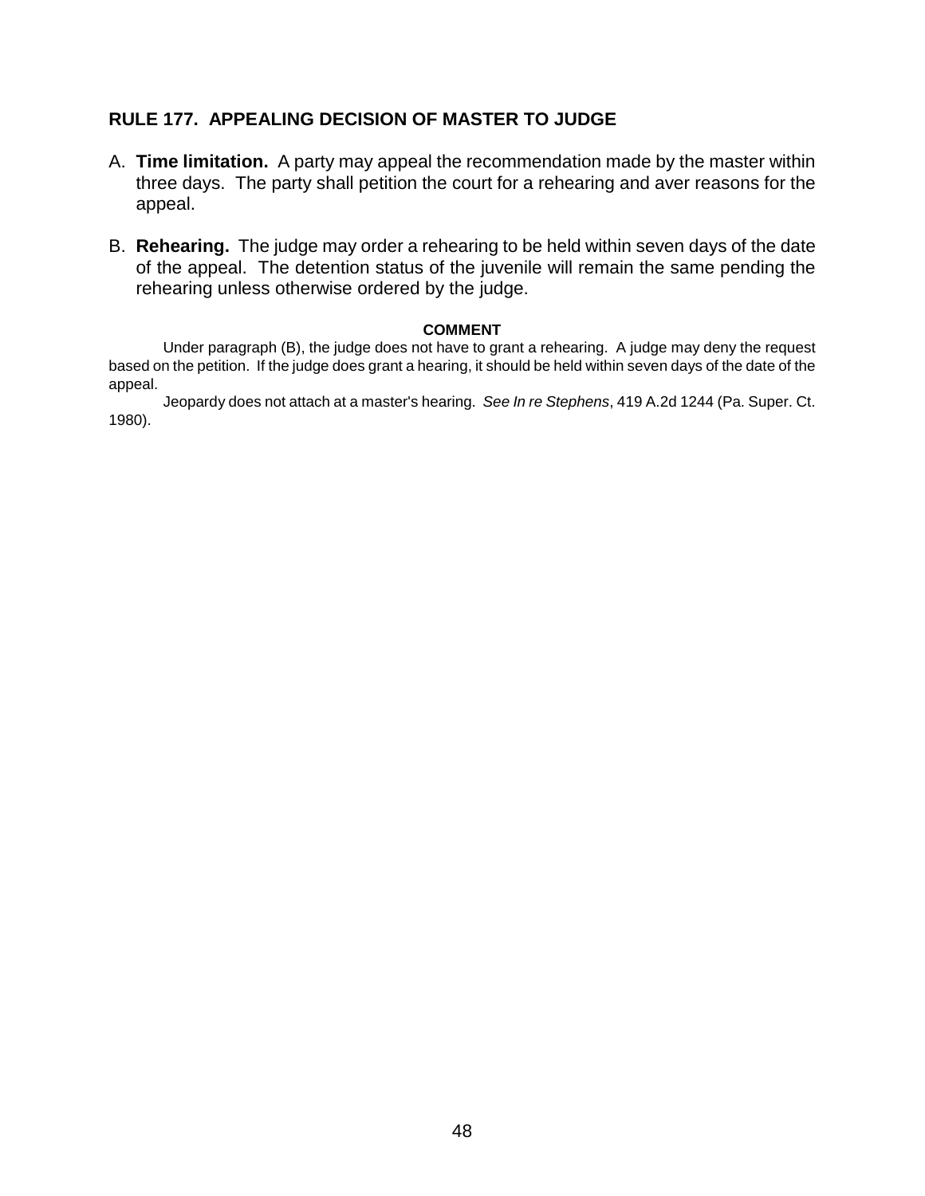## RULE 177. APPEALING DECISION OF MASTER TO JUDGE

A. **Time limitation.** A party may appeal the recommendation made by the master within three days. The party shall petition the court for a rehearing and aver reasons for the appeal.

B. **Rehearing.** The judge may order a rehearing to be held within seven days of the date of the appeal. The detention status of the juvenile will remain the same pending the rehearing unless otherwise ordered by the judge.

**COMMENT**

Under paragraph (B), the judge does not have to grant a rehearing. A judge may deny the request based on the petition. If the judge does grant a hearing, it should be held within seven days of the date of the appeal.

Jeopardy does not attach at a master's hearing. *See In re Stephens*, 419 A.2d 1244 (Pa. Super. Ct. 1980).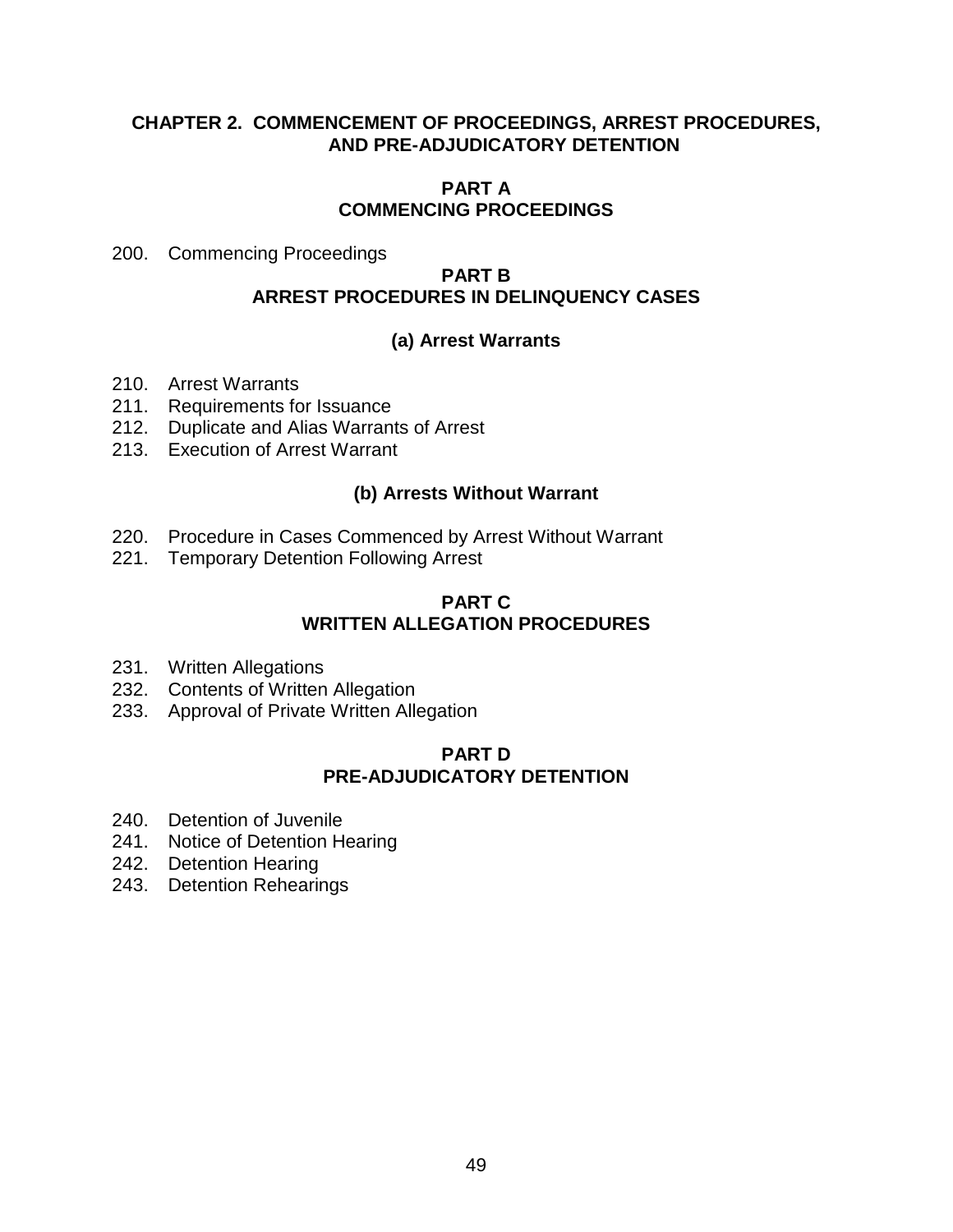## CHAPTER 2. COMMENCEMENT OF PROCEEDINGS, ARREST PROCEDURES, AND PRE-ADJUDICATORY DETENTION

### PART A
### COMMENCING PROCEEDINGS

200. Commencing Proceedings

### PART B
### ARREST PROCEDURES IN DELINQUENCY CASES

#### (a) Arrest Warrants

210. Arrest Warrants
211. Requirements for Issuance
212. Duplicate and Alias Warrants of Arrest
213. Execution of Arrest Warrant

#### (b) Arrests Without Warrant

220. Procedure in Cases Commenced by Arrest Without Warrant
221. Temporary Detention Following Arrest

### PART C
### WRITTEN ALLEGATION PROCEDURES

231. Written Allegations
232. Contents of Written Allegation
233. Approval of Private Written Allegation

### PART D
### PRE-ADJUDICATORY DETENTION

240. Detention of Juvenile
241. Notice of Detention Hearing
242. Detention Hearing
243. Detention Rehearings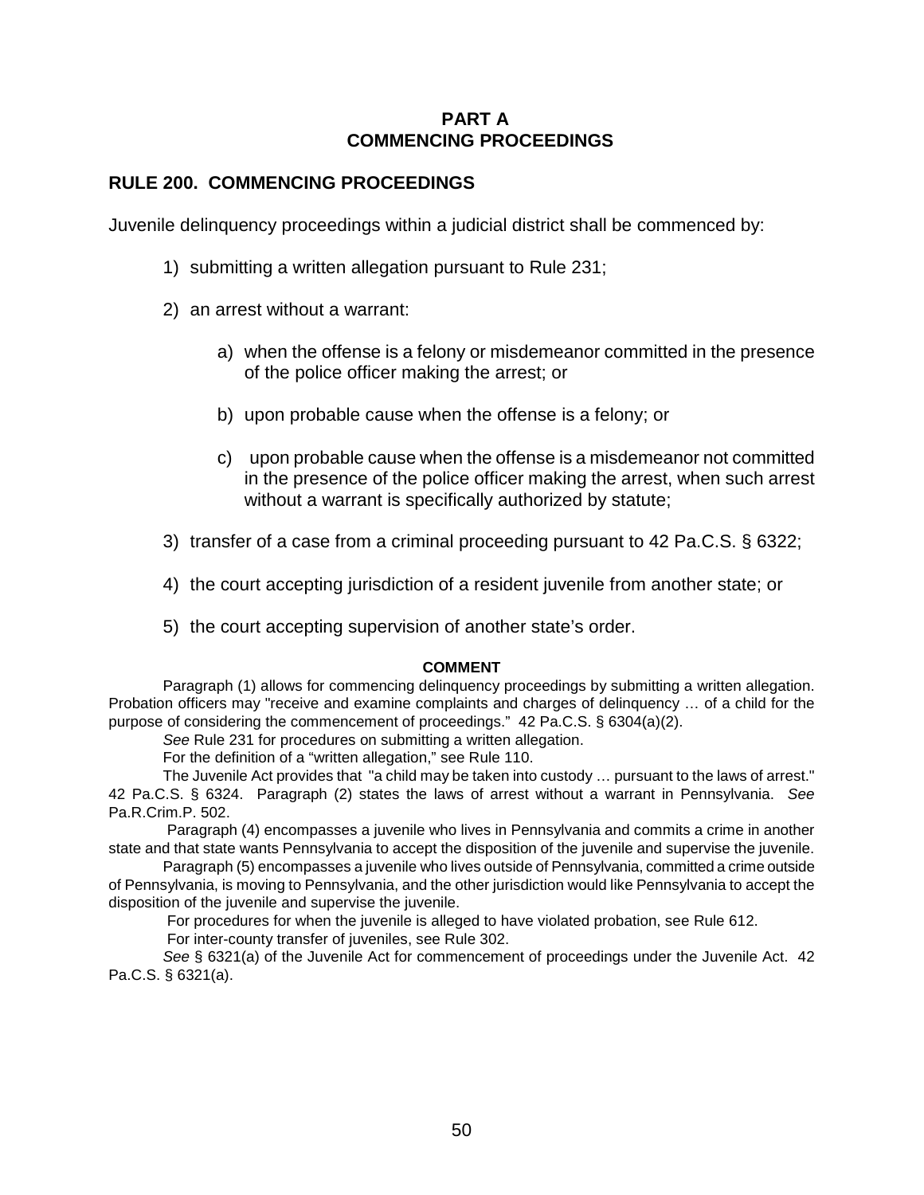## PART A
## COMMENCING PROCEEDINGS

### RULE 200. COMMENCING PROCEEDINGS

Juvenile delinquency proceedings within a judicial district shall be commenced by:

1) submitting a written allegation pursuant to Rule 231;

2) an arrest without a warrant:

   a) when the offense is a felony or misdemeanor committed in the presence of the police officer making the arrest; or

   b) upon probable cause when the offense is a felony; or

   c) upon probable cause when the offense is a misdemeanor not committed in the presence of the police officer making the arrest, when such arrest without a warrant is specifically authorized by statute;

3) transfer of a case from a criminal proceeding pursuant to 42 Pa.C.S. § 6322;

4) the court accepting jurisdiction of a resident juvenile from another state; or

5) the court accepting supervision of another state's order.

**COMMENT**

Paragraph (1) allows for commencing delinquency proceedings by submitting a written allegation. Probation officers may "receive and examine complaints and charges of delinquency … of a child for the purpose of considering the commencement of proceedings." 42 Pa.C.S. § 6304(a)(2).

*See* Rule 231 for procedures on submitting a written allegation.

For the definition of a "written allegation," see Rule 110.

The Juvenile Act provides that "a child may be taken into custody … pursuant to the laws of arrest." 42 Pa.C.S. § 6324. Paragraph (2) states the laws of arrest without a warrant in Pennsylvania. *See* Pa.R.Crim.P. 502.

Paragraph (4) encompasses a juvenile who lives in Pennsylvania and commits a crime in another state and that state wants Pennsylvania to accept the disposition of the juvenile and supervise the juvenile.

Paragraph (5) encompasses a juvenile who lives outside of Pennsylvania, committed a crime outside of Pennsylvania, is moving to Pennsylvania, and the other jurisdiction would like Pennsylvania to accept the disposition of the juvenile and supervise the juvenile.

For procedures for when the juvenile is alleged to have violated probation, see Rule 612.

For inter-county transfer of juveniles, see Rule 302.

*See* § 6321(a) of the Juvenile Act for commencement of proceedings under the Juvenile Act. 42 Pa.C.S. § 6321(a).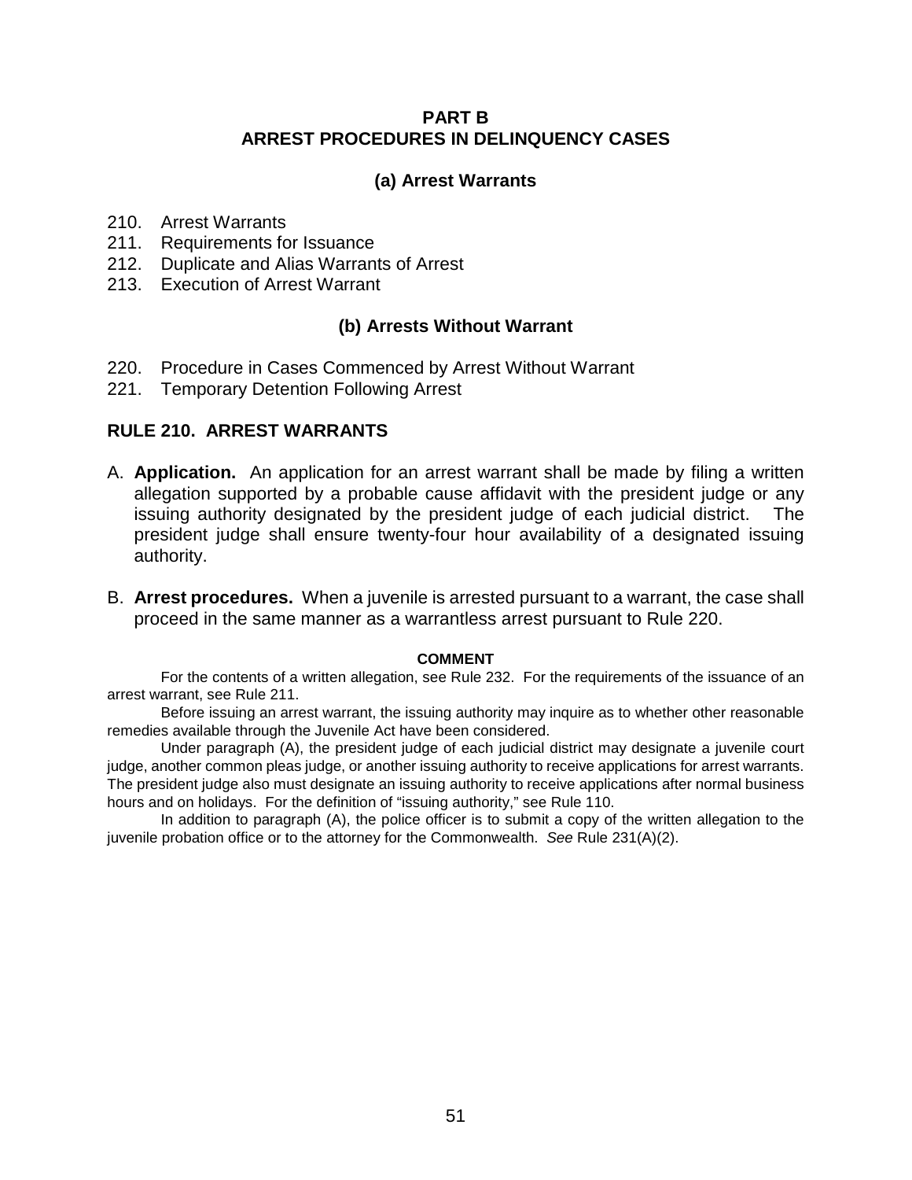## PART B
## ARREST PROCEDURES IN DELINQUENCY CASES

### (a) Arrest Warrants

210. Arrest Warrants
211. Requirements for Issuance
212. Duplicate and Alias Warrants of Arrest
213. Execution of Arrest Warrant

### (b) Arrests Without Warrant

220. Procedure in Cases Commenced by Arrest Without Warrant
221. Temporary Detention Following Arrest

### RULE 210. ARREST WARRANTS

A. **Application.** An application for an arrest warrant shall be made by filing a written allegation supported by a probable cause affidavit with the president judge or any issuing authority designated by the president judge of each judicial district. The president judge shall ensure twenty-four hour availability of a designated issuing authority.

B. **Arrest procedures.** When a juvenile is arrested pursuant to a warrant, the case shall proceed in the same manner as a warrantless arrest pursuant to Rule 220.

**COMMENT**

For the contents of a written allegation, see Rule 232. For the requirements of the issuance of an arrest warrant, see Rule 211.

Before issuing an arrest warrant, the issuing authority may inquire as to whether other reasonable remedies available through the Juvenile Act have been considered.

Under paragraph (A), the president judge of each judicial district may designate a juvenile court judge, another common pleas judge, or another issuing authority to receive applications for arrest warrants. The president judge also must designate an issuing authority to receive applications after normal business hours and on holidays. For the definition of "issuing authority," see Rule 110.

In addition to paragraph (A), the police officer is to submit a copy of the written allegation to the juvenile probation office or to the attorney for the Commonwealth. *See* Rule 231(A)(2).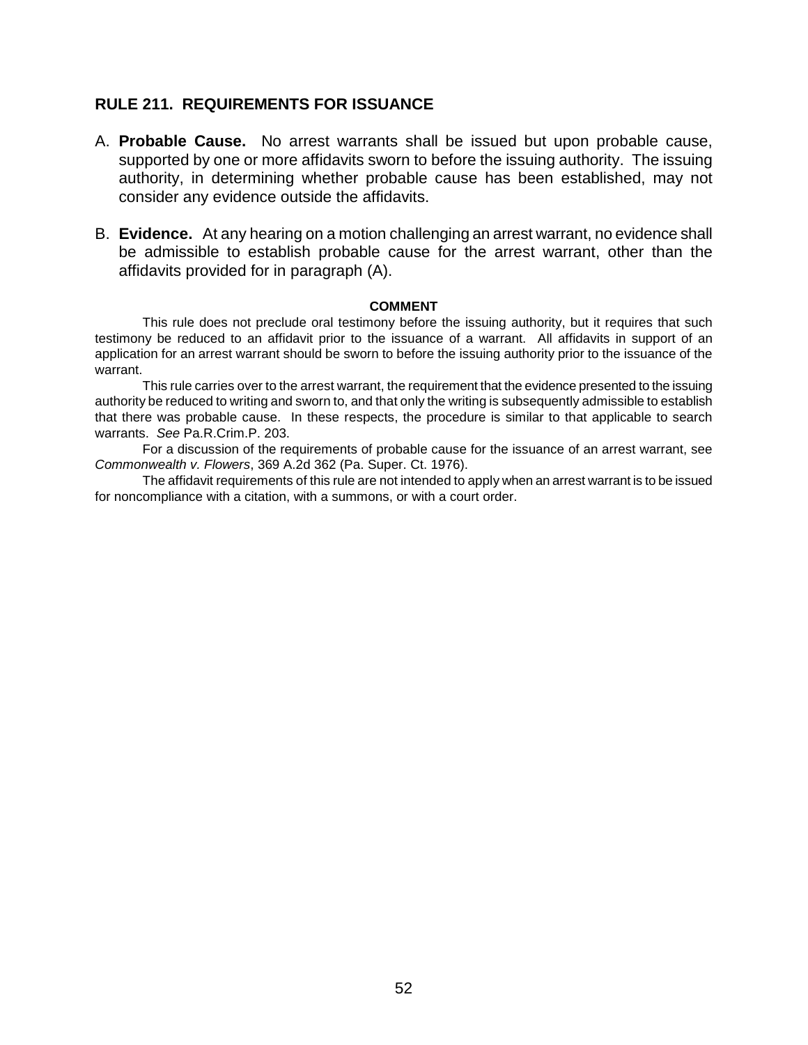## RULE 211. REQUIREMENTS FOR ISSUANCE

A. **Probable Cause.** No arrest warrants shall be issued but upon probable cause, supported by one or more affidavits sworn to before the issuing authority. The issuing authority, in determining whether probable cause has been established, may not consider any evidence outside the affidavits.

B. **Evidence.** At any hearing on a motion challenging an arrest warrant, no evidence shall be admissible to establish probable cause for the arrest warrant, other than the affidavits provided for in paragraph (A).

**COMMENT**

This rule does not preclude oral testimony before the issuing authority, but it requires that such testimony be reduced to an affidavit prior to the issuance of a warrant. All affidavits in support of an application for an arrest warrant should be sworn to before the issuing authority prior to the issuance of the warrant.

This rule carries over to the arrest warrant, the requirement that the evidence presented to the issuing authority be reduced to writing and sworn to, and that only the writing is subsequently admissible to establish that there was probable cause. In these respects, the procedure is similar to that applicable to search warrants. *See* Pa.R.Crim.P. 203.

For a discussion of the requirements of probable cause for the issuance of an arrest warrant, see *Commonwealth v. Flowers*, 369 A.2d 362 (Pa. Super. Ct. 1976).

The affidavit requirements of this rule are not intended to apply when an arrest warrant is to be issued for noncompliance with a citation, with a summons, or with a court order.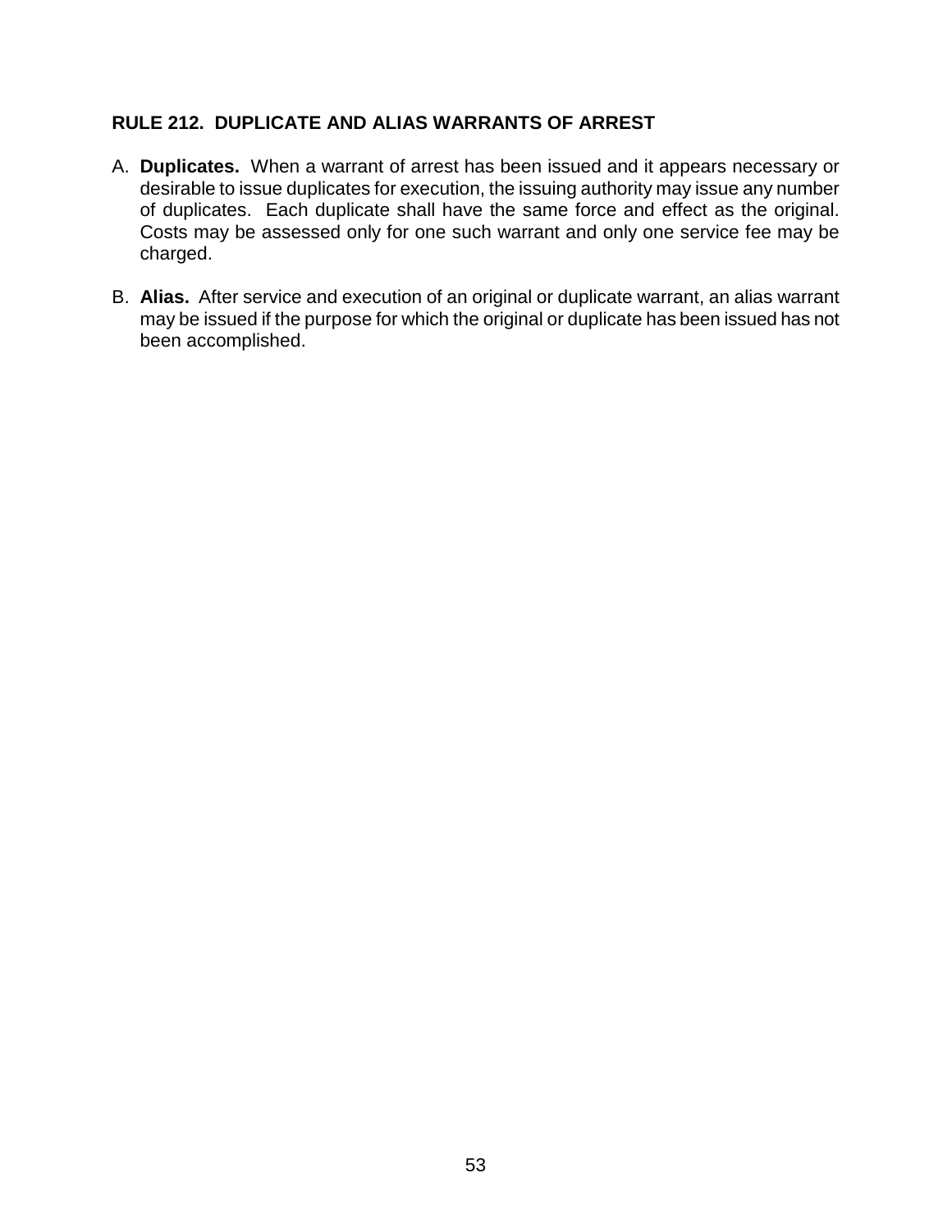## RULE 212. DUPLICATE AND ALIAS WARRANTS OF ARREST

A. **Duplicates.** When a warrant of arrest has been issued and it appears necessary or desirable to issue duplicates for execution, the issuing authority may issue any number of duplicates. Each duplicate shall have the same force and effect as the original. Costs may be assessed only for one such warrant and only one service fee may be charged.

B. **Alias.** After service and execution of an original or duplicate warrant, an alias warrant may be issued if the purpose for which the original or duplicate has been issued has not been accomplished.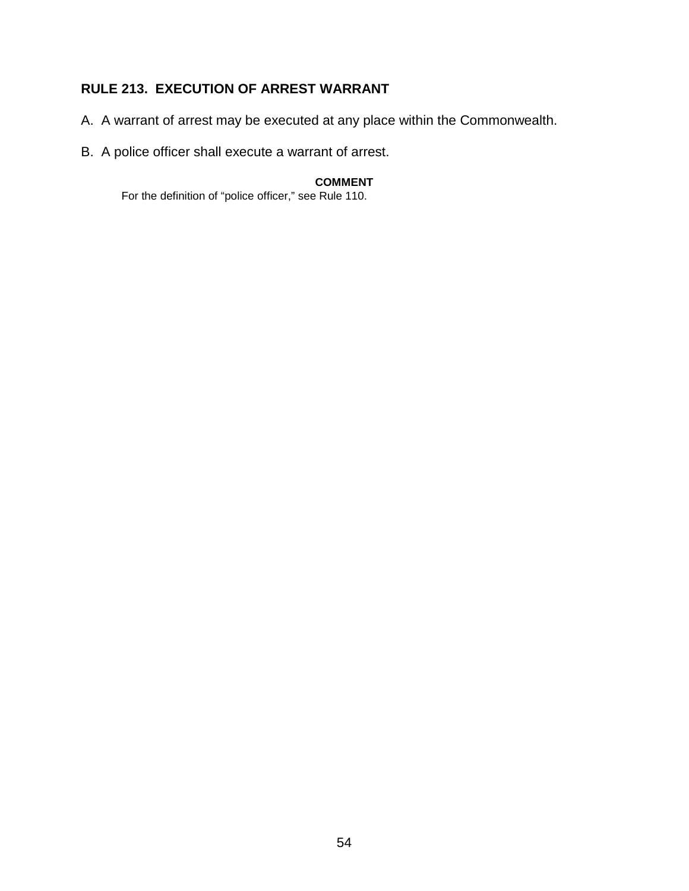## RULE 213. EXECUTION OF ARREST WARRANT

A. A warrant of arrest may be executed at any place within the Commonwealth.

B. A police officer shall execute a warrant of arrest.

**COMMENT**

For the definition of "police officer," see Rule 110.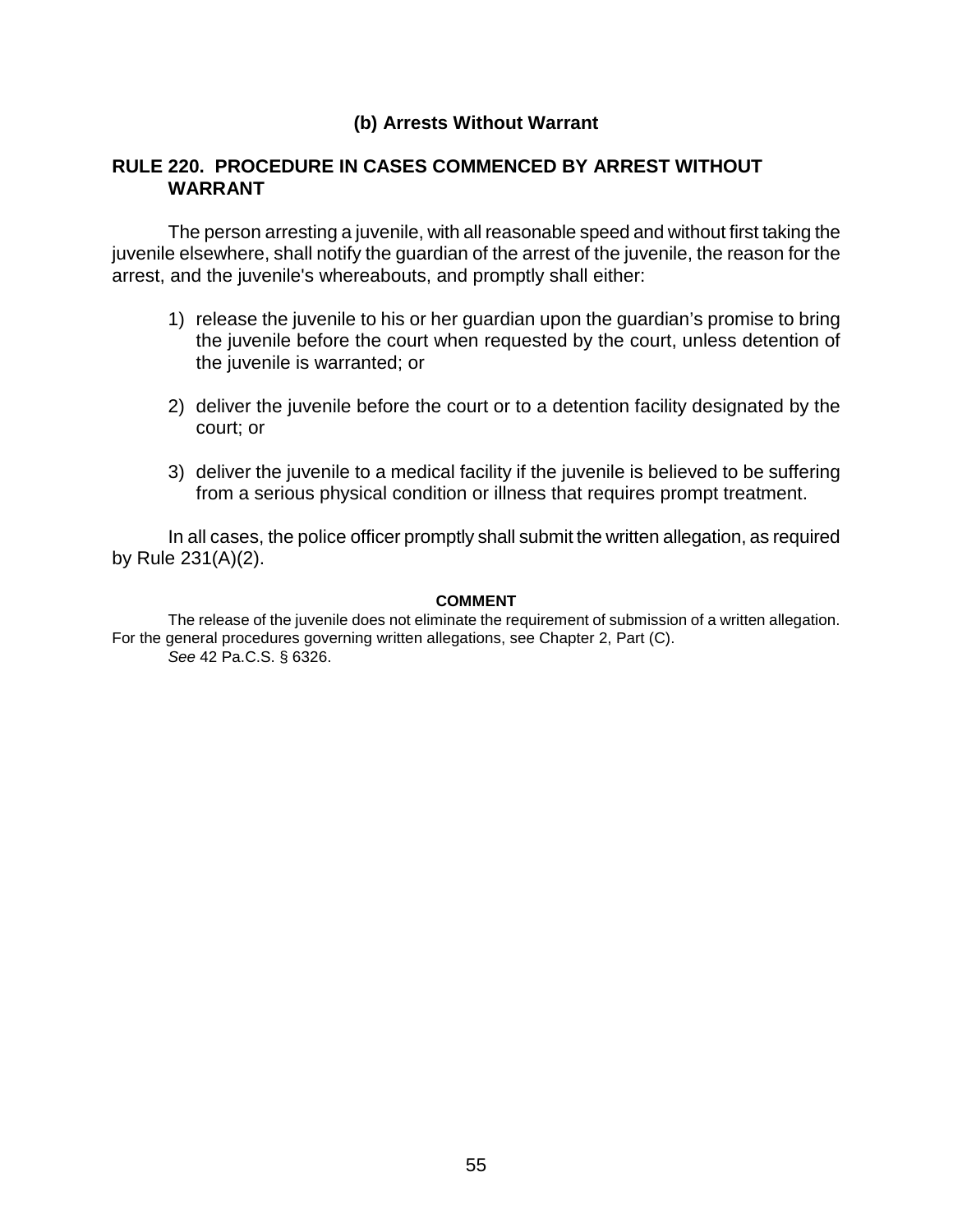### (b) Arrests Without Warrant

## RULE 220. PROCEDURE IN CASES COMMENCED BY ARREST WITHOUT WARRANT

The person arresting a juvenile, with all reasonable speed and without first taking the juvenile elsewhere, shall notify the guardian of the arrest of the juvenile, the reason for the arrest, and the juvenile's whereabouts, and promptly shall either:

1) release the juvenile to his or her guardian upon the guardian's promise to bring the juvenile before the court when requested by the court, unless detention of the juvenile is warranted; or

2) deliver the juvenile before the court or to a detention facility designated by the court; or

3) deliver the juvenile to a medical facility if the juvenile is believed to be suffering from a serious physical condition or illness that requires prompt treatment.

In all cases, the police officer promptly shall submit the written allegation, as required by Rule 231(A)(2).

**COMMENT**

The release of the juvenile does not eliminate the requirement of submission of a written allegation. For the general procedures governing written allegations, see Chapter 2, Part (C).

*See* 42 Pa.C.S. § 6326.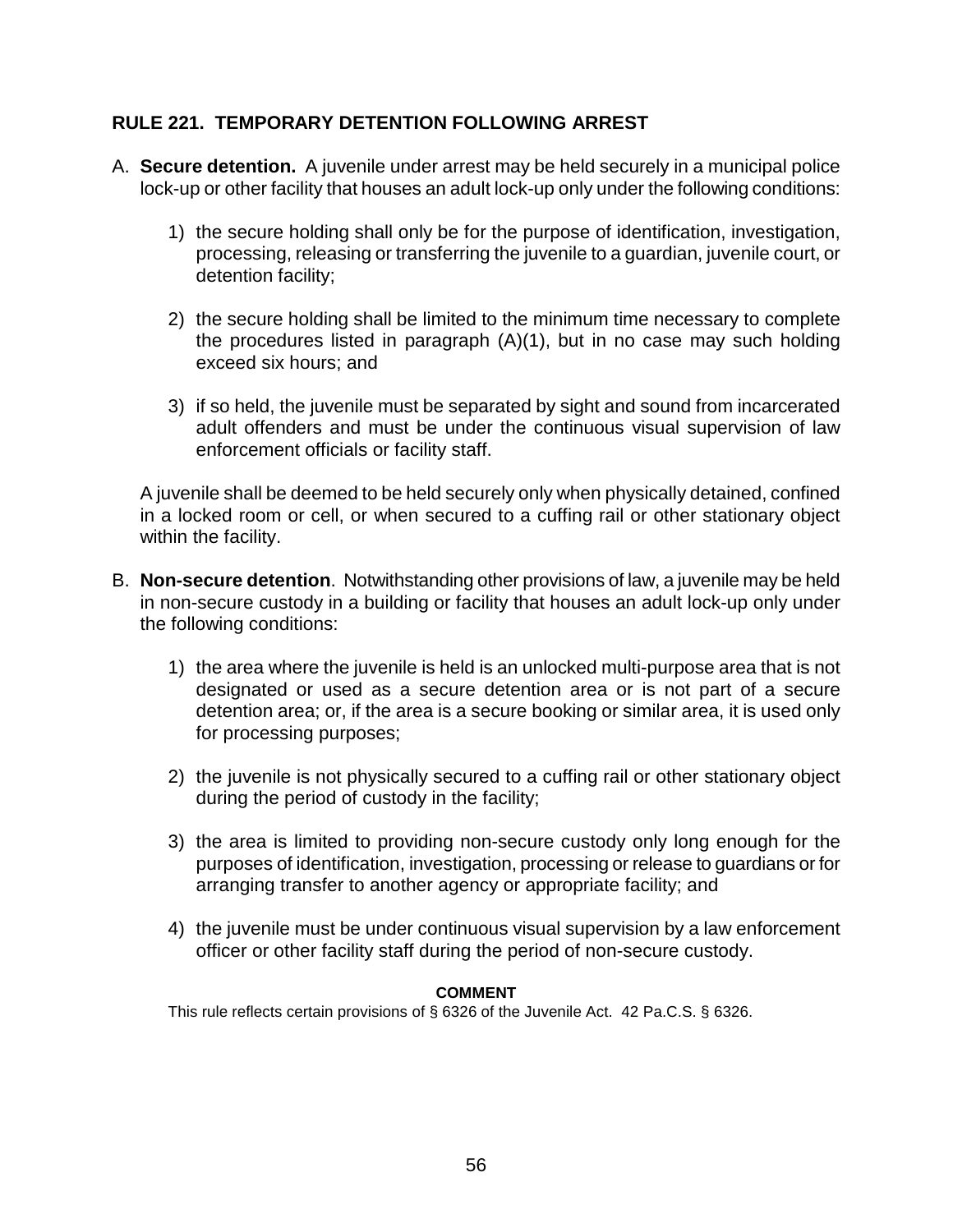## RULE 221. TEMPORARY DETENTION FOLLOWING ARREST

A. **Secure detention.** A juvenile under arrest may be held securely in a municipal police lock-up or other facility that houses an adult lock-up only under the following conditions:

   1) the secure holding shall only be for the purpose of identification, investigation, processing, releasing or transferring the juvenile to a guardian, juvenile court, or detention facility;

   2) the secure holding shall be limited to the minimum time necessary to complete the procedures listed in paragraph (A)(1), but in no case may such holding exceed six hours; and

   3) if so held, the juvenile must be separated by sight and sound from incarcerated adult offenders and must be under the continuous visual supervision of law enforcement officials or facility staff.

   A juvenile shall be deemed to be held securely only when physically detained, confined in a locked room or cell, or when secured to a cuffing rail or other stationary object within the facility.

B. **Non-secure detention**. Notwithstanding other provisions of law, a juvenile may be held in non-secure custody in a building or facility that houses an adult lock-up only under the following conditions:

   1) the area where the juvenile is held is an unlocked multi-purpose area that is not designated or used as a secure detention area or is not part of a secure detention area; or, if the area is a secure booking or similar area, it is used only for processing purposes;

   2) the juvenile is not physically secured to a cuffing rail or other stationary object during the period of custody in the facility;

   3) the area is limited to providing non-secure custody only long enough for the purposes of identification, investigation, processing or release to guardians or for arranging transfer to another agency or appropriate facility; and

   4) the juvenile must be under continuous visual supervision by a law enforcement officer or other facility staff during the period of non-secure custody.

**COMMENT**

This rule reflects certain provisions of § 6326 of the Juvenile Act. 42 Pa.C.S. § 6326.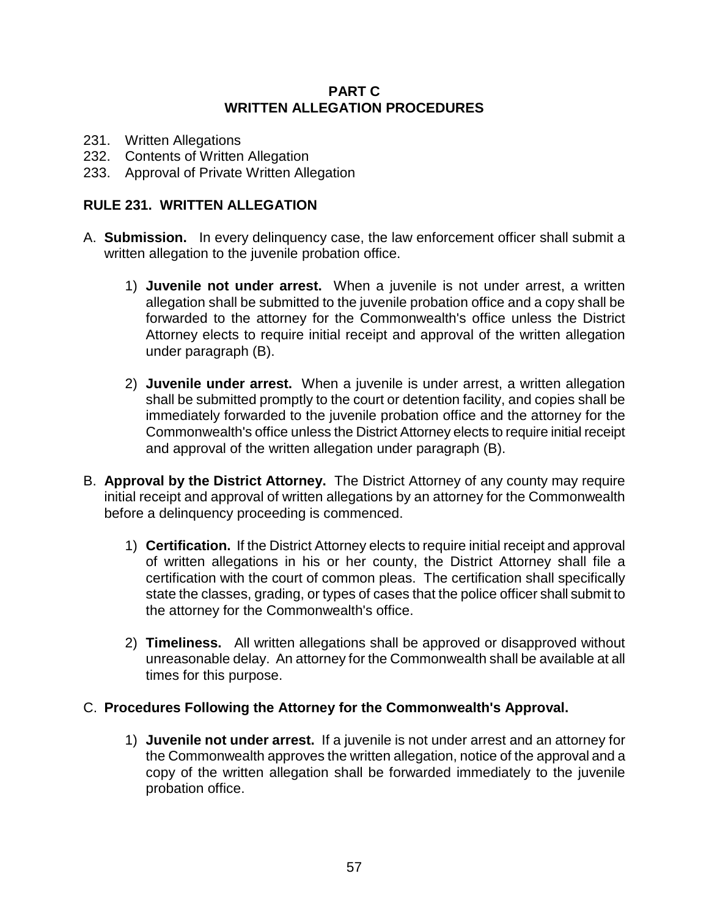## PART C
## WRITTEN ALLEGATION PROCEDURES

231. Written Allegations
232. Contents of Written Allegation
233. Approval of Private Written Allegation

### RULE 231. WRITTEN ALLEGATION

A. **Submission.** In every delinquency case, the law enforcement officer shall submit a written allegation to the juvenile probation office.

   1) **Juvenile not under arrest.** When a juvenile is not under arrest, a written allegation shall be submitted to the juvenile probation office and a copy shall be forwarded to the attorney for the Commonwealth's office unless the District Attorney elects to require initial receipt and approval of the written allegation under paragraph (B).

   2) **Juvenile under arrest.** When a juvenile is under arrest, a written allegation shall be submitted promptly to the court or detention facility, and copies shall be immediately forwarded to the juvenile probation office and the attorney for the Commonwealth's office unless the District Attorney elects to require initial receipt and approval of the written allegation under paragraph (B).

B. **Approval by the District Attorney.** The District Attorney of any county may require initial receipt and approval of written allegations by an attorney for the Commonwealth before a delinquency proceeding is commenced.

   1) **Certification.** If the District Attorney elects to require initial receipt and approval of written allegations in his or her county, the District Attorney shall file a certification with the court of common pleas. The certification shall specifically state the classes, grading, or types of cases that the police officer shall submit to the attorney for the Commonwealth's office.

   2) **Timeliness.** All written allegations shall be approved or disapproved without unreasonable delay. An attorney for the Commonwealth shall be available at all times for this purpose.

C. **Procedures Following the Attorney for the Commonwealth's Approval.**

   1) **Juvenile not under arrest.** If a juvenile is not under arrest and an attorney for the Commonwealth approves the written allegation, notice of the approval and a copy of the written allegation shall be forwarded immediately to the juvenile probation office.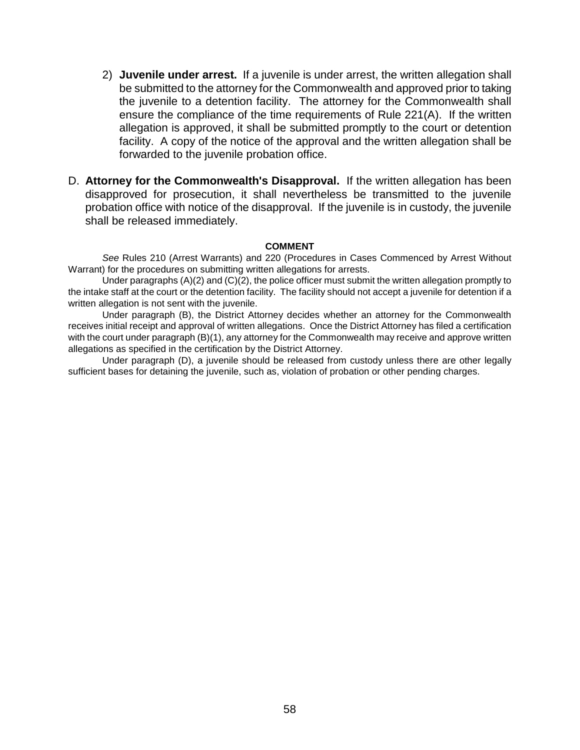2) **Juvenile under arrest.** If a juvenile is under arrest, the written allegation shall be submitted to the attorney for the Commonwealth and approved prior to taking the juvenile to a detention facility. The attorney for the Commonwealth shall ensure the compliance of the time requirements of Rule 221(A). If the written allegation is approved, it shall be submitted promptly to the court or detention facility. A copy of the notice of the approval and the written allegation shall be forwarded to the juvenile probation office.

D. **Attorney for the Commonwealth's Disapproval.** If the written allegation has been disapproved for prosecution, it shall nevertheless be transmitted to the juvenile probation office with notice of the disapproval. If the juvenile is in custody, the juvenile shall be released immediately.

**COMMENT**

*See* Rules 210 (Arrest Warrants) and 220 (Procedures in Cases Commenced by Arrest Without Warrant) for the procedures on submitting written allegations for arrests.

Under paragraphs (A)(2) and (C)(2), the police officer must submit the written allegation promptly to the intake staff at the court or the detention facility. The facility should not accept a juvenile for detention if a written allegation is not sent with the juvenile.

Under paragraph (B), the District Attorney decides whether an attorney for the Commonwealth receives initial receipt and approval of written allegations. Once the District Attorney has filed a certification with the court under paragraph (B)(1), any attorney for the Commonwealth may receive and approve written allegations as specified in the certification by the District Attorney.

Under paragraph (D), a juvenile should be released from custody unless there are other legally sufficient bases for detaining the juvenile, such as, violation of probation or other pending charges.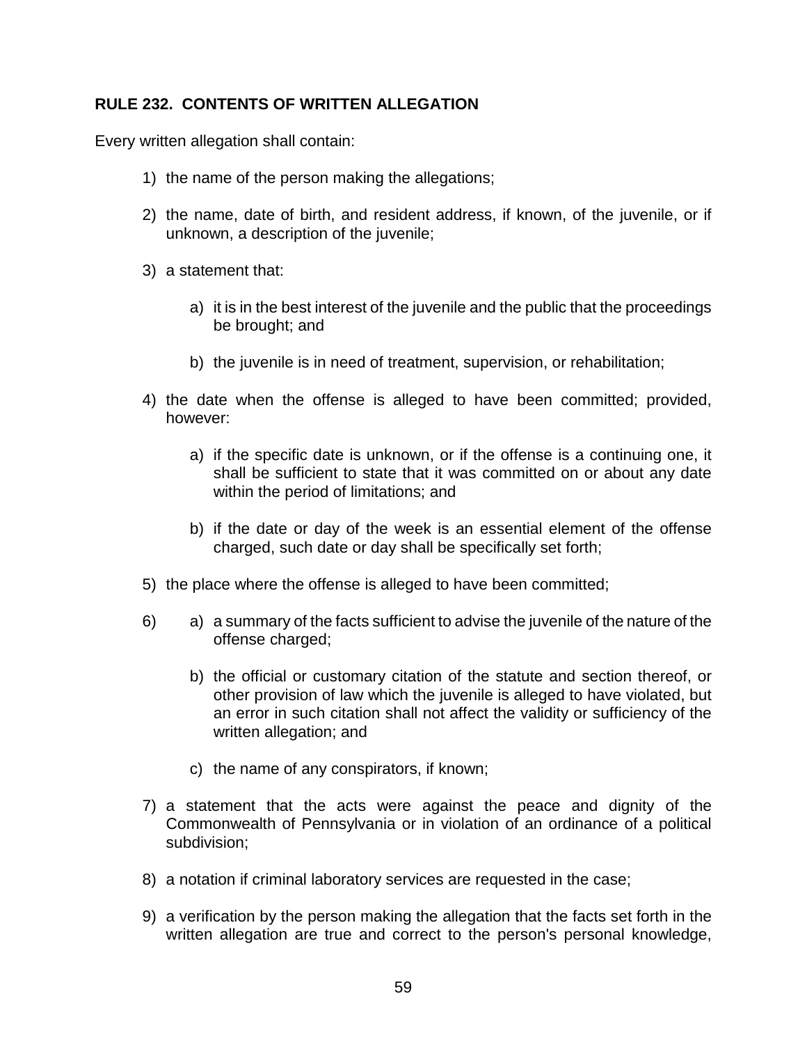**RULE 232. CONTENTS OF WRITTEN ALLEGATION**

Every written allegation shall contain:

1) the name of the person making the allegations;

2) the name, date of birth, and resident address, if known, of the juvenile, or if unknown, a description of the juvenile;

3) a statement that:

   a) it is in the best interest of the juvenile and the public that the proceedings be brought; and

   b) the juvenile is in need of treatment, supervision, or rehabilitation;

4) the date when the offense is alleged to have been committed; provided, however:

   a) if the specific date is unknown, or if the offense is a continuing one, it shall be sufficient to state that it was committed on or about any date within the period of limitations; and

   b) if the date or day of the week is an essential element of the offense charged, such date or day shall be specifically set forth;

5) the place where the offense is alleged to have been committed;

6) a) a summary of the facts sufficient to advise the juvenile of the nature of the offense charged;

   b) the official or customary citation of the statute and section thereof, or other provision of law which the juvenile is alleged to have violated, but an error in such citation shall not affect the validity or sufficiency of the written allegation; and

   c) the name of any conspirators, if known;

7) a statement that the acts were against the peace and dignity of the Commonwealth of Pennsylvania or in violation of an ordinance of a political subdivision;

8) a notation if criminal laboratory services are requested in the case;

9) a verification by the person making the allegation that the facts set forth in the written allegation are true and correct to the person's personal knowledge,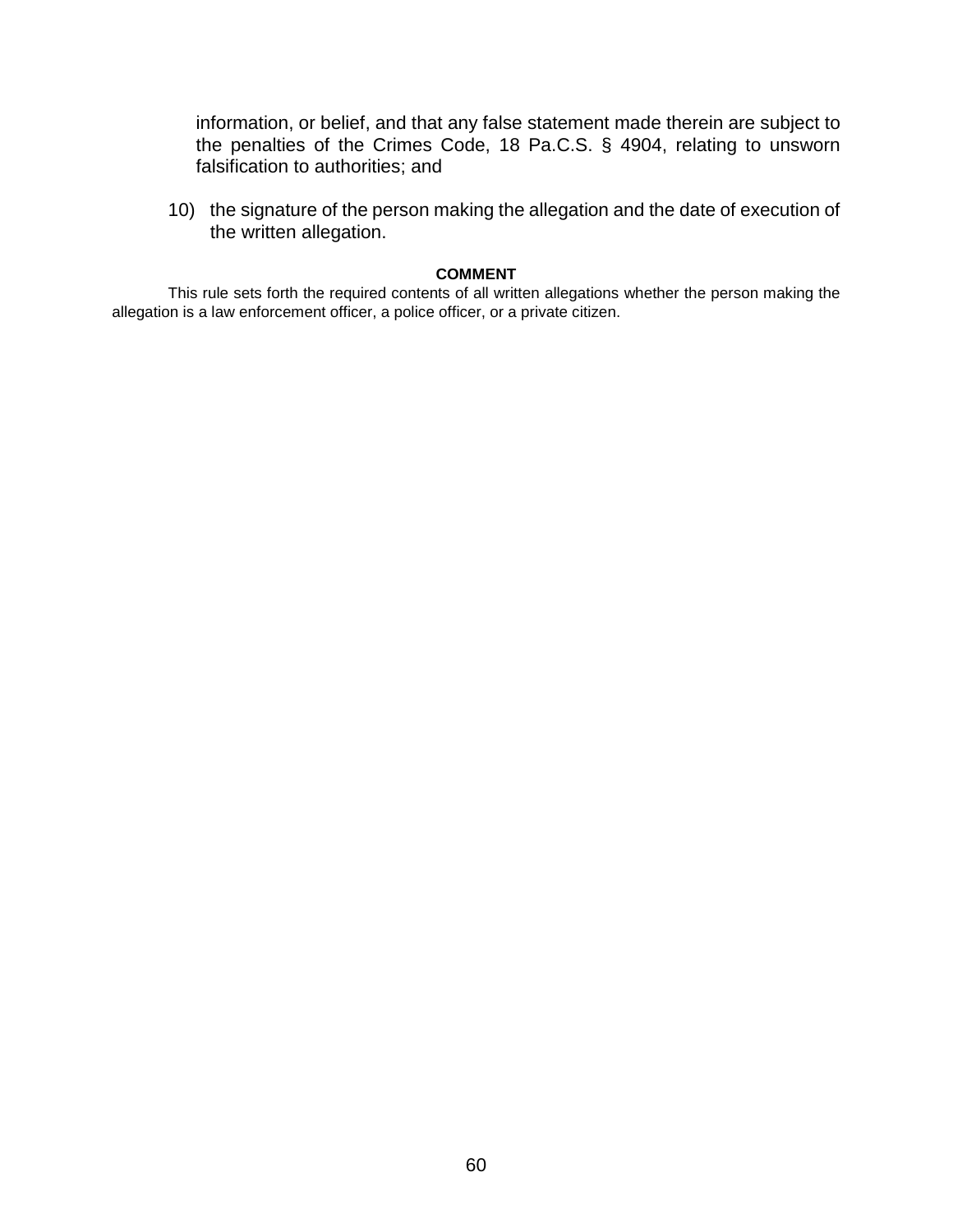information, or belief, and that any false statement made therein are subject to the penalties of the Crimes Code, 18 Pa.C.S. § 4904, relating to unsworn falsification to authorities; and

10) the signature of the person making the allegation and the date of execution of the written allegation.

**COMMENT**

This rule sets forth the required contents of all written allegations whether the person making the allegation is a law enforcement officer, a police officer, or a private citizen.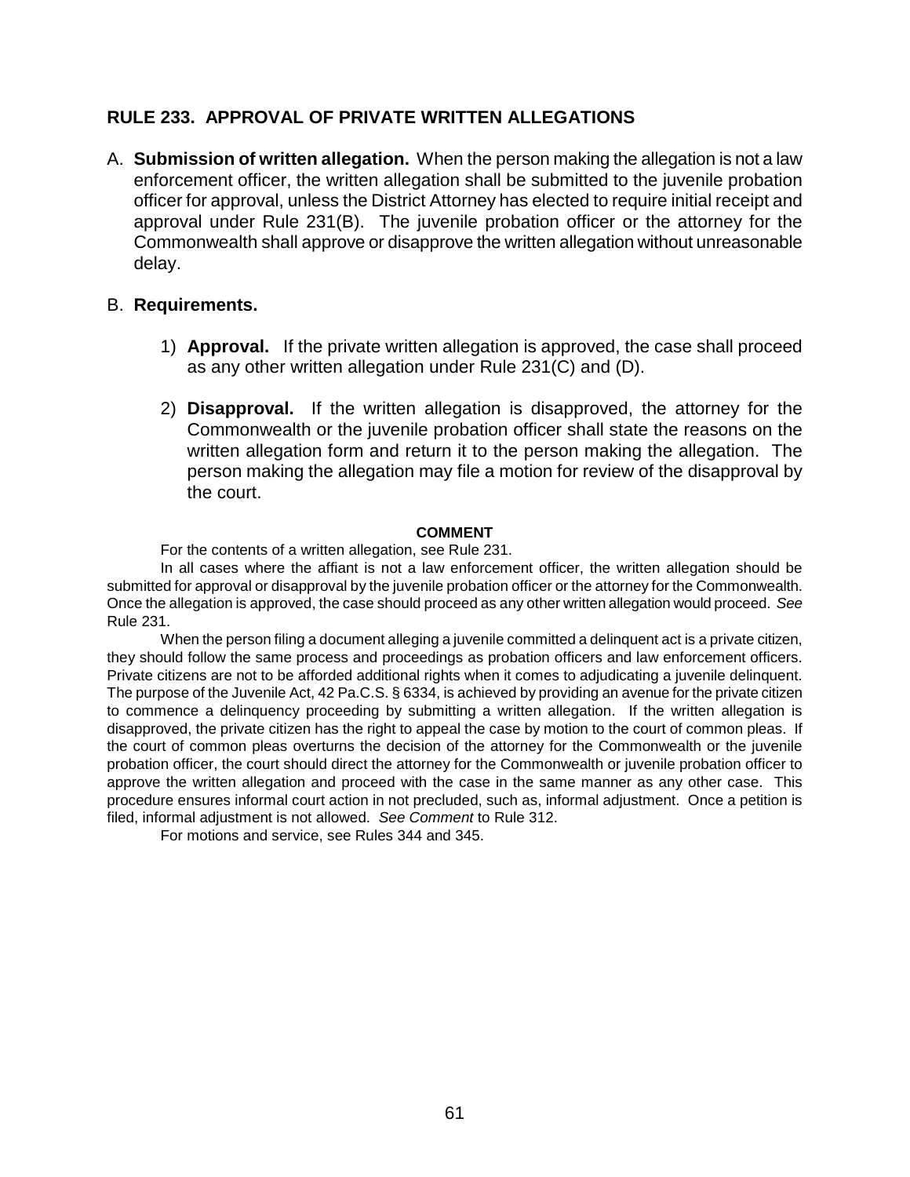## RULE 233. APPROVAL OF PRIVATE WRITTEN ALLEGATIONS

A. **Submission of written allegation.** When the person making the allegation is not a law enforcement officer, the written allegation shall be submitted to the juvenile probation officer for approval, unless the District Attorney has elected to require initial receipt and approval under Rule 231(B). The juvenile probation officer or the attorney for the Commonwealth shall approve or disapprove the written allegation without unreasonable delay.

B. **Requirements.**

1) **Approval.** If the private written allegation is approved, the case shall proceed as any other written allegation under Rule 231(C) and (D).

2) **Disapproval.** If the written allegation is disapproved, the attorney for the Commonwealth or the juvenile probation officer shall state the reasons on the written allegation form and return it to the person making the allegation. The person making the allegation may file a motion for review of the disapproval by the court.

**COMMENT**

For the contents of a written allegation, see Rule 231.

In all cases where the affiant is not a law enforcement officer, the written allegation should be submitted for approval or disapproval by the juvenile probation officer or the attorney for the Commonwealth. Once the allegation is approved, the case should proceed as any other written allegation would proceed. *See* Rule 231.

When the person filing a document alleging a juvenile committed a delinquent act is a private citizen, they should follow the same process and proceedings as probation officers and law enforcement officers. Private citizens are not to be afforded additional rights when it comes to adjudicating a juvenile delinquent. The purpose of the Juvenile Act, 42 Pa.C.S. § 6334, is achieved by providing an avenue for the private citizen to commence a delinquency proceeding by submitting a written allegation. If the written allegation is disapproved, the private citizen has the right to appeal the case by motion to the court of common pleas. If the court of common pleas overturns the decision of the attorney for the Commonwealth or the juvenile probation officer, the court should direct the attorney for the Commonwealth or juvenile probation officer to approve the written allegation and proceed with the case in the same manner as any other case. This procedure ensures informal court action in not precluded, such as, informal adjustment. Once a petition is filed, informal adjustment is not allowed. *See Comment* to Rule 312.

For motions and service, see Rules 344 and 345.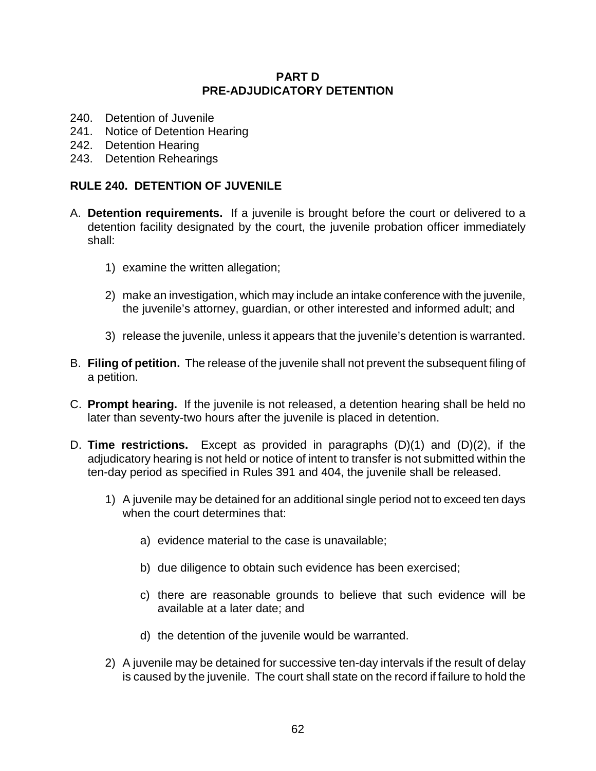## PART D
## PRE-ADJUDICATORY DETENTION

240. Detention of Juvenile
241. Notice of Detention Hearing
242. Detention Hearing
243. Detention Rehearings

### RULE 240. DETENTION OF JUVENILE

A. **Detention requirements.** If a juvenile is brought before the court or delivered to a detention facility designated by the court, the juvenile probation officer immediately shall:

   1) examine the written allegation;

   2) make an investigation, which may include an intake conference with the juvenile, the juvenile's attorney, guardian, or other interested and informed adult; and

   3) release the juvenile, unless it appears that the juvenile's detention is warranted.

B. **Filing of petition.** The release of the juvenile shall not prevent the subsequent filing of a petition.

C. **Prompt hearing.** If the juvenile is not released, a detention hearing shall be held no later than seventy-two hours after the juvenile is placed in detention.

D. **Time restrictions.** Except as provided in paragraphs (D)(1) and (D)(2), if the adjudicatory hearing is not held or notice of intent to transfer is not submitted within the ten-day period as specified in Rules 391 and 404, the juvenile shall be released.

   1) A juvenile may be detained for an additional single period not to exceed ten days when the court determines that:

      a) evidence material to the case is unavailable;

      b) due diligence to obtain such evidence has been exercised;

      c) there are reasonable grounds to believe that such evidence will be available at a later date; and

      d) the detention of the juvenile would be warranted.

   2) A juvenile may be detained for successive ten-day intervals if the result of delay is caused by the juvenile. The court shall state on the record if failure to hold the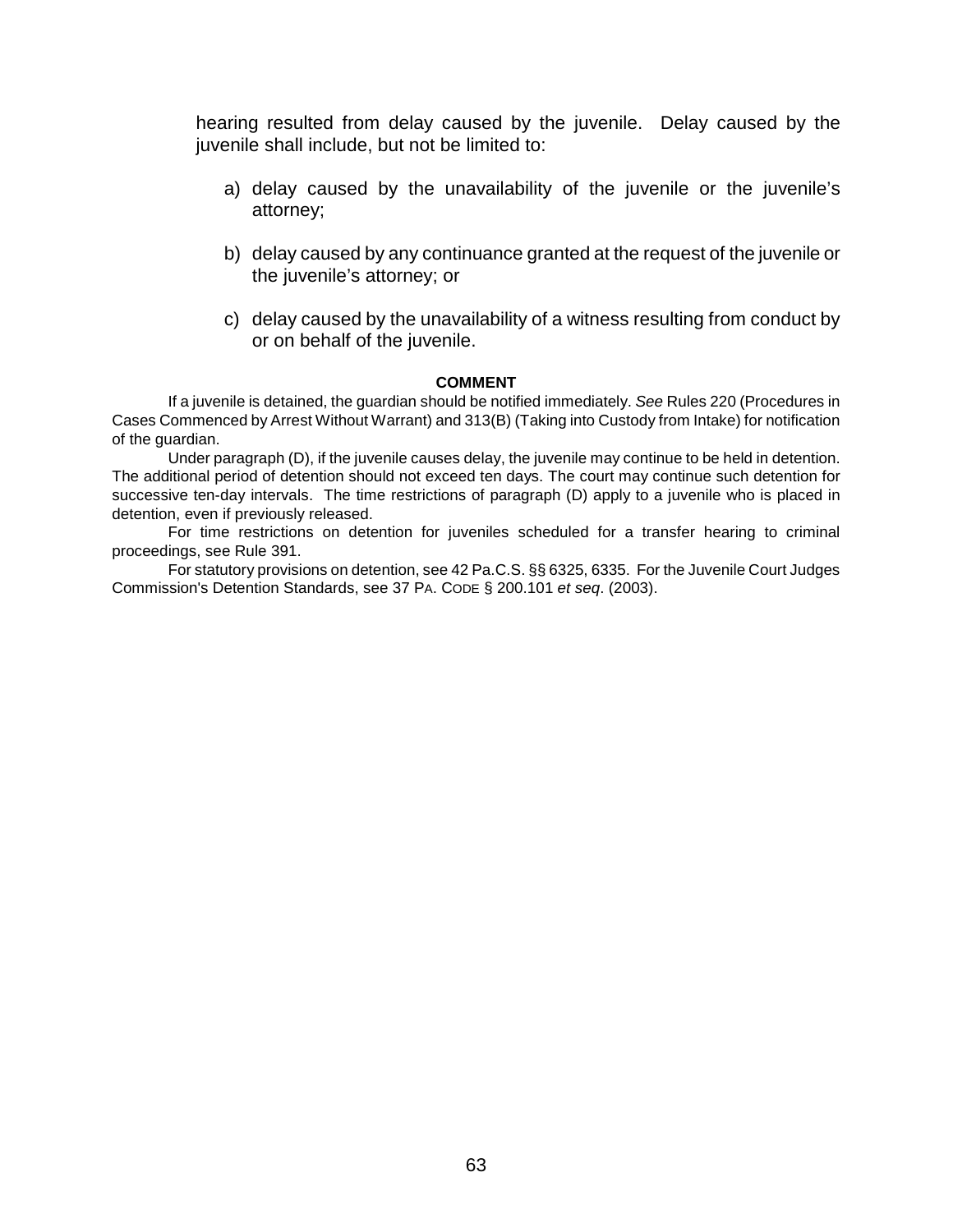hearing resulted from delay caused by the juvenile. Delay caused by the juvenile shall include, but not be limited to:

a) delay caused by the unavailability of the juvenile or the juvenile's attorney;

b) delay caused by any continuance granted at the request of the juvenile or the juvenile's attorney; or

c) delay caused by the unavailability of a witness resulting from conduct by or on behalf of the juvenile.

**COMMENT**

If a juvenile is detained, the guardian should be notified immediately. *See* Rules 220 (Procedures in Cases Commenced by Arrest Without Warrant) and 313(B) (Taking into Custody from Intake) for notification of the guardian.

Under paragraph (D), if the juvenile causes delay, the juvenile may continue to be held in detention. The additional period of detention should not exceed ten days. The court may continue such detention for successive ten-day intervals. The time restrictions of paragraph (D) apply to a juvenile who is placed in detention, even if previously released.

For time restrictions on detention for juveniles scheduled for a transfer hearing to criminal proceedings, see Rule 391.

For statutory provisions on detention, see 42 Pa.C.S. §§ 6325, 6335. For the Juvenile Court Judges Commission's Detention Standards, see 37 PA. CODE § 200.101 *et seq*. (2003).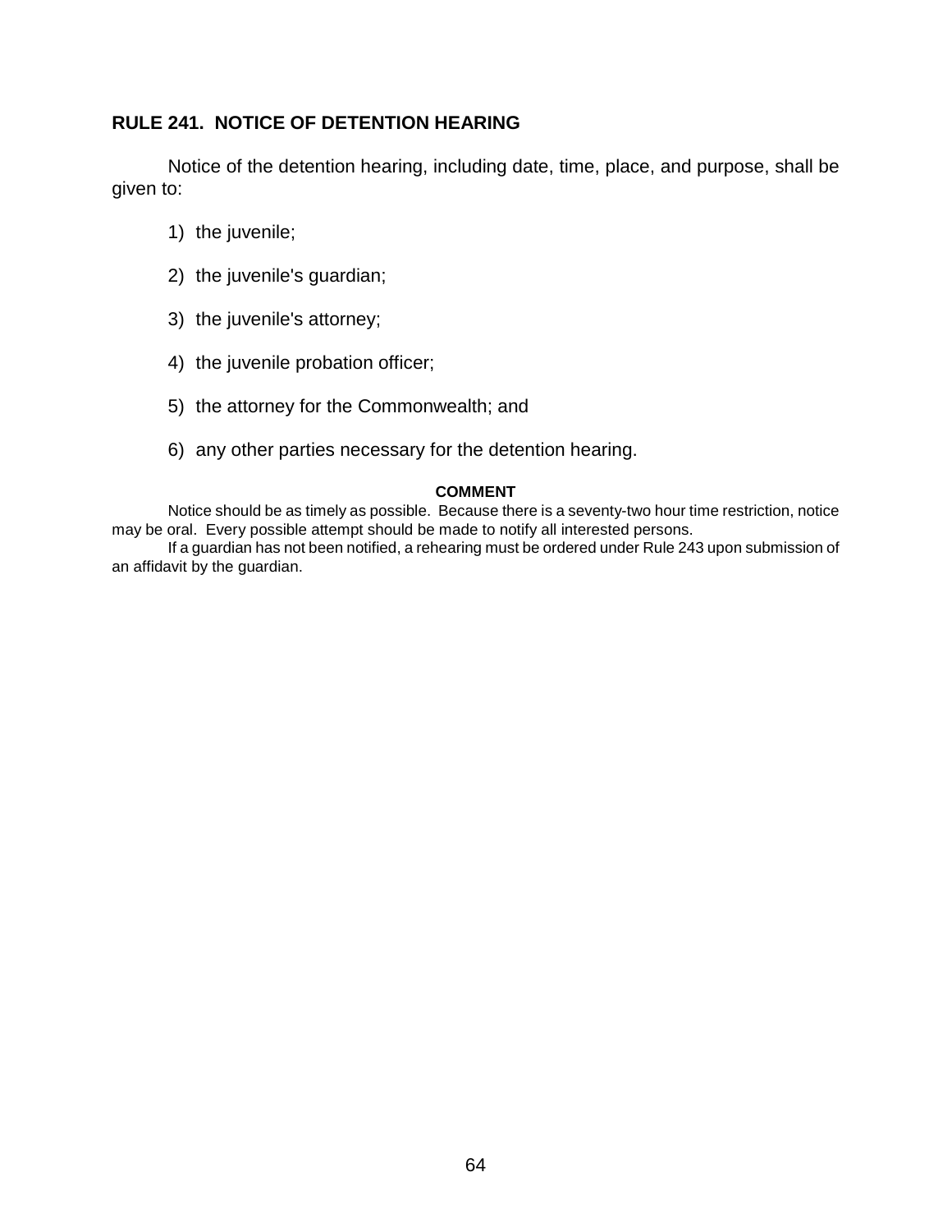## RULE 241. NOTICE OF DETENTION HEARING

Notice of the detention hearing, including date, time, place, and purpose, shall be given to:

1) the juvenile;

2) the juvenile's guardian;

3) the juvenile's attorney;

4) the juvenile probation officer;

5) the attorney for the Commonwealth; and

6) any other parties necessary for the detention hearing.

**COMMENT**

Notice should be as timely as possible. Because there is a seventy-two hour time restriction, notice may be oral. Every possible attempt should be made to notify all interested persons.

If a guardian has not been notified, a rehearing must be ordered under Rule 243 upon submission of an affidavit by the guardian.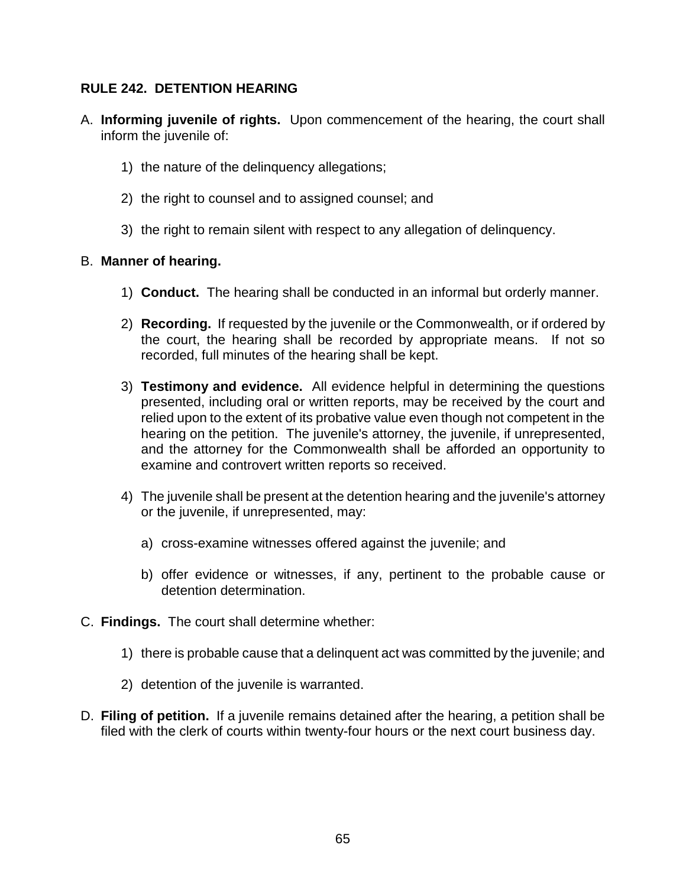## RULE 242. DETENTION HEARING

A. **Informing juvenile of rights.** Upon commencement of the hearing, the court shall inform the juvenile of:

   1) the nature of the delinquency allegations;

   2) the right to counsel and to assigned counsel; and

   3) the right to remain silent with respect to any allegation of delinquency.

B. **Manner of hearing.**

   1) **Conduct.** The hearing shall be conducted in an informal but orderly manner.

   2) **Recording.** If requested by the juvenile or the Commonwealth, or if ordered by the court, the hearing shall be recorded by appropriate means. If not so recorded, full minutes of the hearing shall be kept.

   3) **Testimony and evidence.** All evidence helpful in determining the questions presented, including oral or written reports, may be received by the court and relied upon to the extent of its probative value even though not competent in the hearing on the petition. The juvenile's attorney, the juvenile, if unrepresented, and the attorney for the Commonwealth shall be afforded an opportunity to examine and controvert written reports so received.

   4) The juvenile shall be present at the detention hearing and the juvenile's attorney or the juvenile, if unrepresented, may:

      a) cross-examine witnesses offered against the juvenile; and

      b) offer evidence or witnesses, if any, pertinent to the probable cause or detention determination.

C. **Findings.** The court shall determine whether:

   1) there is probable cause that a delinquent act was committed by the juvenile; and

   2) detention of the juvenile is warranted.

D. **Filing of petition.** If a juvenile remains detained after the hearing, a petition shall be filed with the clerk of courts within twenty-four hours or the next court business day.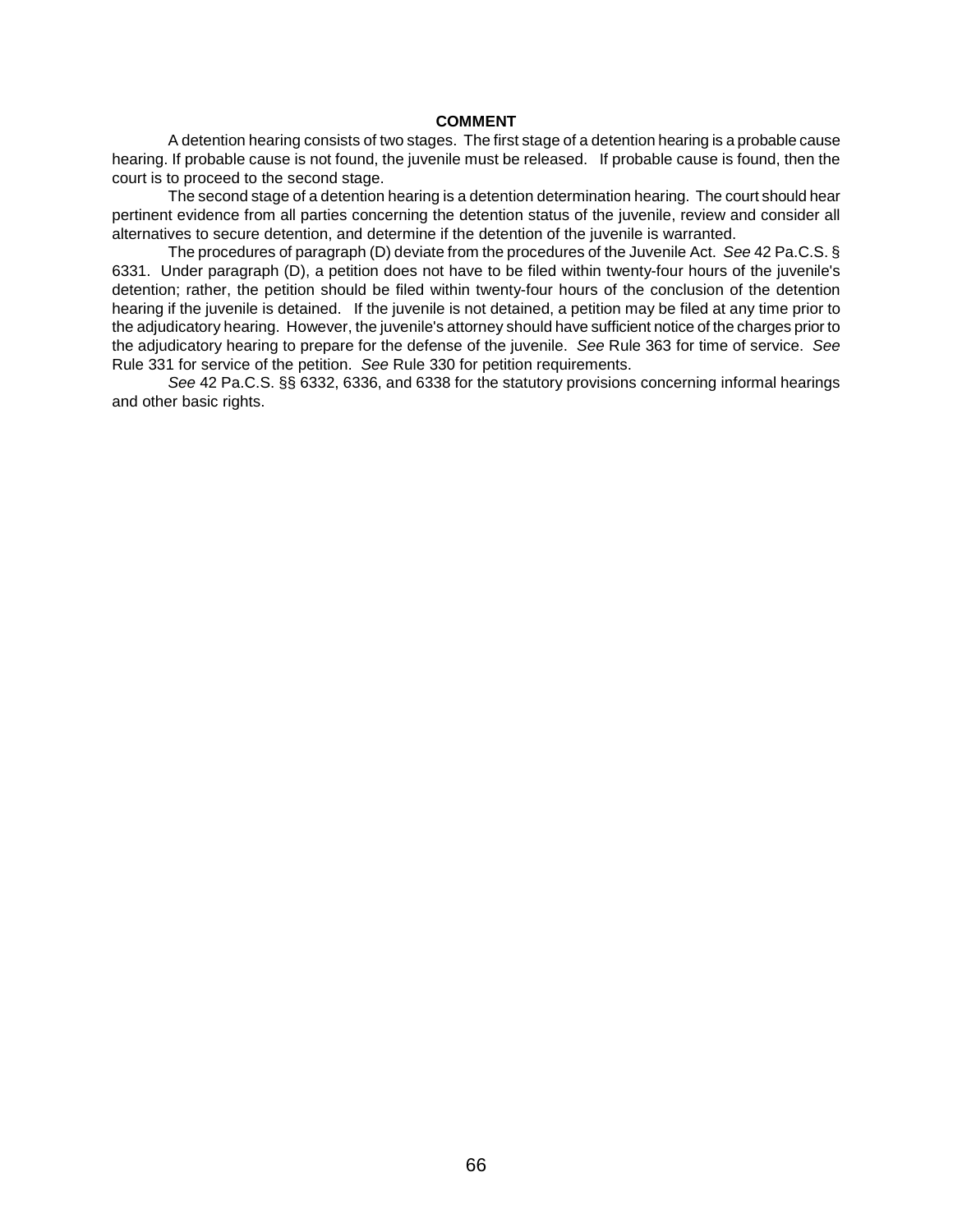**COMMENT**

A detention hearing consists of two stages. The first stage of a detention hearing is a probable cause hearing. If probable cause is not found, the juvenile must be released. If probable cause is found, then the court is to proceed to the second stage.

The second stage of a detention hearing is a detention determination hearing. The court should hear pertinent evidence from all parties concerning the detention status of the juvenile, review and consider all alternatives to secure detention, and determine if the detention of the juvenile is warranted.

The procedures of paragraph (D) deviate from the procedures of the Juvenile Act. *See* 42 Pa.C.S. § 6331. Under paragraph (D), a petition does not have to be filed within twenty-four hours of the juvenile's detention; rather, the petition should be filed within twenty-four hours of the conclusion of the detention hearing if the juvenile is detained. If the juvenile is not detained, a petition may be filed at any time prior to the adjudicatory hearing. However, the juvenile's attorney should have sufficient notice of the charges prior to the adjudicatory hearing to prepare for the defense of the juvenile. *See* Rule 363 for time of service. *See* Rule 331 for service of the petition. *See* Rule 330 for petition requirements.

*See* 42 Pa.C.S. §§ 6332, 6336, and 6338 for the statutory provisions concerning informal hearings and other basic rights.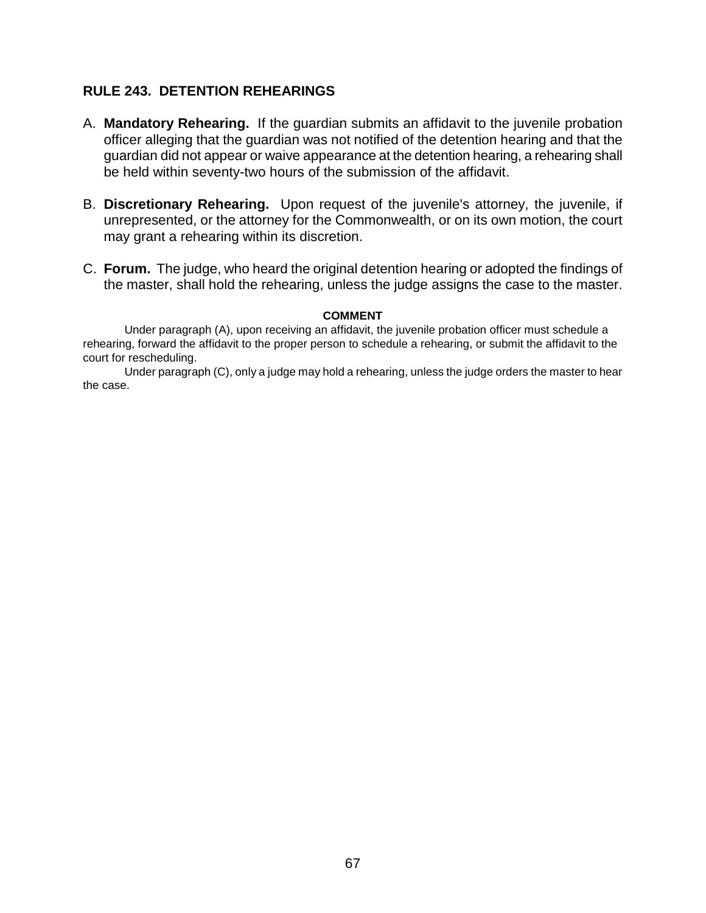## RULE 243. DETENTION REHEARINGS

A. **Mandatory Rehearing.** If the guardian submits an affidavit to the juvenile probation officer alleging that the guardian was not notified of the detention hearing and that the guardian did not appear or waive appearance at the detention hearing, a rehearing shall be held within seventy-two hours of the submission of the affidavit.

B. **Discretionary Rehearing.** Upon request of the juvenile's attorney, the juvenile, if unrepresented, or the attorney for the Commonwealth, or on its own motion, the court may grant a rehearing within its discretion.

C. **Forum.** The judge, who heard the original detention hearing or adopted the findings of the master, shall hold the rehearing, unless the judge assigns the case to the master.

**COMMENT**

Under paragraph (A), upon receiving an affidavit, the juvenile probation officer must schedule a rehearing, forward the affidavit to the proper person to schedule a rehearing, or submit the affidavit to the court for rescheduling.

Under paragraph (C), only a judge may hold a rehearing, unless the judge orders the master to hear the case.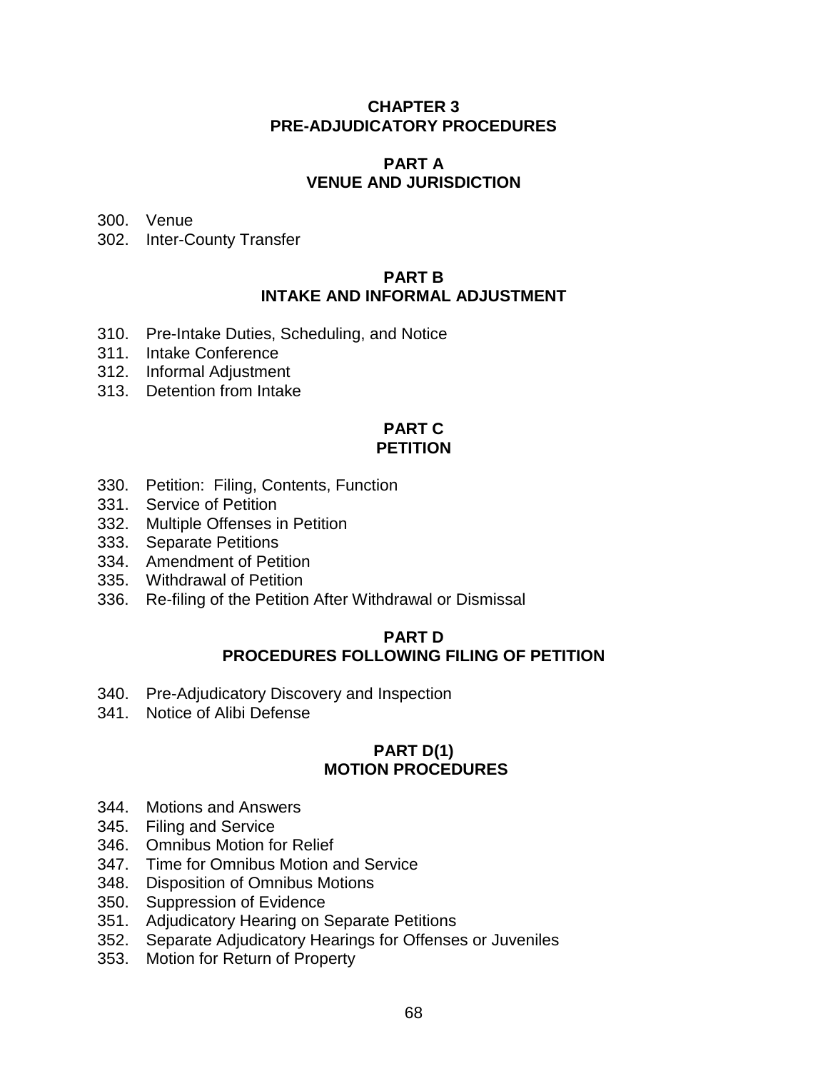# CHAPTER 3
# PRE-ADJUDICATORY PROCEDURES

## PART A
## VENUE AND JURISDICTION

300. Venue
302. Inter-County Transfer

## PART B
## INTAKE AND INFORMAL ADJUSTMENT

310. Pre-Intake Duties, Scheduling, and Notice
311. Intake Conference
312. Informal Adjustment
313. Detention from Intake

## PART C
## PETITION

330. Petition: Filing, Contents, Function
331. Service of Petition
332. Multiple Offenses in Petition
333. Separate Petitions
334. Amendment of Petition
335. Withdrawal of Petition
336. Re-filing of the Petition After Withdrawal or Dismissal

## PART D
## PROCEDURES FOLLOWING FILING OF PETITION

340. Pre-Adjudicatory Discovery and Inspection
341. Notice of Alibi Defense

## PART D(1)
## MOTION PROCEDURES

344. Motions and Answers
345. Filing and Service
346. Omnibus Motion for Relief
347. Time for Omnibus Motion and Service
348. Disposition of Omnibus Motions
350. Suppression of Evidence
351. Adjudicatory Hearing on Separate Petitions
352. Separate Adjudicatory Hearings for Offenses or Juveniles
353. Motion for Return of Property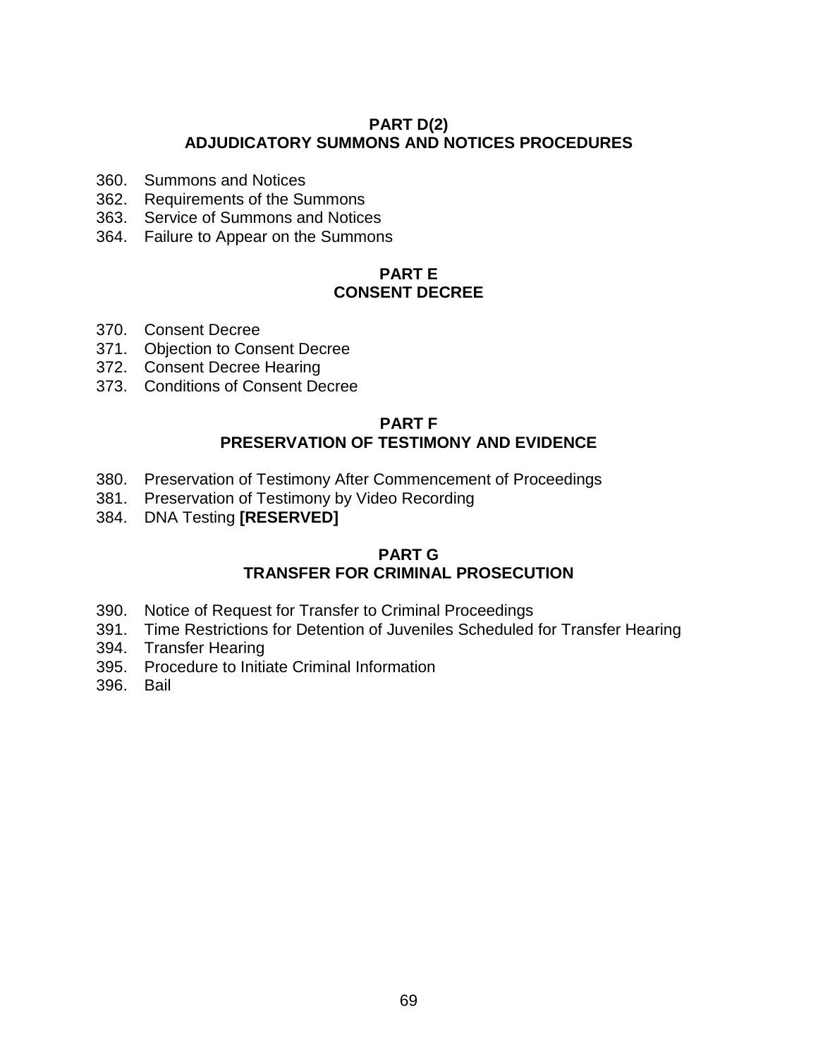## PART D(2)
## ADJUDICATORY SUMMONS AND NOTICES PROCEDURES

360. Summons and Notices
362. Requirements of the Summons
363. Service of Summons and Notices
364. Failure to Appear on the Summons

## PART E
## CONSENT DECREE

370. Consent Decree
371. Objection to Consent Decree
372. Consent Decree Hearing
373. Conditions of Consent Decree

## PART F
## PRESERVATION OF TESTIMONY AND EVIDENCE

380. Preservation of Testimony After Commencement of Proceedings
381. Preservation of Testimony by Video Recording
384. DNA Testing **[RESERVED]**

## PART G
## TRANSFER FOR CRIMINAL PROSECUTION

390. Notice of Request for Transfer to Criminal Proceedings
391. Time Restrictions for Detention of Juveniles Scheduled for Transfer Hearing
394. Transfer Hearing
395. Procedure to Initiate Criminal Information
396. Bail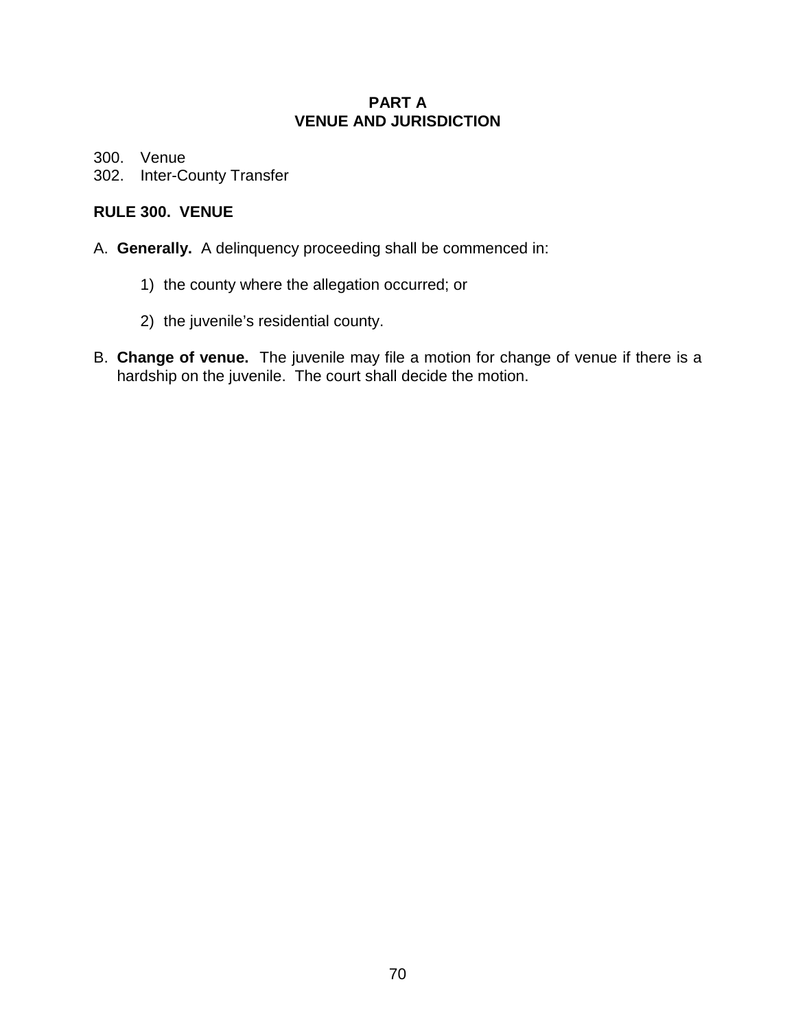## PART A
## VENUE AND JURISDICTION

300. Venue
302. Inter-County Transfer

### RULE 300. VENUE

A. **Generally.** A delinquency proceeding shall be commenced in:

   1) the county where the allegation occurred; or

   2) the juvenile's residential county.

B. **Change of venue.** The juvenile may file a motion for change of venue if there is a hardship on the juvenile. The court shall decide the motion.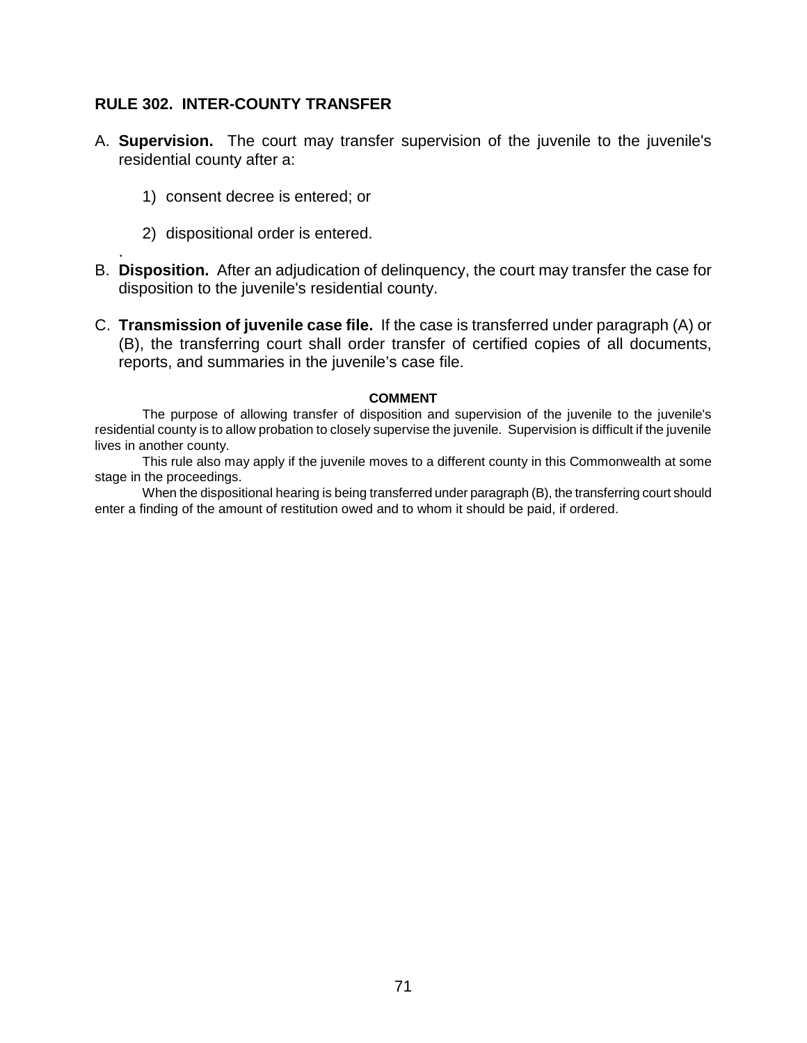## RULE 302. INTER-COUNTY TRANSFER

A. **Supervision.** The court may transfer supervision of the juvenile to the juvenile's residential county after a:

   1) consent decree is entered; or

   2) dispositional order is entered.

.

B. **Disposition.** After an adjudication of delinquency, the court may transfer the case for disposition to the juvenile's residential county.

C. **Transmission of juvenile case file.** If the case is transferred under paragraph (A) or (B), the transferring court shall order transfer of certified copies of all documents, reports, and summaries in the juvenile's case file.

**COMMENT**

The purpose of allowing transfer of disposition and supervision of the juvenile to the juvenile's residential county is to allow probation to closely supervise the juvenile. Supervision is difficult if the juvenile lives in another county.

This rule also may apply if the juvenile moves to a different county in this Commonwealth at some stage in the proceedings.

When the dispositional hearing is being transferred under paragraph (B), the transferring court should enter a finding of the amount of restitution owed and to whom it should be paid, if ordered.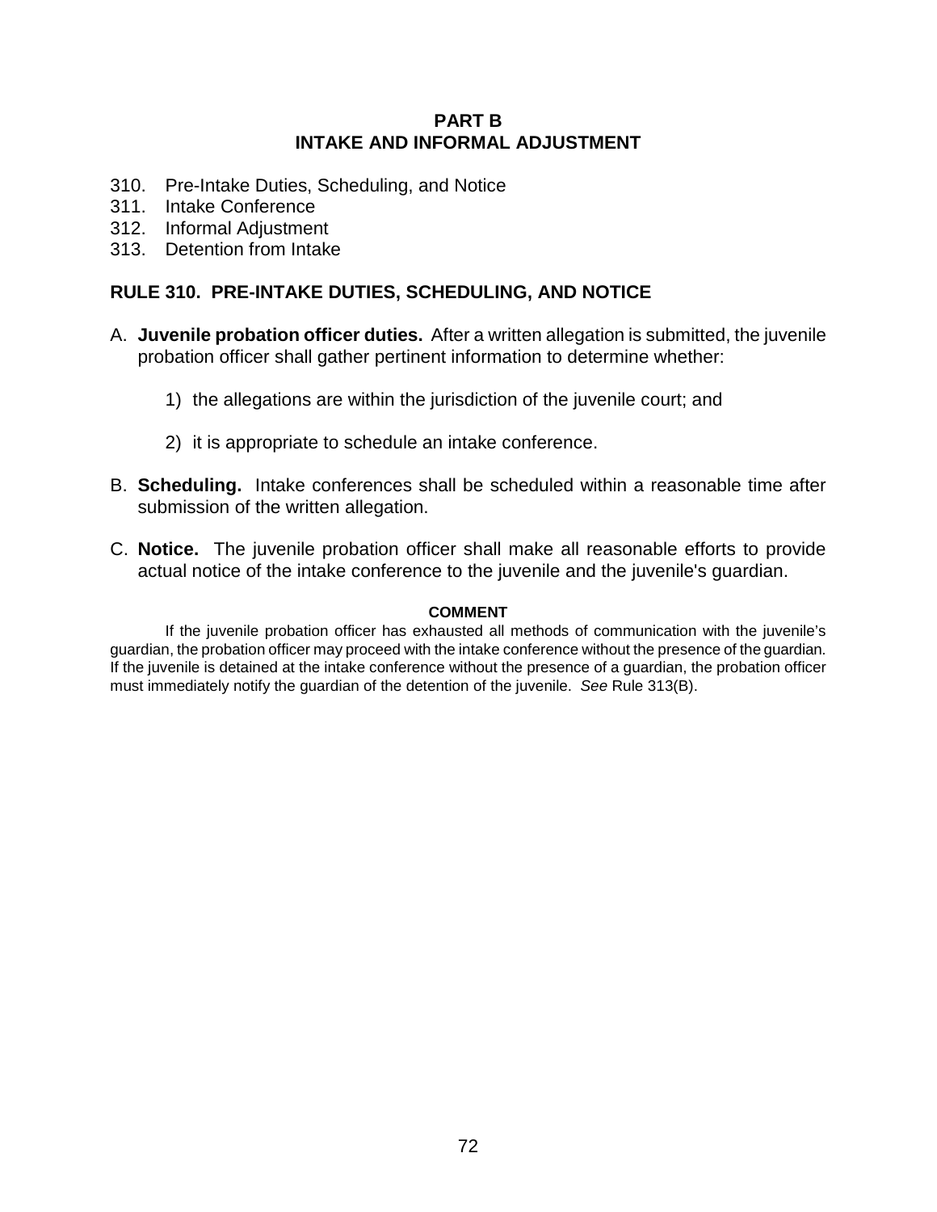## PART B
## INTAKE AND INFORMAL ADJUSTMENT

310. Pre-Intake Duties, Scheduling, and Notice
311. Intake Conference
312. Informal Adjustment
313. Detention from Intake

### RULE 310. PRE-INTAKE DUTIES, SCHEDULING, AND NOTICE

A. **Juvenile probation officer duties.** After a written allegation is submitted, the juvenile probation officer shall gather pertinent information to determine whether:

   1) the allegations are within the jurisdiction of the juvenile court; and

   2) it is appropriate to schedule an intake conference.

B. **Scheduling.** Intake conferences shall be scheduled within a reasonable time after submission of the written allegation.

C. **Notice.** The juvenile probation officer shall make all reasonable efforts to provide actual notice of the intake conference to the juvenile and the juvenile's guardian.

**COMMENT**

If the juvenile probation officer has exhausted all methods of communication with the juvenile's guardian, the probation officer may proceed with the intake conference without the presence of the guardian. If the juvenile is detained at the intake conference without the presence of a guardian, the probation officer must immediately notify the guardian of the detention of the juvenile. *See* Rule 313(B).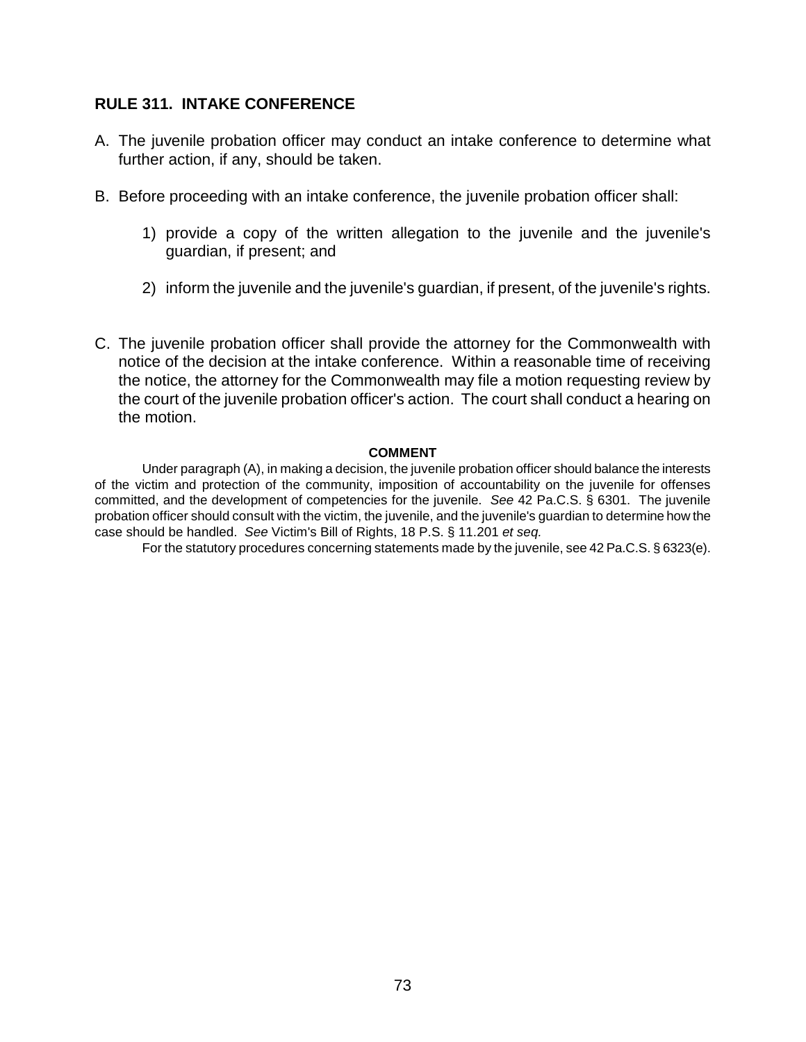## RULE 311. INTAKE CONFERENCE

A. The juvenile probation officer may conduct an intake conference to determine what further action, if any, should be taken.

B. Before proceeding with an intake conference, the juvenile probation officer shall:

   1) provide a copy of the written allegation to the juvenile and the juvenile's guardian, if present; and

   2) inform the juvenile and the juvenile's guardian, if present, of the juvenile's rights.

C. The juvenile probation officer shall provide the attorney for the Commonwealth with notice of the decision at the intake conference. Within a reasonable time of receiving the notice, the attorney for the Commonwealth may file a motion requesting review by the court of the juvenile probation officer's action. The court shall conduct a hearing on the motion.

**COMMENT**

Under paragraph (A), in making a decision, the juvenile probation officer should balance the interests of the victim and protection of the community, imposition of accountability on the juvenile for offenses committed, and the development of competencies for the juvenile. *See* 42 Pa.C.S. § 6301. The juvenile probation officer should consult with the victim, the juvenile, and the juvenile's guardian to determine how the case should be handled. *See* Victim's Bill of Rights, 18 P.S. § 11.201 *et seq.*

For the statutory procedures concerning statements made by the juvenile, see 42 Pa.C.S. § 6323(e).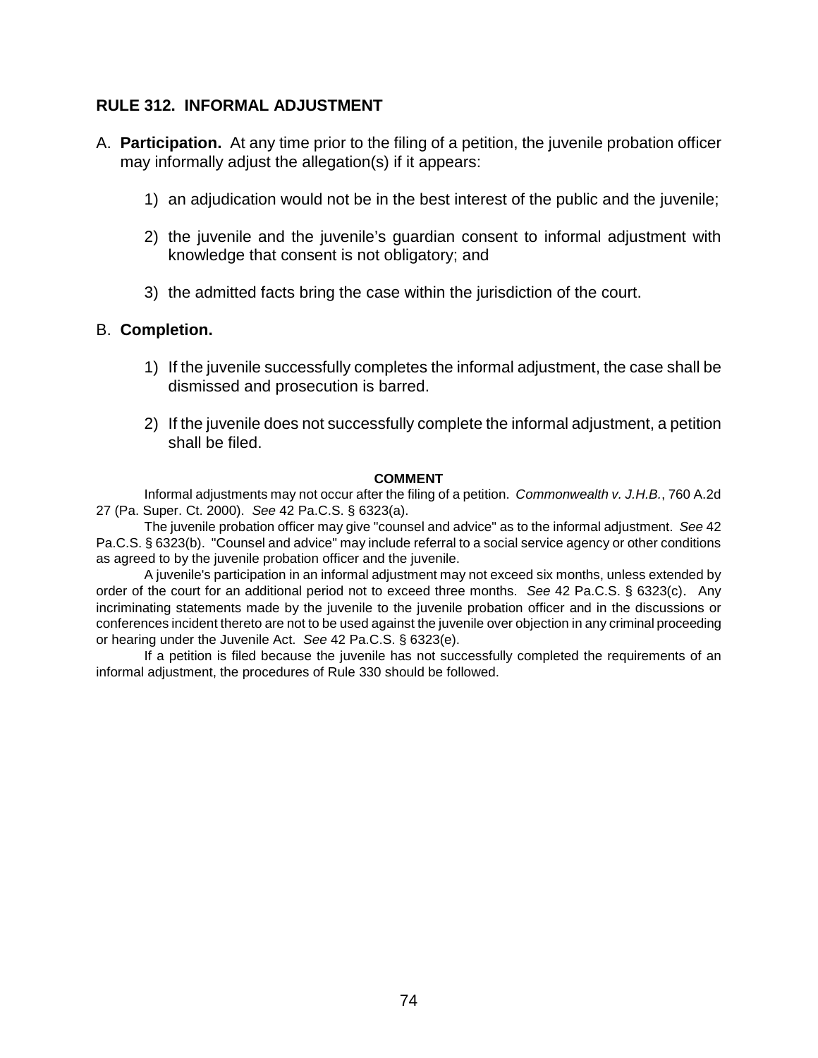## RULE 312. INFORMAL ADJUSTMENT

A. **Participation.** At any time prior to the filing of a petition, the juvenile probation officer may informally adjust the allegation(s) if it appears:

1) an adjudication would not be in the best interest of the public and the juvenile;

2) the juvenile and the juvenile's guardian consent to informal adjustment with knowledge that consent is not obligatory; and

3) the admitted facts bring the case within the jurisdiction of the court.

B. **Completion.**

1) If the juvenile successfully completes the informal adjustment, the case shall be dismissed and prosecution is barred.

2) If the juvenile does not successfully complete the informal adjustment, a petition shall be filed.

**COMMENT**

Informal adjustments may not occur after the filing of a petition. *Commonwealth v. J.H.B.*, 760 A.2d 27 (Pa. Super. Ct. 2000). *See* 42 Pa.C.S. § 6323(a).

The juvenile probation officer may give "counsel and advice" as to the informal adjustment. *See* 42 Pa.C.S. § 6323(b). "Counsel and advice" may include referral to a social service agency or other conditions as agreed to by the juvenile probation officer and the juvenile.

A juvenile's participation in an informal adjustment may not exceed six months, unless extended by order of the court for an additional period not to exceed three months. *See* 42 Pa.C.S. § 6323(c). Any incriminating statements made by the juvenile to the juvenile probation officer and in the discussions or conferences incident thereto are not to be used against the juvenile over objection in any criminal proceeding or hearing under the Juvenile Act. *See* 42 Pa.C.S. § 6323(e).

If a petition is filed because the juvenile has not successfully completed the requirements of an informal adjustment, the procedures of Rule 330 should be followed.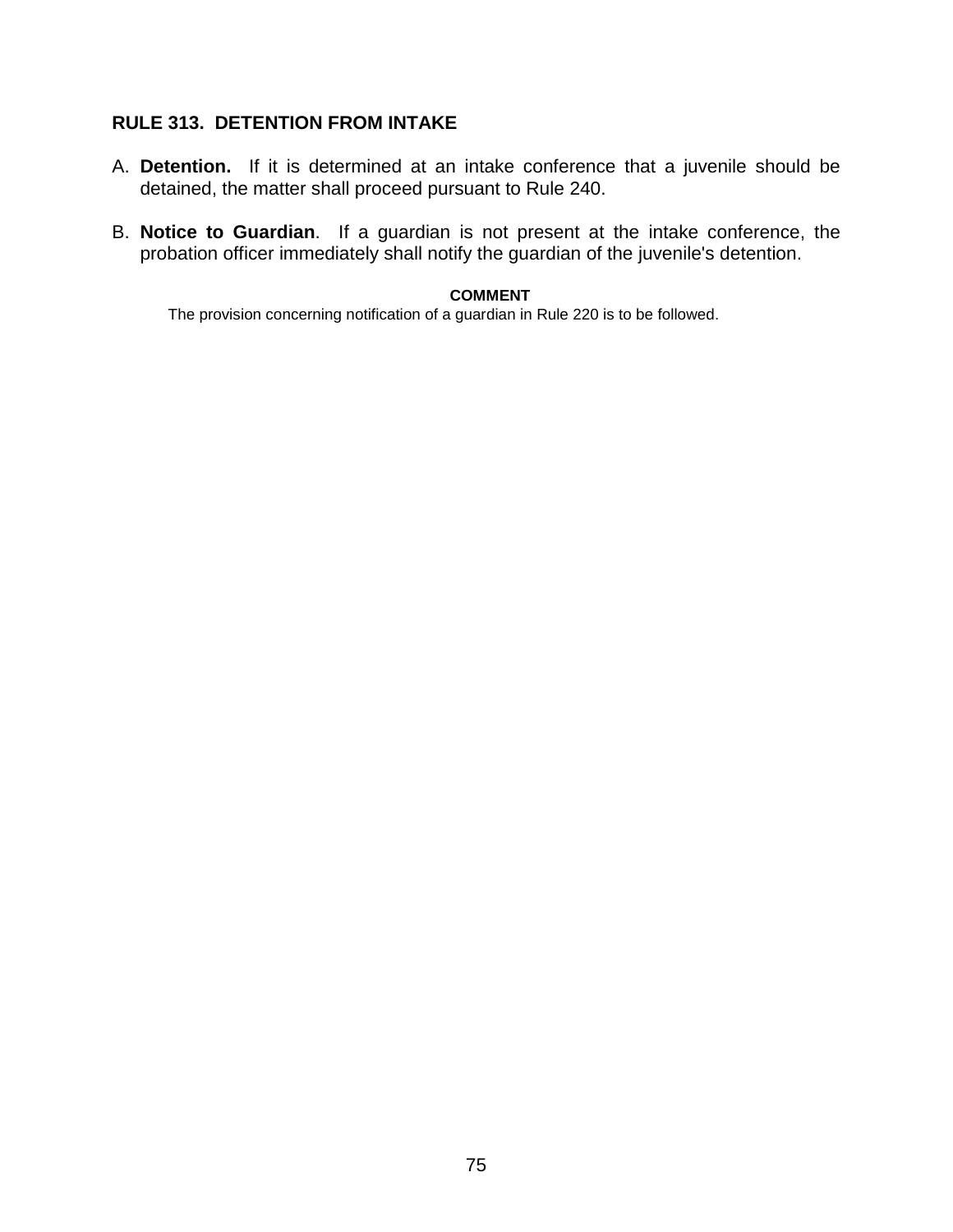## RULE 313. DETENTION FROM INTAKE

A. **Detention.** If it is determined at an intake conference that a juvenile should be detained, the matter shall proceed pursuant to Rule 240.

B. **Notice to Guardian**. If a guardian is not present at the intake conference, the probation officer immediately shall notify the guardian of the juvenile's detention.

**COMMENT**

The provision concerning notification of a guardian in Rule 220 is to be followed.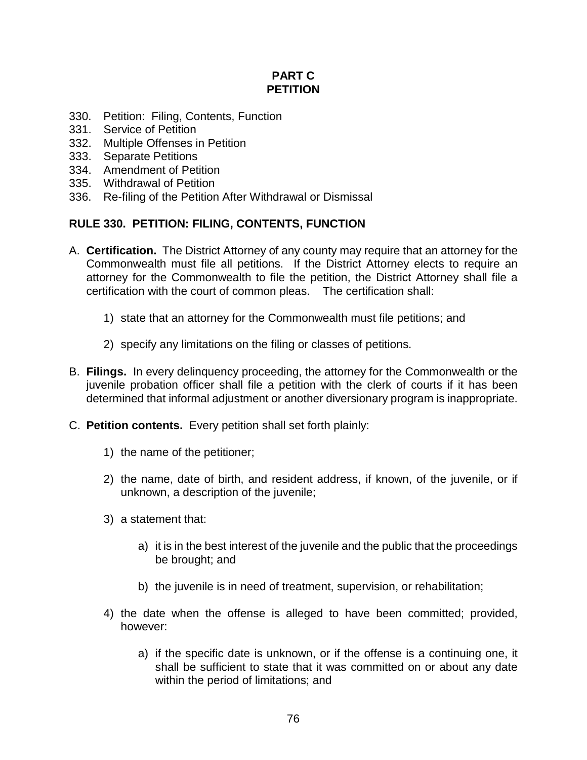## PART C
## PETITION

330. Petition: Filing, Contents, Function
331. Service of Petition
332. Multiple Offenses in Petition
333. Separate Petitions
334. Amendment of Petition
335. Withdrawal of Petition
336. Re-filing of the Petition After Withdrawal or Dismissal

### RULE 330. PETITION: FILING, CONTENTS, FUNCTION

A. **Certification.** The District Attorney of any county may require that an attorney for the Commonwealth must file all petitions. If the District Attorney elects to require an attorney for the Commonwealth to file the petition, the District Attorney shall file a certification with the court of common pleas. The certification shall:

   1) state that an attorney for the Commonwealth must file petitions; and

   2) specify any limitations on the filing or classes of petitions.

B. **Filings.** In every delinquency proceeding, the attorney for the Commonwealth or the juvenile probation officer shall file a petition with the clerk of courts if it has been determined that informal adjustment or another diversionary program is inappropriate.

C. **Petition contents.** Every petition shall set forth plainly:

   1) the name of the petitioner;

   2) the name, date of birth, and resident address, if known, of the juvenile, or if unknown, a description of the juvenile;

   3) a statement that:

      a) it is in the best interest of the juvenile and the public that the proceedings be brought; and

      b) the juvenile is in need of treatment, supervision, or rehabilitation;

   4) the date when the offense is alleged to have been committed; provided, however:

      a) if the specific date is unknown, or if the offense is a continuing one, it shall be sufficient to state that it was committed on or about any date within the period of limitations; and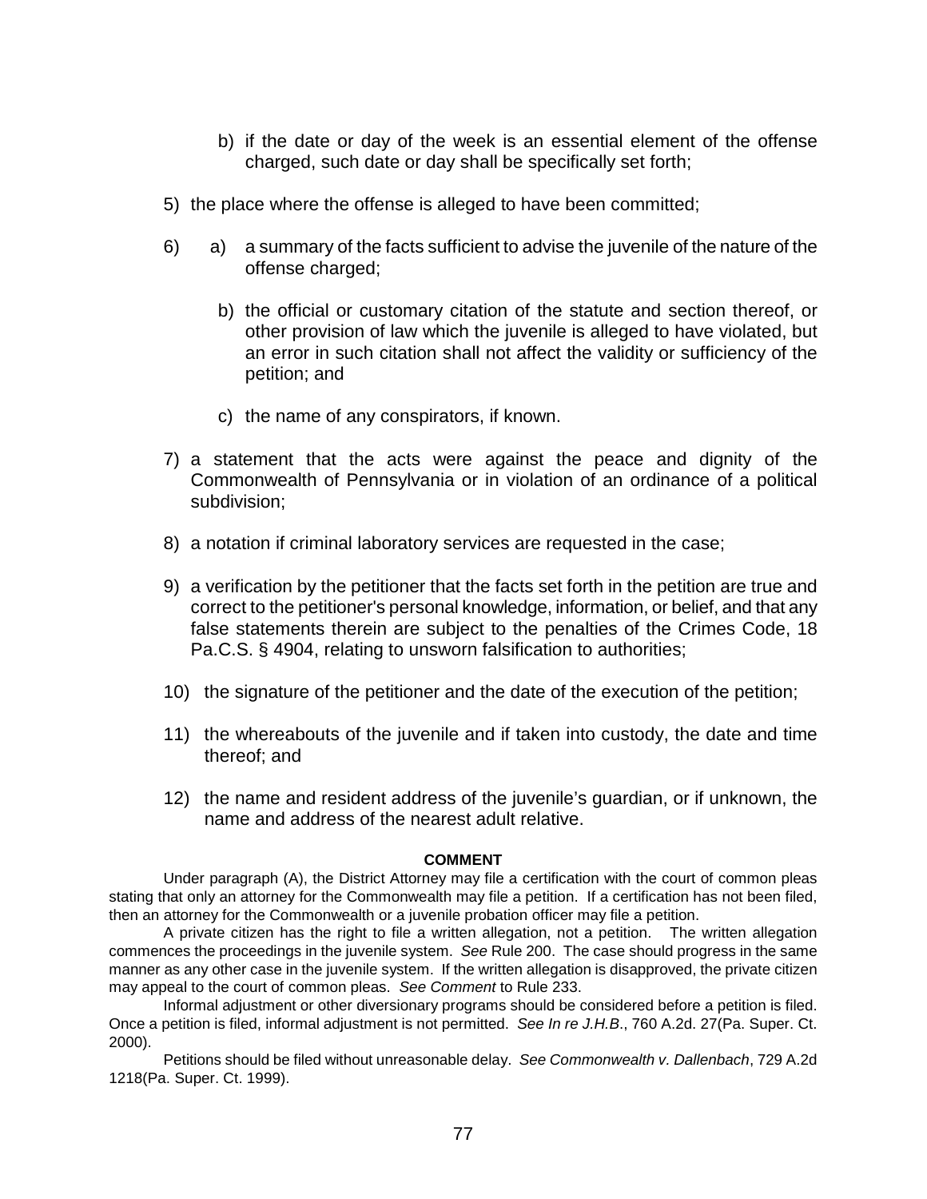b) if the date or day of the week is an essential element of the offense charged, such date or day shall be specifically set forth;

5) the place where the offense is alleged to have been committed;

6) a) a summary of the facts sufficient to advise the juvenile of the nature of the offense charged;

   b) the official or customary citation of the statute and section thereof, or other provision of law which the juvenile is alleged to have violated, but an error in such citation shall not affect the validity or sufficiency of the petition; and

   c) the name of any conspirators, if known.

7) a statement that the acts were against the peace and dignity of the Commonwealth of Pennsylvania or in violation of an ordinance of a political subdivision;

8) a notation if criminal laboratory services are requested in the case;

9) a verification by the petitioner that the facts set forth in the petition are true and correct to the petitioner's personal knowledge, information, or belief, and that any false statements therein are subject to the penalties of the Crimes Code, 18 Pa.C.S. § 4904, relating to unsworn falsification to authorities;

10) the signature of the petitioner and the date of the execution of the petition;

11) the whereabouts of the juvenile and if taken into custody, the date and time thereof; and

12) the name and resident address of the juvenile's guardian, or if unknown, the name and address of the nearest adult relative.

**COMMENT**

Under paragraph (A), the District Attorney may file a certification with the court of common pleas stating that only an attorney for the Commonwealth may file a petition. If a certification has not been filed, then an attorney for the Commonwealth or a juvenile probation officer may file a petition.

A private citizen has the right to file a written allegation, not a petition. The written allegation commences the proceedings in the juvenile system. *See* Rule 200. The case should progress in the same manner as any other case in the juvenile system. If the written allegation is disapproved, the private citizen may appeal to the court of common pleas. *See Comment* to Rule 233.

Informal adjustment or other diversionary programs should be considered before a petition is filed. Once a petition is filed, informal adjustment is not permitted. *See In re J.H.B*., 760 A.2d. 27(Pa. Super. Ct. 2000).

Petitions should be filed without unreasonable delay. *See Commonwealth v. Dallenbach*, 729 A.2d 1218(Pa. Super. Ct. 1999).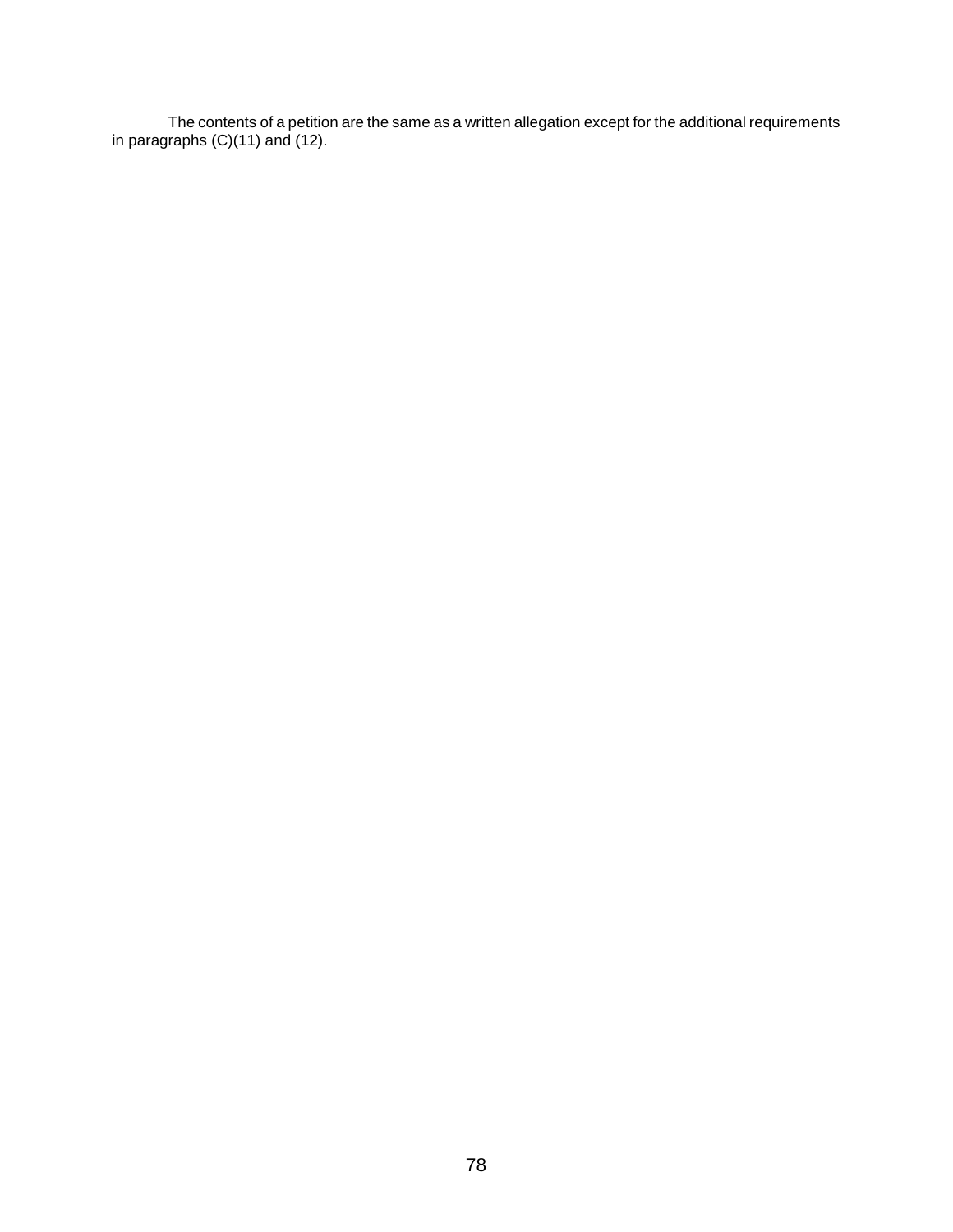The contents of a petition are the same as a written allegation except for the additional requirements in paragraphs (C)(11) and (12).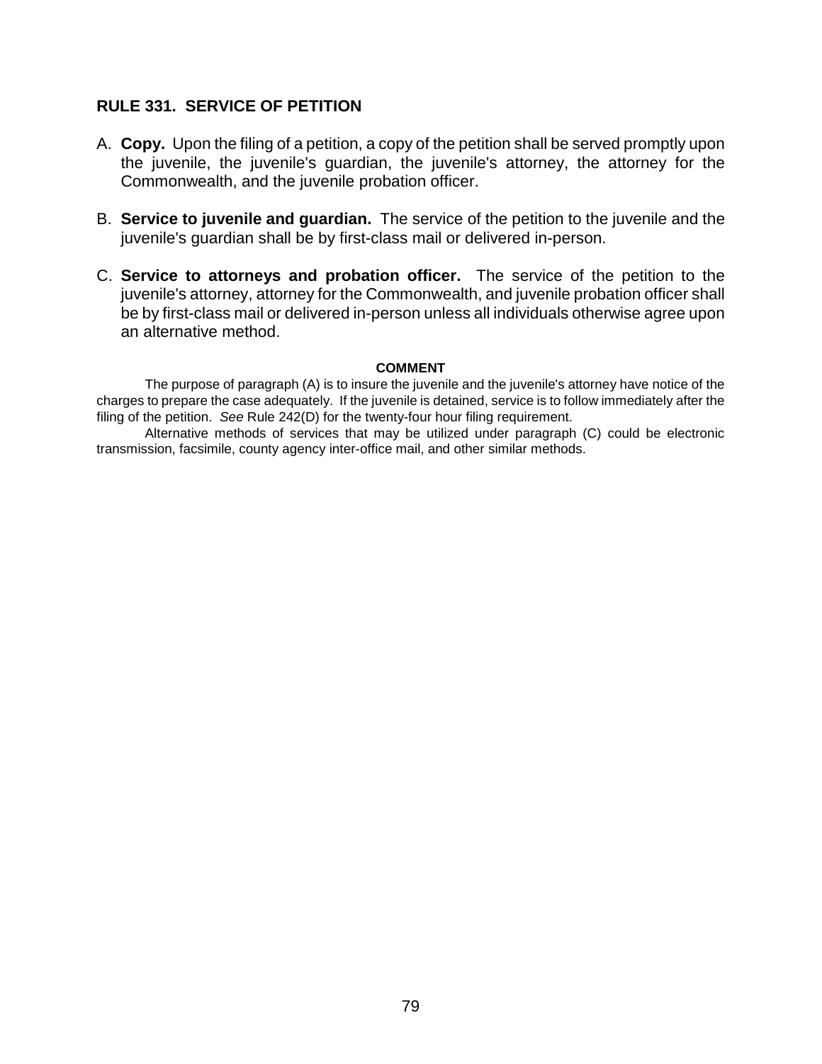## RULE 331. SERVICE OF PETITION

A. **Copy.** Upon the filing of a petition, a copy of the petition shall be served promptly upon the juvenile, the juvenile's guardian, the juvenile's attorney, the attorney for the Commonwealth, and the juvenile probation officer.

B. **Service to juvenile and guardian.** The service of the petition to the juvenile and the juvenile's guardian shall be by first-class mail or delivered in-person.

C. **Service to attorneys and probation officer.** The service of the petition to the juvenile's attorney, attorney for the Commonwealth, and juvenile probation officer shall be by first-class mail or delivered in-person unless all individuals otherwise agree upon an alternative method.

**COMMENT**

The purpose of paragraph (A) is to insure the juvenile and the juvenile's attorney have notice of the charges to prepare the case adequately. If the juvenile is detained, service is to follow immediately after the filing of the petition. *See* Rule 242(D) for the twenty-four hour filing requirement.

Alternative methods of services that may be utilized under paragraph (C) could be electronic transmission, facsimile, county agency inter-office mail, and other similar methods.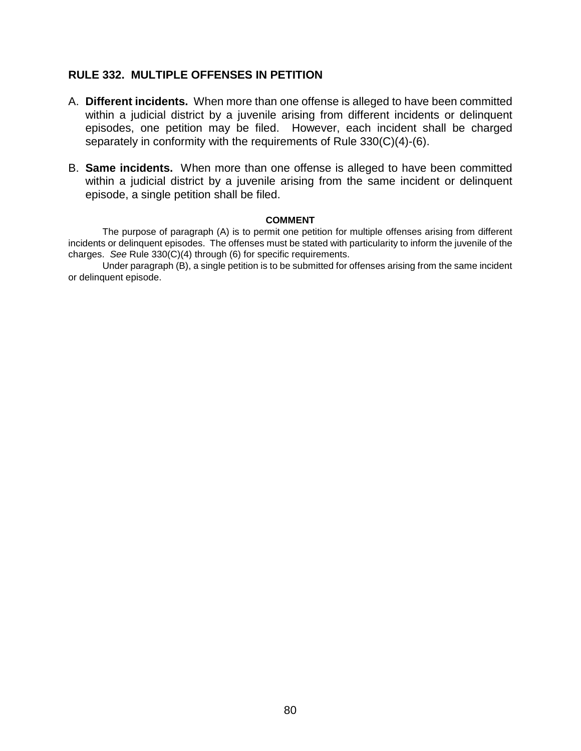## RULE 332. MULTIPLE OFFENSES IN PETITION

A. **Different incidents.** When more than one offense is alleged to have been committed within a judicial district by a juvenile arising from different incidents or delinquent episodes, one petition may be filed. However, each incident shall be charged separately in conformity with the requirements of Rule 330(C)(4)-(6).

B. **Same incidents.** When more than one offense is alleged to have been committed within a judicial district by a juvenile arising from the same incident or delinquent episode, a single petition shall be filed.

**COMMENT**

The purpose of paragraph (A) is to permit one petition for multiple offenses arising from different incidents or delinquent episodes. The offenses must be stated with particularity to inform the juvenile of the charges. *See* Rule 330(C)(4) through (6) for specific requirements.

Under paragraph (B), a single petition is to be submitted for offenses arising from the same incident or delinquent episode.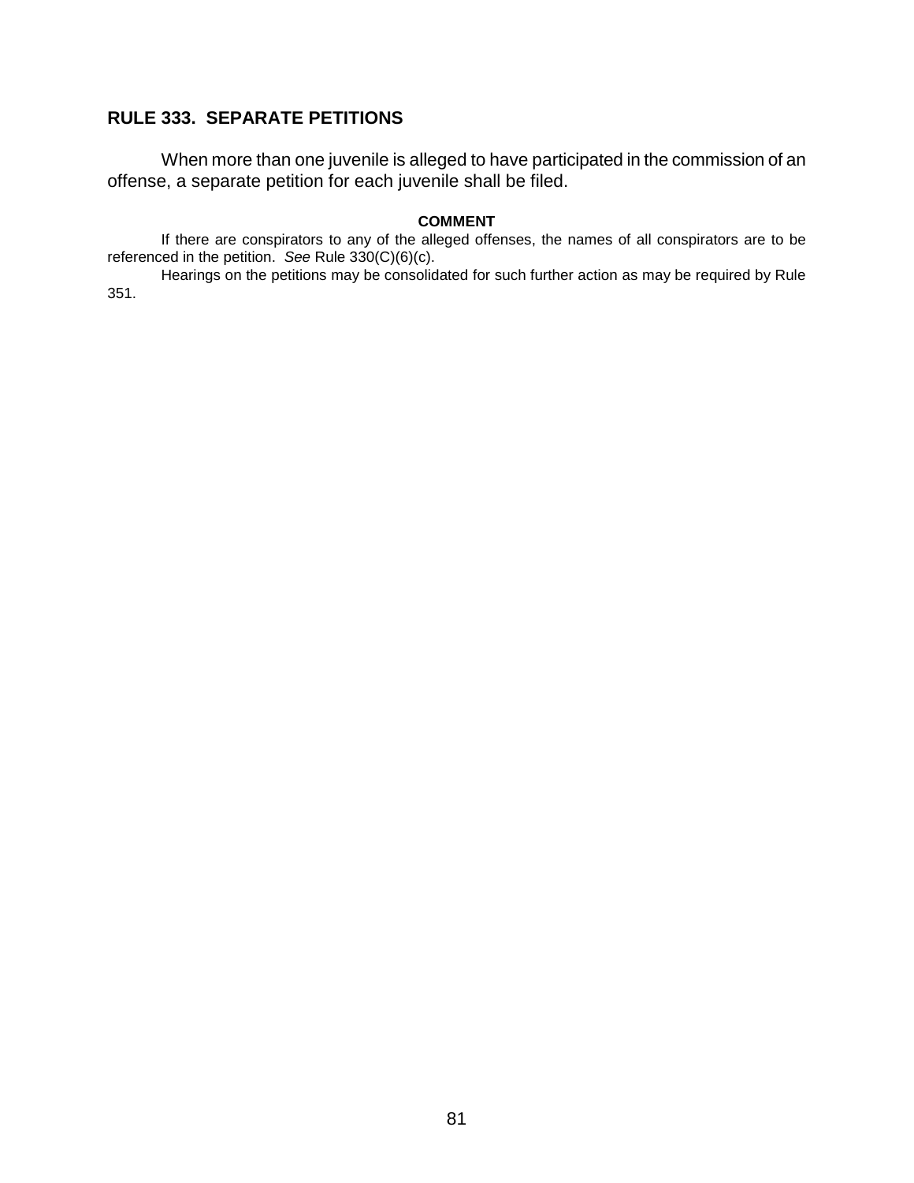## RULE 333. SEPARATE PETITIONS

When more than one juvenile is alleged to have participated in the commission of an offense, a separate petition for each juvenile shall be filed.

**COMMENT**

If there are conspirators to any of the alleged offenses, the names of all conspirators are to be referenced in the petition. *See* Rule 330(C)(6)(c).

Hearings on the petitions may be consolidated for such further action as may be required by Rule 351.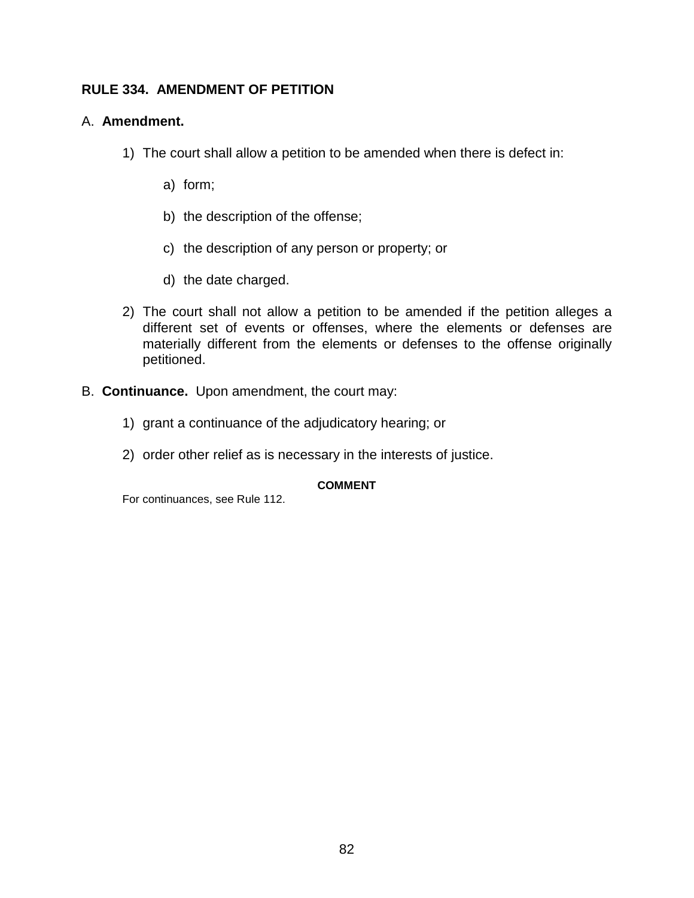## RULE 334. AMENDMENT OF PETITION

A. **Amendment.**

1) The court shall allow a petition to be amended when there is defect in:

   a) form;

   b) the description of the offense;

   c) the description of any person or property; or

   d) the date charged.

2) The court shall not allow a petition to be amended if the petition alleges a different set of events or offenses, where the elements or defenses are materially different from the elements or defenses to the offense originally petitioned.

B. **Continuance.** Upon amendment, the court may:

1) grant a continuance of the adjudicatory hearing; or

2) order other relief as is necessary in the interests of justice.

**COMMENT**

For continuances, see Rule 112.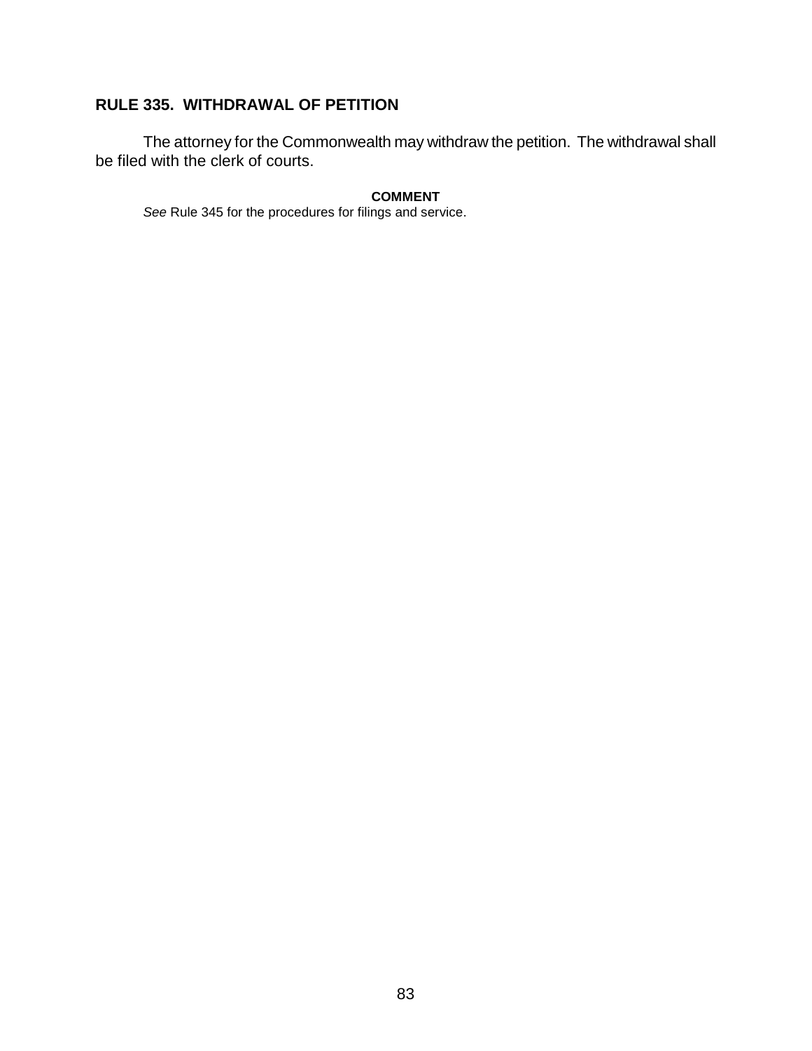## RULE 335. WITHDRAWAL OF PETITION

The attorney for the Commonwealth may withdraw the petition. The withdrawal shall be filed with the clerk of courts.

**COMMENT**

*See* Rule 345 for the procedures for filings and service.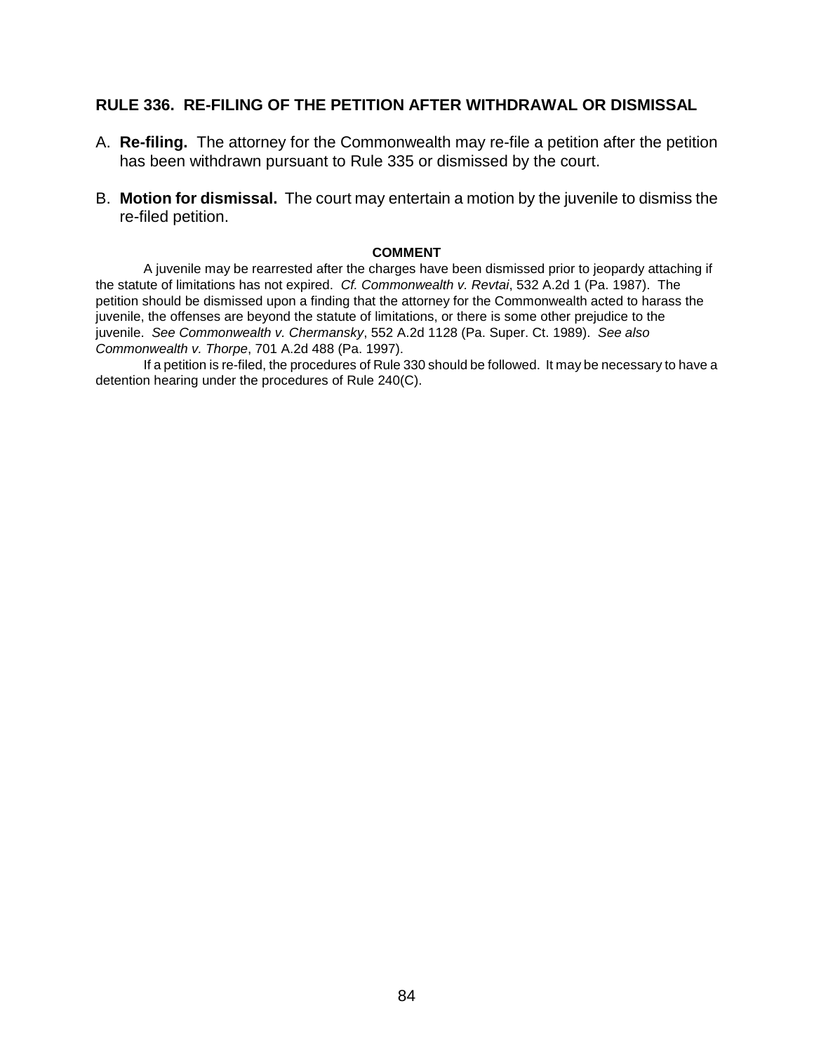## RULE 336. RE-FILING OF THE PETITION AFTER WITHDRAWAL OR DISMISSAL

A. **Re-filing.** The attorney for the Commonwealth may re-file a petition after the petition has been withdrawn pursuant to Rule 335 or dismissed by the court.

B. **Motion for dismissal.** The court may entertain a motion by the juvenile to dismiss the re-filed petition.

**COMMENT**

A juvenile may be rearrested after the charges have been dismissed prior to jeopardy attaching if the statute of limitations has not expired. *Cf. Commonwealth v. Revtai*, 532 A.2d 1 (Pa. 1987). The petition should be dismissed upon a finding that the attorney for the Commonwealth acted to harass the juvenile, the offenses are beyond the statute of limitations, or there is some other prejudice to the juvenile. *See Commonwealth v. Chermansky*, 552 A.2d 1128 (Pa. Super. Ct. 1989). *See also Commonwealth v. Thorpe*, 701 A.2d 488 (Pa. 1997).

If a petition is re-filed, the procedures of Rule 330 should be followed. It may be necessary to have a detention hearing under the procedures of Rule 240(C).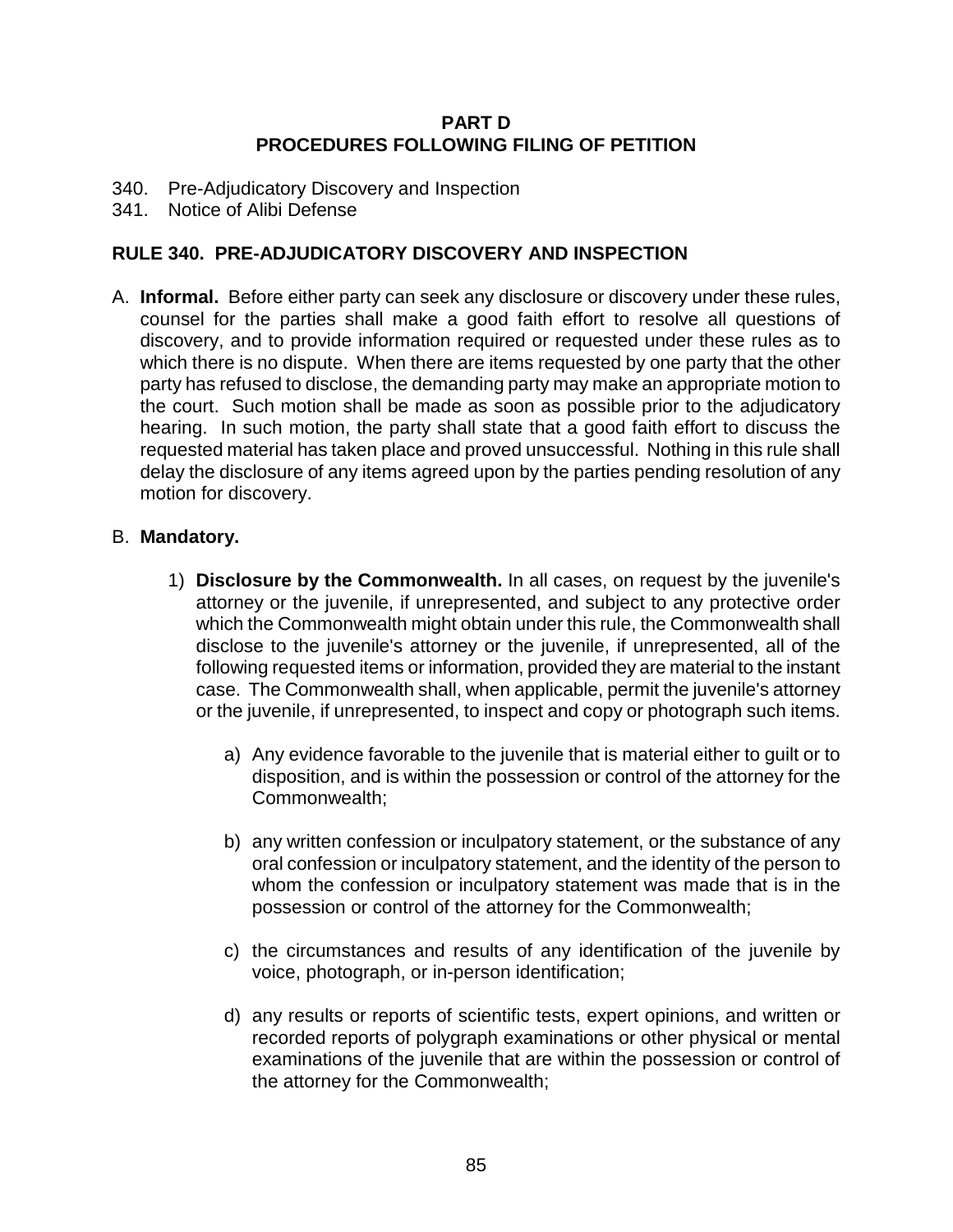## PART D
## PROCEDURES FOLLOWING FILING OF PETITION

340. Pre-Adjudicatory Discovery and Inspection
341. Notice of Alibi Defense

### RULE 340. PRE-ADJUDICATORY DISCOVERY AND INSPECTION

A. **Informal.** Before either party can seek any disclosure or discovery under these rules, counsel for the parties shall make a good faith effort to resolve all questions of discovery, and to provide information required or requested under these rules as to which there is no dispute. When there are items requested by one party that the other party has refused to disclose, the demanding party may make an appropriate motion to the court. Such motion shall be made as soon as possible prior to the adjudicatory hearing. In such motion, the party shall state that a good faith effort to discuss the requested material has taken place and proved unsuccessful. Nothing in this rule shall delay the disclosure of any items agreed upon by the parties pending resolution of any motion for discovery.

B. **Mandatory.**

1) **Disclosure by the Commonwealth.** In all cases, on request by the juvenile's attorney or the juvenile, if unrepresented, and subject to any protective order which the Commonwealth might obtain under this rule, the Commonwealth shall disclose to the juvenile's attorney or the juvenile, if unrepresented, all of the following requested items or information, provided they are material to the instant case. The Commonwealth shall, when applicable, permit the juvenile's attorney or the juvenile, if unrepresented, to inspect and copy or photograph such items.

   a) Any evidence favorable to the juvenile that is material either to guilt or to disposition, and is within the possession or control of the attorney for the Commonwealth;

   b) any written confession or inculpatory statement, or the substance of any oral confession or inculpatory statement, and the identity of the person to whom the confession or inculpatory statement was made that is in the possession or control of the attorney for the Commonwealth;

   c) the circumstances and results of any identification of the juvenile by voice, photograph, or in-person identification;

   d) any results or reports of scientific tests, expert opinions, and written or recorded reports of polygraph examinations or other physical or mental examinations of the juvenile that are within the possession or control of the attorney for the Commonwealth;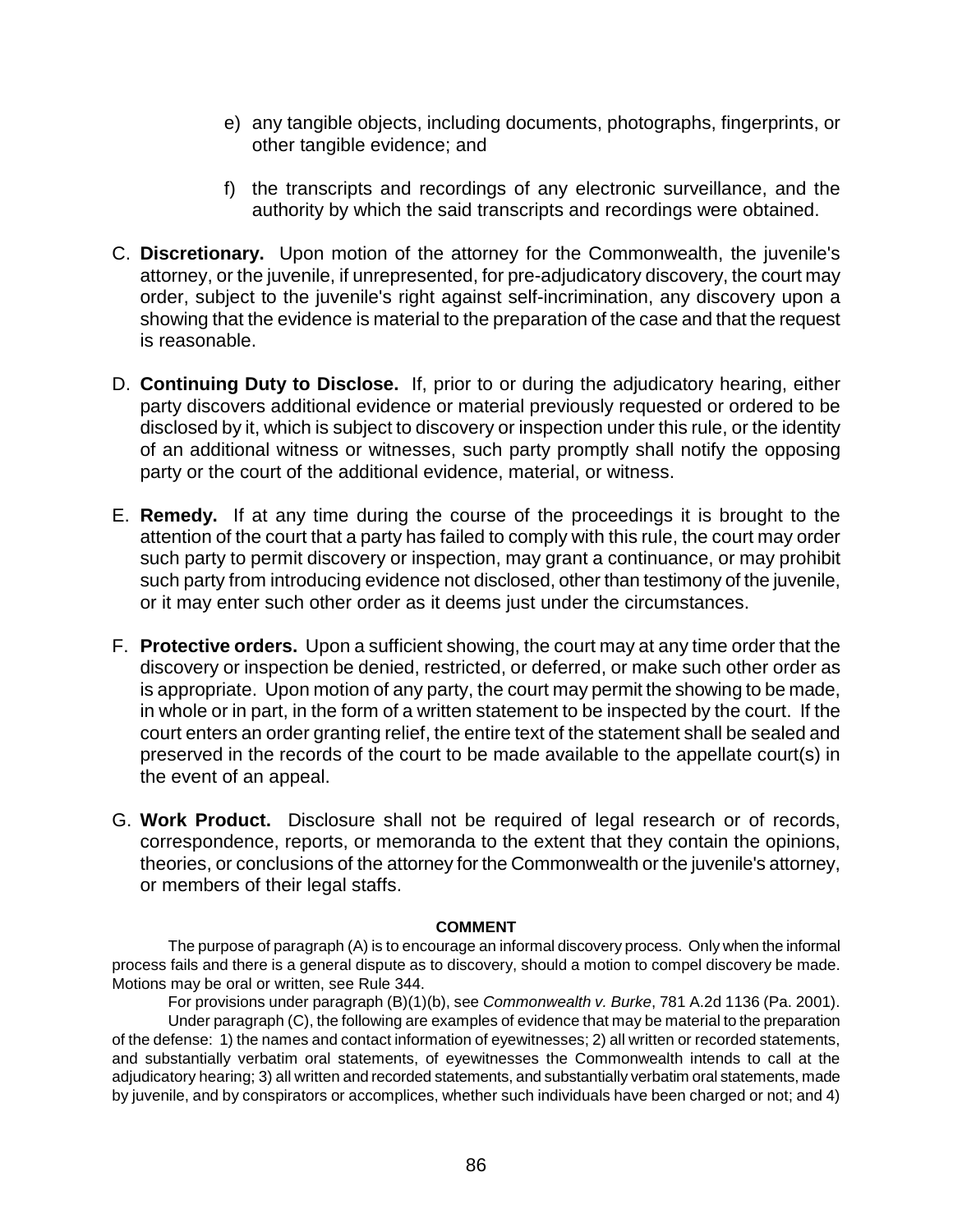e) any tangible objects, including documents, photographs, fingerprints, or other tangible evidence; and

f) the transcripts and recordings of any electronic surveillance, and the authority by which the said transcripts and recordings were obtained.

C. **Discretionary.** Upon motion of the attorney for the Commonwealth, the juvenile's attorney, or the juvenile, if unrepresented, for pre-adjudicatory discovery, the court may order, subject to the juvenile's right against self-incrimination, any discovery upon a showing that the evidence is material to the preparation of the case and that the request is reasonable.

D. **Continuing Duty to Disclose.** If, prior to or during the adjudicatory hearing, either party discovers additional evidence or material previously requested or ordered to be disclosed by it, which is subject to discovery or inspection under this rule, or the identity of an additional witness or witnesses, such party promptly shall notify the opposing party or the court of the additional evidence, material, or witness.

E. **Remedy.** If at any time during the course of the proceedings it is brought to the attention of the court that a party has failed to comply with this rule, the court may order such party to permit discovery or inspection, may grant a continuance, or may prohibit such party from introducing evidence not disclosed, other than testimony of the juvenile, or it may enter such other order as it deems just under the circumstances.

F. **Protective orders.** Upon a sufficient showing, the court may at any time order that the discovery or inspection be denied, restricted, or deferred, or make such other order as is appropriate. Upon motion of any party, the court may permit the showing to be made, in whole or in part, in the form of a written statement to be inspected by the court. If the court enters an order granting relief, the entire text of the statement shall be sealed and preserved in the records of the court to be made available to the appellate court(s) in the event of an appeal.

G. **Work Product.** Disclosure shall not be required of legal research or of records, correspondence, reports, or memoranda to the extent that they contain the opinions, theories, or conclusions of the attorney for the Commonwealth or the juvenile's attorney, or members of their legal staffs.

**COMMENT**

The purpose of paragraph (A) is to encourage an informal discovery process. Only when the informal process fails and there is a general dispute as to discovery, should a motion to compel discovery be made. Motions may be oral or written, see Rule 344.

For provisions under paragraph (B)(1)(b), see *Commonwealth v. Burke*, 781 A.2d 1136 (Pa. 2001).

Under paragraph (C), the following are examples of evidence that may be material to the preparation of the defense: 1) the names and contact information of eyewitnesses; 2) all written or recorded statements, and substantially verbatim oral statements, of eyewitnesses the Commonwealth intends to call at the adjudicatory hearing; 3) all written and recorded statements, and substantially verbatim oral statements, made by juvenile, and by conspirators or accomplices, whether such individuals have been charged or not; and 4)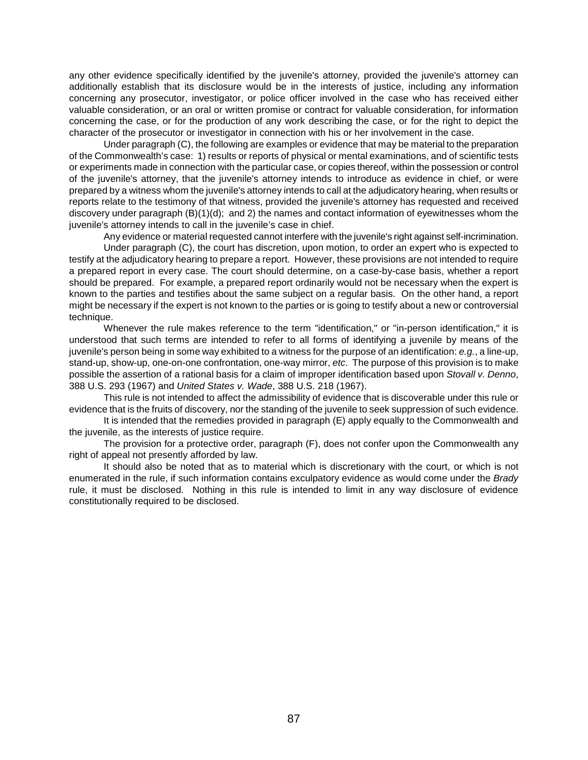any other evidence specifically identified by the juvenile's attorney, provided the juvenile's attorney can additionally establish that its disclosure would be in the interests of justice, including any information concerning any prosecutor, investigator, or police officer involved in the case who has received either valuable consideration, or an oral or written promise or contract for valuable consideration, for information concerning the case, or for the production of any work describing the case, or for the right to depict the character of the prosecutor or investigator in connection with his or her involvement in the case.

Under paragraph (C), the following are examples or evidence that may be material to the preparation of the Commonwealth's case: 1) results or reports of physical or mental examinations, and of scientific tests or experiments made in connection with the particular case, or copies thereof, within the possession or control of the juvenile's attorney, that the juvenile's attorney intends to introduce as evidence in chief, or were prepared by a witness whom the juvenile's attorney intends to call at the adjudicatory hearing, when results or reports relate to the testimony of that witness, provided the juvenile's attorney has requested and received discovery under paragraph (B)(1)(d); and 2) the names and contact information of eyewitnesses whom the juvenile's attorney intends to call in the juvenile's case in chief.

Any evidence or material requested cannot interfere with the juvenile's right against self-incrimination.

Under paragraph (C), the court has discretion, upon motion, to order an expert who is expected to testify at the adjudicatory hearing to prepare a report. However, these provisions are not intended to require a prepared report in every case. The court should determine, on a case-by-case basis, whether a report should be prepared. For example, a prepared report ordinarily would not be necessary when the expert is known to the parties and testifies about the same subject on a regular basis. On the other hand, a report might be necessary if the expert is not known to the parties or is going to testify about a new or controversial technique.

Whenever the rule makes reference to the term "identification," or "in-person identification," it is understood that such terms are intended to refer to all forms of identifying a juvenile by means of the juvenile's person being in some way exhibited to a witness for the purpose of an identification: *e.g.*, a line-up, stand-up, show-up, one-on-one confrontation, one-way mirror, *etc*. The purpose of this provision is to make possible the assertion of a rational basis for a claim of improper identification based upon *Stovall v. Denno*, 388 U.S. 293 (1967) and *United States v. Wade*, 388 U.S. 218 (1967).

This rule is not intended to affect the admissibility of evidence that is discoverable under this rule or evidence that is the fruits of discovery, nor the standing of the juvenile to seek suppression of such evidence.

It is intended that the remedies provided in paragraph (E) apply equally to the Commonwealth and the juvenile, as the interests of justice require.

The provision for a protective order, paragraph (F), does not confer upon the Commonwealth any right of appeal not presently afforded by law.

It should also be noted that as to material which is discretionary with the court, or which is not enumerated in the rule, if such information contains exculpatory evidence as would come under the *Brady* rule, it must be disclosed. Nothing in this rule is intended to limit in any way disclosure of evidence constitutionally required to be disclosed.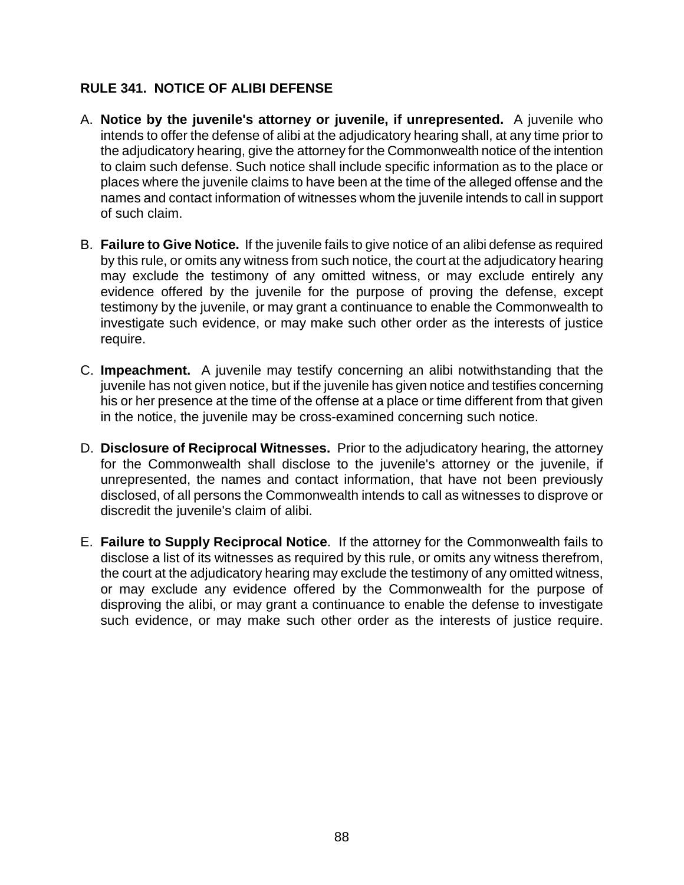## RULE 341. NOTICE OF ALIBI DEFENSE

A. **Notice by the juvenile's attorney or juvenile, if unrepresented.** A juvenile who intends to offer the defense of alibi at the adjudicatory hearing shall, at any time prior to the adjudicatory hearing, give the attorney for the Commonwealth notice of the intention to claim such defense. Such notice shall include specific information as to the place or places where the juvenile claims to have been at the time of the alleged offense and the names and contact information of witnesses whom the juvenile intends to call in support of such claim.

B. **Failure to Give Notice.** If the juvenile fails to give notice of an alibi defense as required by this rule, or omits any witness from such notice, the court at the adjudicatory hearing may exclude the testimony of any omitted witness, or may exclude entirely any evidence offered by the juvenile for the purpose of proving the defense, except testimony by the juvenile, or may grant a continuance to enable the Commonwealth to investigate such evidence, or may make such other order as the interests of justice require.

C. **Impeachment.** A juvenile may testify concerning an alibi notwithstanding that the juvenile has not given notice, but if the juvenile has given notice and testifies concerning his or her presence at the time of the offense at a place or time different from that given in the notice, the juvenile may be cross-examined concerning such notice.

D. **Disclosure of Reciprocal Witnesses.** Prior to the adjudicatory hearing, the attorney for the Commonwealth shall disclose to the juvenile's attorney or the juvenile, if unrepresented, the names and contact information, that have not been previously disclosed, of all persons the Commonwealth intends to call as witnesses to disprove or discredit the juvenile's claim of alibi.

E. **Failure to Supply Reciprocal Notice**. If the attorney for the Commonwealth fails to disclose a list of its witnesses as required by this rule, or omits any witness therefrom, the court at the adjudicatory hearing may exclude the testimony of any omitted witness, or may exclude any evidence offered by the Commonwealth for the purpose of disproving the alibi, or may grant a continuance to enable the defense to investigate such evidence, or may make such other order as the interests of justice require.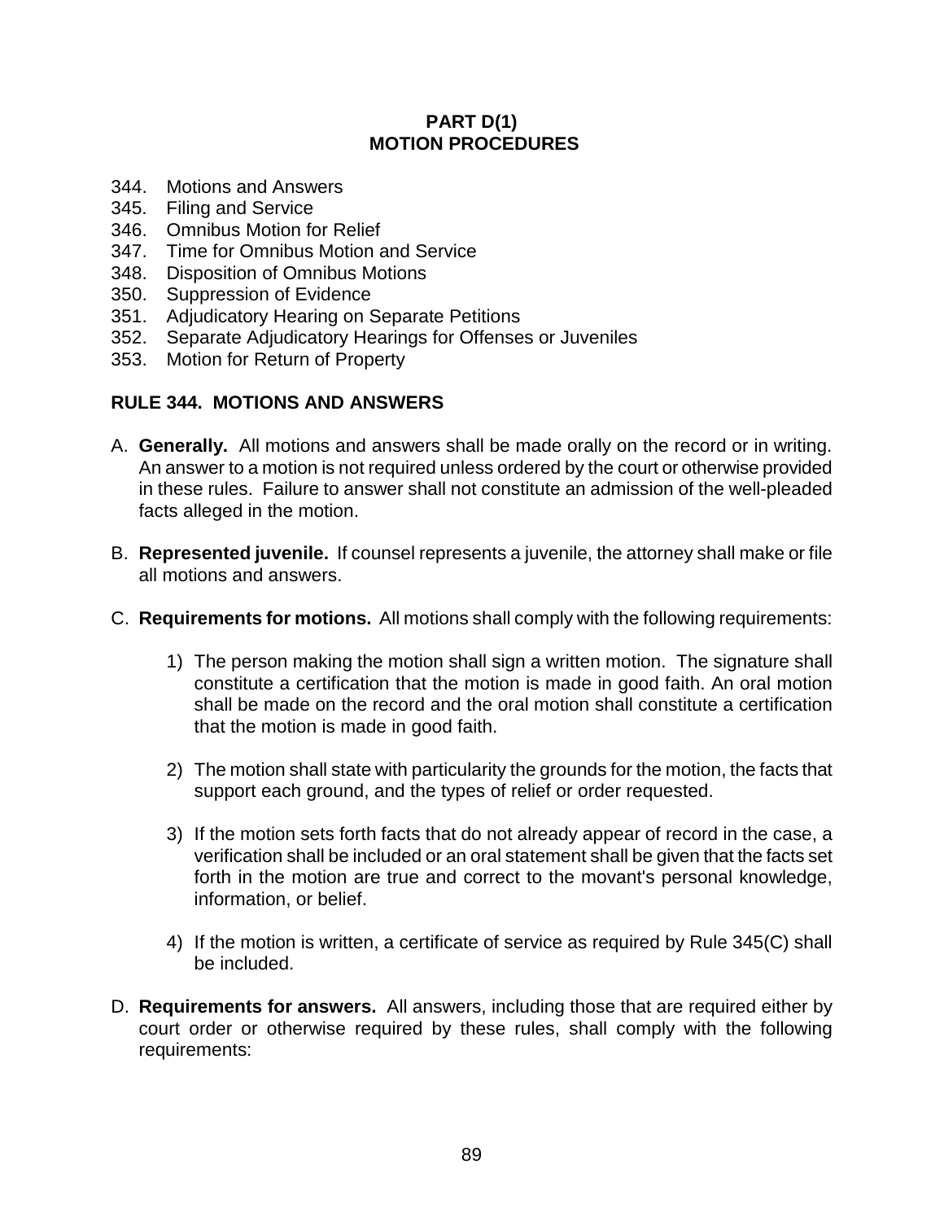## PART D(1)
## MOTION PROCEDURES

344. Motions and Answers
345. Filing and Service
346. Omnibus Motion for Relief
347. Time for Omnibus Motion and Service
348. Disposition of Omnibus Motions
350. Suppression of Evidence
351. Adjudicatory Hearing on Separate Petitions
352. Separate Adjudicatory Hearings for Offenses or Juveniles
353. Motion for Return of Property

### RULE 344. MOTIONS AND ANSWERS

A. **Generally.** All motions and answers shall be made orally on the record or in writing. An answer to a motion is not required unless ordered by the court or otherwise provided in these rules. Failure to answer shall not constitute an admission of the well-pleaded facts alleged in the motion.

B. **Represented juvenile.** If counsel represents a juvenile, the attorney shall make or file all motions and answers.

C. **Requirements for motions.** All motions shall comply with the following requirements:

   1) The person making the motion shall sign a written motion. The signature shall constitute a certification that the motion is made in good faith. An oral motion shall be made on the record and the oral motion shall constitute a certification that the motion is made in good faith.

   2) The motion shall state with particularity the grounds for the motion, the facts that support each ground, and the types of relief or order requested.

   3) If the motion sets forth facts that do not already appear of record in the case, a verification shall be included or an oral statement shall be given that the facts set forth in the motion are true and correct to the movant's personal knowledge, information, or belief.

   4) If the motion is written, a certificate of service as required by Rule 345(C) shall be included.

D. **Requirements for answers.** All answers, including those that are required either by court order or otherwise required by these rules, shall comply with the following requirements: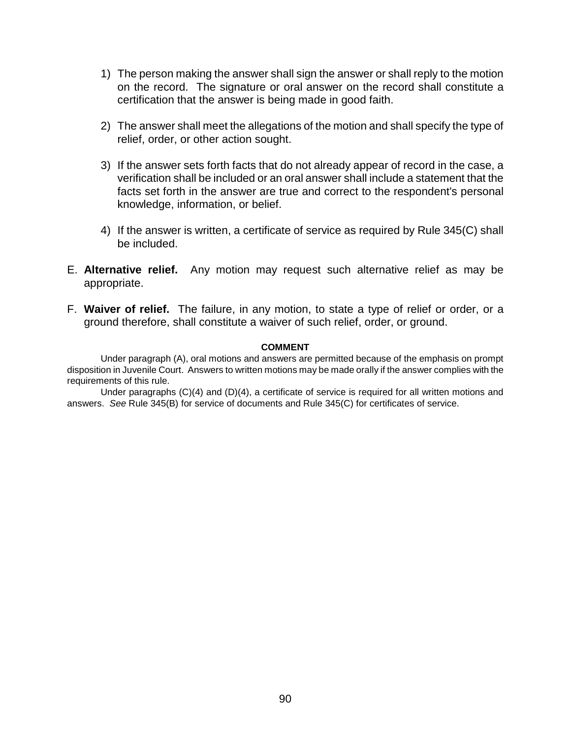1) The person making the answer shall sign the answer or shall reply to the motion on the record. The signature or oral answer on the record shall constitute a certification that the answer is being made in good faith.

2) The answer shall meet the allegations of the motion and shall specify the type of relief, order, or other action sought.

3) If the answer sets forth facts that do not already appear of record in the case, a verification shall be included or an oral answer shall include a statement that the facts set forth in the answer are true and correct to the respondent's personal knowledge, information, or belief.

4) If the answer is written, a certificate of service as required by Rule 345(C) shall be included.

E. **Alternative relief.** Any motion may request such alternative relief as may be appropriate.

F. **Waiver of relief.** The failure, in any motion, to state a type of relief or order, or a ground therefore, shall constitute a waiver of such relief, order, or ground.

**COMMENT**

Under paragraph (A), oral motions and answers are permitted because of the emphasis on prompt disposition in Juvenile Court. Answers to written motions may be made orally if the answer complies with the requirements of this rule.

Under paragraphs (C)(4) and (D)(4), a certificate of service is required for all written motions and answers. *See* Rule 345(B) for service of documents and Rule 345(C) for certificates of service.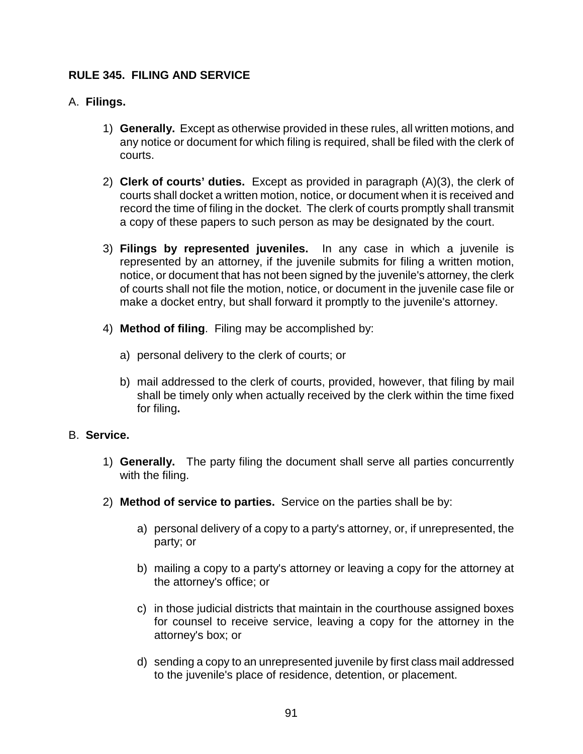## RULE 345. FILING AND SERVICE

A. **Filings.**

1) **Generally.** Except as otherwise provided in these rules, all written motions, and any notice or document for which filing is required, shall be filed with the clerk of courts.

2) **Clerk of courts' duties.** Except as provided in paragraph (A)(3), the clerk of courts shall docket a written motion, notice, or document when it is received and record the time of filing in the docket. The clerk of courts promptly shall transmit a copy of these papers to such person as may be designated by the court.

3) **Filings by represented juveniles.** In any case in which a juvenile is represented by an attorney, if the juvenile submits for filing a written motion, notice, or document that has not been signed by the juvenile's attorney, the clerk of courts shall not file the motion, notice, or document in the juvenile case file or make a docket entry, but shall forward it promptly to the juvenile's attorney.

4) **Method of filing**. Filing may be accomplished by:

   a) personal delivery to the clerk of courts; or

   b) mail addressed to the clerk of courts, provided, however, that filing by mail shall be timely only when actually received by the clerk within the time fixed for filing**.**

B. **Service.**

1) **Generally.** The party filing the document shall serve all parties concurrently with the filing.

2) **Method of service to parties.** Service on the parties shall be by:

   a) personal delivery of a copy to a party's attorney, or, if unrepresented, the party; or

   b) mailing a copy to a party's attorney or leaving a copy for the attorney at the attorney's office; or

   c) in those judicial districts that maintain in the courthouse assigned boxes for counsel to receive service, leaving a copy for the attorney in the attorney's box; or

   d) sending a copy to an unrepresented juvenile by first class mail addressed to the juvenile's place of residence, detention, or placement.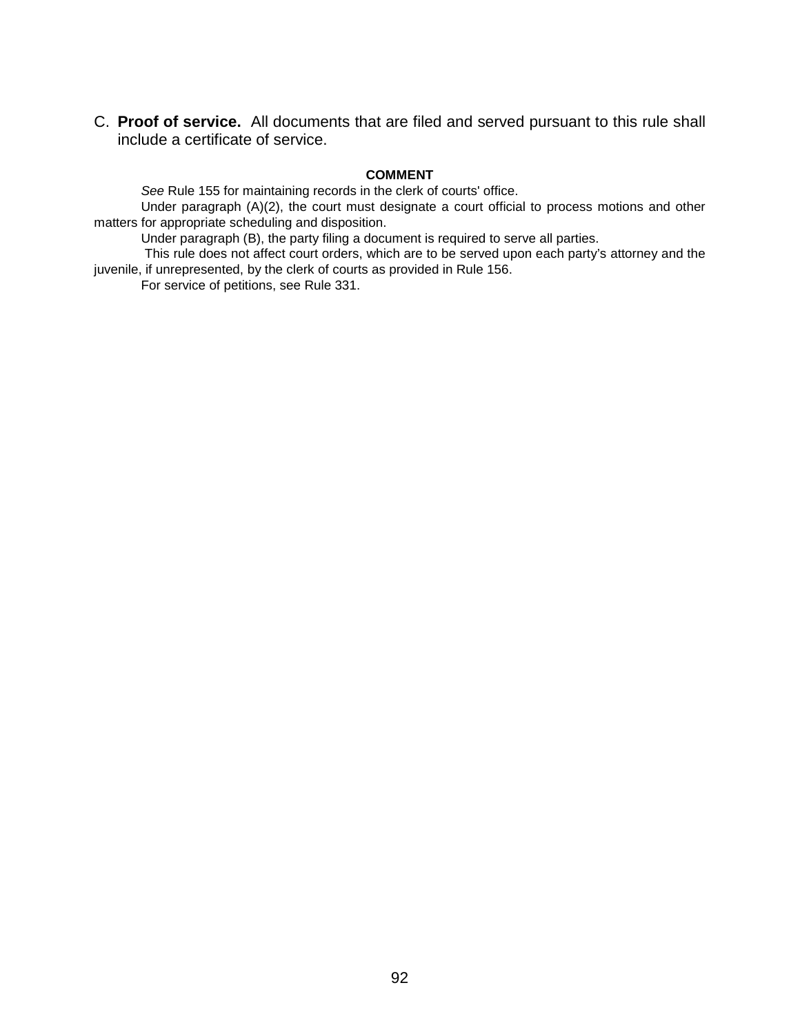C. **Proof of service.** All documents that are filed and served pursuant to this rule shall include a certificate of service.

**COMMENT**

*See* Rule 155 for maintaining records in the clerk of courts' office.

Under paragraph (A)(2), the court must designate a court official to process motions and other matters for appropriate scheduling and disposition.

Under paragraph (B), the party filing a document is required to serve all parties.

This rule does not affect court orders, which are to be served upon each party's attorney and the juvenile, if unrepresented, by the clerk of courts as provided in Rule 156.

For service of petitions, see Rule 331.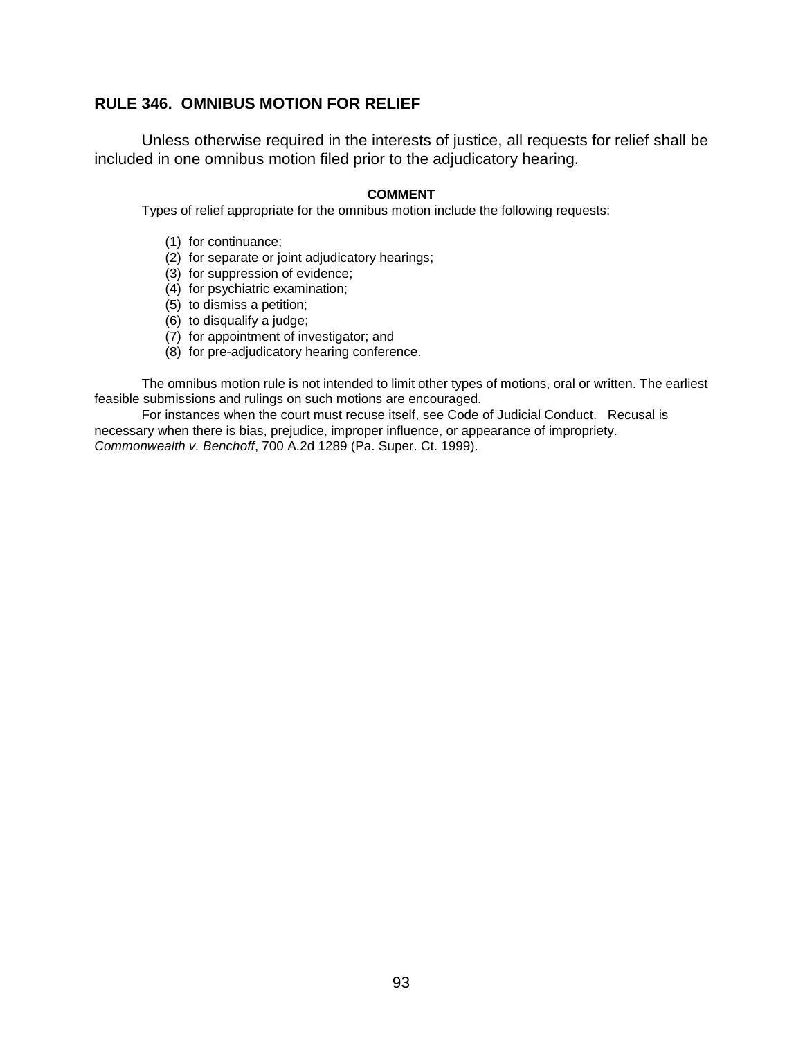## RULE 346. OMNIBUS MOTION FOR RELIEF

Unless otherwise required in the interests of justice, all requests for relief shall be included in one omnibus motion filed prior to the adjudicatory hearing.

**COMMENT**

Types of relief appropriate for the omnibus motion include the following requests:

(1) for continuance;
(2) for separate or joint adjudicatory hearings;
(3) for suppression of evidence;
(4) for psychiatric examination;
(5) to dismiss a petition;
(6) to disqualify a judge;
(7) for appointment of investigator; and
(8) for pre-adjudicatory hearing conference.

The omnibus motion rule is not intended to limit other types of motions, oral or written. The earliest feasible submissions and rulings on such motions are encouraged.

For instances when the court must recuse itself, see Code of Judicial Conduct. Recusal is necessary when there is bias, prejudice, improper influence, or appearance of impropriety. *Commonwealth v. Benchoff*, 700 A.2d 1289 (Pa. Super. Ct. 1999).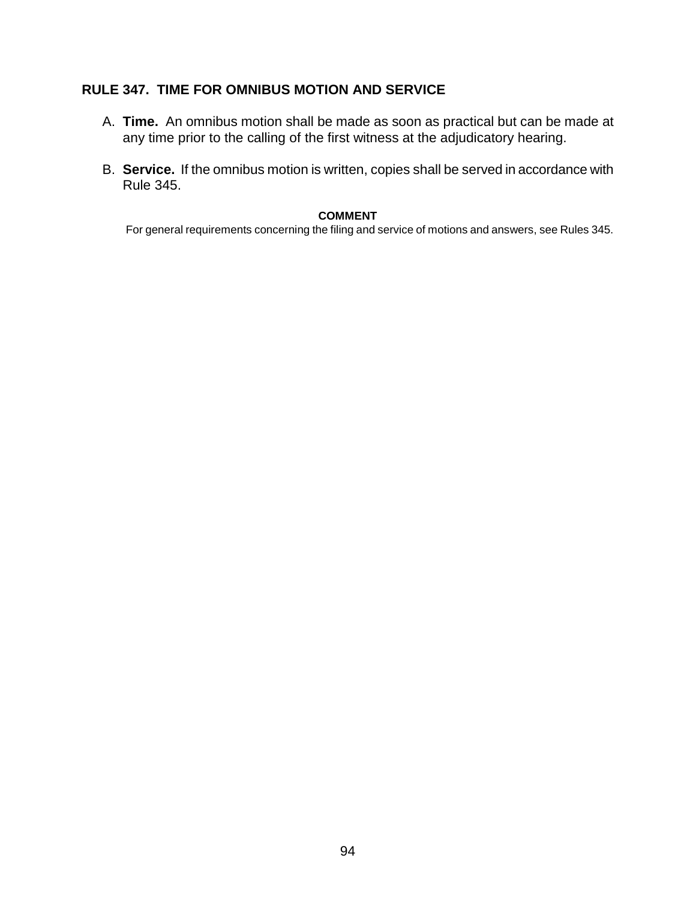## RULE 347. TIME FOR OMNIBUS MOTION AND SERVICE

A. **Time.** An omnibus motion shall be made as soon as practical but can be made at any time prior to the calling of the first witness at the adjudicatory hearing.

B. **Service.** If the omnibus motion is written, copies shall be served in accordance with Rule 345.

**COMMENT**

For general requirements concerning the filing and service of motions and answers, see Rules 345.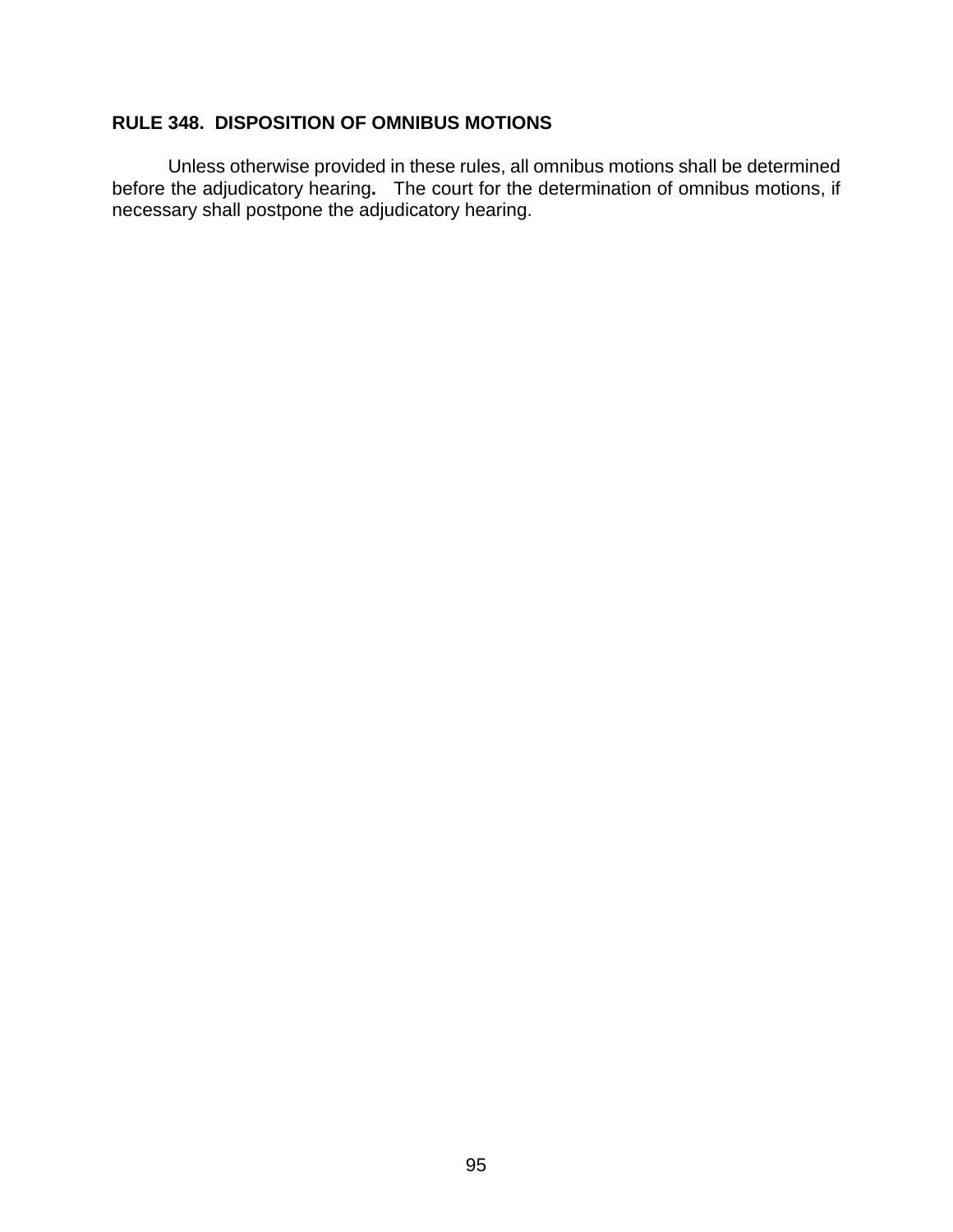**RULE 348. DISPOSITION OF OMNIBUS MOTIONS**

Unless otherwise provided in these rules, all omnibus motions shall be determined before the adjudicatory hearing. The court for the determination of omnibus motions, if necessary shall postpone the adjudicatory hearing.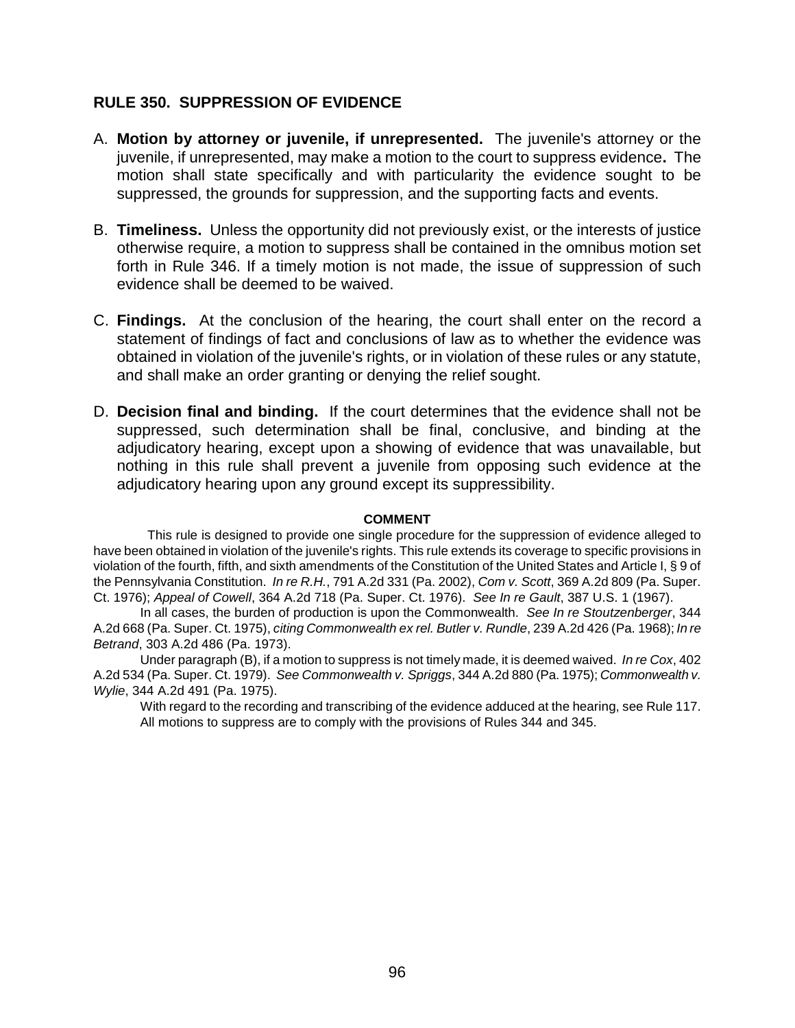## RULE 350. SUPPRESSION OF EVIDENCE

A. **Motion by attorney or juvenile, if unrepresented.** The juvenile's attorney or the juvenile, if unrepresented, may make a motion to the court to suppress evidence**.** The motion shall state specifically and with particularity the evidence sought to be suppressed, the grounds for suppression, and the supporting facts and events.

B. **Timeliness.** Unless the opportunity did not previously exist, or the interests of justice otherwise require, a motion to suppress shall be contained in the omnibus motion set forth in Rule 346. If a timely motion is not made, the issue of suppression of such evidence shall be deemed to be waived.

C. **Findings.** At the conclusion of the hearing, the court shall enter on the record a statement of findings of fact and conclusions of law as to whether the evidence was obtained in violation of the juvenile's rights, or in violation of these rules or any statute, and shall make an order granting or denying the relief sought.

D. **Decision final and binding.** If the court determines that the evidence shall not be suppressed, such determination shall be final, conclusive, and binding at the adjudicatory hearing, except upon a showing of evidence that was unavailable, but nothing in this rule shall prevent a juvenile from opposing such evidence at the adjudicatory hearing upon any ground except its suppressibility.

**COMMENT**

This rule is designed to provide one single procedure for the suppression of evidence alleged to have been obtained in violation of the juvenile's rights. This rule extends its coverage to specific provisions in violation of the fourth, fifth, and sixth amendments of the Constitution of the United States and Article I, § 9 of the Pennsylvania Constitution. *In re R.H.*, 791 A.2d 331 (Pa. 2002), *Com v. Scott*, 369 A.2d 809 (Pa. Super. Ct. 1976); *Appeal of Cowell*, 364 A.2d 718 (Pa. Super. Ct. 1976). *See In re Gault*, 387 U.S. 1 (1967).

In all cases, the burden of production is upon the Commonwealth. *See In re Stoutzenberger*, 344 A.2d 668 (Pa. Super. Ct. 1975), *citing Commonwealth ex rel. Butler v. Rundle*, 239 A.2d 426 (Pa. 1968); *In re Betrand*, 303 A.2d 486 (Pa. 1973).

Under paragraph (B), if a motion to suppress is not timely made, it is deemed waived. *In re Cox*, 402 A.2d 534 (Pa. Super. Ct. 1979). *See Commonwealth v. Spriggs*, 344 A.2d 880 (Pa. 1975); *Commonwealth v. Wylie*, 344 A.2d 491 (Pa. 1975).

With regard to the recording and transcribing of the evidence adduced at the hearing, see Rule 117.

All motions to suppress are to comply with the provisions of Rules 344 and 345.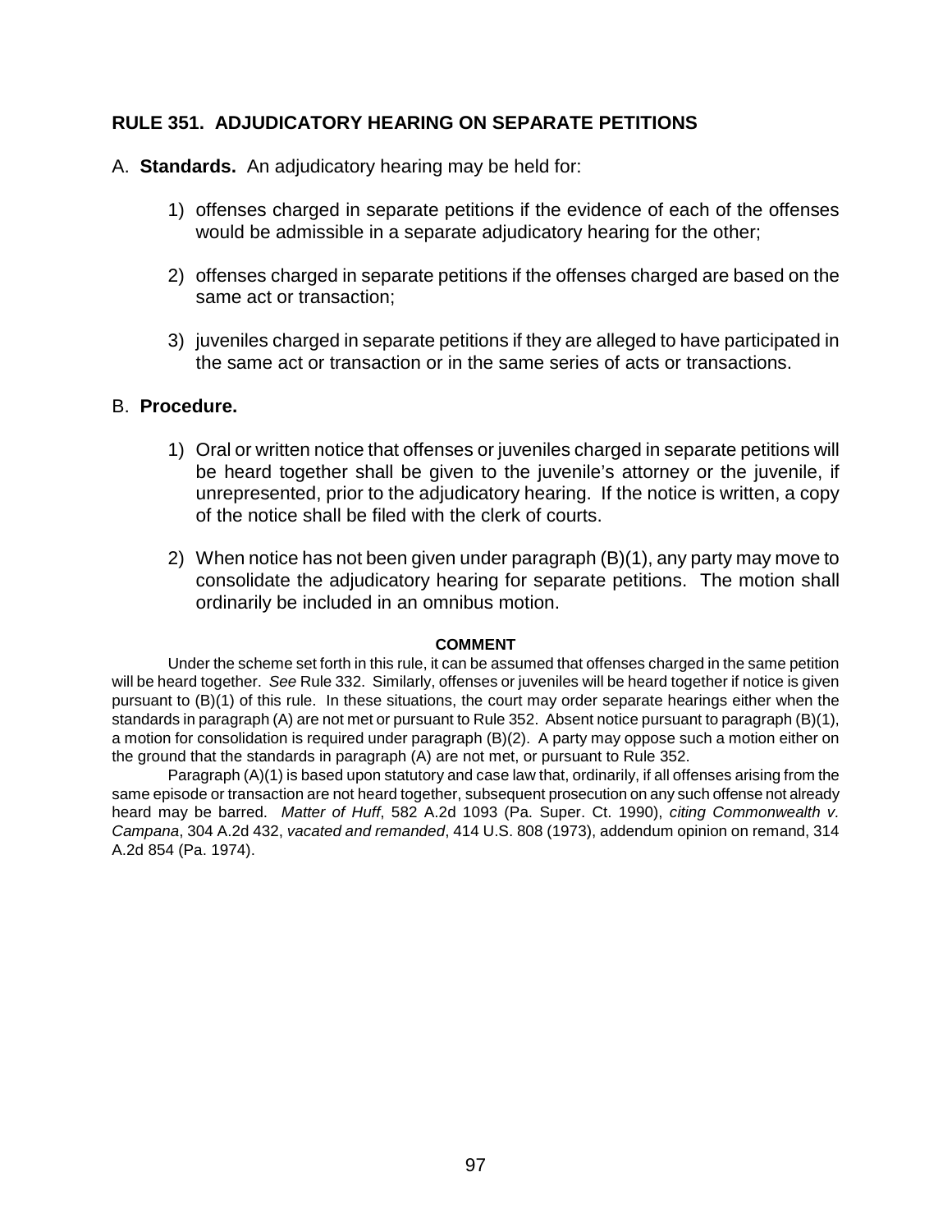## RULE 351. ADJUDICATORY HEARING ON SEPARATE PETITIONS

A. **Standards.** An adjudicatory hearing may be held for:

1) offenses charged in separate petitions if the evidence of each of the offenses would be admissible in a separate adjudicatory hearing for the other;

2) offenses charged in separate petitions if the offenses charged are based on the same act or transaction;

3) juveniles charged in separate petitions if they are alleged to have participated in the same act or transaction or in the same series of acts or transactions.

B. **Procedure.**

1) Oral or written notice that offenses or juveniles charged in separate petitions will be heard together shall be given to the juvenile's attorney or the juvenile, if unrepresented, prior to the adjudicatory hearing. If the notice is written, a copy of the notice shall be filed with the clerk of courts.

2) When notice has not been given under paragraph (B)(1), any party may move to consolidate the adjudicatory hearing for separate petitions. The motion shall ordinarily be included in an omnibus motion.

**COMMENT**

Under the scheme set forth in this rule, it can be assumed that offenses charged in the same petition will be heard together. *See* Rule 332. Similarly, offenses or juveniles will be heard together if notice is given pursuant to (B)(1) of this rule. In these situations, the court may order separate hearings either when the standards in paragraph (A) are not met or pursuant to Rule 352. Absent notice pursuant to paragraph (B)(1), a motion for consolidation is required under paragraph (B)(2). A party may oppose such a motion either on the ground that the standards in paragraph (A) are not met, or pursuant to Rule 352.

Paragraph (A)(1) is based upon statutory and case law that, ordinarily, if all offenses arising from the same episode or transaction are not heard together, subsequent prosecution on any such offense not already heard may be barred. *Matter of Huff*, 582 A.2d 1093 (Pa. Super. Ct. 1990), *citing Commonwealth v. Campana*, 304 A.2d 432, *vacated and remanded*, 414 U.S. 808 (1973), addendum opinion on remand, 314 A.2d 854 (Pa. 1974).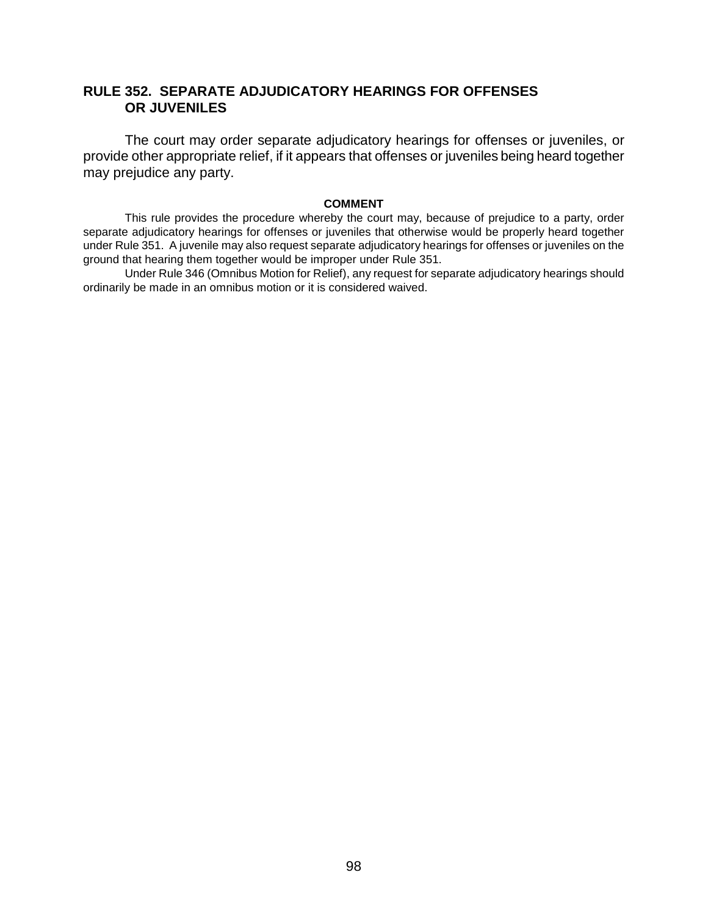## RULE 352. SEPARATE ADJUDICATORY HEARINGS FOR OFFENSES OR JUVENILES

The court may order separate adjudicatory hearings for offenses or juveniles, or provide other appropriate relief, if it appears that offenses or juveniles being heard together may prejudice any party.

**COMMENT**

This rule provides the procedure whereby the court may, because of prejudice to a party, order separate adjudicatory hearings for offenses or juveniles that otherwise would be properly heard together under Rule 351. A juvenile may also request separate adjudicatory hearings for offenses or juveniles on the ground that hearing them together would be improper under Rule 351.

Under Rule 346 (Omnibus Motion for Relief), any request for separate adjudicatory hearings should ordinarily be made in an omnibus motion or it is considered waived.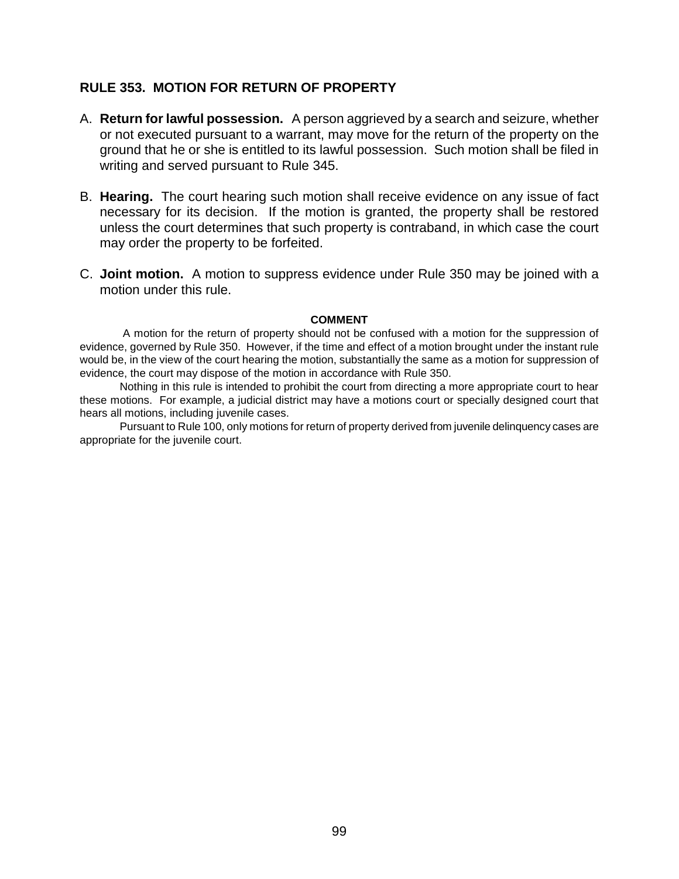## RULE 353. MOTION FOR RETURN OF PROPERTY

A. **Return for lawful possession.** A person aggrieved by a search and seizure, whether or not executed pursuant to a warrant, may move for the return of the property on the ground that he or she is entitled to its lawful possession. Such motion shall be filed in writing and served pursuant to Rule 345.

B. **Hearing.** The court hearing such motion shall receive evidence on any issue of fact necessary for its decision. If the motion is granted, the property shall be restored unless the court determines that such property is contraband, in which case the court may order the property to be forfeited.

C. **Joint motion.** A motion to suppress evidence under Rule 350 may be joined with a motion under this rule.

**COMMENT**

A motion for the return of property should not be confused with a motion for the suppression of evidence, governed by Rule 350. However, if the time and effect of a motion brought under the instant rule would be, in the view of the court hearing the motion, substantially the same as a motion for suppression of evidence, the court may dispose of the motion in accordance with Rule 350.

Nothing in this rule is intended to prohibit the court from directing a more appropriate court to hear these motions. For example, a judicial district may have a motions court or specially designed court that hears all motions, including juvenile cases.

Pursuant to Rule 100, only motions for return of property derived from juvenile delinquency cases are appropriate for the juvenile court.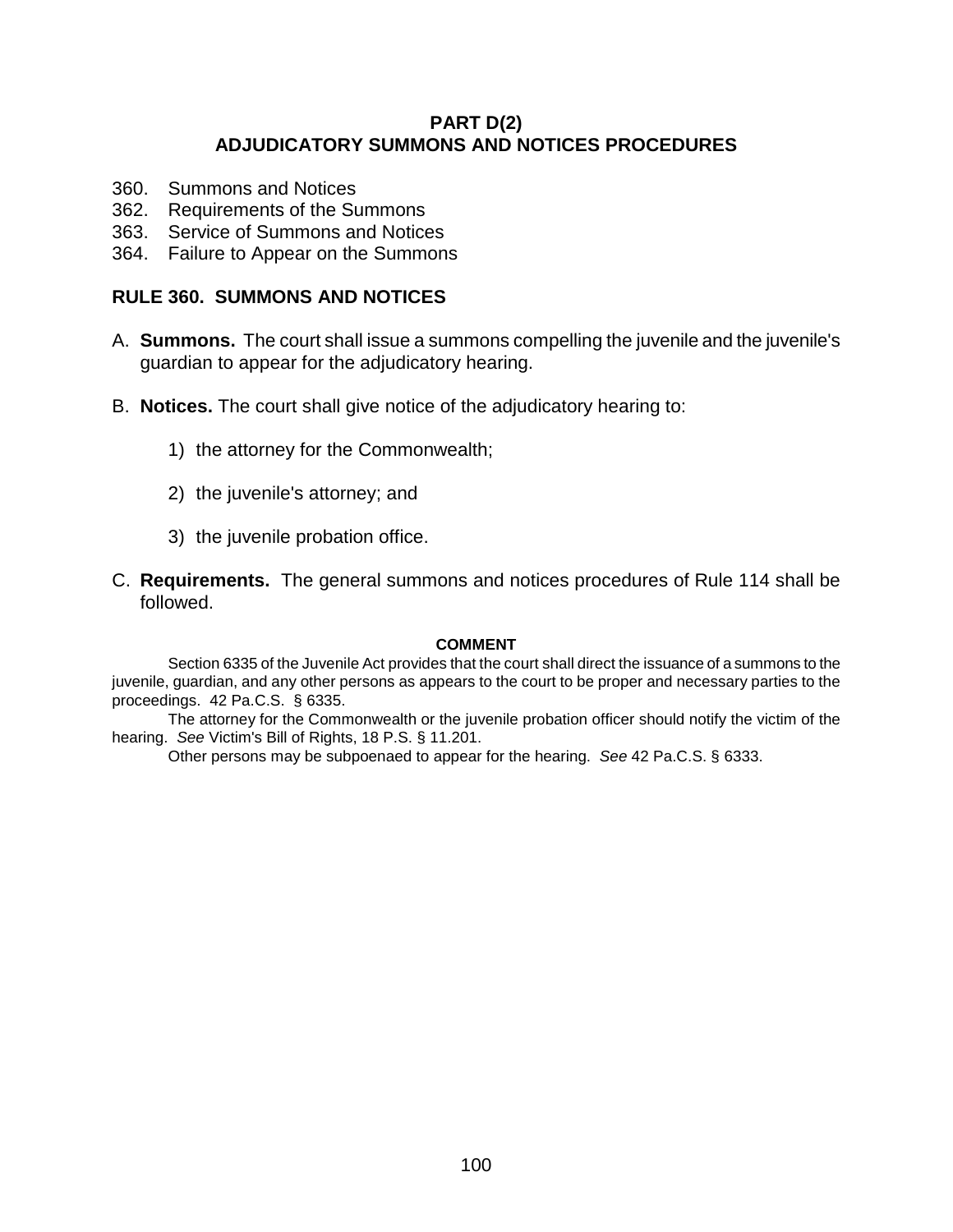## PART D(2)
## ADJUDICATORY SUMMONS AND NOTICES PROCEDURES

360. Summons and Notices
362. Requirements of the Summons
363. Service of Summons and Notices
364. Failure to Appear on the Summons

### RULE 360. SUMMONS AND NOTICES

A. **Summons.** The court shall issue a summons compelling the juvenile and the juvenile's guardian to appear for the adjudicatory hearing.

B. **Notices.** The court shall give notice of the adjudicatory hearing to:

   1) the attorney for the Commonwealth;

   2) the juvenile's attorney; and

   3) the juvenile probation office.

C. **Requirements.** The general summons and notices procedures of Rule 114 shall be followed.

**COMMENT**

Section 6335 of the Juvenile Act provides that the court shall direct the issuance of a summons to the juvenile, guardian, and any other persons as appears to the court to be proper and necessary parties to the proceedings. 42 Pa.C.S. § 6335.

The attorney for the Commonwealth or the juvenile probation officer should notify the victim of the hearing. *See* Victim's Bill of Rights, 18 P.S. § 11.201.

Other persons may be subpoenaed to appear for the hearing. *See* 42 Pa.C.S. § 6333.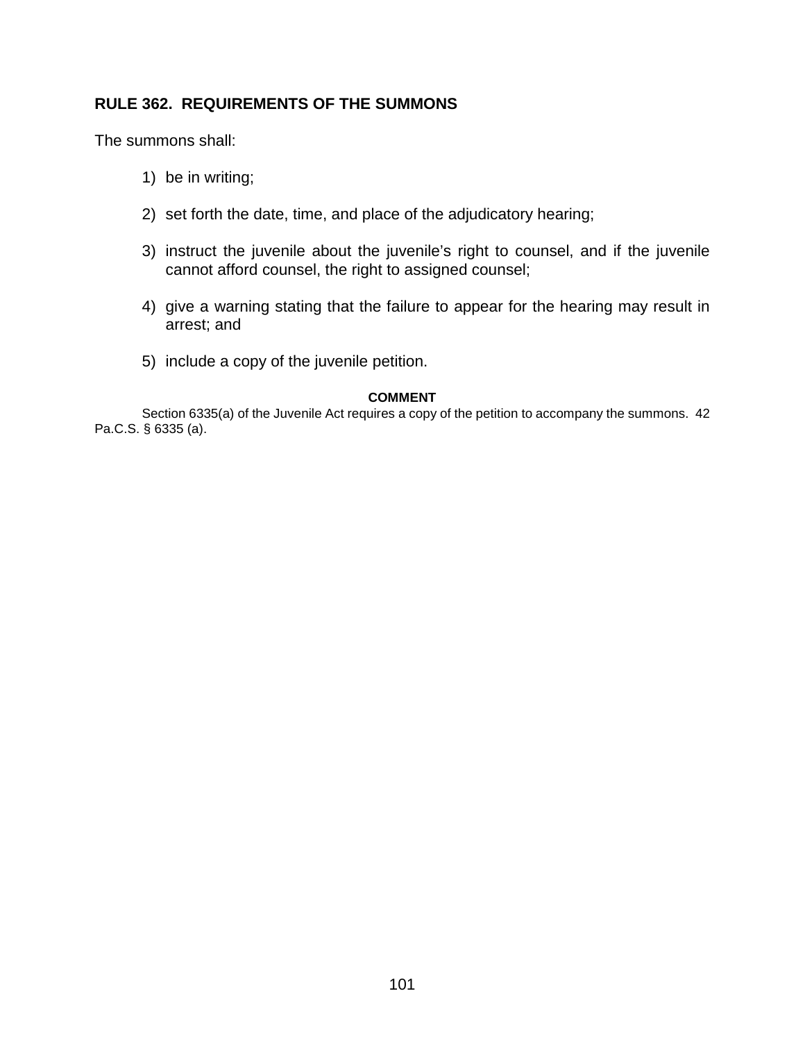## RULE 362. REQUIREMENTS OF THE SUMMONS

The summons shall:

1) be in writing;

2) set forth the date, time, and place of the adjudicatory hearing;

3) instruct the juvenile about the juvenile's right to counsel, and if the juvenile cannot afford counsel, the right to assigned counsel;

4) give a warning stating that the failure to appear for the hearing may result in arrest; and

5) include a copy of the juvenile petition.

**COMMENT**

Section 6335(a) of the Juvenile Act requires a copy of the petition to accompany the summons. 42 Pa.C.S. § 6335 (a).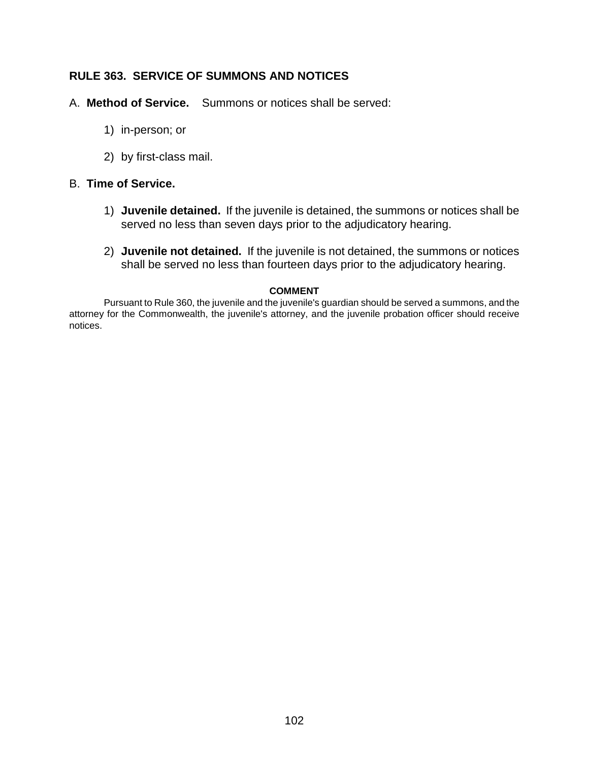## RULE 363. SERVICE OF SUMMONS AND NOTICES

A. **Method of Service.** Summons or notices shall be served:

1) in-person; or

2) by first-class mail.

B. **Time of Service.**

1) **Juvenile detained.** If the juvenile is detained, the summons or notices shall be served no less than seven days prior to the adjudicatory hearing.

2) **Juvenile not detained.** If the juvenile is not detained, the summons or notices shall be served no less than fourteen days prior to the adjudicatory hearing.

**COMMENT**

Pursuant to Rule 360, the juvenile and the juvenile's guardian should be served a summons, and the attorney for the Commonwealth, the juvenile's attorney, and the juvenile probation officer should receive notices.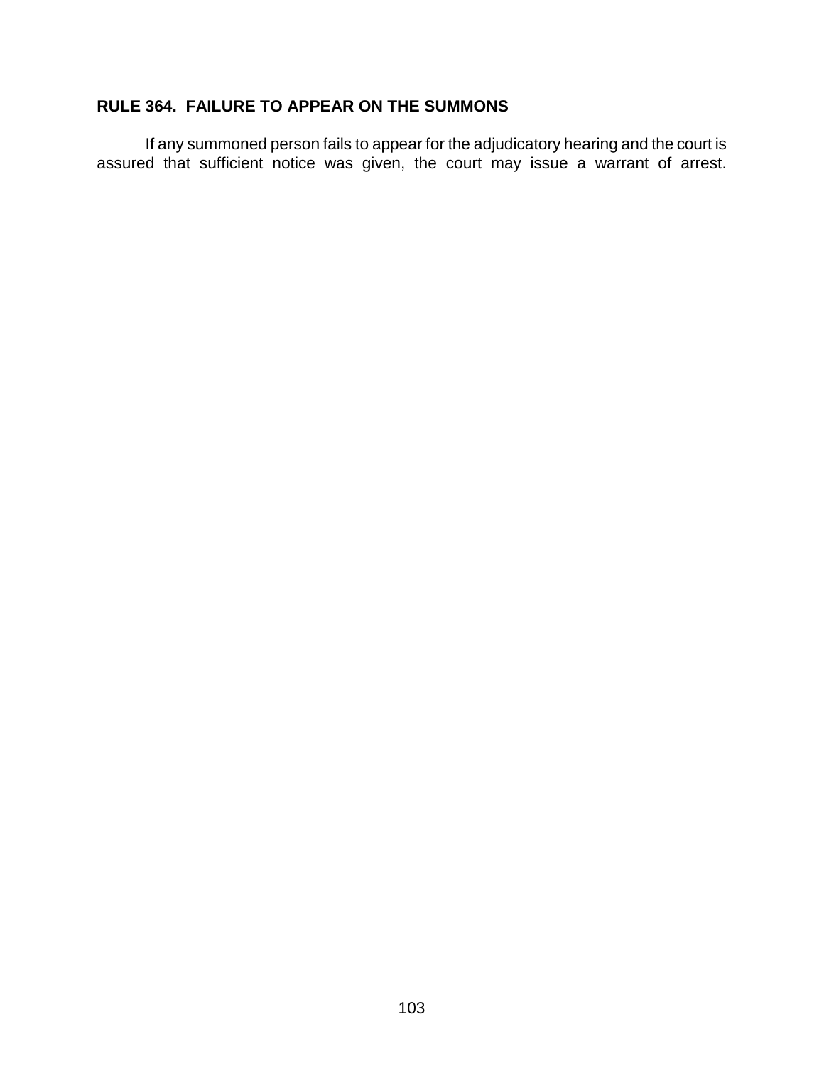## RULE 364. FAILURE TO APPEAR ON THE SUMMONS

If any summoned person fails to appear for the adjudicatory hearing and the court is assured that sufficient notice was given, the court may issue a warrant of arrest.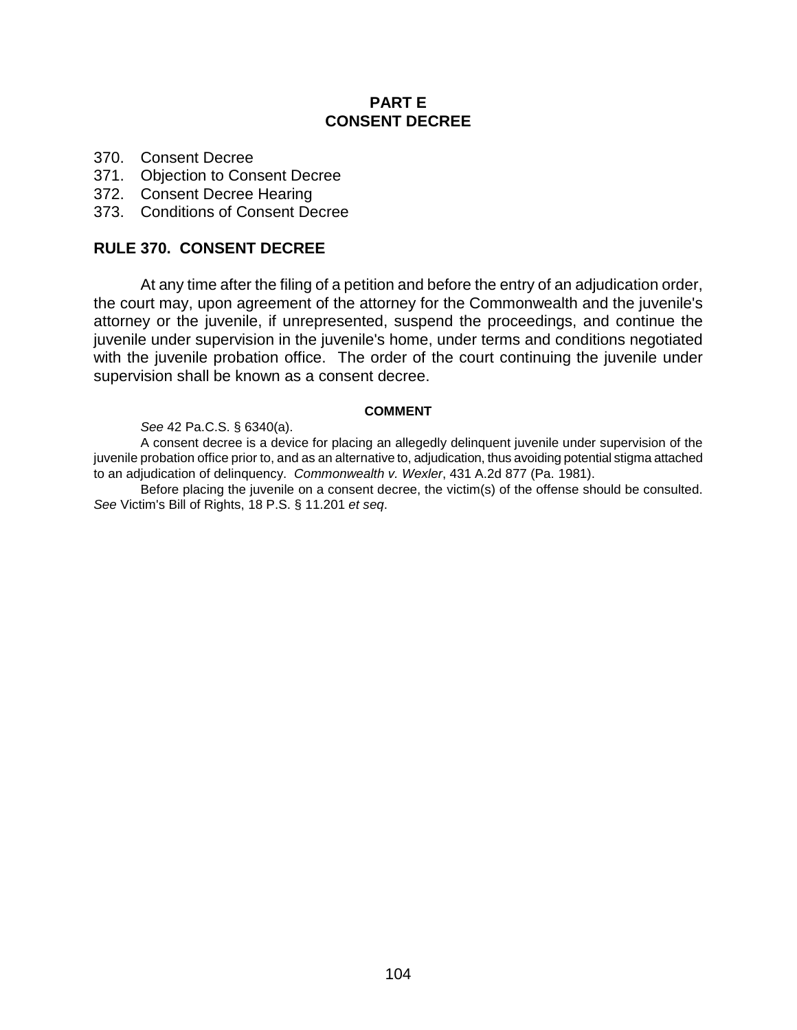## PART E
## CONSENT DECREE

370. Consent Decree
371. Objection to Consent Decree
372. Consent Decree Hearing
373. Conditions of Consent Decree

### RULE 370. CONSENT DECREE

At any time after the filing of a petition and before the entry of an adjudication order, the court may, upon agreement of the attorney for the Commonwealth and the juvenile's attorney or the juvenile, if unrepresented, suspend the proceedings, and continue the juvenile under supervision in the juvenile's home, under terms and conditions negotiated with the juvenile probation office. The order of the court continuing the juvenile under supervision shall be known as a consent decree.

**COMMENT**

*See* 42 Pa.C.S. § 6340(a).

A consent decree is a device for placing an allegedly delinquent juvenile under supervision of the juvenile probation office prior to, and as an alternative to, adjudication, thus avoiding potential stigma attached to an adjudication of delinquency. *Commonwealth v. Wexler*, 431 A.2d 877 (Pa. 1981).

Before placing the juvenile on a consent decree, the victim(s) of the offense should be consulted. *See* Victim's Bill of Rights, 18 P.S. § 11.201 *et seq*.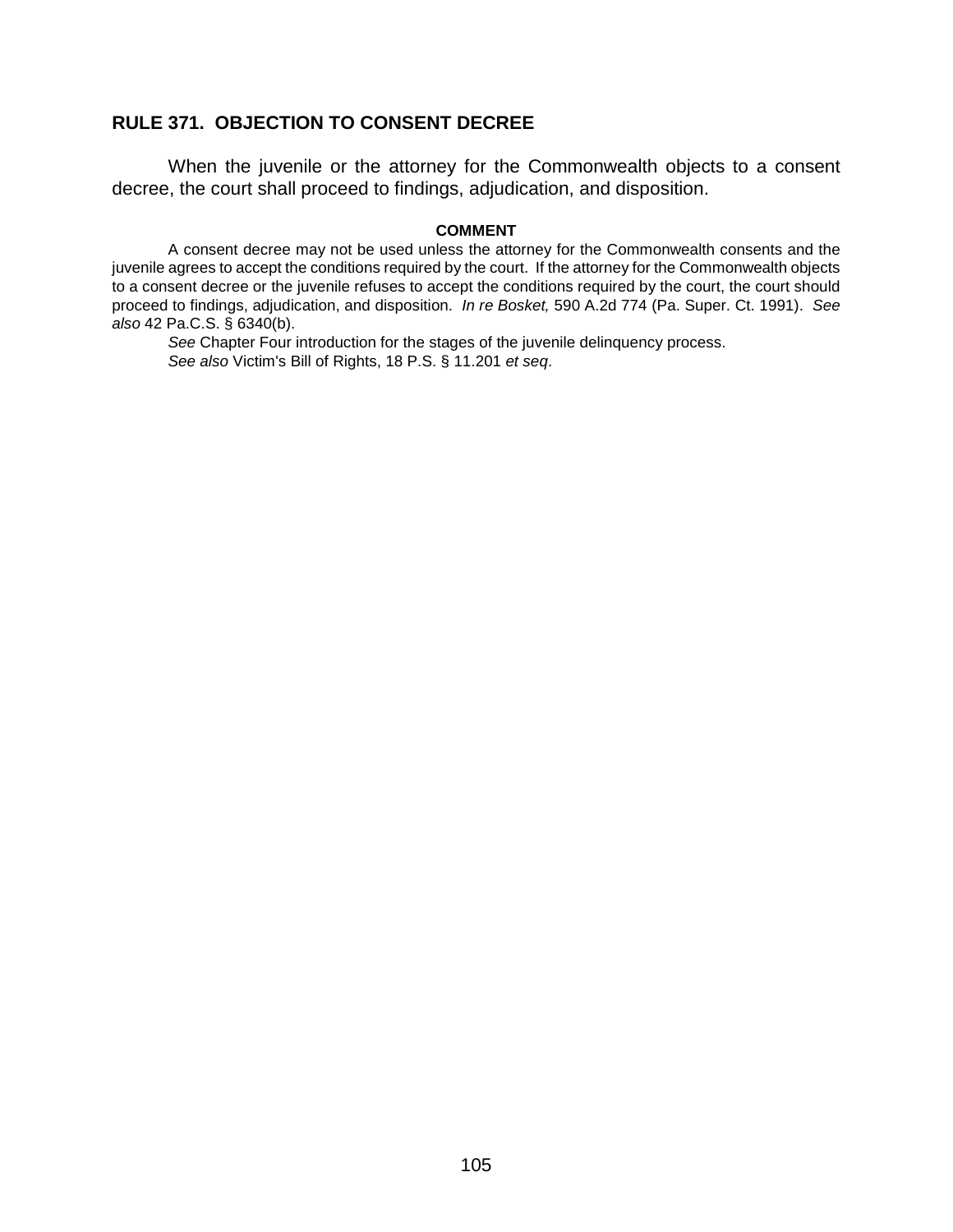## RULE 371. OBJECTION TO CONSENT DECREE

When the juvenile or the attorney for the Commonwealth objects to a consent decree, the court shall proceed to findings, adjudication, and disposition.

**COMMENT**

A consent decree may not be used unless the attorney for the Commonwealth consents and the juvenile agrees to accept the conditions required by the court. If the attorney for the Commonwealth objects to a consent decree or the juvenile refuses to accept the conditions required by the court, the court should proceed to findings, adjudication, and disposition. *In re Bosket,* 590 A.2d 774 (Pa. Super. Ct. 1991). *See also* 42 Pa.C.S. § 6340(b).

*See* Chapter Four introduction for the stages of the juvenile delinquency process.

*See also* Victim's Bill of Rights, 18 P.S. § 11.201 *et seq*.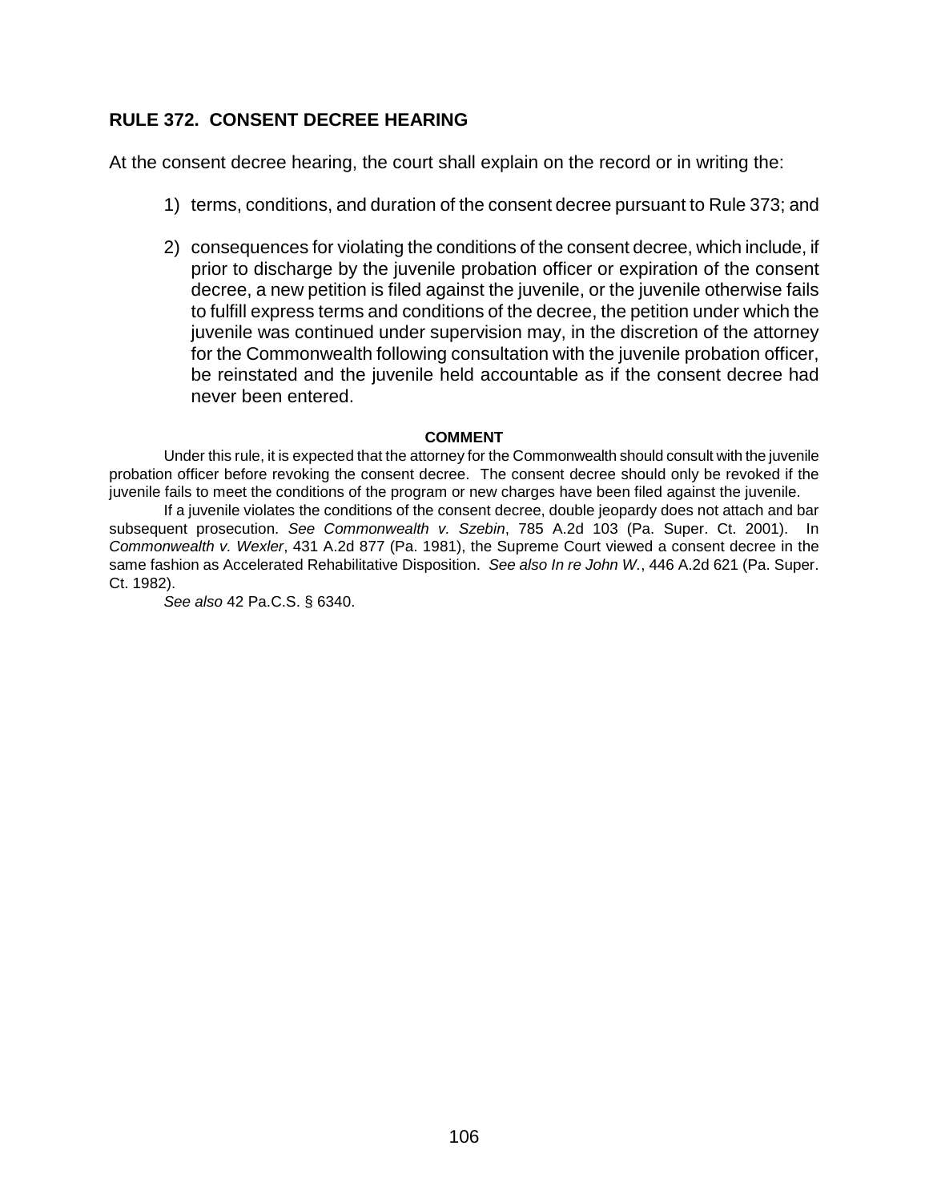## RULE 372. CONSENT DECREE HEARING

At the consent decree hearing, the court shall explain on the record or in writing the:

1) terms, conditions, and duration of the consent decree pursuant to Rule 373; and

2) consequences for violating the conditions of the consent decree, which include, if prior to discharge by the juvenile probation officer or expiration of the consent decree, a new petition is filed against the juvenile, or the juvenile otherwise fails to fulfill express terms and conditions of the decree, the petition under which the juvenile was continued under supervision may, in the discretion of the attorney for the Commonwealth following consultation with the juvenile probation officer, be reinstated and the juvenile held accountable as if the consent decree had never been entered.

**COMMENT**

Under this rule, it is expected that the attorney for the Commonwealth should consult with the juvenile probation officer before revoking the consent decree. The consent decree should only be revoked if the juvenile fails to meet the conditions of the program or new charges have been filed against the juvenile.

If a juvenile violates the conditions of the consent decree, double jeopardy does not attach and bar subsequent prosecution. *See Commonwealth v. Szebin*, 785 A.2d 103 (Pa. Super. Ct. 2001). In *Commonwealth v. Wexler*, 431 A.2d 877 (Pa. 1981), the Supreme Court viewed a consent decree in the same fashion as Accelerated Rehabilitative Disposition. *See also In re John W.*, 446 A.2d 621 (Pa. Super. Ct. 1982).

*See also* 42 Pa.C.S. § 6340.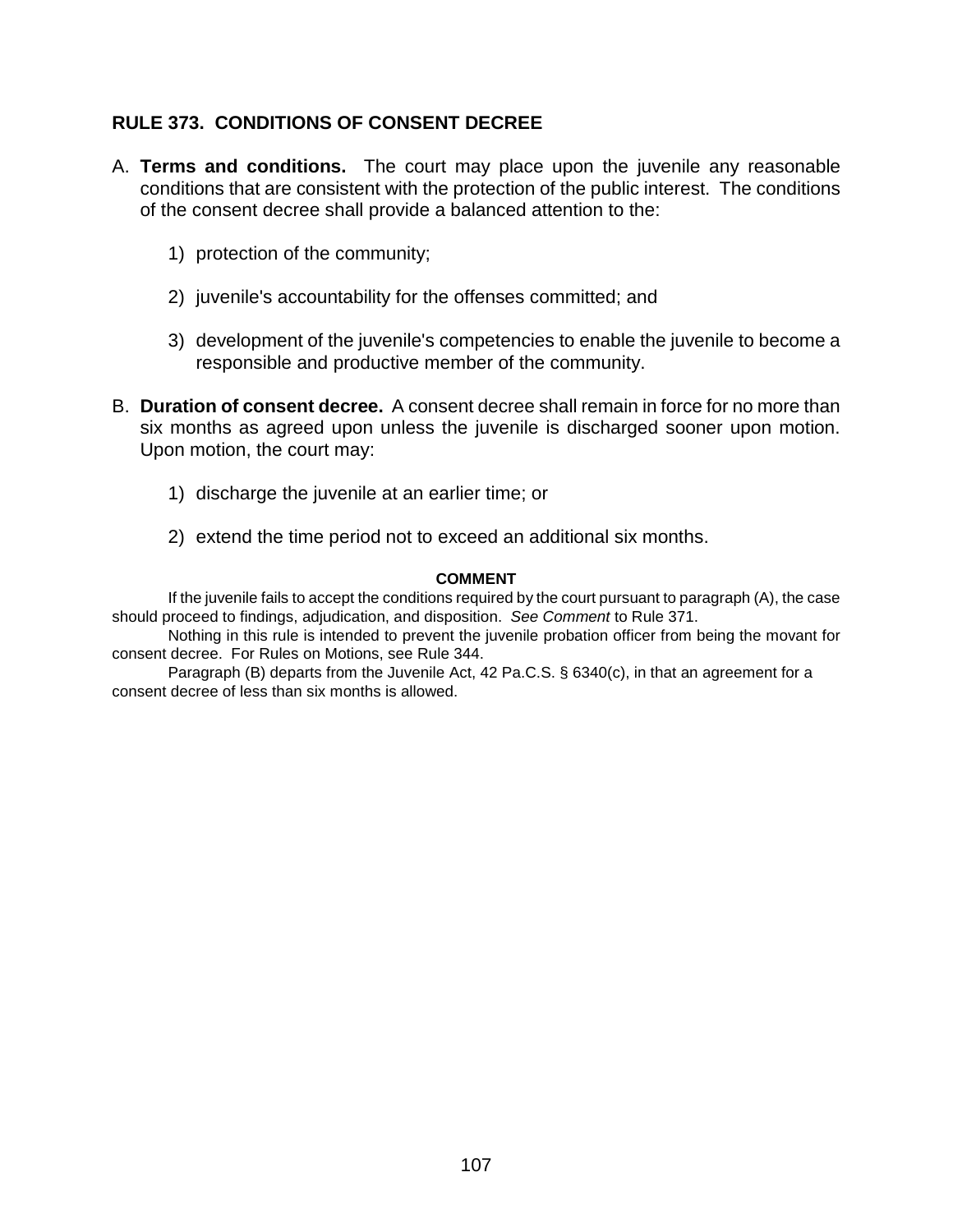## RULE 373. CONDITIONS OF CONSENT DECREE

A. **Terms and conditions.** The court may place upon the juvenile any reasonable conditions that are consistent with the protection of the public interest. The conditions of the consent decree shall provide a balanced attention to the:

   1) protection of the community;

   2) juvenile's accountability for the offenses committed; and

   3) development of the juvenile's competencies to enable the juvenile to become a responsible and productive member of the community.

B. **Duration of consent decree.** A consent decree shall remain in force for no more than six months as agreed upon unless the juvenile is discharged sooner upon motion. Upon motion, the court may:

   1) discharge the juvenile at an earlier time; or

   2) extend the time period not to exceed an additional six months.

**COMMENT**

If the juvenile fails to accept the conditions required by the court pursuant to paragraph (A), the case should proceed to findings, adjudication, and disposition. *See Comment* to Rule 371.

Nothing in this rule is intended to prevent the juvenile probation officer from being the movant for consent decree. For Rules on Motions, see Rule 344.

Paragraph (B) departs from the Juvenile Act, 42 Pa.C.S. § 6340(c), in that an agreement for a consent decree of less than six months is allowed.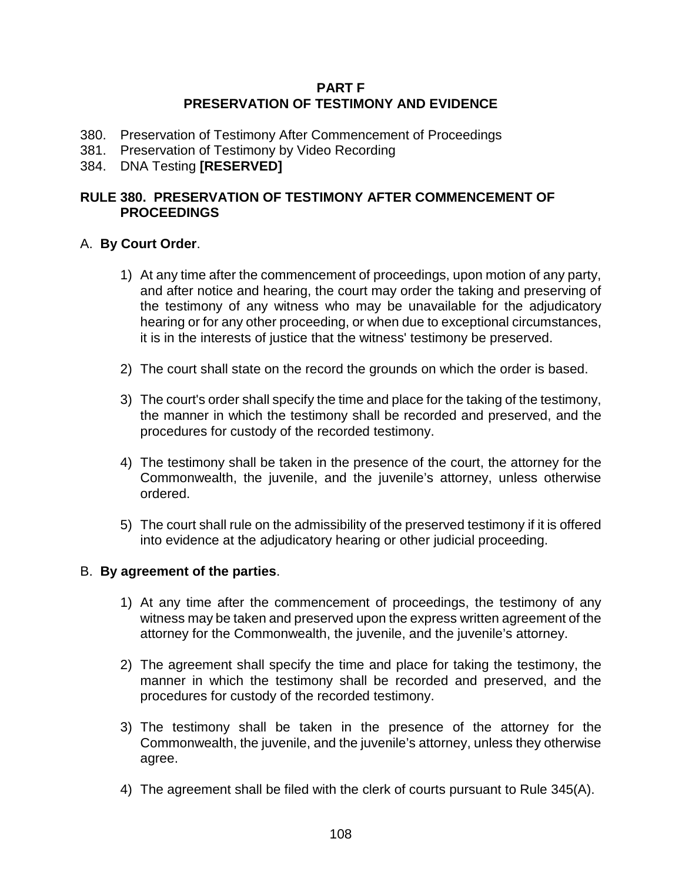## PART F
## PRESERVATION OF TESTIMONY AND EVIDENCE

380. Preservation of Testimony After Commencement of Proceedings
381. Preservation of Testimony by Video Recording
384. DNA Testing **[RESERVED]**

### RULE 380. PRESERVATION OF TESTIMONY AFTER COMMENCEMENT OF PROCEEDINGS

A. **By Court Order**.

1) At any time after the commencement of proceedings, upon motion of any party, and after notice and hearing, the court may order the taking and preserving of the testimony of any witness who may be unavailable for the adjudicatory hearing or for any other proceeding, or when due to exceptional circumstances, it is in the interests of justice that the witness' testimony be preserved.

2) The court shall state on the record the grounds on which the order is based.

3) The court's order shall specify the time and place for the taking of the testimony, the manner in which the testimony shall be recorded and preserved, and the procedures for custody of the recorded testimony.

4) The testimony shall be taken in the presence of the court, the attorney for the Commonwealth, the juvenile, and the juvenile's attorney, unless otherwise ordered.

5) The court shall rule on the admissibility of the preserved testimony if it is offered into evidence at the adjudicatory hearing or other judicial proceeding.

B. **By agreement of the parties**.

1) At any time after the commencement of proceedings, the testimony of any witness may be taken and preserved upon the express written agreement of the attorney for the Commonwealth, the juvenile, and the juvenile's attorney.

2) The agreement shall specify the time and place for taking the testimony, the manner in which the testimony shall be recorded and preserved, and the procedures for custody of the recorded testimony.

3) The testimony shall be taken in the presence of the attorney for the Commonwealth, the juvenile, and the juvenile's attorney, unless they otherwise agree.

4) The agreement shall be filed with the clerk of courts pursuant to Rule 345(A).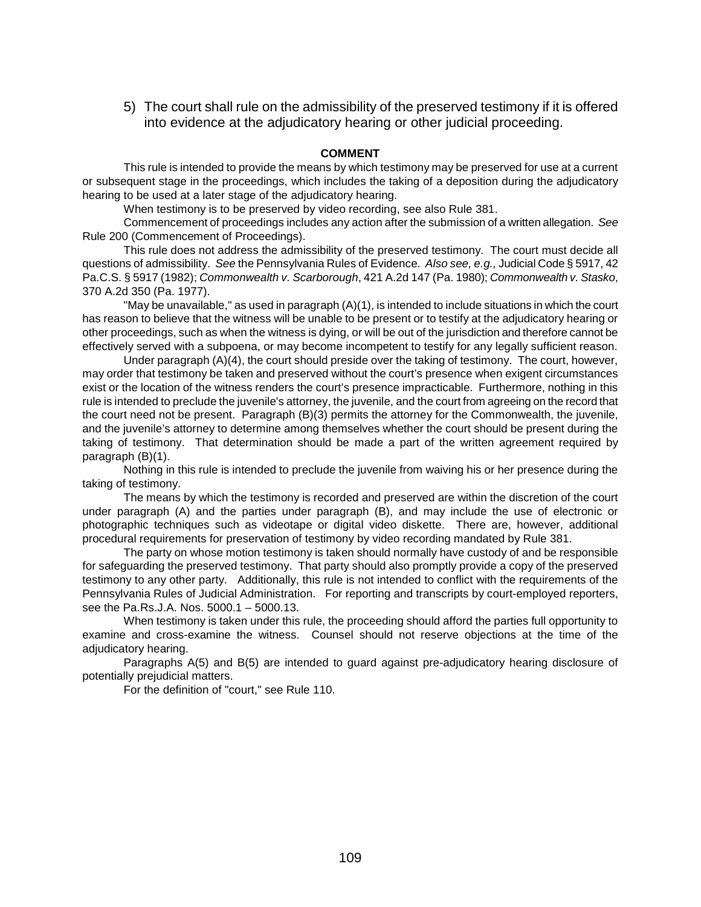5) The court shall rule on the admissibility of the preserved testimony if it is offered into evidence at the adjudicatory hearing or other judicial proceeding.

**COMMENT**

This rule is intended to provide the means by which testimony may be preserved for use at a current or subsequent stage in the proceedings, which includes the taking of a deposition during the adjudicatory hearing to be used at a later stage of the adjudicatory hearing.

When testimony is to be preserved by video recording, see also Rule 381.

Commencement of proceedings includes any action after the submission of a written allegation. *See* Rule 200 (Commencement of Proceedings).

This rule does not address the admissibility of the preserved testimony. The court must decide all questions of admissibility. *See* the Pennsylvania Rules of Evidence. *Also see, e.g.,* Judicial Code § 5917, 42 Pa.C.S. § 5917 (1982); *Commonwealth v. Scarborough*, 421 A.2d 147 (Pa. 1980); *Commonwealth v. Stasko*, 370 A.2d 350 (Pa. 1977).

"May be unavailable," as used in paragraph (A)(1), is intended to include situations in which the court has reason to believe that the witness will be unable to be present or to testify at the adjudicatory hearing or other proceedings, such as when the witness is dying, or will be out of the jurisdiction and therefore cannot be effectively served with a subpoena, or may become incompetent to testify for any legally sufficient reason.

Under paragraph (A)(4), the court should preside over the taking of testimony. The court, however, may order that testimony be taken and preserved without the court's presence when exigent circumstances exist or the location of the witness renders the court's presence impracticable. Furthermore, nothing in this rule is intended to preclude the juvenile's attorney, the juvenile, and the court from agreeing on the record that the court need not be present. Paragraph (B)(3) permits the attorney for the Commonwealth, the juvenile, and the juvenile's attorney to determine among themselves whether the court should be present during the taking of testimony. That determination should be made a part of the written agreement required by paragraph (B)(1).

Nothing in this rule is intended to preclude the juvenile from waiving his or her presence during the taking of testimony.

The means by which the testimony is recorded and preserved are within the discretion of the court under paragraph (A) and the parties under paragraph (B), and may include the use of electronic or photographic techniques such as videotape or digital video diskette. There are, however, additional procedural requirements for preservation of testimony by video recording mandated by Rule 381.

The party on whose motion testimony is taken should normally have custody of and be responsible for safeguarding the preserved testimony. That party should also promptly provide a copy of the preserved testimony to any other party. Additionally, this rule is not intended to conflict with the requirements of the Pennsylvania Rules of Judicial Administration. For reporting and transcripts by court-employed reporters, see the Pa.Rs.J.A. Nos. 5000.1 – 5000.13.

When testimony is taken under this rule, the proceeding should afford the parties full opportunity to examine and cross-examine the witness. Counsel should not reserve objections at the time of the adjudicatory hearing.

Paragraphs A(5) and B(5) are intended to guard against pre-adjudicatory hearing disclosure of potentially prejudicial matters.

For the definition of "court," see Rule 110.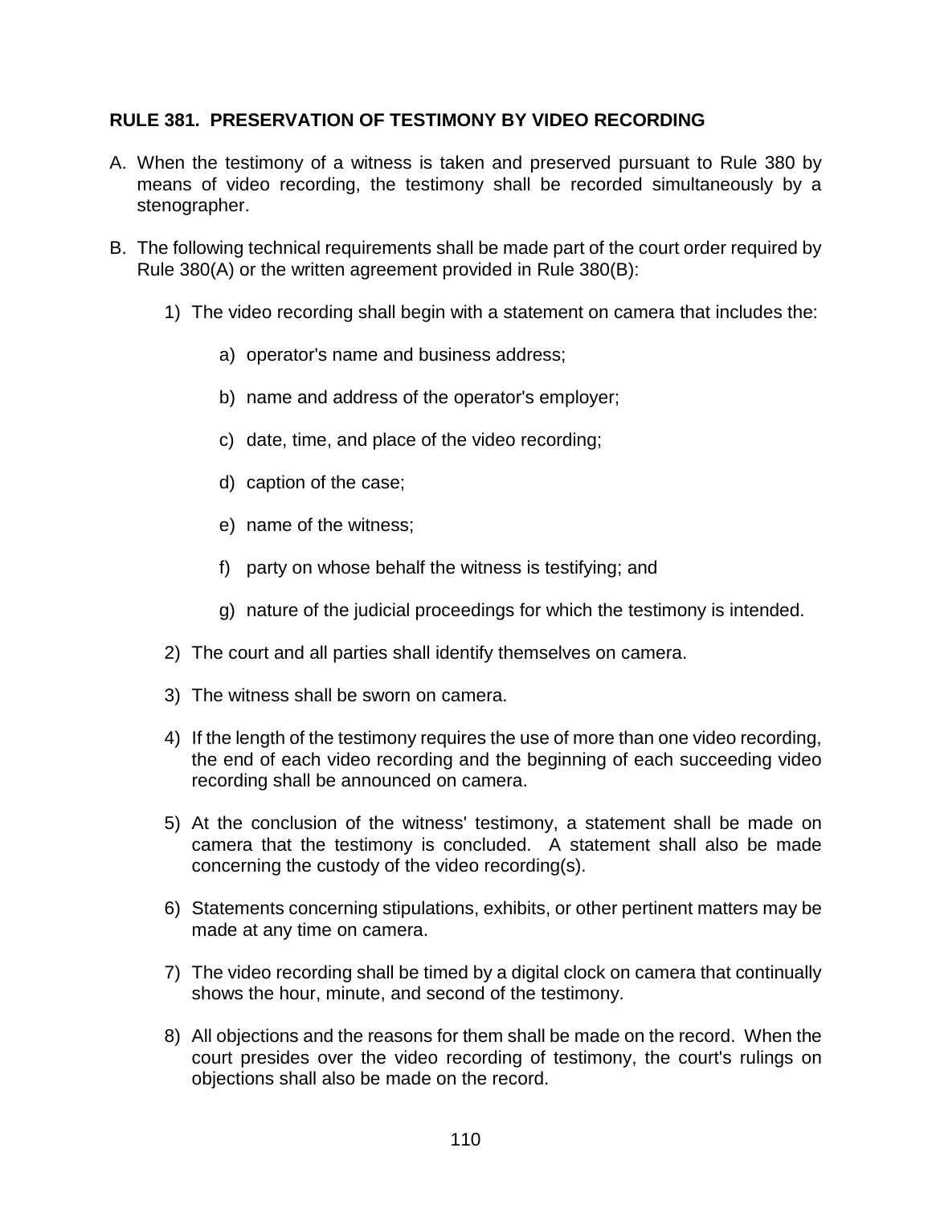## RULE 381. PRESERVATION OF TESTIMONY BY VIDEO RECORDING

A. When the testimony of a witness is taken and preserved pursuant to Rule 380 by means of video recording, the testimony shall be recorded simultaneously by a stenographer.

B. The following technical requirements shall be made part of the court order required by Rule 380(A) or the written agreement provided in Rule 380(B):

   1) The video recording shall begin with a statement on camera that includes the:

      a) operator's name and business address;

      b) name and address of the operator's employer;

      c) date, time, and place of the video recording;

      d) caption of the case;

      e) name of the witness;

      f) party on whose behalf the witness is testifying; and

      g) nature of the judicial proceedings for which the testimony is intended.

   2) The court and all parties shall identify themselves on camera.

   3) The witness shall be sworn on camera.

   4) If the length of the testimony requires the use of more than one video recording, the end of each video recording and the beginning of each succeeding video recording shall be announced on camera.

   5) At the conclusion of the witness' testimony, a statement shall be made on camera that the testimony is concluded. A statement shall also be made concerning the custody of the video recording(s).

   6) Statements concerning stipulations, exhibits, or other pertinent matters may be made at any time on camera.

   7) The video recording shall be timed by a digital clock on camera that continually shows the hour, minute, and second of the testimony.

   8) All objections and the reasons for them shall be made on the record. When the court presides over the video recording of testimony, the court's rulings on objections shall also be made on the record.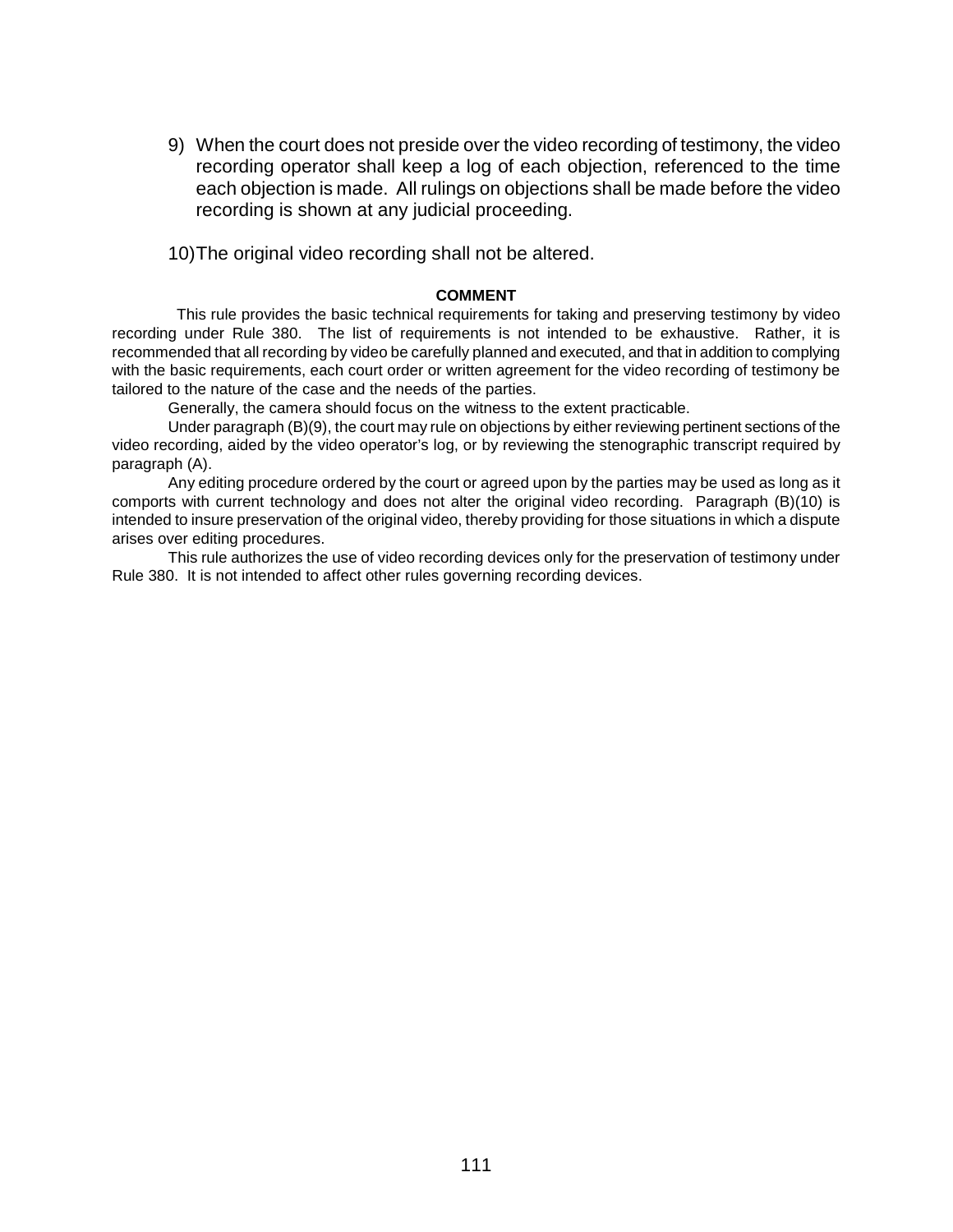9) When the court does not preside over the video recording of testimony, the video recording operator shall keep a log of each objection, referenced to the time each objection is made. All rulings on objections shall be made before the video recording is shown at any judicial proceeding.

10) The original video recording shall not be altered.

**COMMENT**

This rule provides the basic technical requirements for taking and preserving testimony by video recording under Rule 380. The list of requirements is not intended to be exhaustive. Rather, it is recommended that all recording by video be carefully planned and executed, and that in addition to complying with the basic requirements, each court order or written agreement for the video recording of testimony be tailored to the nature of the case and the needs of the parties.

Generally, the camera should focus on the witness to the extent practicable.

Under paragraph (B)(9), the court may rule on objections by either reviewing pertinent sections of the video recording, aided by the video operator's log, or by reviewing the stenographic transcript required by paragraph (A).

Any editing procedure ordered by the court or agreed upon by the parties may be used as long as it comports with current technology and does not alter the original video recording. Paragraph (B)(10) is intended to insure preservation of the original video, thereby providing for those situations in which a dispute arises over editing procedures.

This rule authorizes the use of video recording devices only for the preservation of testimony under Rule 380. It is not intended to affect other rules governing recording devices.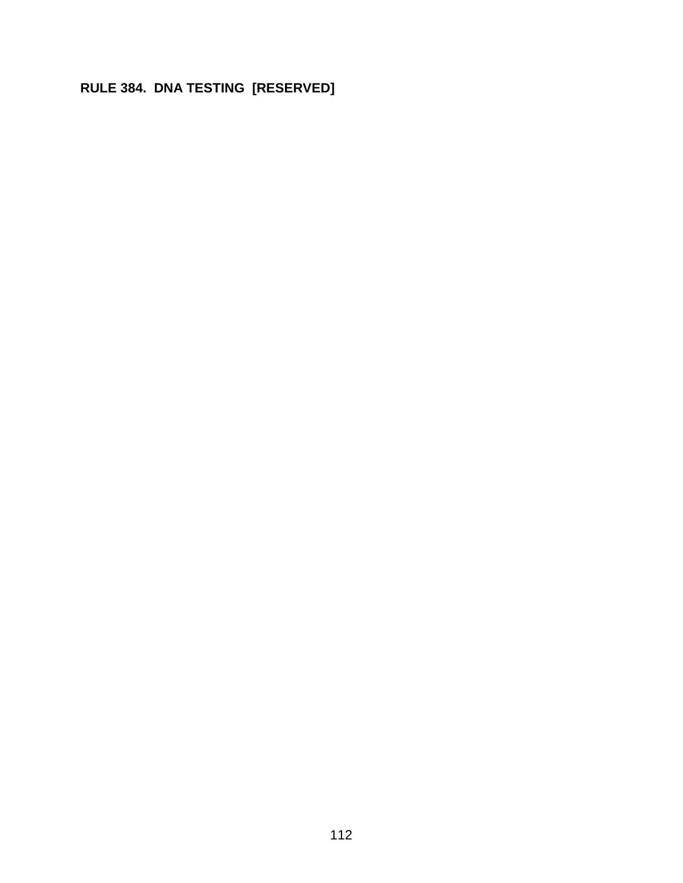**RULE 384. DNA TESTING [RESERVED]**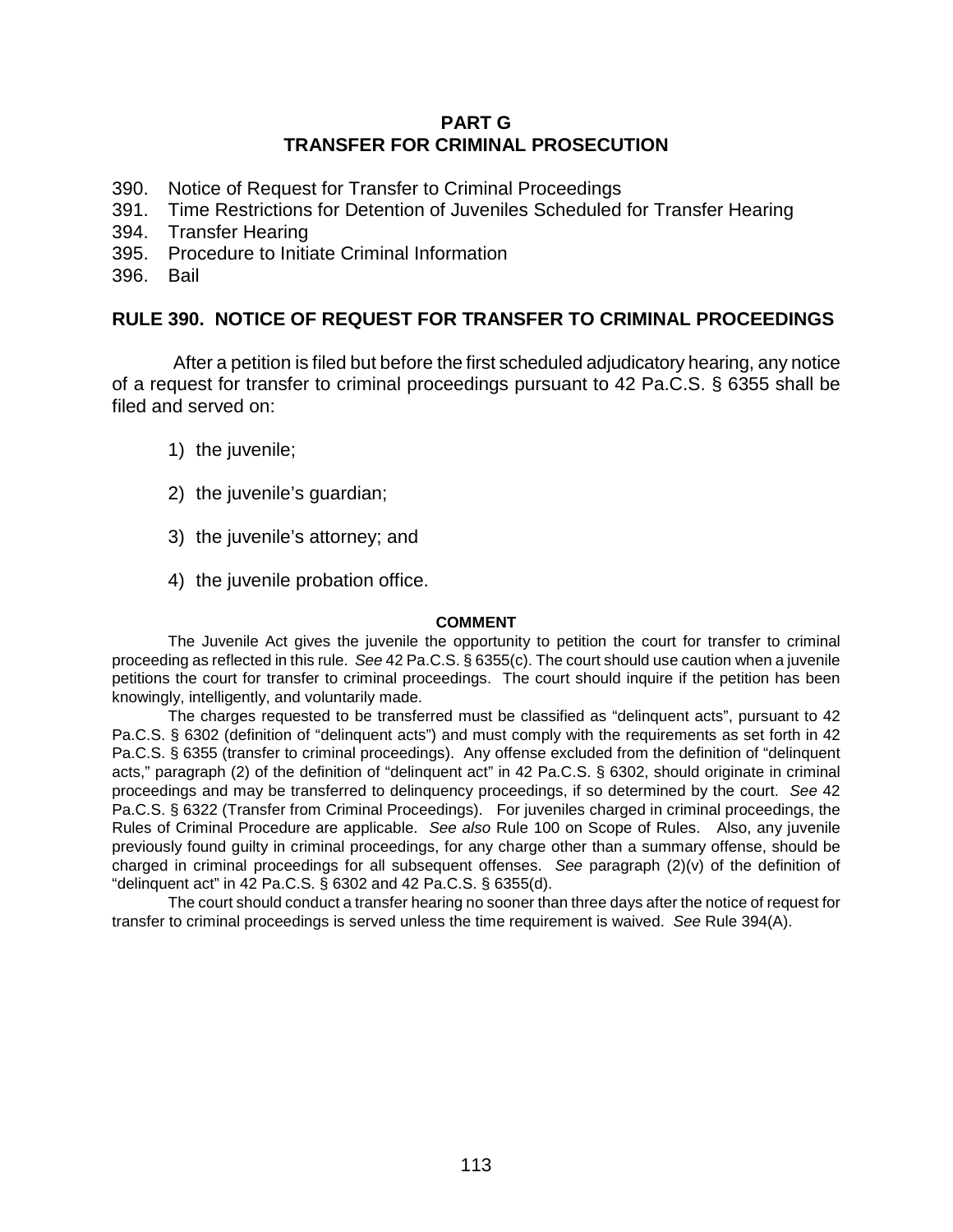## PART G
## TRANSFER FOR CRIMINAL PROSECUTION

390. Notice of Request for Transfer to Criminal Proceedings
391. Time Restrictions for Detention of Juveniles Scheduled for Transfer Hearing
394. Transfer Hearing
395. Procedure to Initiate Criminal Information
396. Bail

### RULE 390. NOTICE OF REQUEST FOR TRANSFER TO CRIMINAL PROCEEDINGS

After a petition is filed but before the first scheduled adjudicatory hearing, any notice of a request for transfer to criminal proceedings pursuant to 42 Pa.C.S. § 6355 shall be filed and served on:

1) the juvenile;

2) the juvenile's guardian;

3) the juvenile's attorney; and

4) the juvenile probation office.

**COMMENT**

The Juvenile Act gives the juvenile the opportunity to petition the court for transfer to criminal proceeding as reflected in this rule. *See* 42 Pa.C.S. § 6355(c). The court should use caution when a juvenile petitions the court for transfer to criminal proceedings. The court should inquire if the petition has been knowingly, intelligently, and voluntarily made.

The charges requested to be transferred must be classified as "delinquent acts", pursuant to 42 Pa.C.S. § 6302 (definition of "delinquent acts") and must comply with the requirements as set forth in 42 Pa.C.S. § 6355 (transfer to criminal proceedings). Any offense excluded from the definition of "delinquent acts," paragraph (2) of the definition of "delinquent act" in 42 Pa.C.S. § 6302, should originate in criminal proceedings and may be transferred to delinquency proceedings, if so determined by the court. *See* 42 Pa.C.S. § 6322 (Transfer from Criminal Proceedings). For juveniles charged in criminal proceedings, the Rules of Criminal Procedure are applicable. *See also* Rule 100 on Scope of Rules. Also, any juvenile previously found guilty in criminal proceedings, for any charge other than a summary offense, should be charged in criminal proceedings for all subsequent offenses. *See* paragraph (2)(v) of the definition of "delinquent act" in 42 Pa.C.S. § 6302 and 42 Pa.C.S. § 6355(d).

The court should conduct a transfer hearing no sooner than three days after the notice of request for transfer to criminal proceedings is served unless the time requirement is waived. *See* Rule 394(A).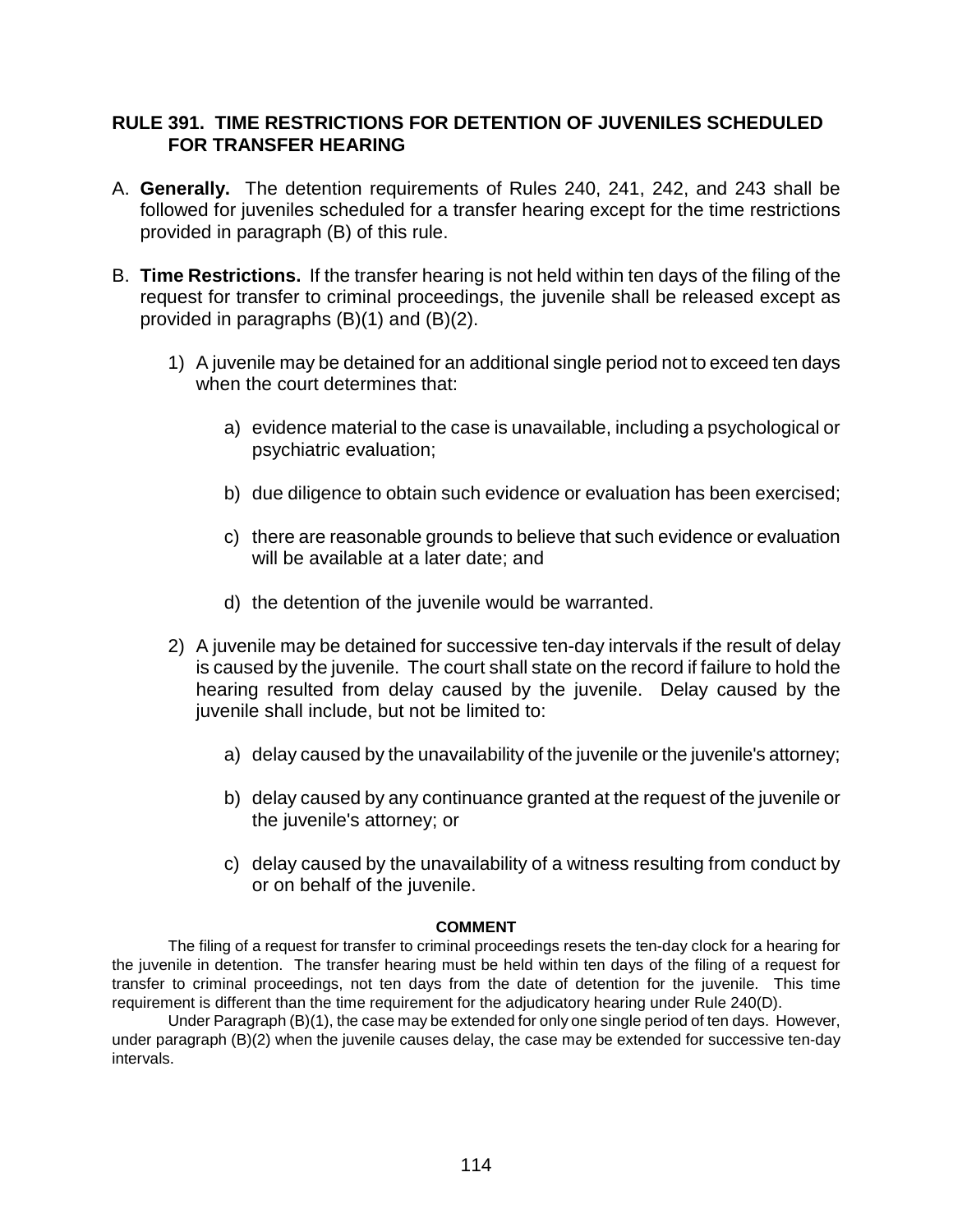## RULE 391. TIME RESTRICTIONS FOR DETENTION OF JUVENILES SCHEDULED FOR TRANSFER HEARING

A. **Generally.** The detention requirements of Rules 240, 241, 242, and 243 shall be followed for juveniles scheduled for a transfer hearing except for the time restrictions provided in paragraph (B) of this rule.

B. **Time Restrictions.** If the transfer hearing is not held within ten days of the filing of the request for transfer to criminal proceedings, the juvenile shall be released except as provided in paragraphs (B)(1) and (B)(2).

   1) A juvenile may be detained for an additional single period not to exceed ten days when the court determines that:

      a) evidence material to the case is unavailable, including a psychological or psychiatric evaluation;

      b) due diligence to obtain such evidence or evaluation has been exercised;

      c) there are reasonable grounds to believe that such evidence or evaluation will be available at a later date; and

      d) the detention of the juvenile would be warranted.

   2) A juvenile may be detained for successive ten-day intervals if the result of delay is caused by the juvenile. The court shall state on the record if failure to hold the hearing resulted from delay caused by the juvenile. Delay caused by the juvenile shall include, but not be limited to:

      a) delay caused by the unavailability of the juvenile or the juvenile's attorney;

      b) delay caused by any continuance granted at the request of the juvenile or the juvenile's attorney; or

      c) delay caused by the unavailability of a witness resulting from conduct by or on behalf of the juvenile.

**COMMENT**

The filing of a request for transfer to criminal proceedings resets the ten-day clock for a hearing for the juvenile in detention. The transfer hearing must be held within ten days of the filing of a request for transfer to criminal proceedings, not ten days from the date of detention for the juvenile. This time requirement is different than the time requirement for the adjudicatory hearing under Rule 240(D).

Under Paragraph (B)(1), the case may be extended for only one single period of ten days. However, under paragraph (B)(2) when the juvenile causes delay, the case may be extended for successive ten-day intervals.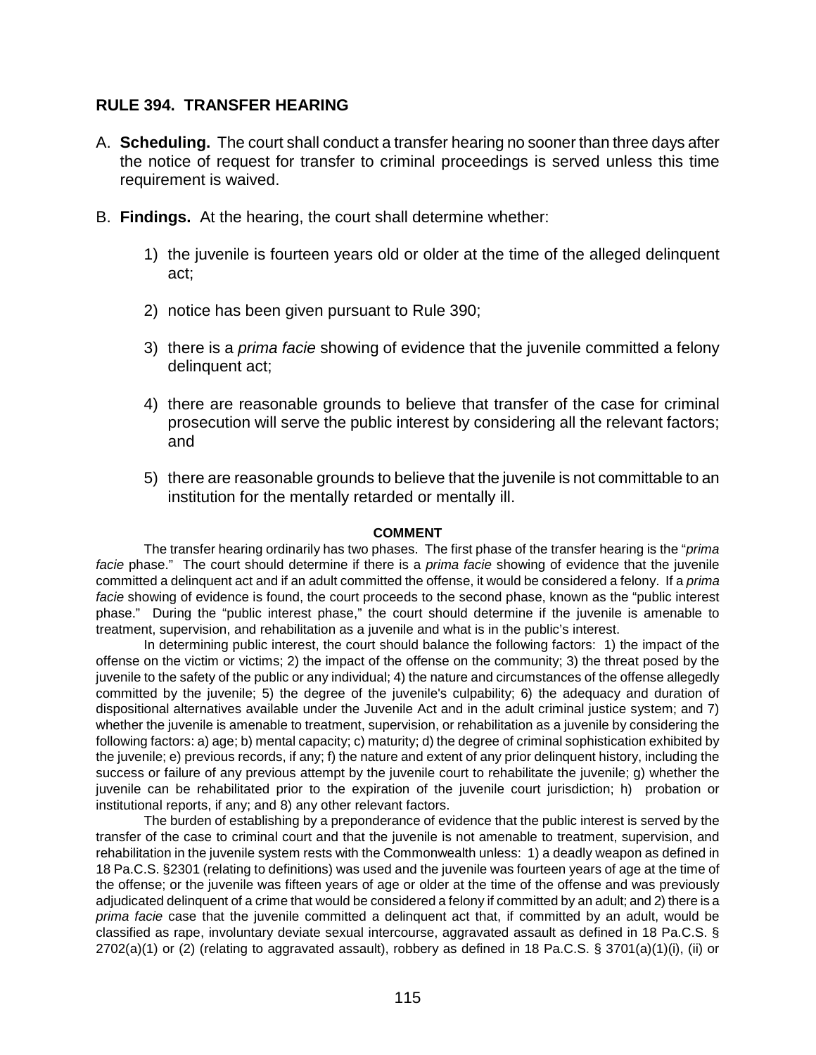## RULE 394. TRANSFER HEARING

A. **Scheduling.** The court shall conduct a transfer hearing no sooner than three days after the notice of request for transfer to criminal proceedings is served unless this time requirement is waived.

B. **Findings.** At the hearing, the court shall determine whether:

1) the juvenile is fourteen years old or older at the time of the alleged delinquent act;

2) notice has been given pursuant to Rule 390;

3) there is a *prima facie* showing of evidence that the juvenile committed a felony delinquent act;

4) there are reasonable grounds to believe that transfer of the case for criminal prosecution will serve the public interest by considering all the relevant factors; and

5) there are reasonable grounds to believe that the juvenile is not committable to an institution for the mentally retarded or mentally ill.

**COMMENT**

The transfer hearing ordinarily has two phases. The first phase of the transfer hearing is the "*prima facie* phase." The court should determine if there is a *prima facie* showing of evidence that the juvenile committed a delinquent act and if an adult committed the offense, it would be considered a felony. If a *prima facie* showing of evidence is found, the court proceeds to the second phase, known as the "public interest phase." During the "public interest phase," the court should determine if the juvenile is amenable to treatment, supervision, and rehabilitation as a juvenile and what is in the public's interest.

In determining public interest, the court should balance the following factors: 1) the impact of the offense on the victim or victims; 2) the impact of the offense on the community; 3) the threat posed by the juvenile to the safety of the public or any individual; 4) the nature and circumstances of the offense allegedly committed by the juvenile; 5) the degree of the juvenile's culpability; 6) the adequacy and duration of dispositional alternatives available under the Juvenile Act and in the adult criminal justice system; and 7) whether the juvenile is amenable to treatment, supervision, or rehabilitation as a juvenile by considering the following factors: a) age; b) mental capacity; c) maturity; d) the degree of criminal sophistication exhibited by the juvenile; e) previous records, if any; f) the nature and extent of any prior delinquent history, including the success or failure of any previous attempt by the juvenile court to rehabilitate the juvenile; g) whether the juvenile can be rehabilitated prior to the expiration of the juvenile court jurisdiction; h) probation or institutional reports, if any; and 8) any other relevant factors.

The burden of establishing by a preponderance of evidence that the public interest is served by the transfer of the case to criminal court and that the juvenile is not amenable to treatment, supervision, and rehabilitation in the juvenile system rests with the Commonwealth unless: 1) a deadly weapon as defined in 18 Pa.C.S. §2301 (relating to definitions) was used and the juvenile was fourteen years of age at the time of the offense; or the juvenile was fifteen years of age or older at the time of the offense and was previously adjudicated delinquent of a crime that would be considered a felony if committed by an adult; and 2) there is a *prima facie* case that the juvenile committed a delinquent act that, if committed by an adult, would be classified as rape, involuntary deviate sexual intercourse, aggravated assault as defined in 18 Pa.C.S. § 2702(a)(1) or (2) (relating to aggravated assault), robbery as defined in 18 Pa.C.S. § 3701(a)(1)(i), (ii) or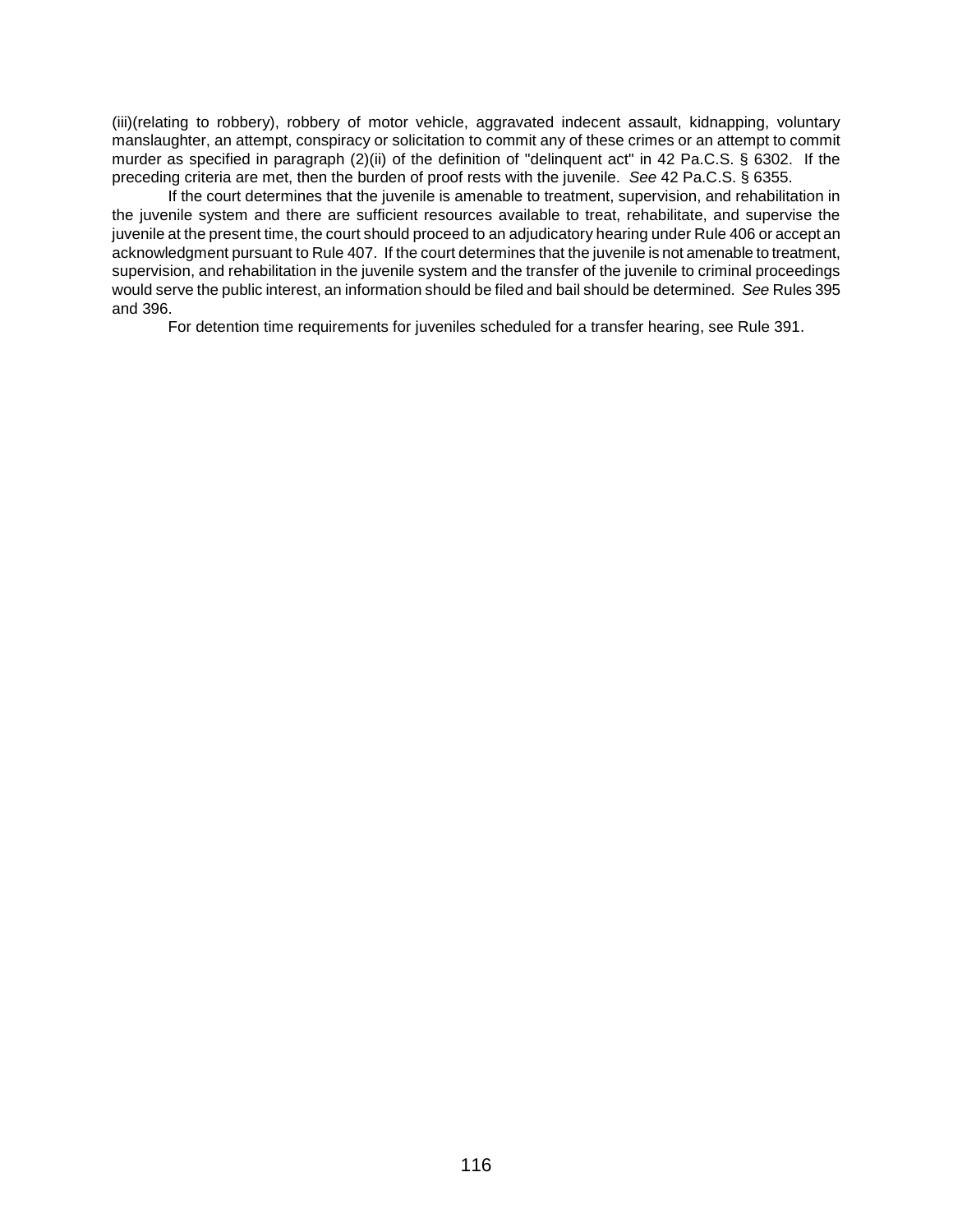(iii)(relating to robbery), robbery of motor vehicle, aggravated indecent assault, kidnapping, voluntary manslaughter, an attempt, conspiracy or solicitation to commit any of these crimes or an attempt to commit murder as specified in paragraph (2)(ii) of the definition of "delinquent act" in 42 Pa.C.S. § 6302. If the preceding criteria are met, then the burden of proof rests with the juvenile. *See* 42 Pa.C.S. § 6355.

If the court determines that the juvenile is amenable to treatment, supervision, and rehabilitation in the juvenile system and there are sufficient resources available to treat, rehabilitate, and supervise the juvenile at the present time, the court should proceed to an adjudicatory hearing under Rule 406 or accept an acknowledgment pursuant to Rule 407. If the court determines that the juvenile is not amenable to treatment, supervision, and rehabilitation in the juvenile system and the transfer of the juvenile to criminal proceedings would serve the public interest, an information should be filed and bail should be determined. *See* Rules 395 and 396.

For detention time requirements for juveniles scheduled for a transfer hearing, see Rule 391.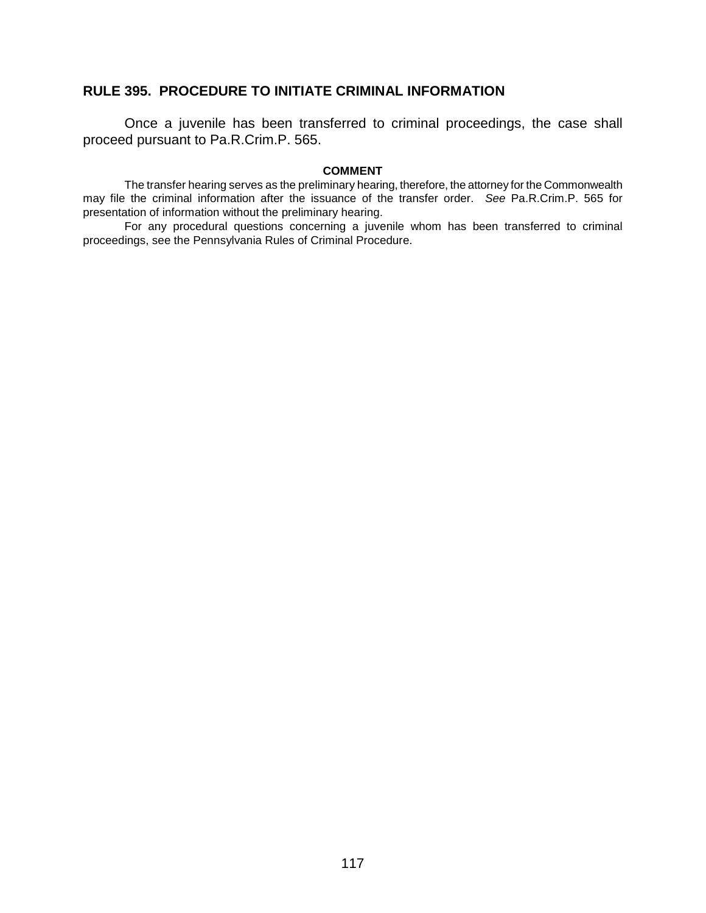## RULE 395. PROCEDURE TO INITIATE CRIMINAL INFORMATION

Once a juvenile has been transferred to criminal proceedings, the case shall proceed pursuant to Pa.R.Crim.P. 565.

**COMMENT**

The transfer hearing serves as the preliminary hearing, therefore, the attorney for the Commonwealth may file the criminal information after the issuance of the transfer order. *See* Pa.R.Crim.P. 565 for presentation of information without the preliminary hearing.

For any procedural questions concerning a juvenile whom has been transferred to criminal proceedings, see the Pennsylvania Rules of Criminal Procedure.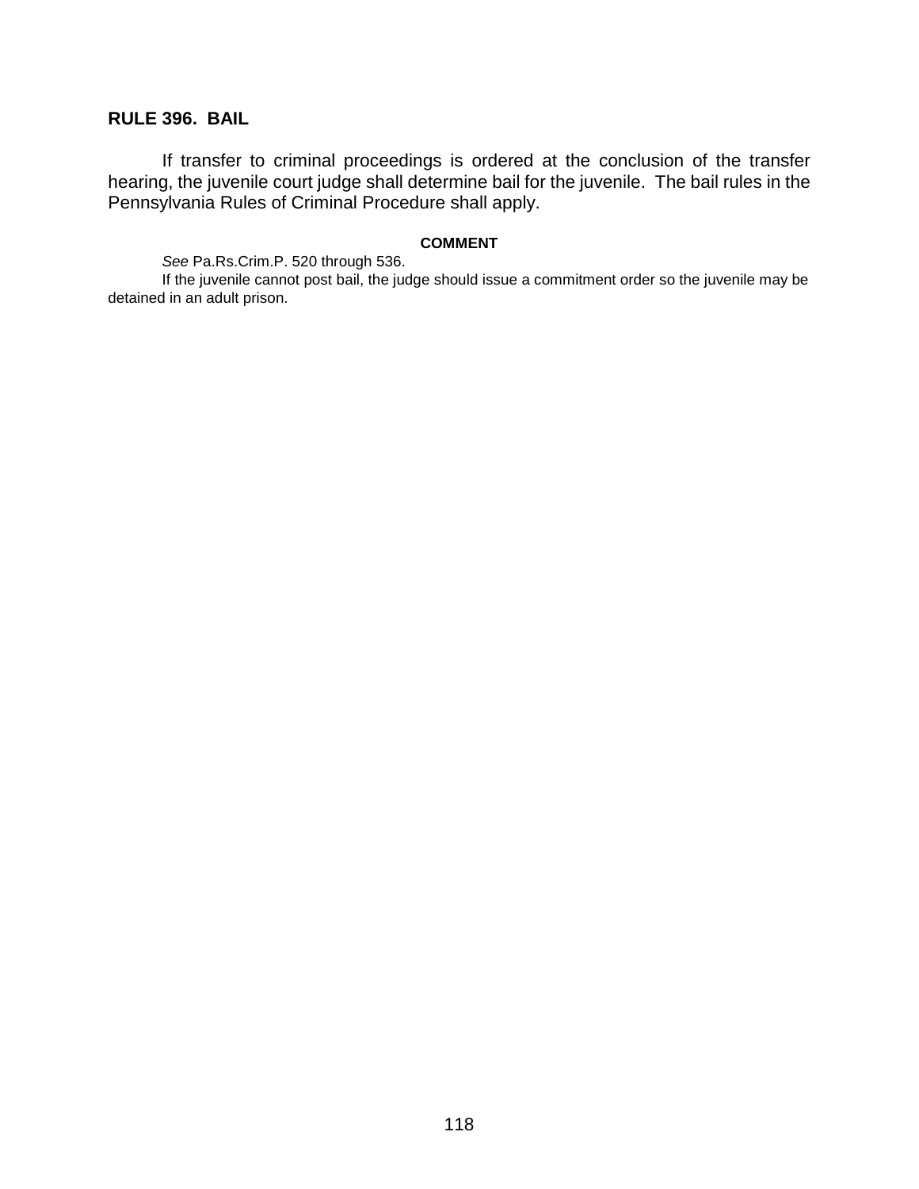## RULE 396. BAIL

If transfer to criminal proceedings is ordered at the conclusion of the transfer hearing, the juvenile court judge shall determine bail for the juvenile. The bail rules in the Pennsylvania Rules of Criminal Procedure shall apply.

**COMMENT**

*See* Pa.Rs.Crim.P. 520 through 536.

If the juvenile cannot post bail, the judge should issue a commitment order so the juvenile may be detained in an adult prison.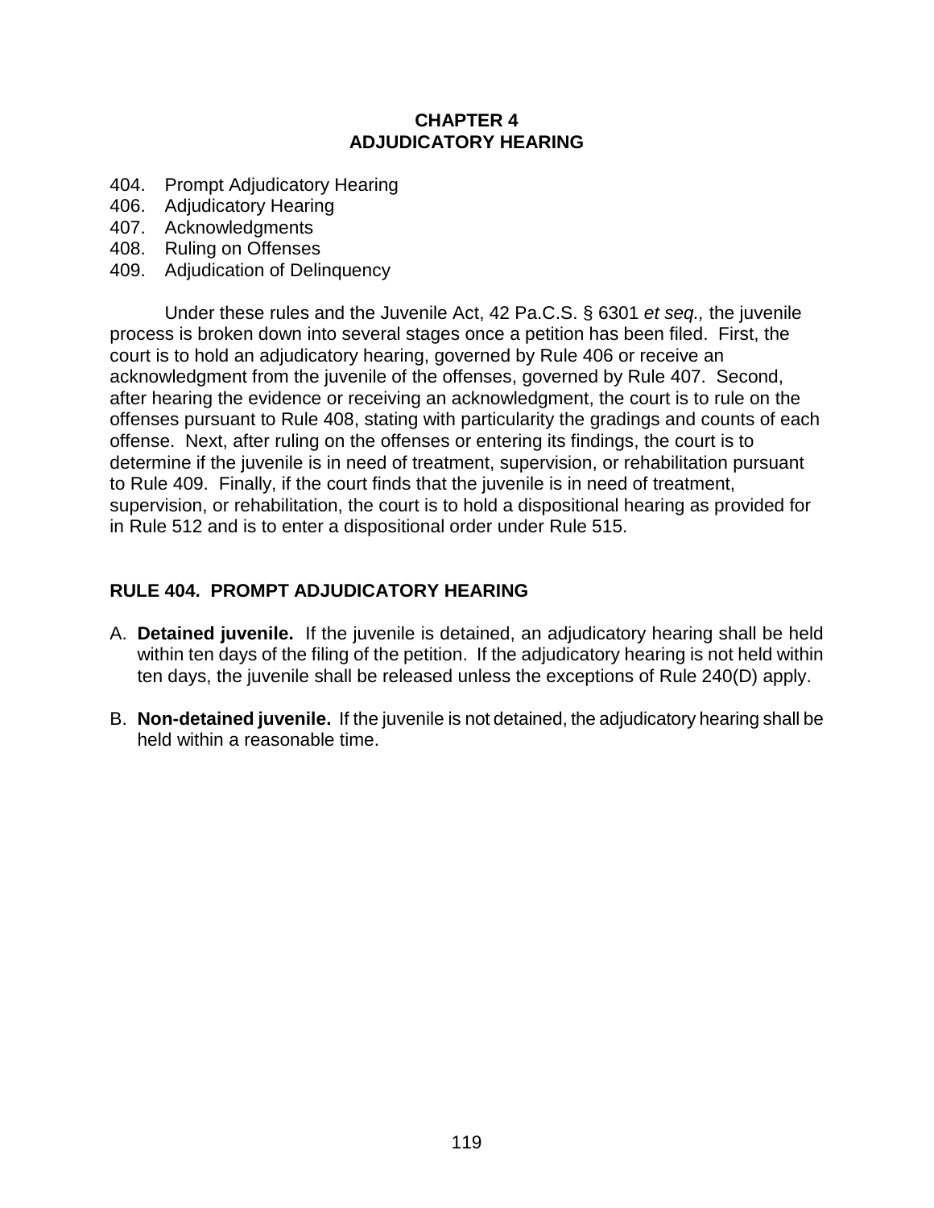# CHAPTER 4
# ADJUDICATORY HEARING

404. Prompt Adjudicatory Hearing
406. Adjudicatory Hearing
407. Acknowledgments
408. Ruling on Offenses
409. Adjudication of Delinquency

Under these rules and the Juvenile Act, 42 Pa.C.S. § 6301 *et seq.,* the juvenile process is broken down into several stages once a petition has been filed. First, the court is to hold an adjudicatory hearing, governed by Rule 406 or receive an acknowledgment from the juvenile of the offenses, governed by Rule 407. Second, after hearing the evidence or receiving an acknowledgment, the court is to rule on the offenses pursuant to Rule 408, stating with particularity the gradings and counts of each offense. Next, after ruling on the offenses or entering its findings, the court is to determine if the juvenile is in need of treatment, supervision, or rehabilitation pursuant to Rule 409. Finally, if the court finds that the juvenile is in need of treatment, supervision, or rehabilitation, the court is to hold a dispositional hearing as provided for in Rule 512 and is to enter a dispositional order under Rule 515.

## RULE 404. PROMPT ADJUDICATORY HEARING

A. **Detained juvenile.** If the juvenile is detained, an adjudicatory hearing shall be held within ten days of the filing of the petition. If the adjudicatory hearing is not held within ten days, the juvenile shall be released unless the exceptions of Rule 240(D) apply.

B. **Non-detained juvenile.** If the juvenile is not detained, the adjudicatory hearing shall be held within a reasonable time.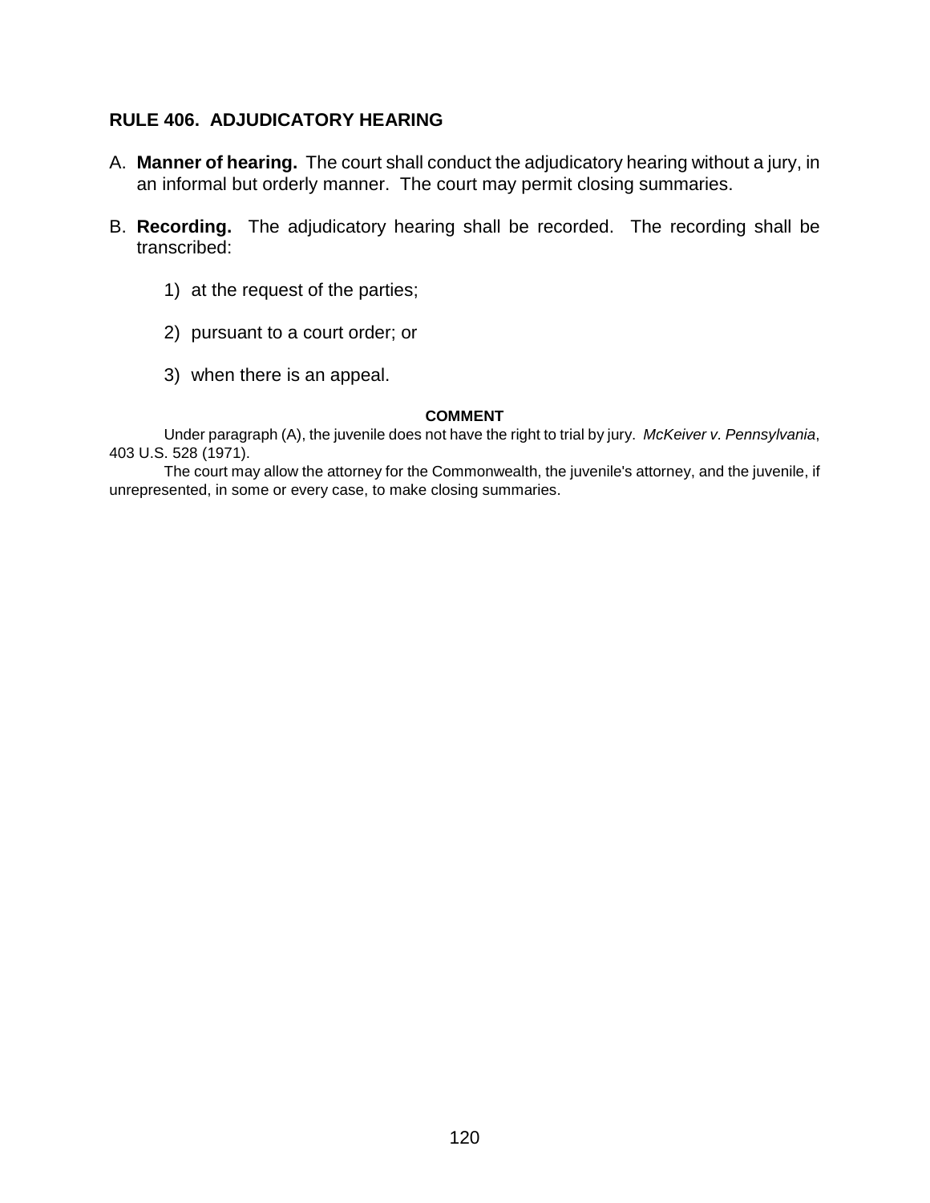## RULE 406. ADJUDICATORY HEARING

A. **Manner of hearing.** The court shall conduct the adjudicatory hearing without a jury, in an informal but orderly manner. The court may permit closing summaries.

B. **Recording.** The adjudicatory hearing shall be recorded. The recording shall be transcribed:

   1) at the request of the parties;

   2) pursuant to a court order; or

   3) when there is an appeal.

**COMMENT**

Under paragraph (A), the juvenile does not have the right to trial by jury. *McKeiver v. Pennsylvania*, 403 U.S. 528 (1971).

The court may allow the attorney for the Commonwealth, the juvenile's attorney, and the juvenile, if unrepresented, in some or every case, to make closing summaries.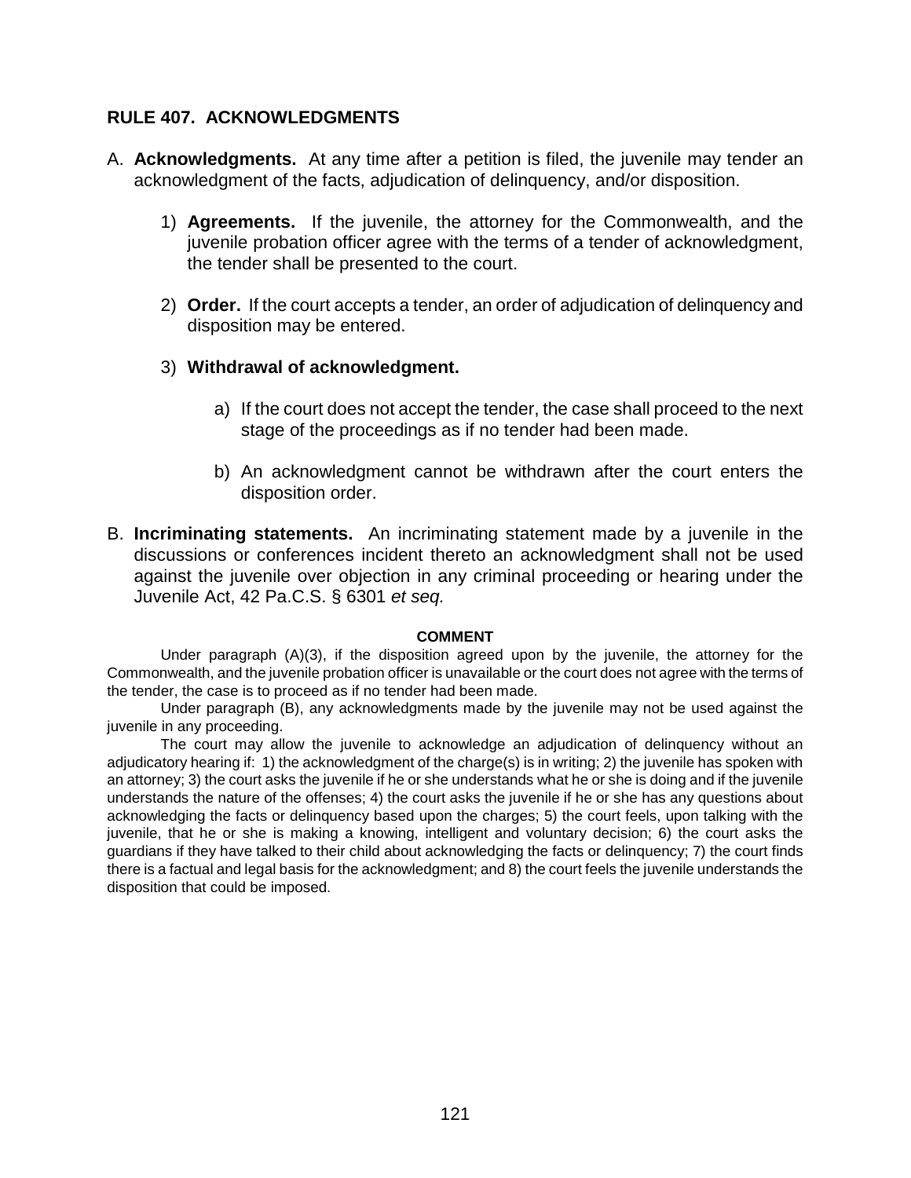## RULE 407. ACKNOWLEDGMENTS

A. **Acknowledgments.** At any time after a petition is filed, the juvenile may tender an acknowledgment of the facts, adjudication of delinquency, and/or disposition.

   1) **Agreements.** If the juvenile, the attorney for the Commonwealth, and the juvenile probation officer agree with the terms of a tender of acknowledgment, the tender shall be presented to the court.

   2) **Order.** If the court accepts a tender, an order of adjudication of delinquency and disposition may be entered.

   3) **Withdrawal of acknowledgment.**

      a) If the court does not accept the tender, the case shall proceed to the next stage of the proceedings as if no tender had been made.

      b) An acknowledgment cannot be withdrawn after the court enters the disposition order.

B. **Incriminating statements.** An incriminating statement made by a juvenile in the discussions or conferences incident thereto an acknowledgment shall not be used against the juvenile over objection in any criminal proceeding or hearing under the Juvenile Act, 42 Pa.C.S. § 6301 *et seq.*

**COMMENT**

Under paragraph (A)(3), if the disposition agreed upon by the juvenile, the attorney for the Commonwealth, and the juvenile probation officer is unavailable or the court does not agree with the terms of the tender, the case is to proceed as if no tender had been made.

Under paragraph (B), any acknowledgments made by the juvenile may not be used against the juvenile in any proceeding.

The court may allow the juvenile to acknowledge an adjudication of delinquency without an adjudicatory hearing if: 1) the acknowledgment of the charge(s) is in writing; 2) the juvenile has spoken with an attorney; 3) the court asks the juvenile if he or she understands what he or she is doing and if the juvenile understands the nature of the offenses; 4) the court asks the juvenile if he or she has any questions about acknowledging the facts or delinquency based upon the charges; 5) the court feels, upon talking with the juvenile, that he or she is making a knowing, intelligent and voluntary decision; 6) the court asks the guardians if they have talked to their child about acknowledging the facts or delinquency; 7) the court finds there is a factual and legal basis for the acknowledgment; and 8) the court feels the juvenile understands the disposition that could be imposed.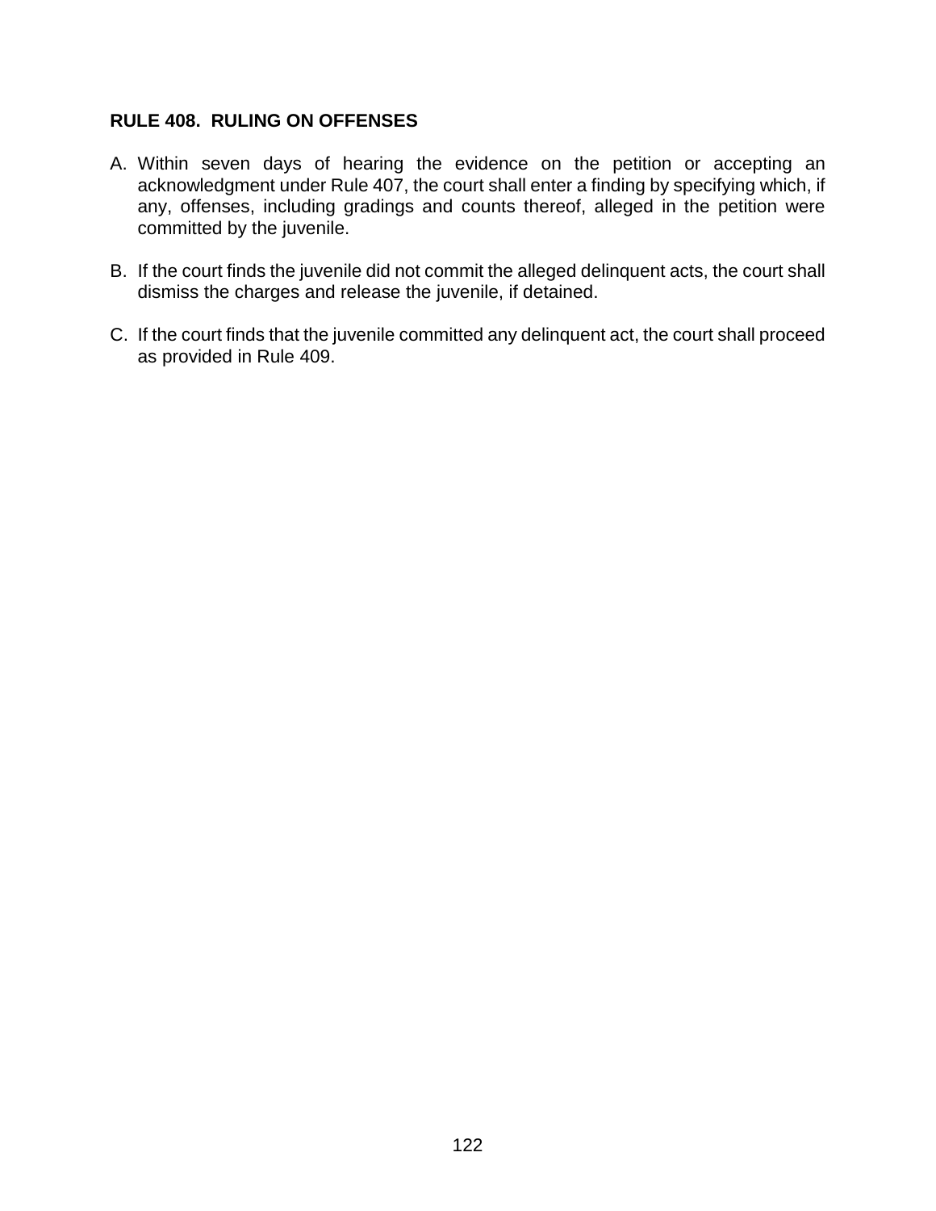**RULE 408. RULING ON OFFENSES**

A. Within seven days of hearing the evidence on the petition or accepting an acknowledgment under Rule 407, the court shall enter a finding by specifying which, if any, offenses, including gradings and counts thereof, alleged in the petition were committed by the juvenile.

B. If the court finds the juvenile did not commit the alleged delinquent acts, the court shall dismiss the charges and release the juvenile, if detained.

C. If the court finds that the juvenile committed any delinquent act, the court shall proceed as provided in Rule 409.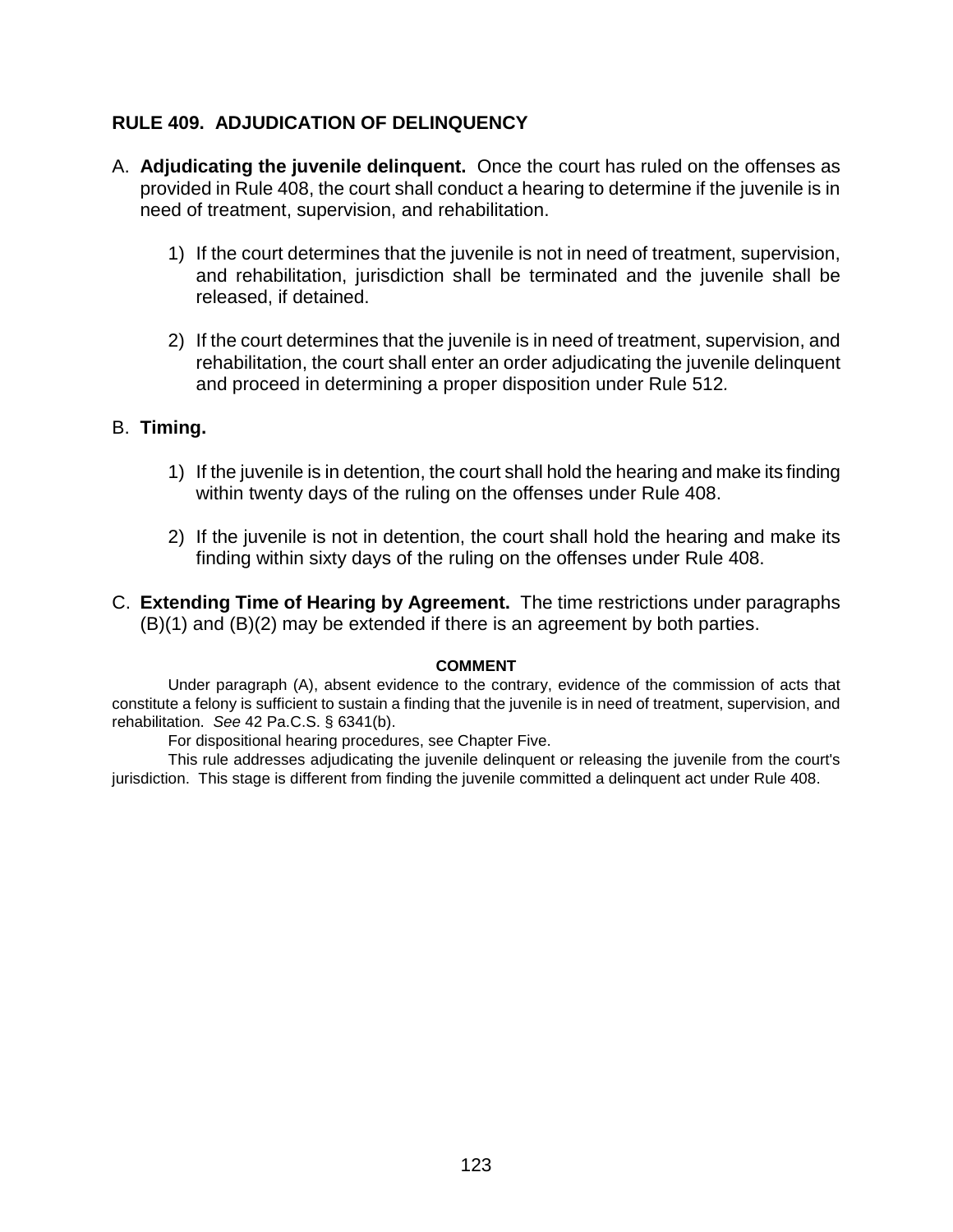## RULE 409. ADJUDICATION OF DELINQUENCY

A. **Adjudicating the juvenile delinquent.** Once the court has ruled on the offenses as provided in Rule 408, the court shall conduct a hearing to determine if the juvenile is in need of treatment, supervision, and rehabilitation.

   1) If the court determines that the juvenile is not in need of treatment, supervision, and rehabilitation, jurisdiction shall be terminated and the juvenile shall be released, if detained.

   2) If the court determines that the juvenile is in need of treatment, supervision, and rehabilitation, the court shall enter an order adjudicating the juvenile delinquent and proceed in determining a proper disposition under Rule 512*.*

B. **Timing.**

   1) If the juvenile is in detention, the court shall hold the hearing and make its finding within twenty days of the ruling on the offenses under Rule 408.

   2) If the juvenile is not in detention, the court shall hold the hearing and make its finding within sixty days of the ruling on the offenses under Rule 408.

C. **Extending Time of Hearing by Agreement.** The time restrictions under paragraphs (B)(1) and (B)(2) may be extended if there is an agreement by both parties.

**COMMENT**

Under paragraph (A), absent evidence to the contrary, evidence of the commission of acts that constitute a felony is sufficient to sustain a finding that the juvenile is in need of treatment, supervision, and rehabilitation. *See* 42 Pa.C.S. § 6341(b).

For dispositional hearing procedures, see Chapter Five.

This rule addresses adjudicating the juvenile delinquent or releasing the juvenile from the court's jurisdiction. This stage is different from finding the juvenile committed a delinquent act under Rule 408.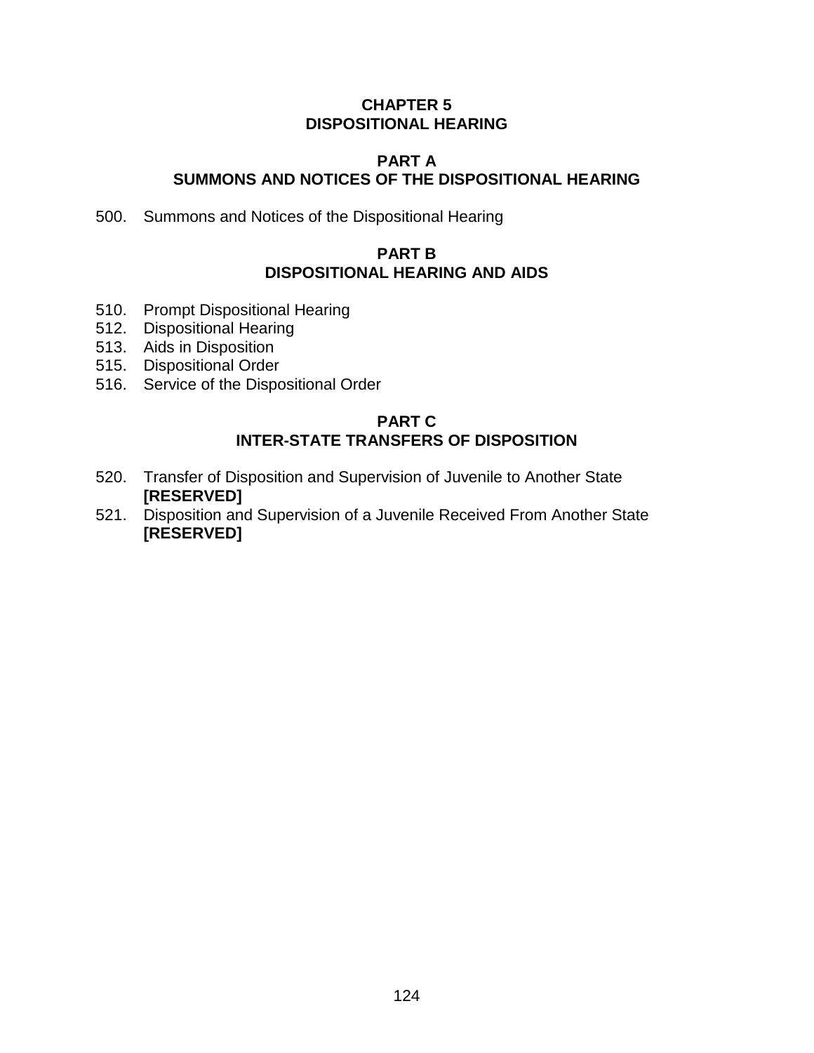# CHAPTER 5
# DISPOSITIONAL HEARING

## PART A
## SUMMONS AND NOTICES OF THE DISPOSITIONAL HEARING

500. Summons and Notices of the Dispositional Hearing

## PART B
## DISPOSITIONAL HEARING AND AIDS

510. Prompt Dispositional Hearing
512. Dispositional Hearing
513. Aids in Disposition
515. Dispositional Order
516. Service of the Dispositional Order

## PART C
## INTER-STATE TRANSFERS OF DISPOSITION

520. Transfer of Disposition and Supervision of Juvenile to Another State **[RESERVED]**
521. Disposition and Supervision of a Juvenile Received From Another State **[RESERVED]**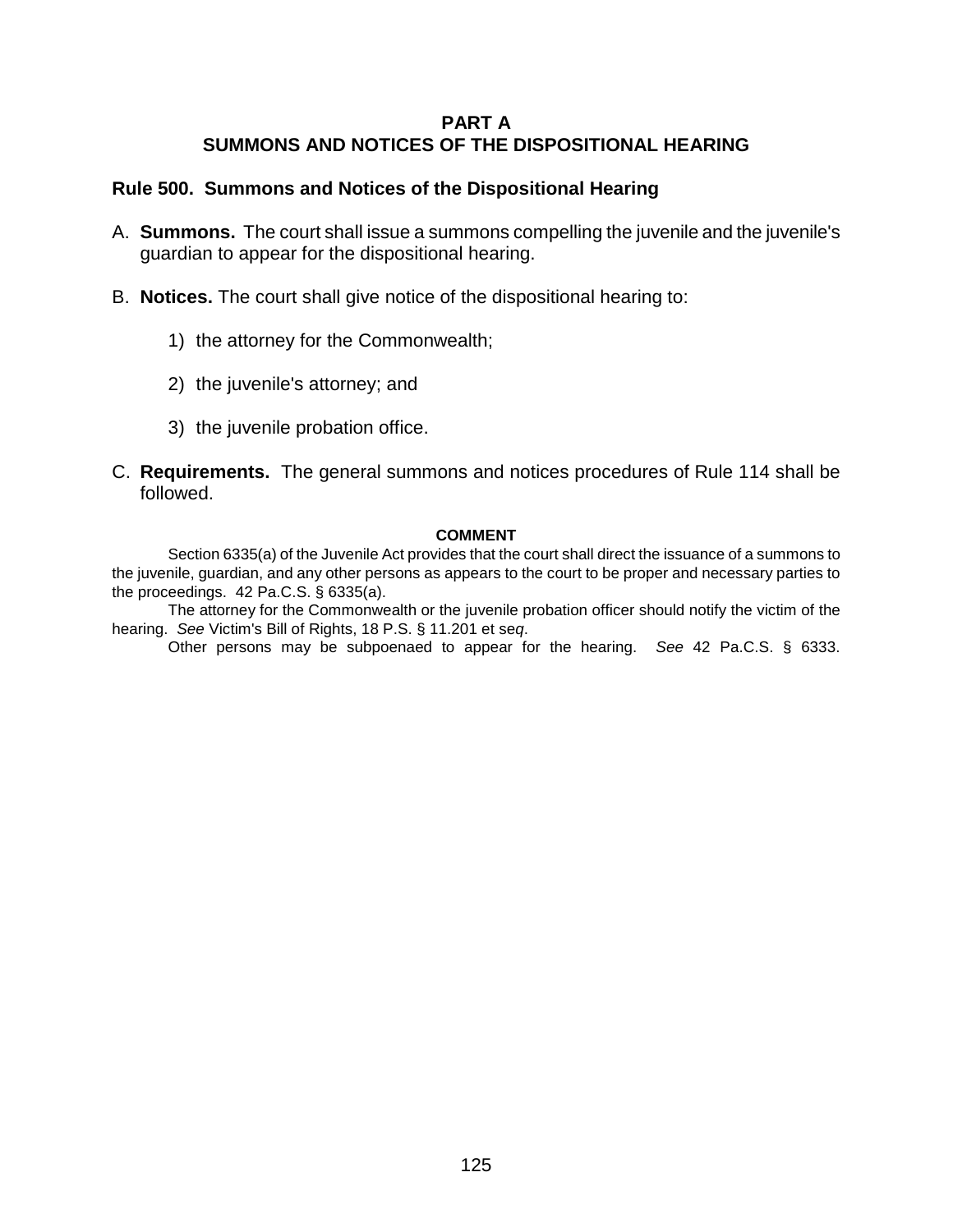## PART A
## SUMMONS AND NOTICES OF THE DISPOSITIONAL HEARING

### Rule 500. Summons and Notices of the Dispositional Hearing

A. **Summons.** The court shall issue a summons compelling the juvenile and the juvenile's guardian to appear for the dispositional hearing.

B. **Notices.** The court shall give notice of the dispositional hearing to:

1) the attorney for the Commonwealth;

2) the juvenile's attorney; and

3) the juvenile probation office.

C. **Requirements.** The general summons and notices procedures of Rule 114 shall be followed.

**COMMENT**

Section 6335(a) of the Juvenile Act provides that the court shall direct the issuance of a summons to the juvenile, guardian, and any other persons as appears to the court to be proper and necessary parties to the proceedings. 42 Pa.C.S. § 6335(a).

The attorney for the Commonwealth or the juvenile probation officer should notify the victim of the hearing. *See* Victim's Bill of Rights, 18 P.S. § 11.201 et se*q*.

Other persons may be subpoenaed to appear for the hearing. *See* 42 Pa.C.S. § 6333.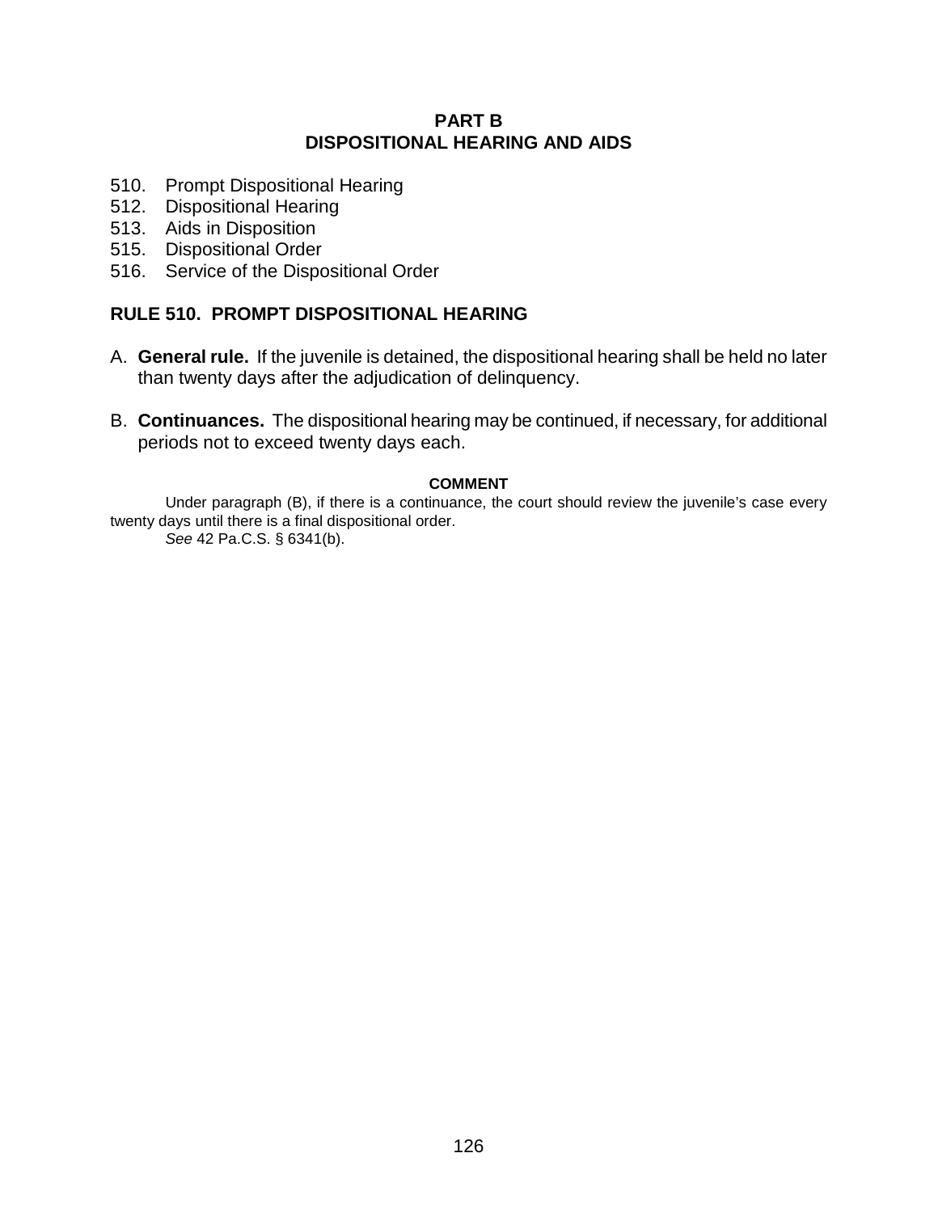## PART B
## DISPOSITIONAL HEARING AND AIDS

510. Prompt Dispositional Hearing
512. Dispositional Hearing
513. Aids in Disposition
515. Dispositional Order
516. Service of the Dispositional Order

### RULE 510. PROMPT DISPOSITIONAL HEARING

A. **General rule.** If the juvenile is detained, the dispositional hearing shall be held no later than twenty days after the adjudication of delinquency.

B. **Continuances.** The dispositional hearing may be continued, if necessary, for additional periods not to exceed twenty days each.

**COMMENT**

Under paragraph (B), if there is a continuance, the court should review the juvenile's case every twenty days until there is a final dispositional order.

*See* 42 Pa.C.S. § 6341(b).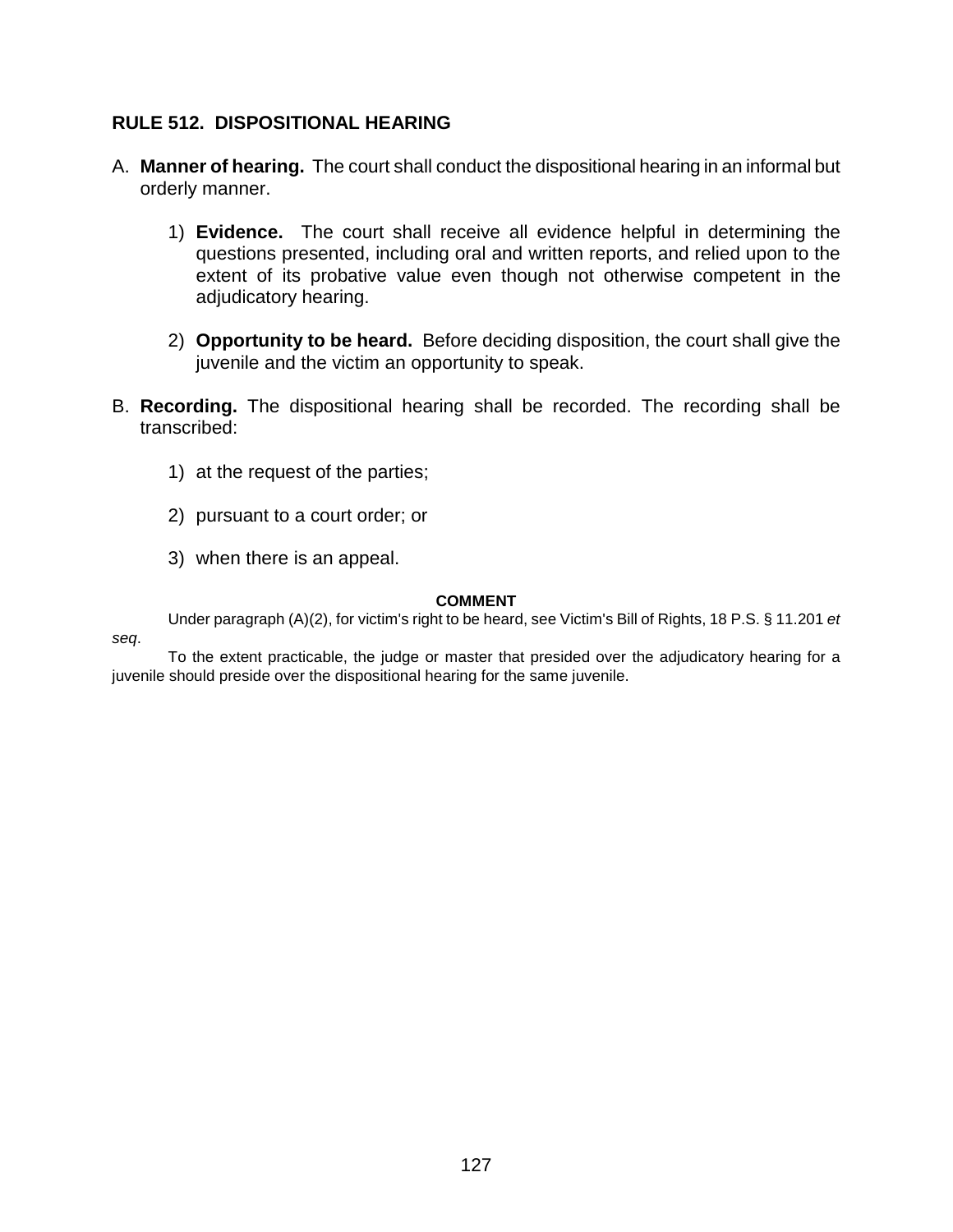## RULE 512. DISPOSITIONAL HEARING

A. **Manner of hearing.** The court shall conduct the dispositional hearing in an informal but orderly manner.

   1) **Evidence.** The court shall receive all evidence helpful in determining the questions presented, including oral and written reports, and relied upon to the extent of its probative value even though not otherwise competent in the adjudicatory hearing.

   2) **Opportunity to be heard.** Before deciding disposition, the court shall give the juvenile and the victim an opportunity to speak.

B. **Recording.** The dispositional hearing shall be recorded. The recording shall be transcribed:

   1) at the request of the parties;

   2) pursuant to a court order; or

   3) when there is an appeal.

**COMMENT**

Under paragraph (A)(2), for victim's right to be heard, see Victim's Bill of Rights, 18 P.S. § 11.201 *et seq*.

To the extent practicable, the judge or master that presided over the adjudicatory hearing for a juvenile should preside over the dispositional hearing for the same juvenile.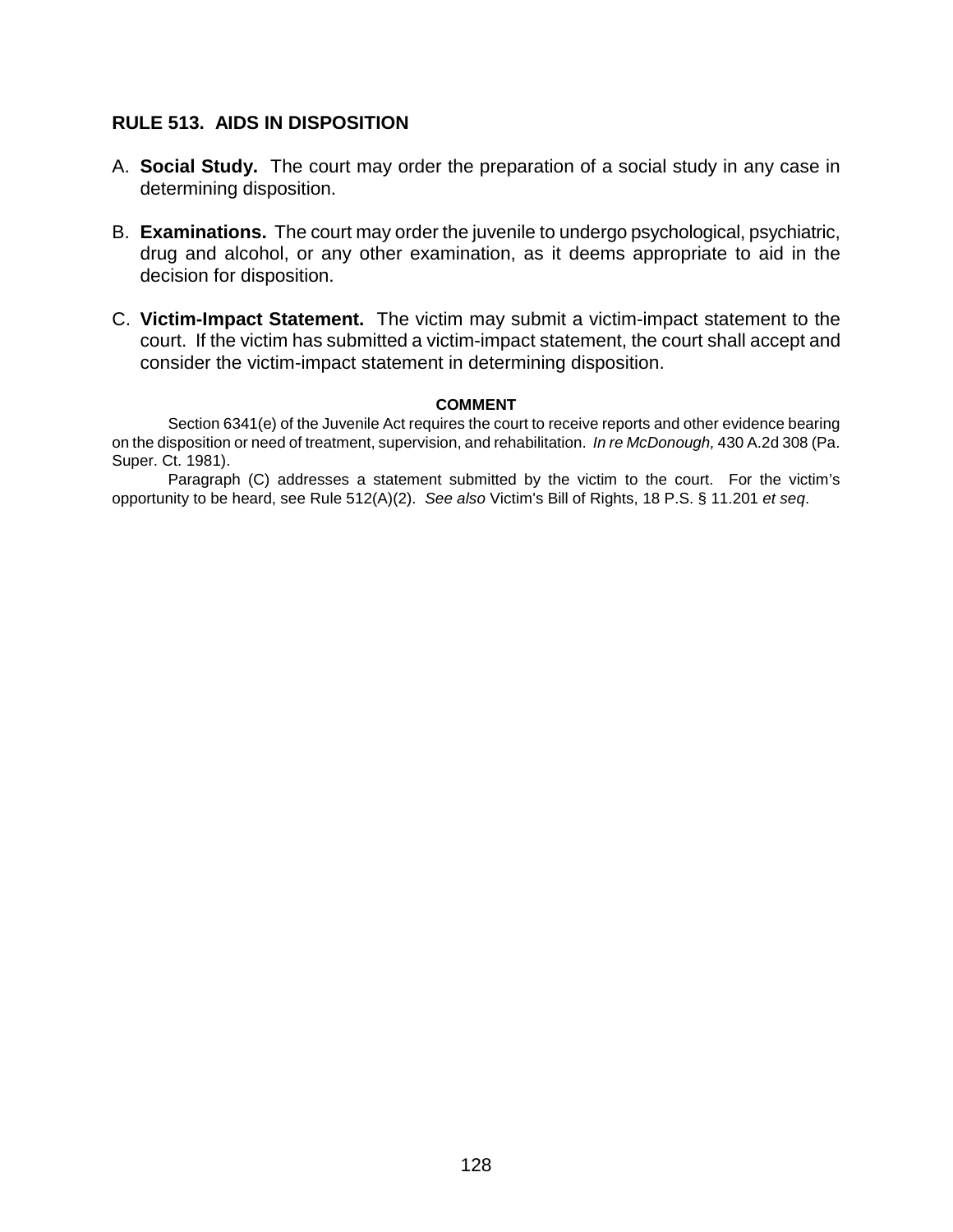## RULE 513. AIDS IN DISPOSITION

A. **Social Study.** The court may order the preparation of a social study in any case in determining disposition.

B. **Examinations.** The court may order the juvenile to undergo psychological, psychiatric, drug and alcohol, or any other examination, as it deems appropriate to aid in the decision for disposition.

C. **Victim-Impact Statement.** The victim may submit a victim-impact statement to the court. If the victim has submitted a victim-impact statement, the court shall accept and consider the victim-impact statement in determining disposition.

**COMMENT**

Section 6341(e) of the Juvenile Act requires the court to receive reports and other evidence bearing on the disposition or need of treatment, supervision, and rehabilitation. *In re McDonough,* 430 A.2d 308 (Pa. Super. Ct. 1981).

Paragraph (C) addresses a statement submitted by the victim to the court. For the victim's opportunity to be heard, see Rule 512(A)(2). *See also* Victim's Bill of Rights, 18 P.S. § 11.201 *et seq*.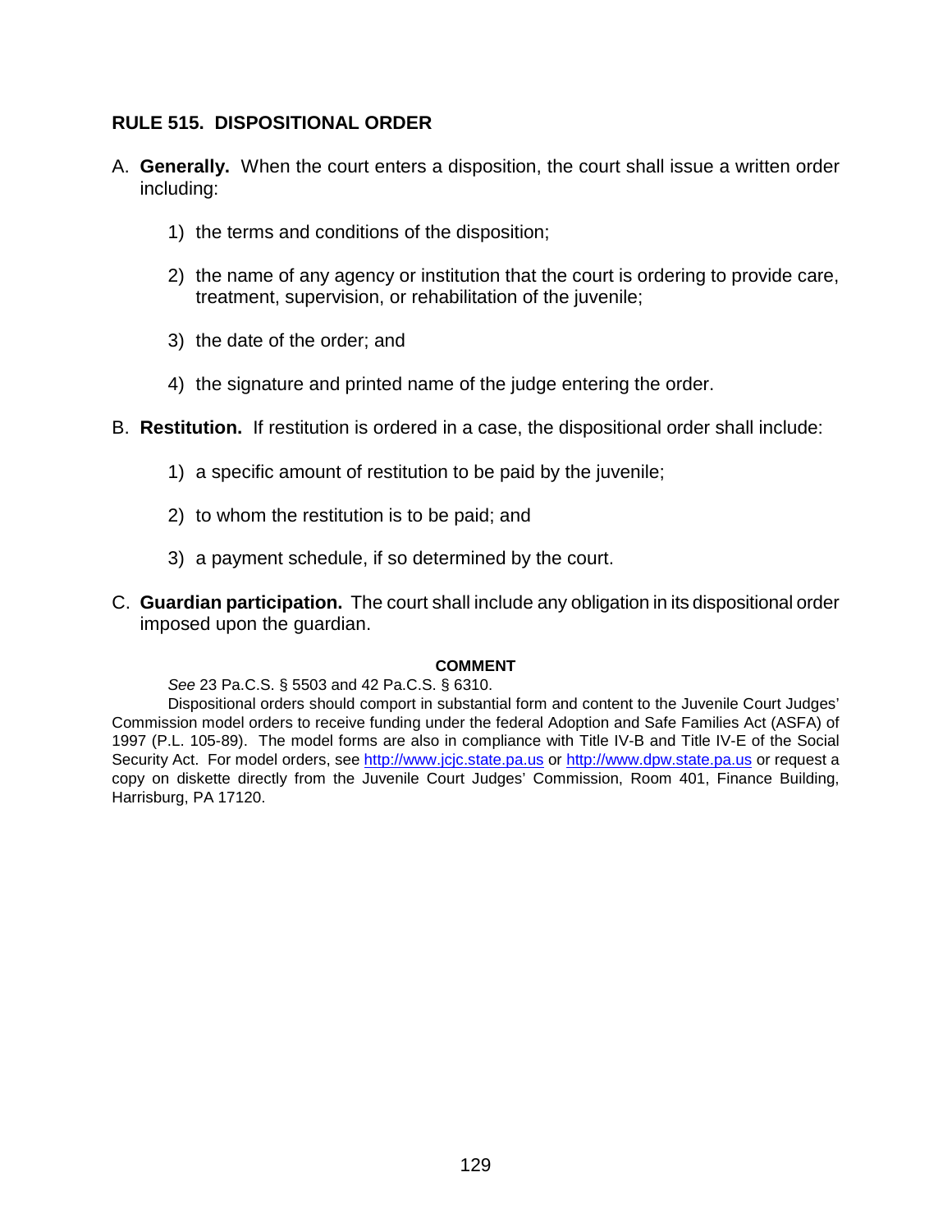## RULE 515. DISPOSITIONAL ORDER

A. **Generally.** When the court enters a disposition, the court shall issue a written order including:

   1) the terms and conditions of the disposition;

   2) the name of any agency or institution that the court is ordering to provide care, treatment, supervision, or rehabilitation of the juvenile;

   3) the date of the order; and

   4) the signature and printed name of the judge entering the order.

B. **Restitution.** If restitution is ordered in a case, the dispositional order shall include:

   1) a specific amount of restitution to be paid by the juvenile;

   2) to whom the restitution is to be paid; and

   3) a payment schedule, if so determined by the court.

C. **Guardian participation.** The court shall include any obligation in its dispositional order imposed upon the guardian.

**COMMENT**

*See* 23 Pa.C.S. § 5503 and 42 Pa.C.S. § 6310.

Dispositional orders should comport in substantial form and content to the Juvenile Court Judges' Commission model orders to receive funding under the federal Adoption and Safe Families Act (ASFA) of 1997 (P.L. 105-89). The model forms are also in compliance with Title IV-B and Title IV-E of the Social Security Act. For model orders, see http://www.jcjc.state.pa.us or http://www.dpw.state.pa.us or request a copy on diskette directly from the Juvenile Court Judges' Commission, Room 401, Finance Building, Harrisburg, PA 17120.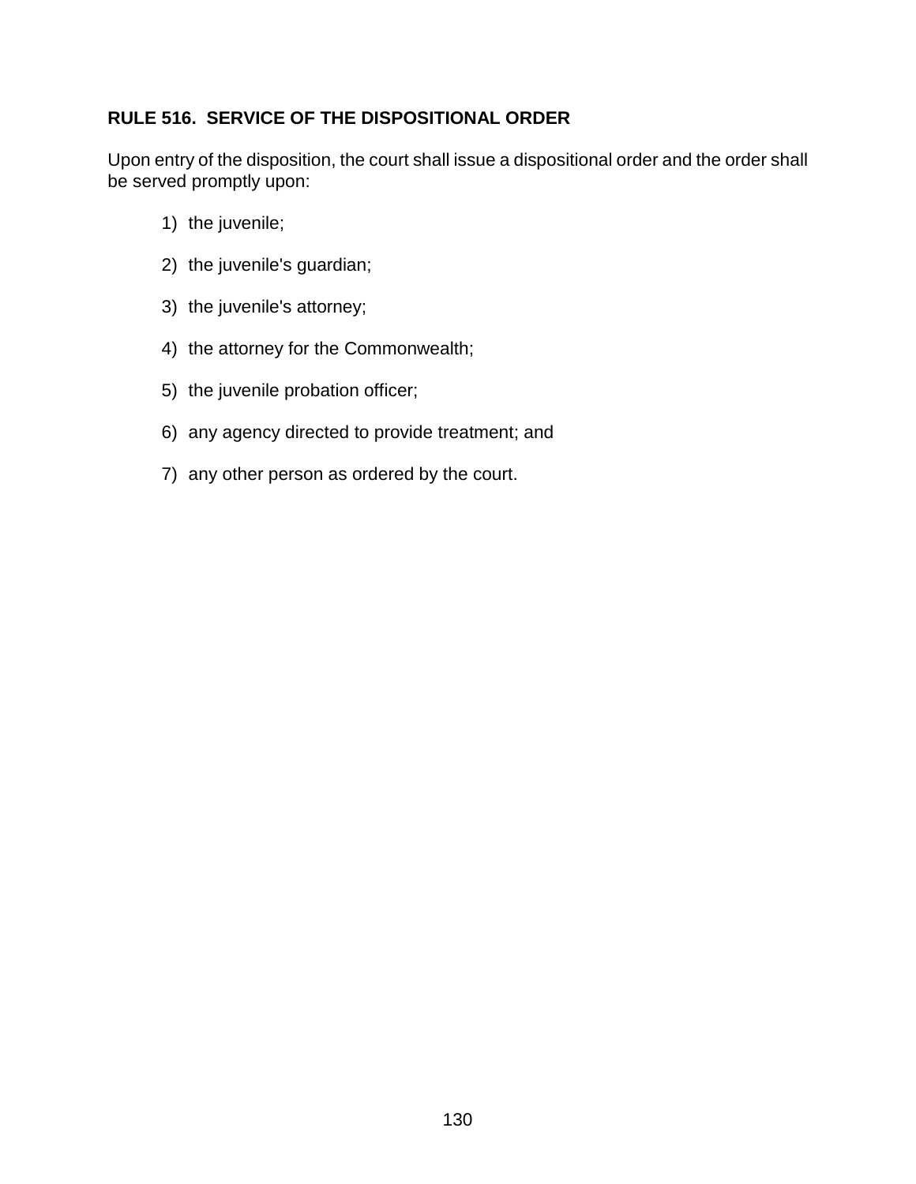**RULE 516. SERVICE OF THE DISPOSITIONAL ORDER**

Upon entry of the disposition, the court shall issue a dispositional order and the order shall be served promptly upon:

1) the juvenile;

2) the juvenile's guardian;

3) the juvenile's attorney;

4) the attorney for the Commonwealth;

5) the juvenile probation officer;

6) any agency directed to provide treatment; and

7) any other person as ordered by the court.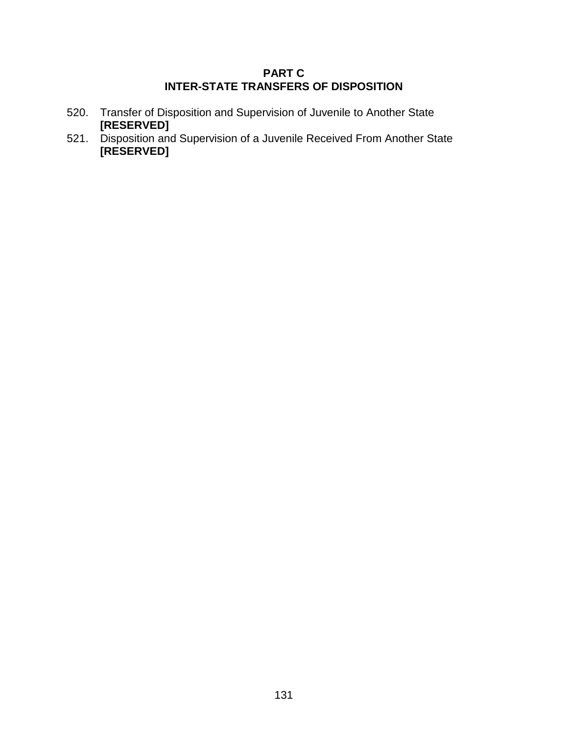## PART C
## INTER-STATE TRANSFERS OF DISPOSITION

520. Transfer of Disposition and Supervision of Juvenile to Another State **[RESERVED]**
521. Disposition and Supervision of a Juvenile Received From Another State **[RESERVED]**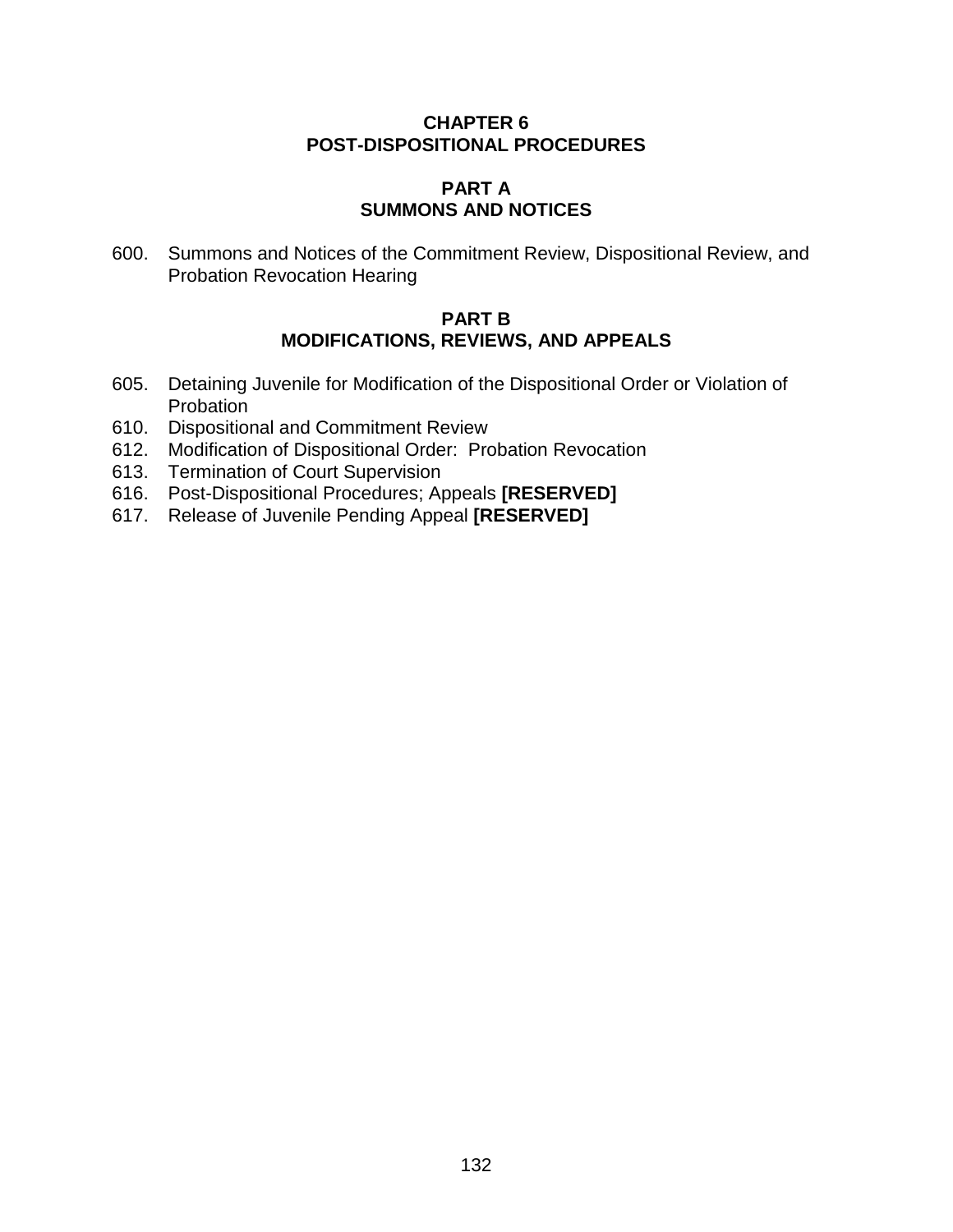# CHAPTER 6
# POST-DISPOSITIONAL PROCEDURES

## PART A
## SUMMONS AND NOTICES

600. Summons and Notices of the Commitment Review, Dispositional Review, and Probation Revocation Hearing

## PART B
## MODIFICATIONS, REVIEWS, AND APPEALS

605. Detaining Juvenile for Modification of the Dispositional Order or Violation of Probation
610. Dispositional and Commitment Review
612. Modification of Dispositional Order: Probation Revocation
613. Termination of Court Supervision
616. Post-Dispositional Procedures; Appeals **[RESERVED]**
617. Release of Juvenile Pending Appeal **[RESERVED]**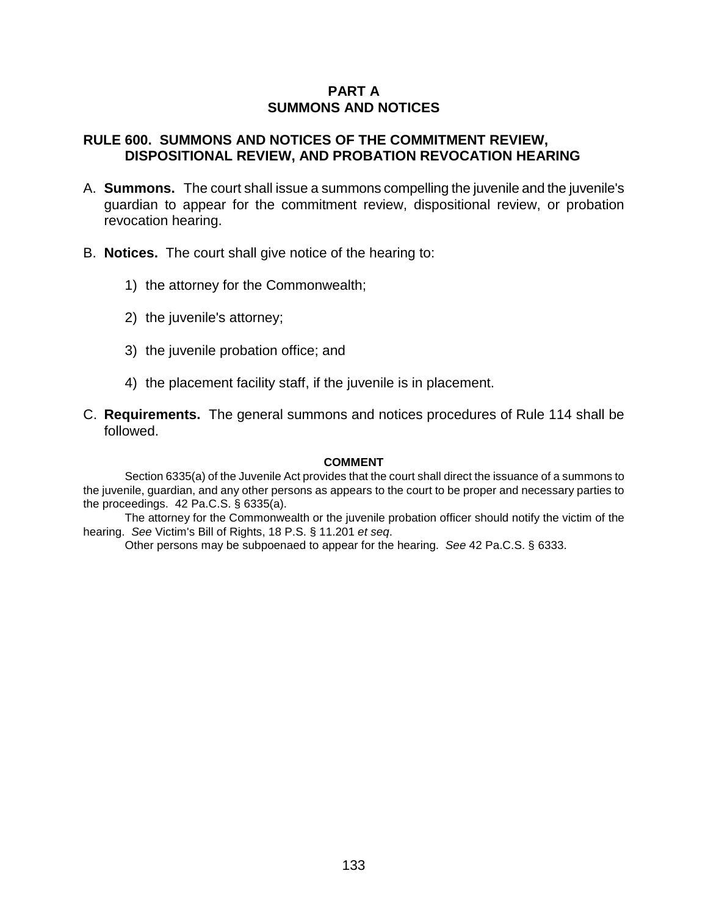## PART A
## SUMMONS AND NOTICES

### RULE 600. SUMMONS AND NOTICES OF THE COMMITMENT REVIEW, DISPOSITIONAL REVIEW, AND PROBATION REVOCATION HEARING

A. **Summons.** The court shall issue a summons compelling the juvenile and the juvenile's guardian to appear for the commitment review, dispositional review, or probation revocation hearing.

B. **Notices.** The court shall give notice of the hearing to:

   1) the attorney for the Commonwealth;

   2) the juvenile's attorney;

   3) the juvenile probation office; and

   4) the placement facility staff, if the juvenile is in placement.

C. **Requirements.** The general summons and notices procedures of Rule 114 shall be followed.

**COMMENT**

Section 6335(a) of the Juvenile Act provides that the court shall direct the issuance of a summons to the juvenile, guardian, and any other persons as appears to the court to be proper and necessary parties to the proceedings. 42 Pa.C.S. § 6335(a).

The attorney for the Commonwealth or the juvenile probation officer should notify the victim of the hearing. *See* Victim's Bill of Rights, 18 P.S. § 11.201 *et seq*.

Other persons may be subpoenaed to appear for the hearing. *See* 42 Pa.C.S. § 6333.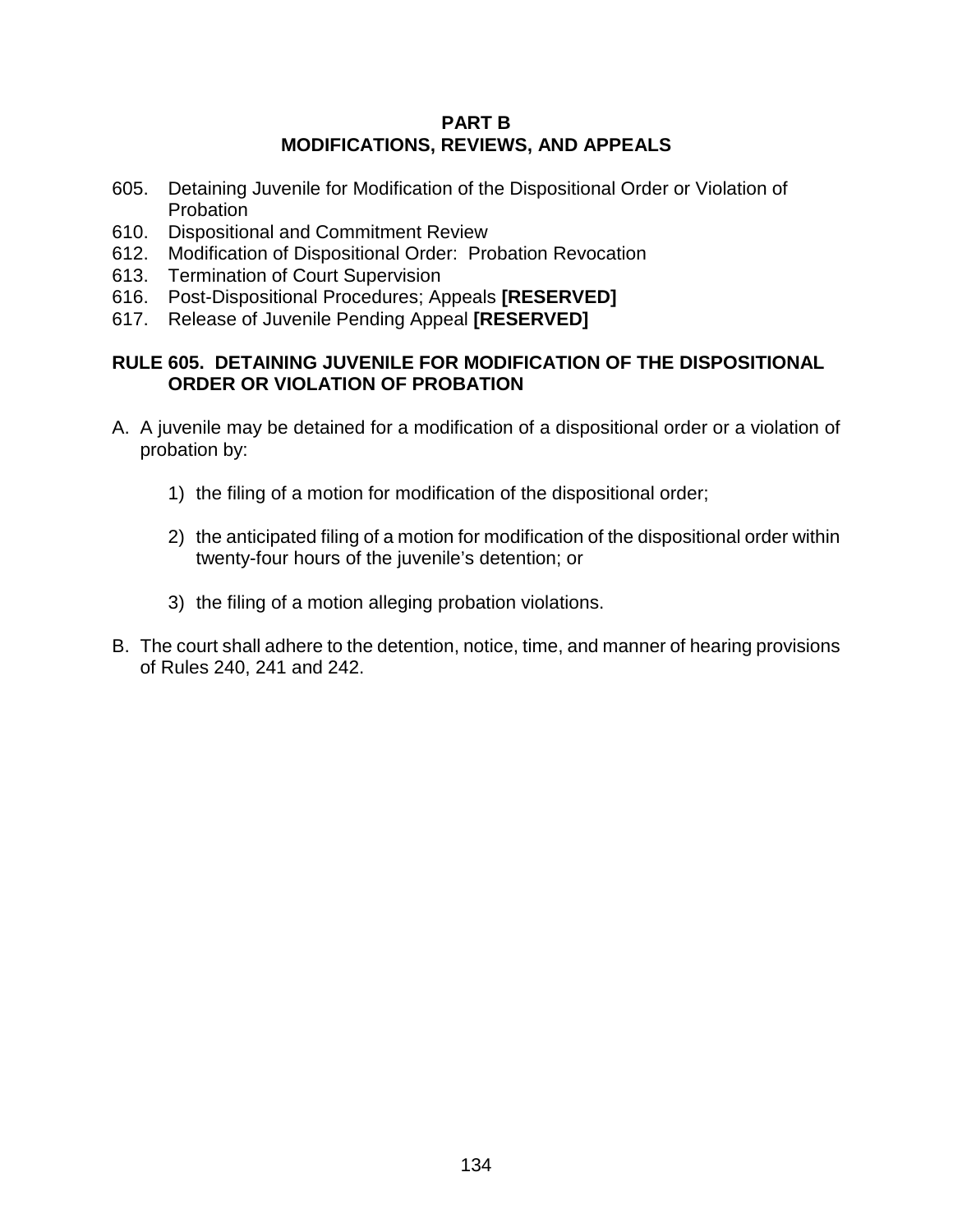## PART B
## MODIFICATIONS, REVIEWS, AND APPEALS

605. Detaining Juvenile for Modification of the Dispositional Order or Violation of Probation
610. Dispositional and Commitment Review
612. Modification of Dispositional Order: Probation Revocation
613. Termination of Court Supervision
616. Post-Dispositional Procedures; Appeals **[RESERVED]**
617. Release of Juvenile Pending Appeal **[RESERVED]**

### RULE 605. DETAINING JUVENILE FOR MODIFICATION OF THE DISPOSITIONAL ORDER OR VIOLATION OF PROBATION

A. A juvenile may be detained for a modification of a dispositional order or a violation of probation by:

   1) the filing of a motion for modification of the dispositional order;

   2) the anticipated filing of a motion for modification of the dispositional order within twenty-four hours of the juvenile's detention; or

   3) the filing of a motion alleging probation violations.

B. The court shall adhere to the detention, notice, time, and manner of hearing provisions of Rules 240, 241 and 242.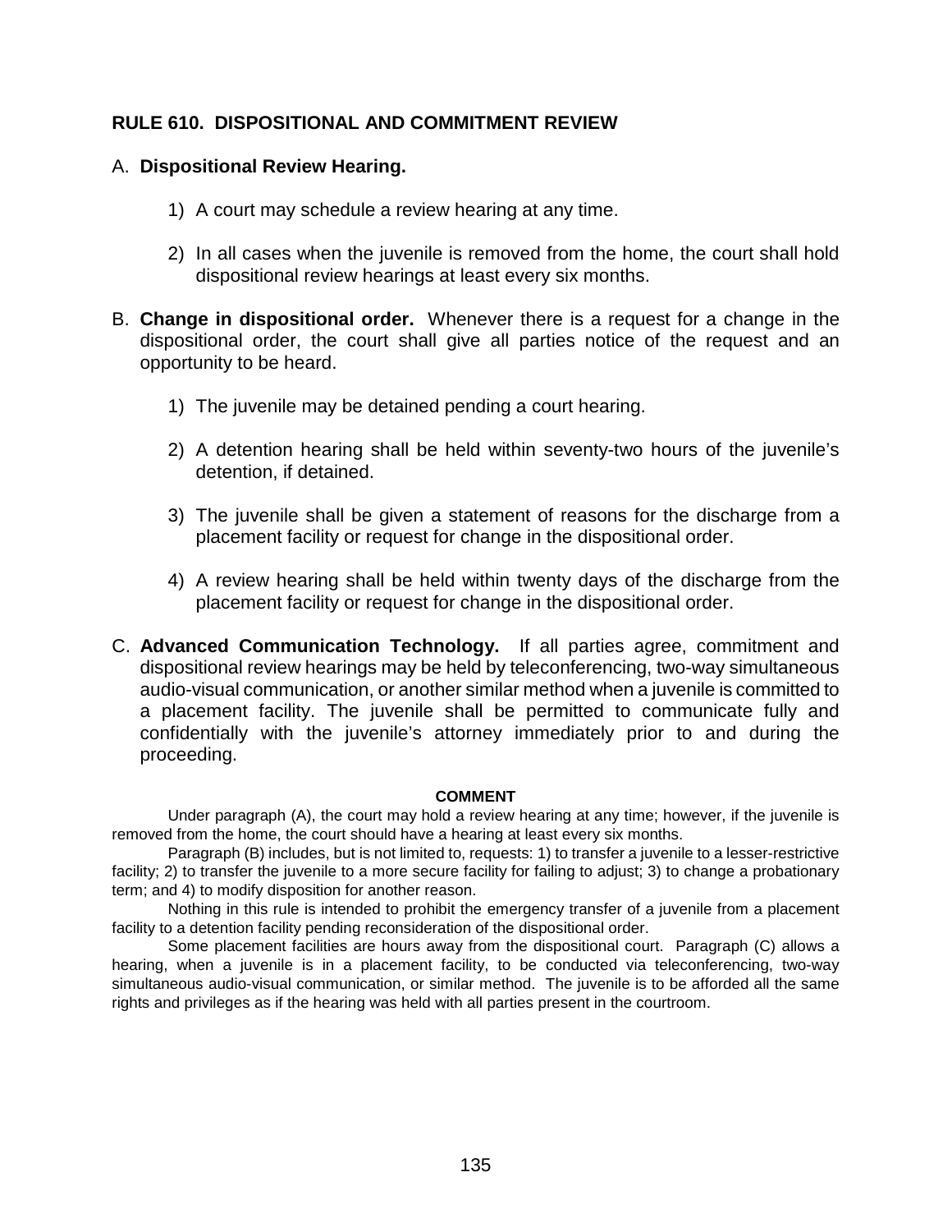## RULE 610. DISPOSITIONAL AND COMMITMENT REVIEW

A. **Dispositional Review Hearing.**

1) A court may schedule a review hearing at any time.

2) In all cases when the juvenile is removed from the home, the court shall hold dispositional review hearings at least every six months.

B. **Change in dispositional order.** Whenever there is a request for a change in the dispositional order, the court shall give all parties notice of the request and an opportunity to be heard.

1) The juvenile may be detained pending a court hearing.

2) A detention hearing shall be held within seventy-two hours of the juvenile's detention, if detained.

3) The juvenile shall be given a statement of reasons for the discharge from a placement facility or request for change in the dispositional order.

4) A review hearing shall be held within twenty days of the discharge from the placement facility or request for change in the dispositional order.

C. **Advanced Communication Technology.** If all parties agree, commitment and dispositional review hearings may be held by teleconferencing, two-way simultaneous audio-visual communication, or another similar method when a juvenile is committed to a placement facility. The juvenile shall be permitted to communicate fully and confidentially with the juvenile's attorney immediately prior to and during the proceeding.

**COMMENT**

Under paragraph (A), the court may hold a review hearing at any time; however, if the juvenile is removed from the home, the court should have a hearing at least every six months.

Paragraph (B) includes, but is not limited to, requests: 1) to transfer a juvenile to a lesser-restrictive facility; 2) to transfer the juvenile to a more secure facility for failing to adjust; 3) to change a probationary term; and 4) to modify disposition for another reason.

Nothing in this rule is intended to prohibit the emergency transfer of a juvenile from a placement facility to a detention facility pending reconsideration of the dispositional order.

Some placement facilities are hours away from the dispositional court. Paragraph (C) allows a hearing, when a juvenile is in a placement facility, to be conducted via teleconferencing, two-way simultaneous audio-visual communication, or similar method. The juvenile is to be afforded all the same rights and privileges as if the hearing was held with all parties present in the courtroom.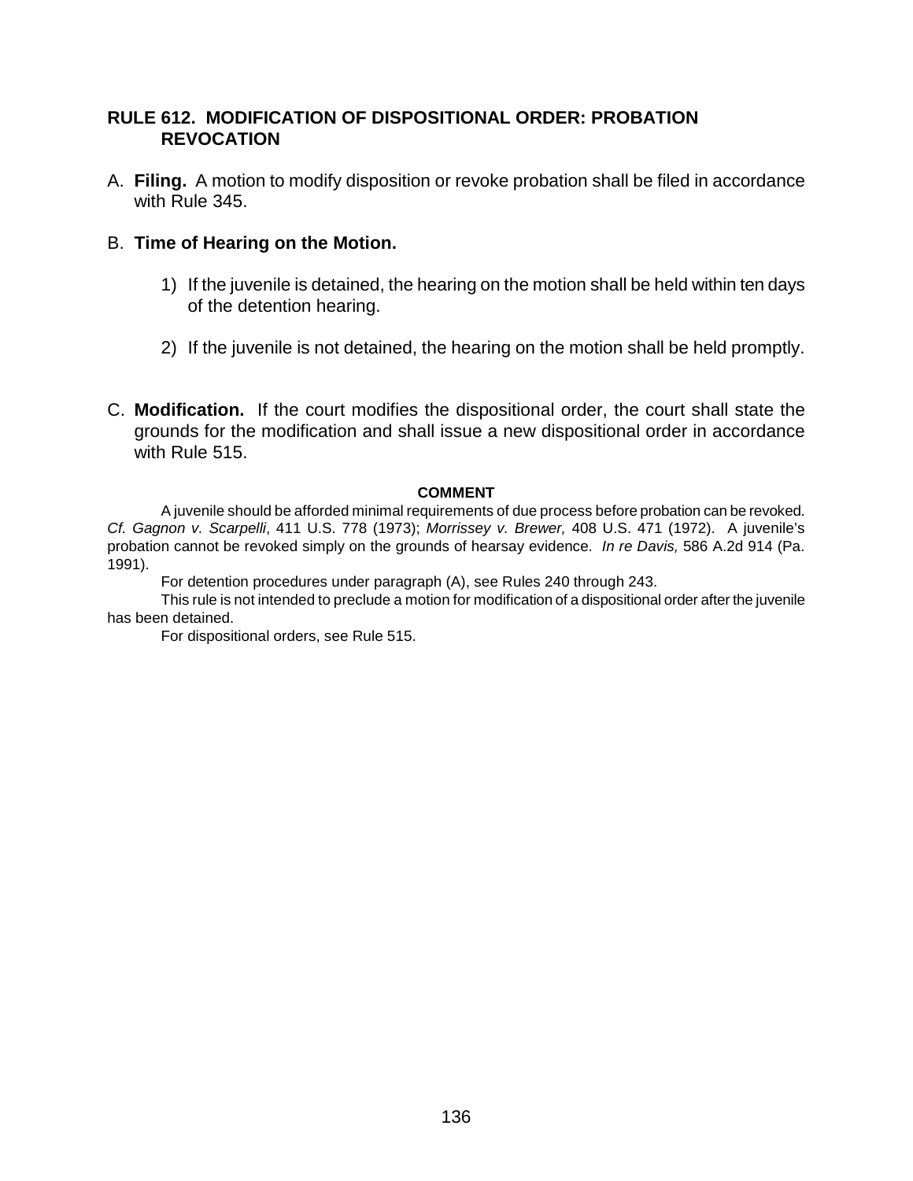## RULE 612. MODIFICATION OF DISPOSITIONAL ORDER: PROBATION REVOCATION

A. **Filing.** A motion to modify disposition or revoke probation shall be filed in accordance with Rule 345.

B. **Time of Hearing on the Motion.**

1) If the juvenile is detained, the hearing on the motion shall be held within ten days of the detention hearing.

2) If the juvenile is not detained, the hearing on the motion shall be held promptly.

C. **Modification.** If the court modifies the dispositional order, the court shall state the grounds for the modification and shall issue a new dispositional order in accordance with Rule 515.

**COMMENT**

A juvenile should be afforded minimal requirements of due process before probation can be revoked. *Cf. Gagnon v. Scarpelli*, 411 U.S. 778 (1973); *Morrissey v. Brewer,* 408 U.S. 471 (1972). A juvenile's probation cannot be revoked simply on the grounds of hearsay evidence. *In re Davis,* 586 A.2d 914 (Pa. 1991).

For detention procedures under paragraph (A), see Rules 240 through 243.

This rule is not intended to preclude a motion for modification of a dispositional order after the juvenile has been detained.

For dispositional orders, see Rule 515.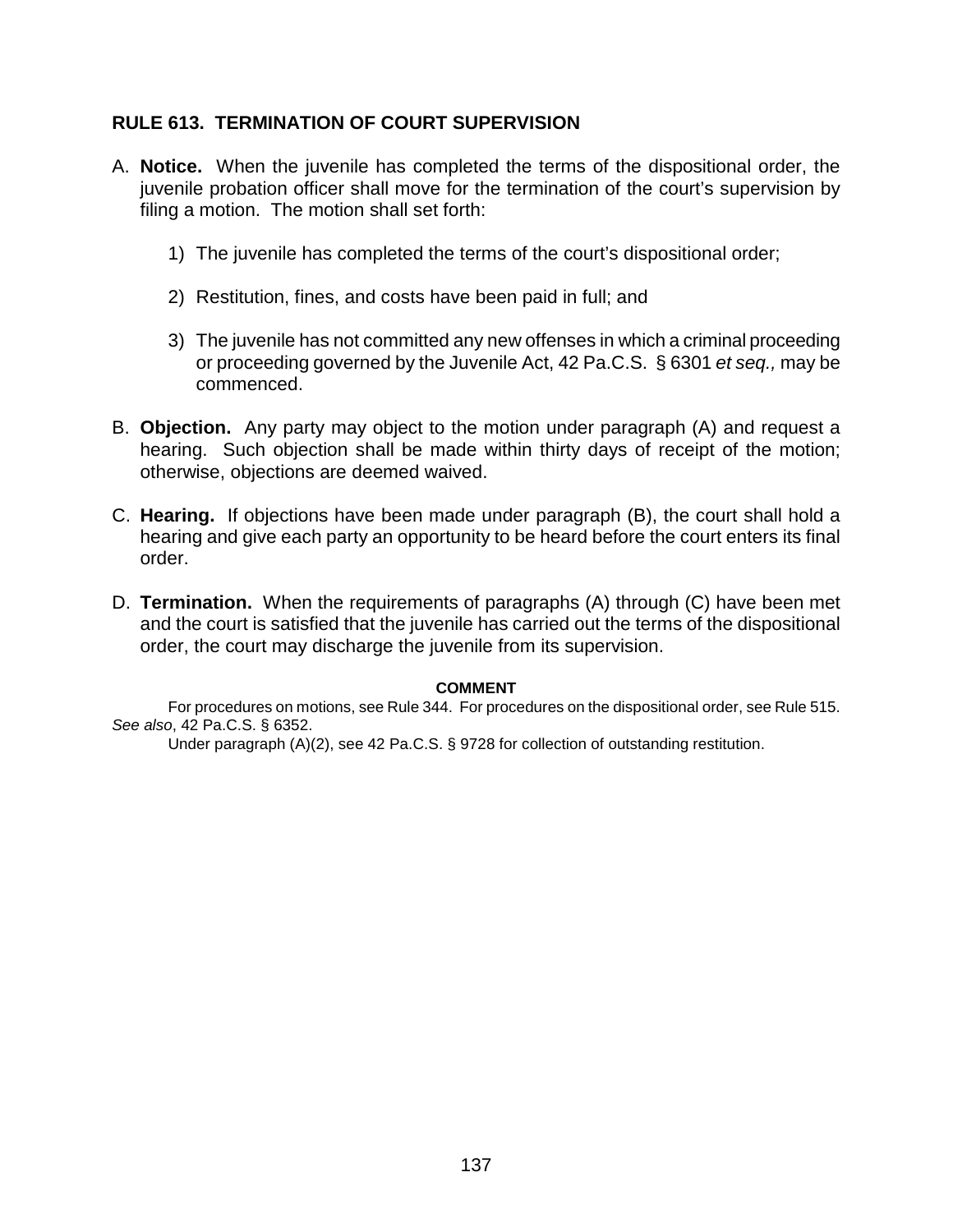## RULE 613. TERMINATION OF COURT SUPERVISION

A. **Notice.** When the juvenile has completed the terms of the dispositional order, the juvenile probation officer shall move for the termination of the court's supervision by filing a motion. The motion shall set forth:

   1) The juvenile has completed the terms of the court's dispositional order;

   2) Restitution, fines, and costs have been paid in full; and

   3) The juvenile has not committed any new offenses in which a criminal proceeding or proceeding governed by the Juvenile Act, 42 Pa.C.S. § 6301 *et seq.,* may be commenced.

B. **Objection.** Any party may object to the motion under paragraph (A) and request a hearing. Such objection shall be made within thirty days of receipt of the motion; otherwise, objections are deemed waived.

C. **Hearing.** If objections have been made under paragraph (B), the court shall hold a hearing and give each party an opportunity to be heard before the court enters its final order.

D. **Termination.** When the requirements of paragraphs (A) through (C) have been met and the court is satisfied that the juvenile has carried out the terms of the dispositional order, the court may discharge the juvenile from its supervision.

**COMMENT**

For procedures on motions, see Rule 344. For procedures on the dispositional order, see Rule 515. *See also*, 42 Pa.C.S. § 6352.

Under paragraph (A)(2), see 42 Pa.C.S. § 9728 for collection of outstanding restitution.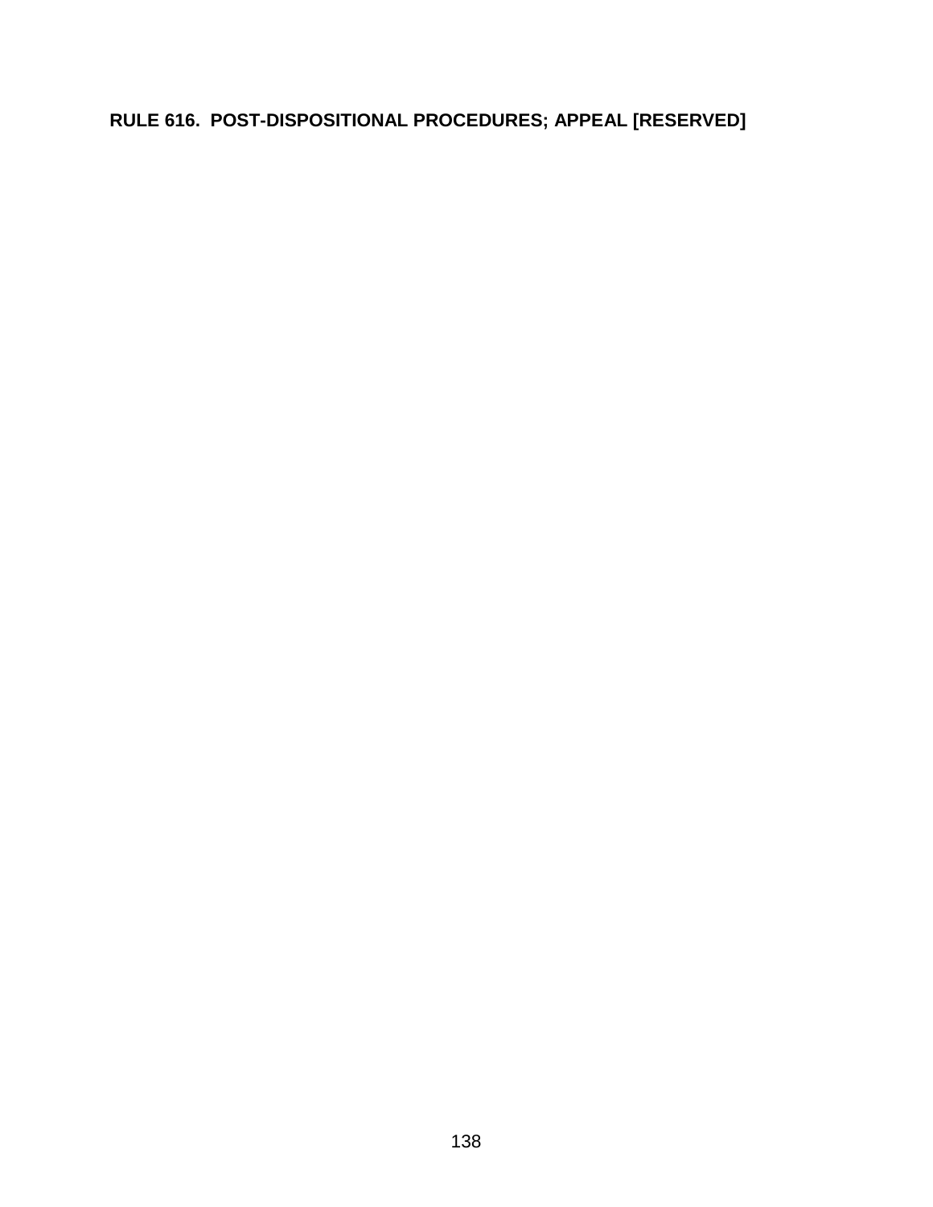## RULE 616. POST-DISPOSITIONAL PROCEDURES; APPEAL [RESERVED]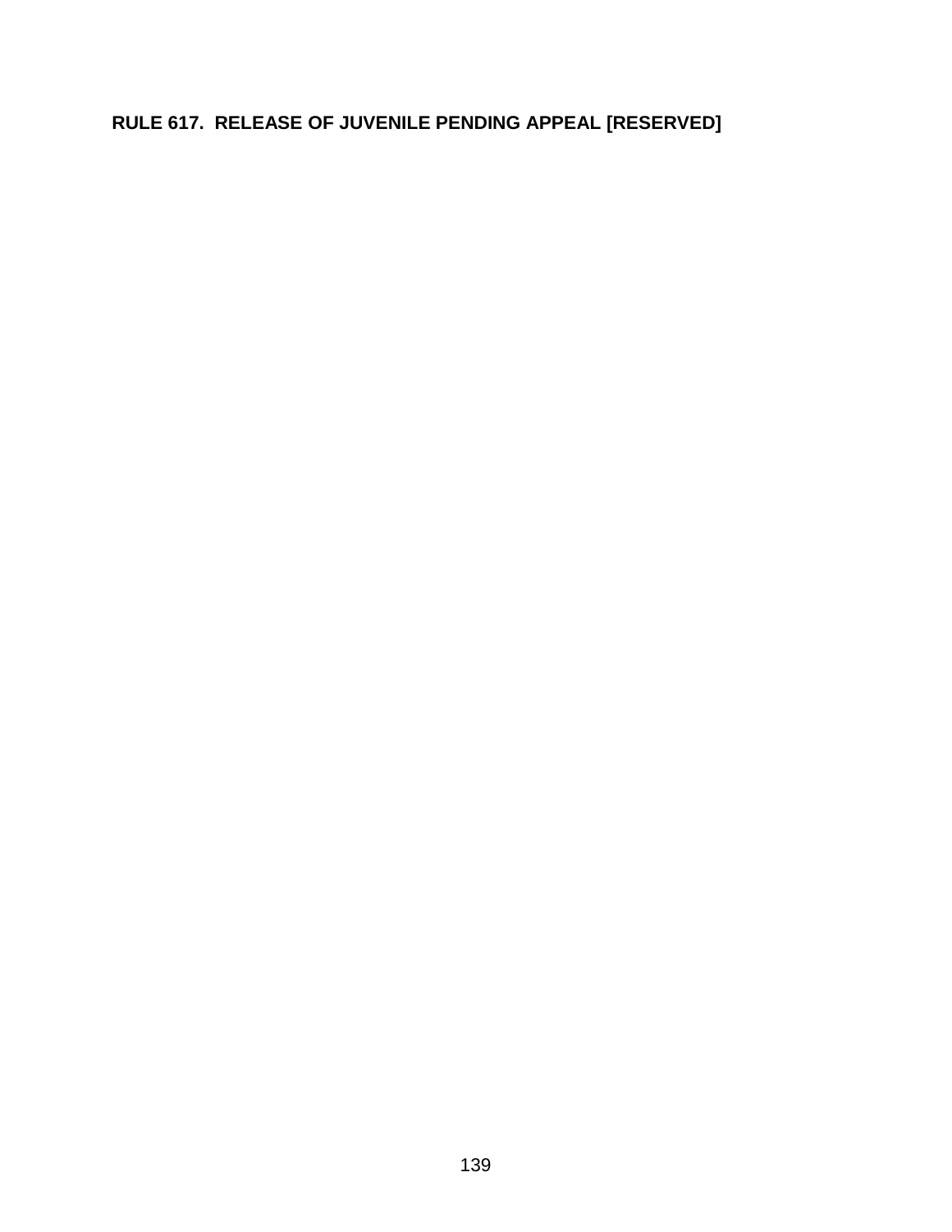**RULE 617. RELEASE OF JUVENILE PENDING APPEAL [RESERVED]**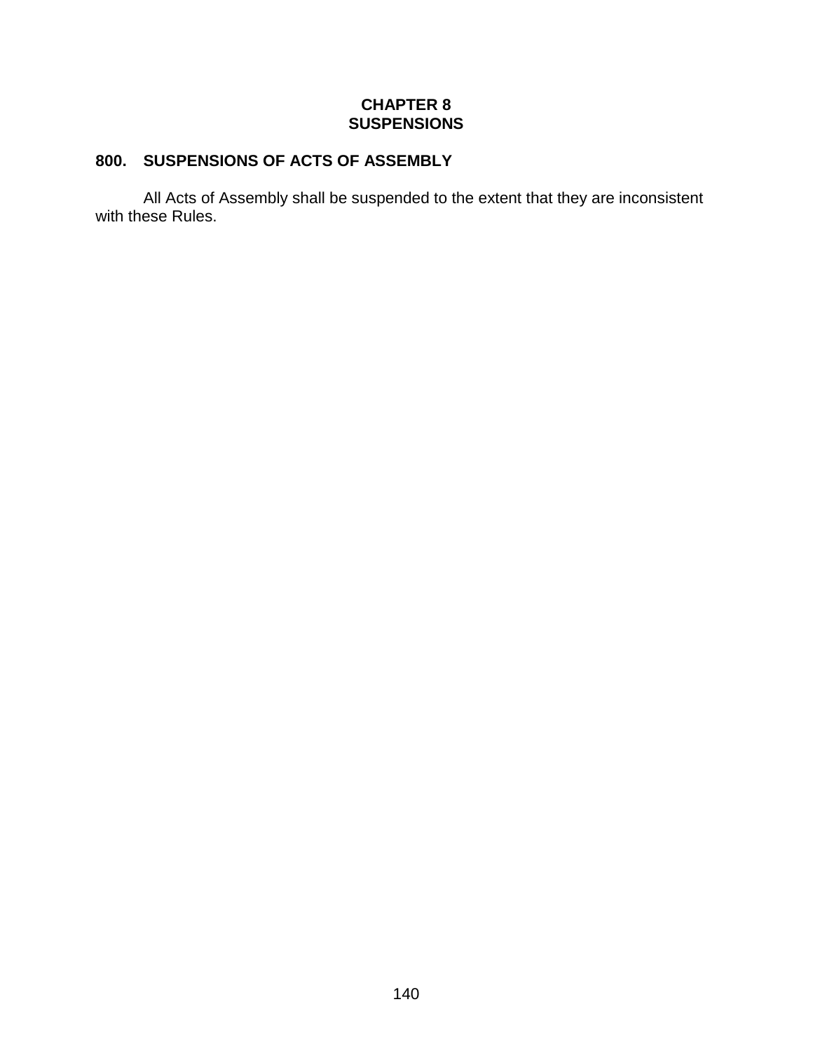# CHAPTER 8
# SUSPENSIONS

## 800. SUSPENSIONS OF ACTS OF ASSEMBLY

All Acts of Assembly shall be suspended to the extent that they are inconsistent with these Rules.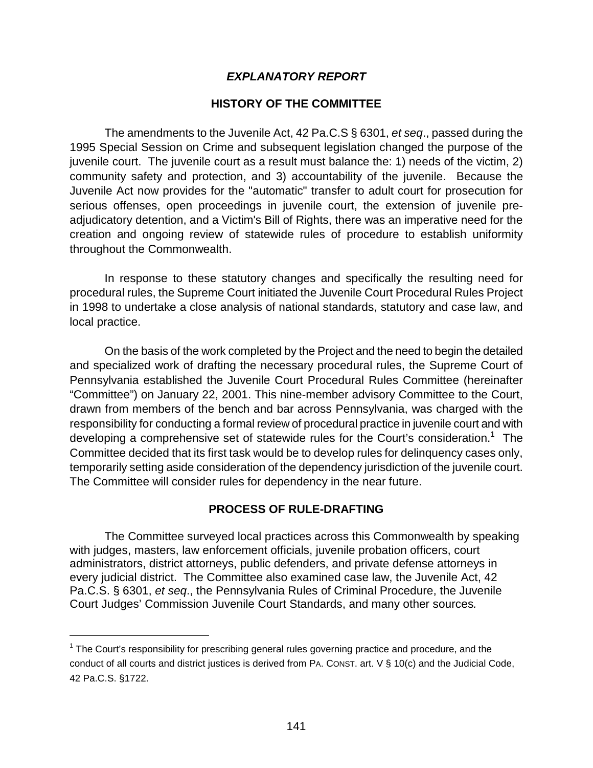## *EXPLANATORY REPORT*

### HISTORY OF THE COMMITTEE

The amendments to the Juvenile Act, 42 Pa.C.S § 6301, *et seq*., passed during the 1995 Special Session on Crime and subsequent legislation changed the purpose of the juvenile court. The juvenile court as a result must balance the: 1) needs of the victim, 2) community safety and protection, and 3) accountability of the juvenile. Because the Juvenile Act now provides for the "automatic" transfer to adult court for prosecution for serious offenses, open proceedings in juvenile court, the extension of juvenile pre-adjudicatory detention, and a Victim's Bill of Rights, there was an imperative need for the creation and ongoing review of statewide rules of procedure to establish uniformity throughout the Commonwealth.

In response to these statutory changes and specifically the resulting need for procedural rules, the Supreme Court initiated the Juvenile Court Procedural Rules Project in 1998 to undertake a close analysis of national standards, statutory and case law, and local practice.

On the basis of the work completed by the Project and the need to begin the detailed and specialized work of drafting the necessary procedural rules, the Supreme Court of Pennsylvania established the Juvenile Court Procedural Rules Committee (hereinafter "Committee") on January 22, 2001. This nine-member advisory Committee to the Court, drawn from members of the bench and bar across Pennsylvania, was charged with the responsibility for conducting a formal review of procedural practice in juvenile court and with developing a comprehensive set of statewide rules for the Court's consideration.[1] The Committee decided that its first task would be to develop rules for delinquency cases only, temporarily setting aside consideration of the dependency jurisdiction of the juvenile court. The Committee will consider rules for dependency in the near future.

### PROCESS OF RULE-DRAFTING

The Committee surveyed local practices across this Commonwealth by speaking with judges, masters, law enforcement officials, juvenile probation officers, court administrators, district attorneys, public defenders, and private defense attorneys in every judicial district. The Committee also examined case law, the Juvenile Act, 42 Pa.C.S. § 6301, *et seq*., the Pennsylvania Rules of Criminal Procedure, the Juvenile Court Judges' Commission Juvenile Court Standards, and many other sources.

---

[1] The Court's responsibility for prescribing general rules governing practice and procedure, and the conduct of all courts and district justices is derived from PA. CONST. art. V § 10(c) and the Judicial Code, 42 Pa.C.S. §1722.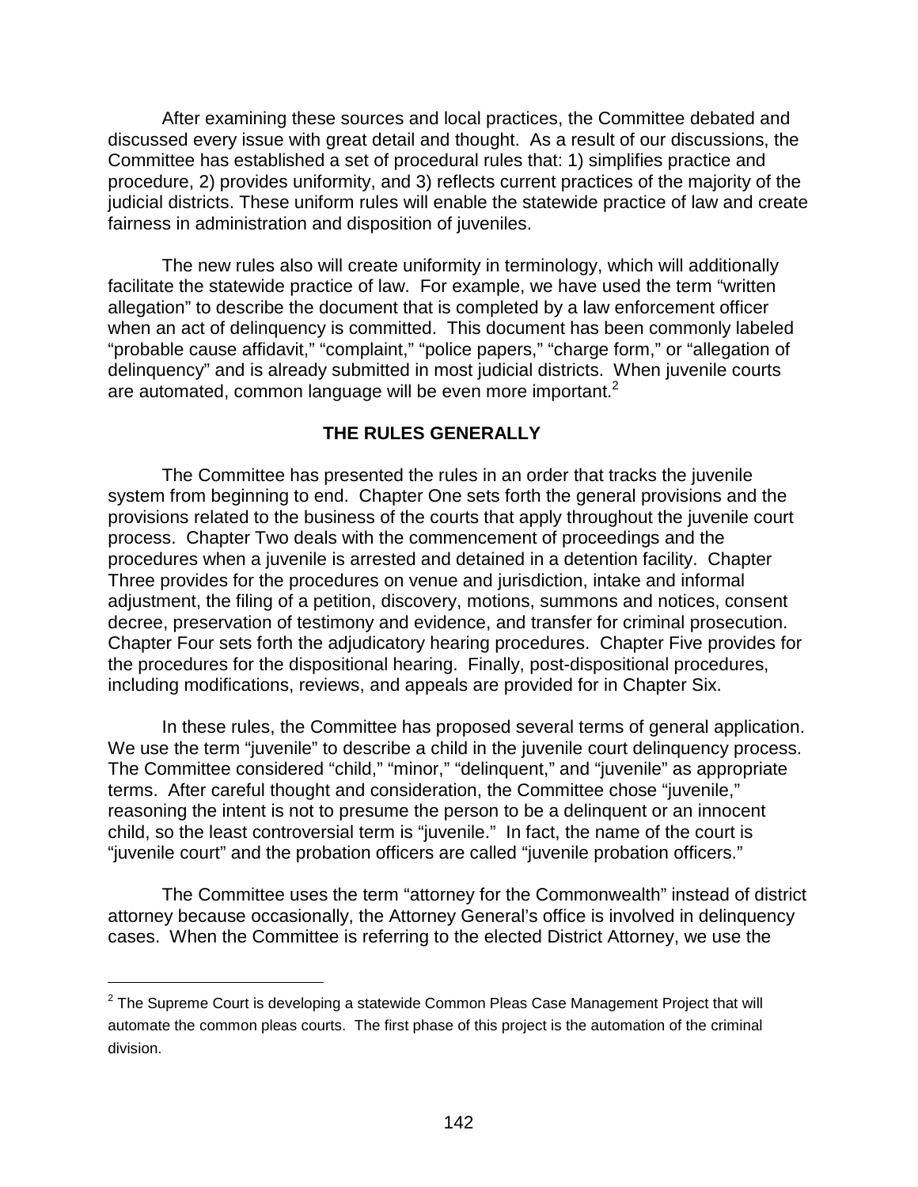After examining these sources and local practices, the Committee debated and discussed every issue with great detail and thought. As a result of our discussions, the Committee has established a set of procedural rules that: 1) simplifies practice and procedure, 2) provides uniformity, and 3) reflects current practices of the majority of the judicial districts. These uniform rules will enable the statewide practice of law and create fairness in administration and disposition of juveniles.

The new rules also will create uniformity in terminology, which will additionally facilitate the statewide practice of law. For example, we have used the term "written allegation" to describe the document that is completed by a law enforcement officer when an act of delinquency is committed. This document has been commonly labeled "probable cause affidavit," "complaint," "police papers," "charge form," or "allegation of delinquency" and is already submitted in most judicial districts. When juvenile courts are automated, common language will be even more important.[2]

## THE RULES GENERALLY

The Committee has presented the rules in an order that tracks the juvenile system from beginning to end. Chapter One sets forth the general provisions and the provisions related to the business of the courts that apply throughout the juvenile court process. Chapter Two deals with the commencement of proceedings and the procedures when a juvenile is arrested and detained in a detention facility. Chapter Three provides for the procedures on venue and jurisdiction, intake and informal adjustment, the filing of a petition, discovery, motions, summons and notices, consent decree, preservation of testimony and evidence, and transfer for criminal prosecution. Chapter Four sets forth the adjudicatory hearing procedures. Chapter Five provides for the procedures for the dispositional hearing. Finally, post-dispositional procedures, including modifications, reviews, and appeals are provided for in Chapter Six.

In these rules, the Committee has proposed several terms of general application. We use the term "juvenile" to describe a child in the juvenile court delinquency process. The Committee considered "child," "minor," "delinquent," and "juvenile" as appropriate terms. After careful thought and consideration, the Committee chose "juvenile," reasoning the intent is not to presume the person to be a delinquent or an innocent child, so the least controversial term is "juvenile." In fact, the name of the court is "juvenile court" and the probation officers are called "juvenile probation officers."

The Committee uses the term "attorney for the Commonwealth" instead of district attorney because occasionally, the Attorney General's office is involved in delinquency cases. When the Committee is referring to the elected District Attorney, we use the

---

[2] The Supreme Court is developing a statewide Common Pleas Case Management Project that will automate the common pleas courts. The first phase of this project is the automation of the criminal division.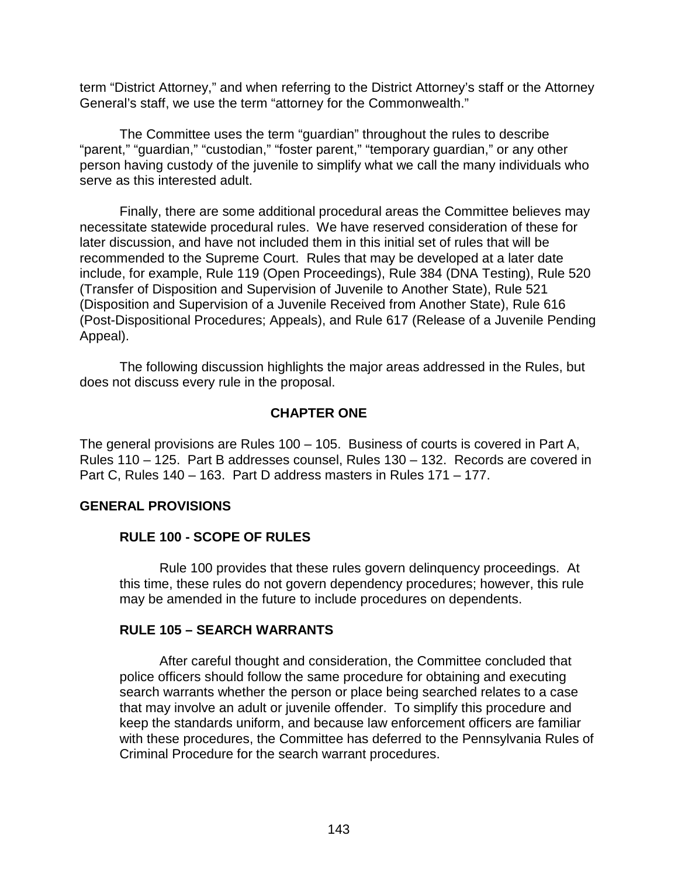term "District Attorney," and when referring to the District Attorney's staff or the Attorney General's staff, we use the term "attorney for the Commonwealth."

The Committee uses the term "guardian" throughout the rules to describe "parent," "guardian," "custodian," "foster parent," "temporary guardian," or any other person having custody of the juvenile to simplify what we call the many individuals who serve as this interested adult.

Finally, there are some additional procedural areas the Committee believes may necessitate statewide procedural rules. We have reserved consideration of these for later discussion, and have not included them in this initial set of rules that will be recommended to the Supreme Court. Rules that may be developed at a later date include, for example, Rule 119 (Open Proceedings), Rule 384 (DNA Testing), Rule 520 (Transfer of Disposition and Supervision of Juvenile to Another State), Rule 521 (Disposition and Supervision of a Juvenile Received from Another State), Rule 616 (Post-Dispositional Procedures; Appeals), and Rule 617 (Release of a Juvenile Pending Appeal).

The following discussion highlights the major areas addressed in the Rules, but does not discuss every rule in the proposal.

## CHAPTER ONE

The general provisions are Rules 100 – 105. Business of courts is covered in Part A, Rules 110 – 125. Part B addresses counsel, Rules 130 – 132. Records are covered in Part C, Rules 140 – 163. Part D address masters in Rules 171 – 177.

### GENERAL PROVISIONS

#### RULE 100 - SCOPE OF RULES

Rule 100 provides that these rules govern delinquency proceedings. At this time, these rules do not govern dependency procedures; however, this rule may be amended in the future to include procedures on dependents.

#### RULE 105 – SEARCH WARRANTS

After careful thought and consideration, the Committee concluded that police officers should follow the same procedure for obtaining and executing search warrants whether the person or place being searched relates to a case that may involve an adult or juvenile offender. To simplify this procedure and keep the standards uniform, and because law enforcement officers are familiar with these procedures, the Committee has deferred to the Pennsylvania Rules of Criminal Procedure for the search warrant procedures.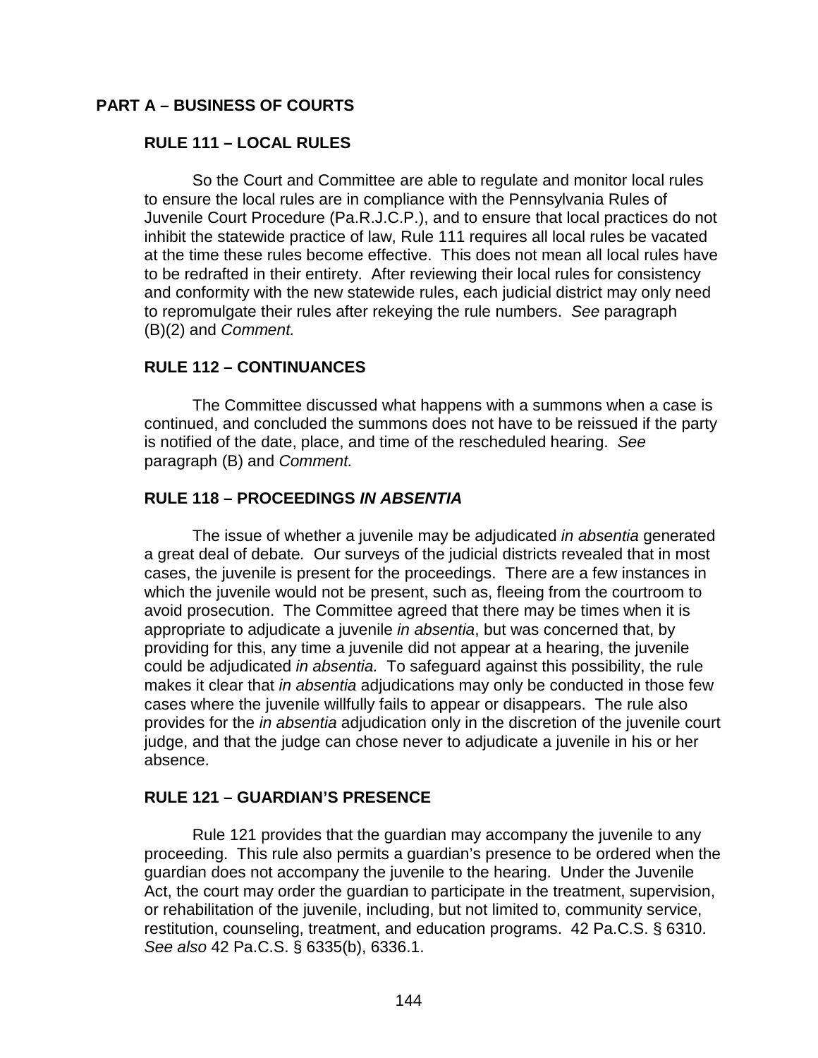## PART A – BUSINESS OF COURTS

### RULE 111 – LOCAL RULES

So the Court and Committee are able to regulate and monitor local rules to ensure the local rules are in compliance with the Pennsylvania Rules of Juvenile Court Procedure (Pa.R.J.C.P.), and to ensure that local practices do not inhibit the statewide practice of law, Rule 111 requires all local rules be vacated at the time these rules become effective. This does not mean all local rules have to be redrafted in their entirety. After reviewing their local rules for consistency and conformity with the new statewide rules, each judicial district may only need to repromulgate their rules after rekeying the rule numbers. *See* paragraph (B)(2) and *Comment.*

### RULE 112 – CONTINUANCES

The Committee discussed what happens with a summons when a case is continued, and concluded the summons does not have to be reissued if the party is notified of the date, place, and time of the rescheduled hearing. *See* paragraph (B) and *Comment.*

### RULE 118 – PROCEEDINGS *IN ABSENTIA*

The issue of whether a juvenile may be adjudicated *in absentia* generated a great deal of debate*.* Our surveys of the judicial districts revealed that in most cases, the juvenile is present for the proceedings. There are a few instances in which the juvenile would not be present, such as, fleeing from the courtroom to avoid prosecution. The Committee agreed that there may be times when it is appropriate to adjudicate a juvenile *in absentia*, but was concerned that, by providing for this, any time a juvenile did not appear at a hearing, the juvenile could be adjudicated *in absentia.* To safeguard against this possibility, the rule makes it clear that *in absentia* adjudications may only be conducted in those few cases where the juvenile willfully fails to appear or disappears. The rule also provides for the *in absentia* adjudication only in the discretion of the juvenile court judge, and that the judge can chose never to adjudicate a juvenile in his or her absence.

### RULE 121 – GUARDIAN'S PRESENCE

Rule 121 provides that the guardian may accompany the juvenile to any proceeding. This rule also permits a guardian's presence to be ordered when the guardian does not accompany the juvenile to the hearing. Under the Juvenile Act, the court may order the guardian to participate in the treatment, supervision, or rehabilitation of the juvenile, including, but not limited to, community service, restitution, counseling, treatment, and education programs. 42 Pa.C.S. § 6310. *See also* 42 Pa.C.S. § 6335(b), 6336.1.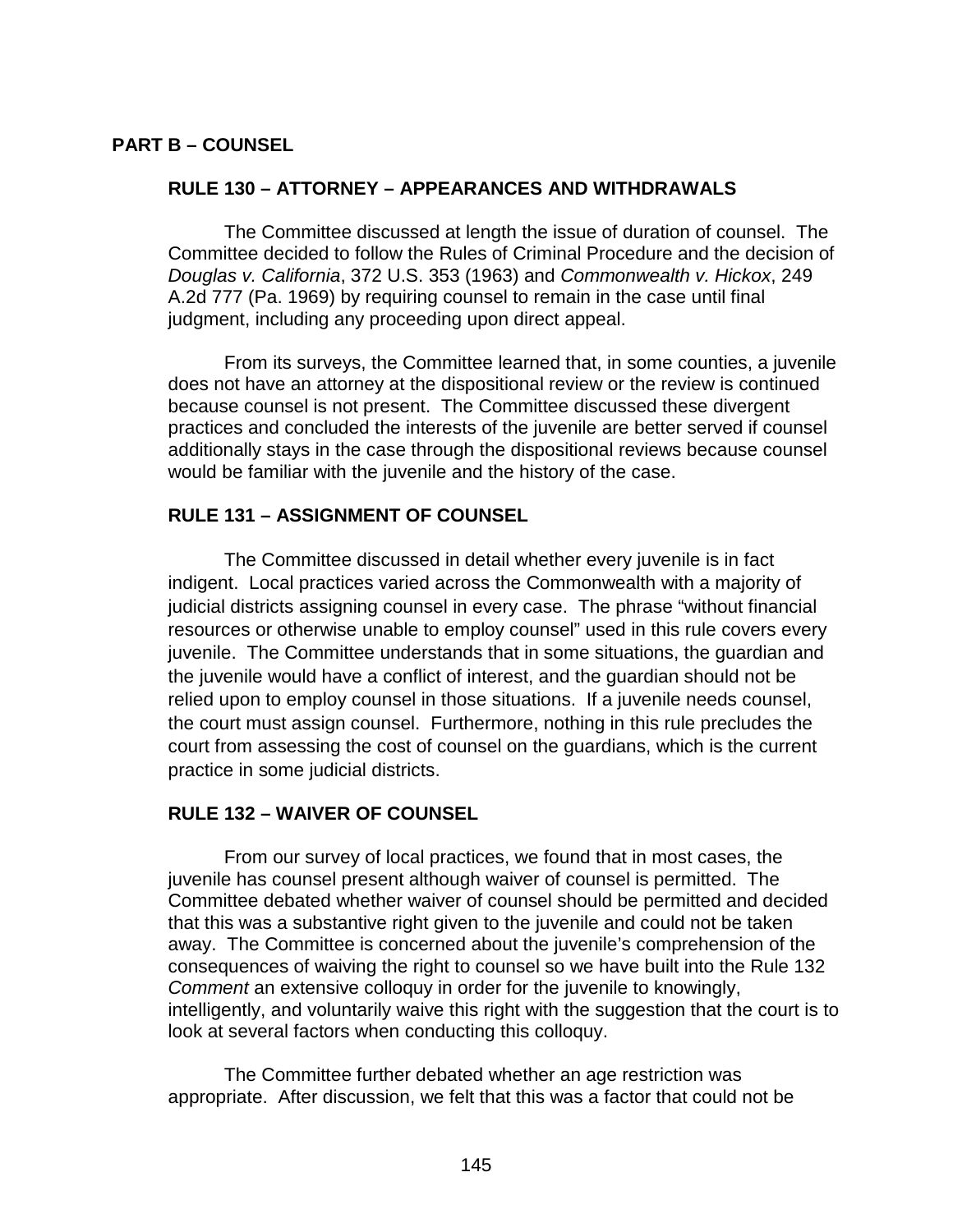## PART B – COUNSEL

### RULE 130 – ATTORNEY – APPEARANCES AND WITHDRAWALS

The Committee discussed at length the issue of duration of counsel. The Committee decided to follow the Rules of Criminal Procedure and the decision of *Douglas v. California*, 372 U.S. 353 (1963) and *Commonwealth v. Hickox*, 249 A.2d 777 (Pa. 1969) by requiring counsel to remain in the case until final judgment, including any proceeding upon direct appeal.

From its surveys, the Committee learned that, in some counties, a juvenile does not have an attorney at the dispositional review or the review is continued because counsel is not present. The Committee discussed these divergent practices and concluded the interests of the juvenile are better served if counsel additionally stays in the case through the dispositional reviews because counsel would be familiar with the juvenile and the history of the case.

### RULE 131 – ASSIGNMENT OF COUNSEL

The Committee discussed in detail whether every juvenile is in fact indigent. Local practices varied across the Commonwealth with a majority of judicial districts assigning counsel in every case. The phrase "without financial resources or otherwise unable to employ counsel" used in this rule covers every juvenile. The Committee understands that in some situations, the guardian and the juvenile would have a conflict of interest, and the guardian should not be relied upon to employ counsel in those situations. If a juvenile needs counsel, the court must assign counsel. Furthermore, nothing in this rule precludes the court from assessing the cost of counsel on the guardians, which is the current practice in some judicial districts.

### RULE 132 – WAIVER OF COUNSEL

From our survey of local practices, we found that in most cases, the juvenile has counsel present although waiver of counsel is permitted. The Committee debated whether waiver of counsel should be permitted and decided that this was a substantive right given to the juvenile and could not be taken away. The Committee is concerned about the juvenile's comprehension of the consequences of waiving the right to counsel so we have built into the Rule 132 *Comment* an extensive colloquy in order for the juvenile to knowingly, intelligently, and voluntarily waive this right with the suggestion that the court is to look at several factors when conducting this colloquy.

The Committee further debated whether an age restriction was appropriate. After discussion, we felt that this was a factor that could not be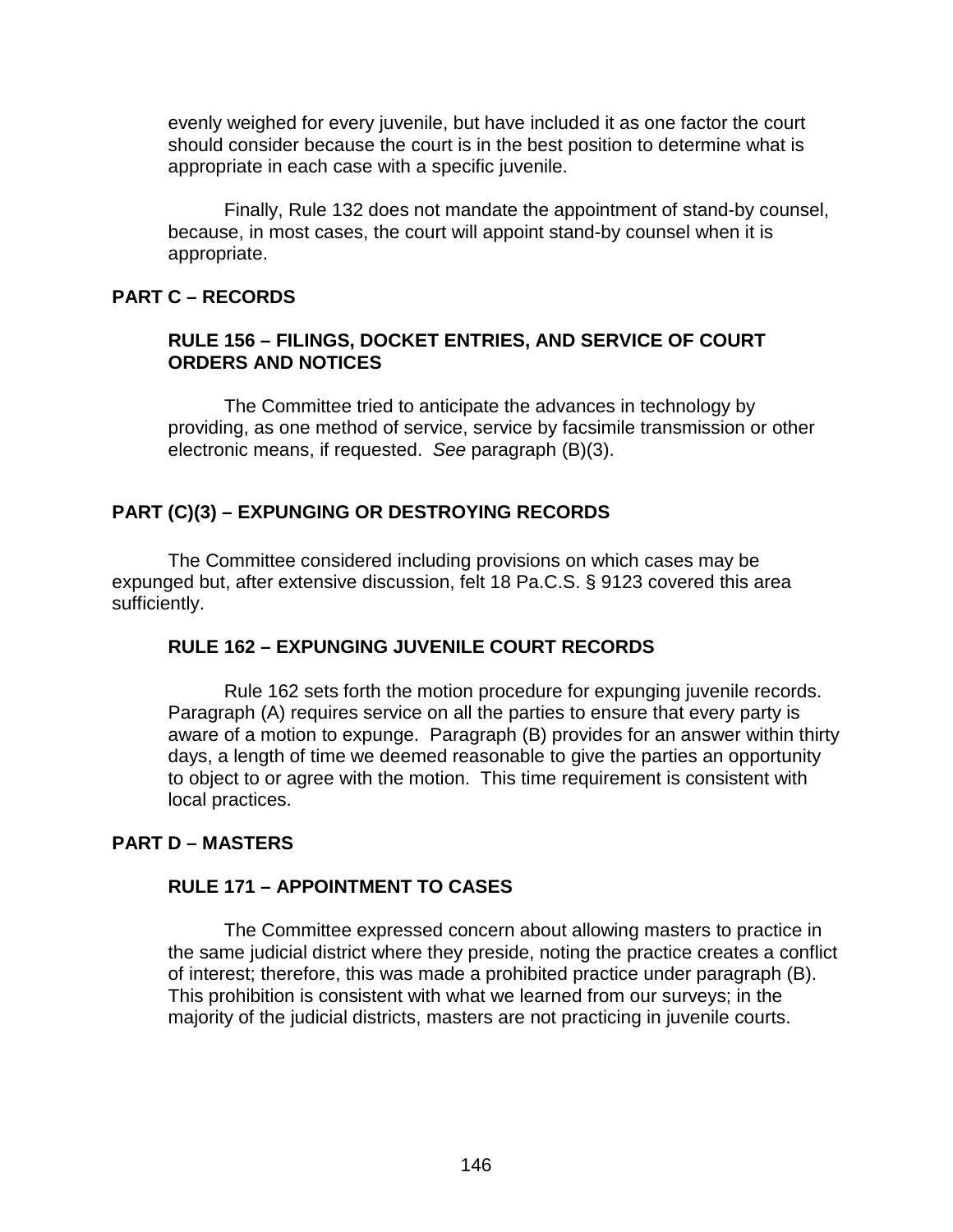evenly weighed for every juvenile, but have included it as one factor the court should consider because the court is in the best position to determine what is appropriate in each case with a specific juvenile.

Finally, Rule 132 does not mandate the appointment of stand-by counsel, because, in most cases, the court will appoint stand-by counsel when it is appropriate.

## PART C – RECORDS

### RULE 156 – FILINGS, DOCKET ENTRIES, AND SERVICE OF COURT ORDERS AND NOTICES

The Committee tried to anticipate the advances in technology by providing, as one method of service, service by facsimile transmission or other electronic means, if requested. *See* paragraph (B)(3).

## PART (C)(3) – EXPUNGING OR DESTROYING RECORDS

The Committee considered including provisions on which cases may be expunged but, after extensive discussion, felt 18 Pa.C.S. § 9123 covered this area sufficiently.

### RULE 162 – EXPUNGING JUVENILE COURT RECORDS

Rule 162 sets forth the motion procedure for expunging juvenile records. Paragraph (A) requires service on all the parties to ensure that every party is aware of a motion to expunge. Paragraph (B) provides for an answer within thirty days, a length of time we deemed reasonable to give the parties an opportunity to object to or agree with the motion. This time requirement is consistent with local practices.

## PART D – MASTERS

### RULE 171 – APPOINTMENT TO CASES

The Committee expressed concern about allowing masters to practice in the same judicial district where they preside, noting the practice creates a conflict of interest; therefore, this was made a prohibited practice under paragraph (B). This prohibition is consistent with what we learned from our surveys; in the majority of the judicial districts, masters are not practicing in juvenile courts.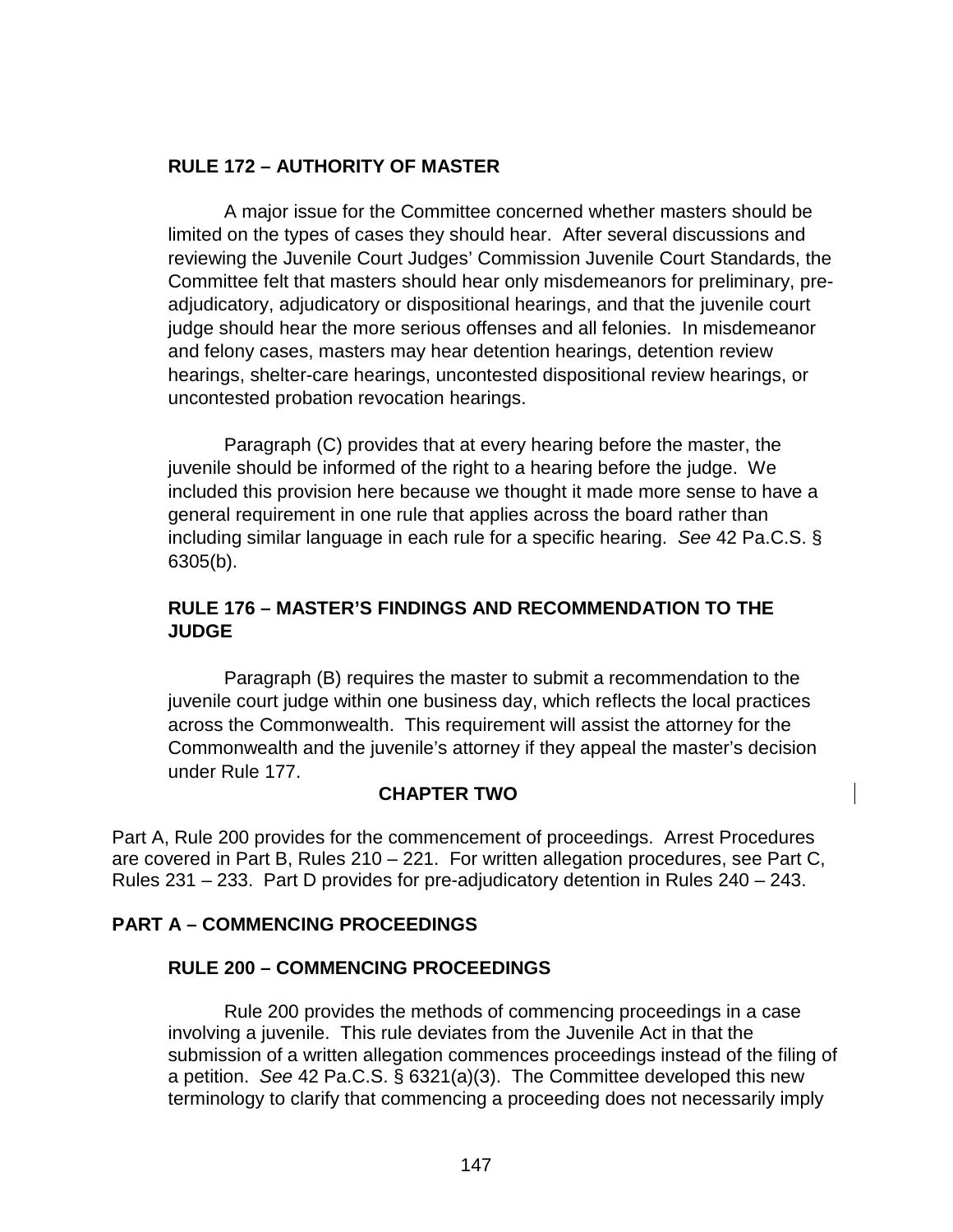### RULE 172 – AUTHORITY OF MASTER

A major issue for the Committee concerned whether masters should be limited on the types of cases they should hear. After several discussions and reviewing the Juvenile Court Judges' Commission Juvenile Court Standards, the Committee felt that masters should hear only misdemeanors for preliminary, pre-adjudicatory, adjudicatory or dispositional hearings, and that the juvenile court judge should hear the more serious offenses and all felonies. In misdemeanor and felony cases, masters may hear detention hearings, detention review hearings, shelter-care hearings, uncontested dispositional review hearings, or uncontested probation revocation hearings.

Paragraph (C) provides that at every hearing before the master, the juvenile should be informed of the right to a hearing before the judge. We included this provision here because we thought it made more sense to have a general requirement in one rule that applies across the board rather than including similar language in each rule for a specific hearing. *See* 42 Pa.C.S. § 6305(b).

### RULE 176 – MASTER'S FINDINGS AND RECOMMENDATION TO THE JUDGE

Paragraph (B) requires the master to submit a recommendation to the juvenile court judge within one business day, which reflects the local practices across the Commonwealth. This requirement will assist the attorney for the Commonwealth and the juvenile's attorney if they appeal the master's decision under Rule 177.

## CHAPTER TWO

Part A, Rule 200 provides for the commencement of proceedings. Arrest Procedures are covered in Part B, Rules 210 – 221. For written allegation procedures, see Part C, Rules 231 – 233. Part D provides for pre-adjudicatory detention in Rules 240 – 243.

## PART A – COMMENCING PROCEEDINGS

### RULE 200 – COMMENCING PROCEEDINGS

Rule 200 provides the methods of commencing proceedings in a case involving a juvenile. This rule deviates from the Juvenile Act in that the submission of a written allegation commences proceedings instead of the filing of a petition. *See* 42 Pa.C.S. § 6321(a)(3). The Committee developed this new terminology to clarify that commencing a proceeding does not necessarily imply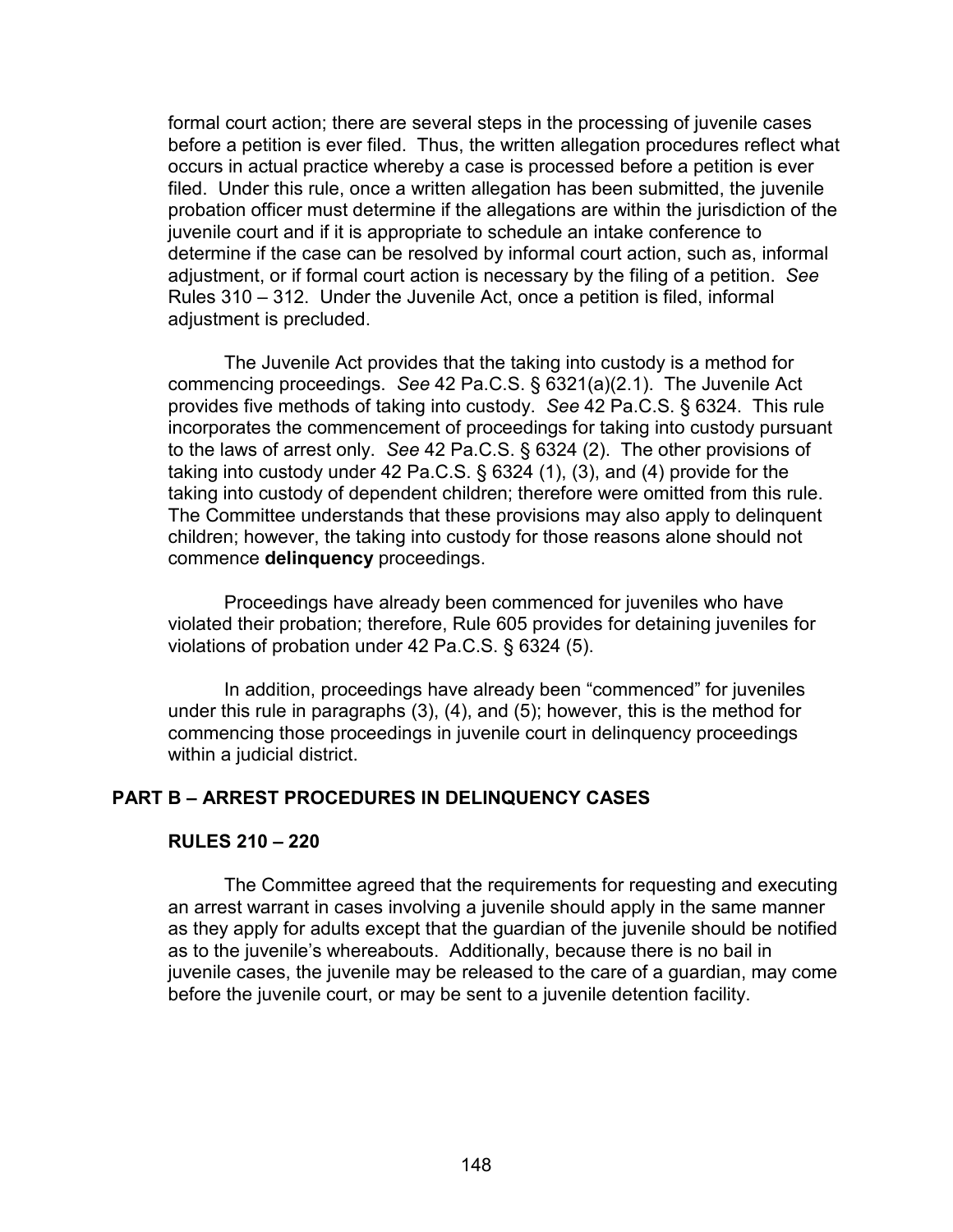formal court action; there are several steps in the processing of juvenile cases before a petition is ever filed. Thus, the written allegation procedures reflect what occurs in actual practice whereby a case is processed before a petition is ever filed. Under this rule, once a written allegation has been submitted, the juvenile probation officer must determine if the allegations are within the jurisdiction of the juvenile court and if it is appropriate to schedule an intake conference to determine if the case can be resolved by informal court action, such as, informal adjustment, or if formal court action is necessary by the filing of a petition. *See* Rules 310 – 312. Under the Juvenile Act, once a petition is filed, informal adjustment is precluded.

The Juvenile Act provides that the taking into custody is a method for commencing proceedings. *See* 42 Pa.C.S. § 6321(a)(2.1). The Juvenile Act provides five methods of taking into custody. *See* 42 Pa.C.S. § 6324. This rule incorporates the commencement of proceedings for taking into custody pursuant to the laws of arrest only. *See* 42 Pa.C.S. § 6324 (2). The other provisions of taking into custody under 42 Pa.C.S. § 6324 (1), (3), and (4) provide for the taking into custody of dependent children; therefore were omitted from this rule. The Committee understands that these provisions may also apply to delinquent children; however, the taking into custody for those reasons alone should not commence **delinquency** proceedings.

Proceedings have already been commenced for juveniles who have violated their probation; therefore, Rule 605 provides for detaining juveniles for violations of probation under 42 Pa.C.S. § 6324 (5).

In addition, proceedings have already been "commenced" for juveniles under this rule in paragraphs (3), (4), and (5); however, this is the method for commencing those proceedings in juvenile court in delinquency proceedings within a judicial district.

## PART B – ARREST PROCEDURES IN DELINQUENCY CASES

### RULES 210 – 220

The Committee agreed that the requirements for requesting and executing an arrest warrant in cases involving a juvenile should apply in the same manner as they apply for adults except that the guardian of the juvenile should be notified as to the juvenile's whereabouts. Additionally, because there is no bail in juvenile cases, the juvenile may be released to the care of a guardian, may come before the juvenile court, or may be sent to a juvenile detention facility.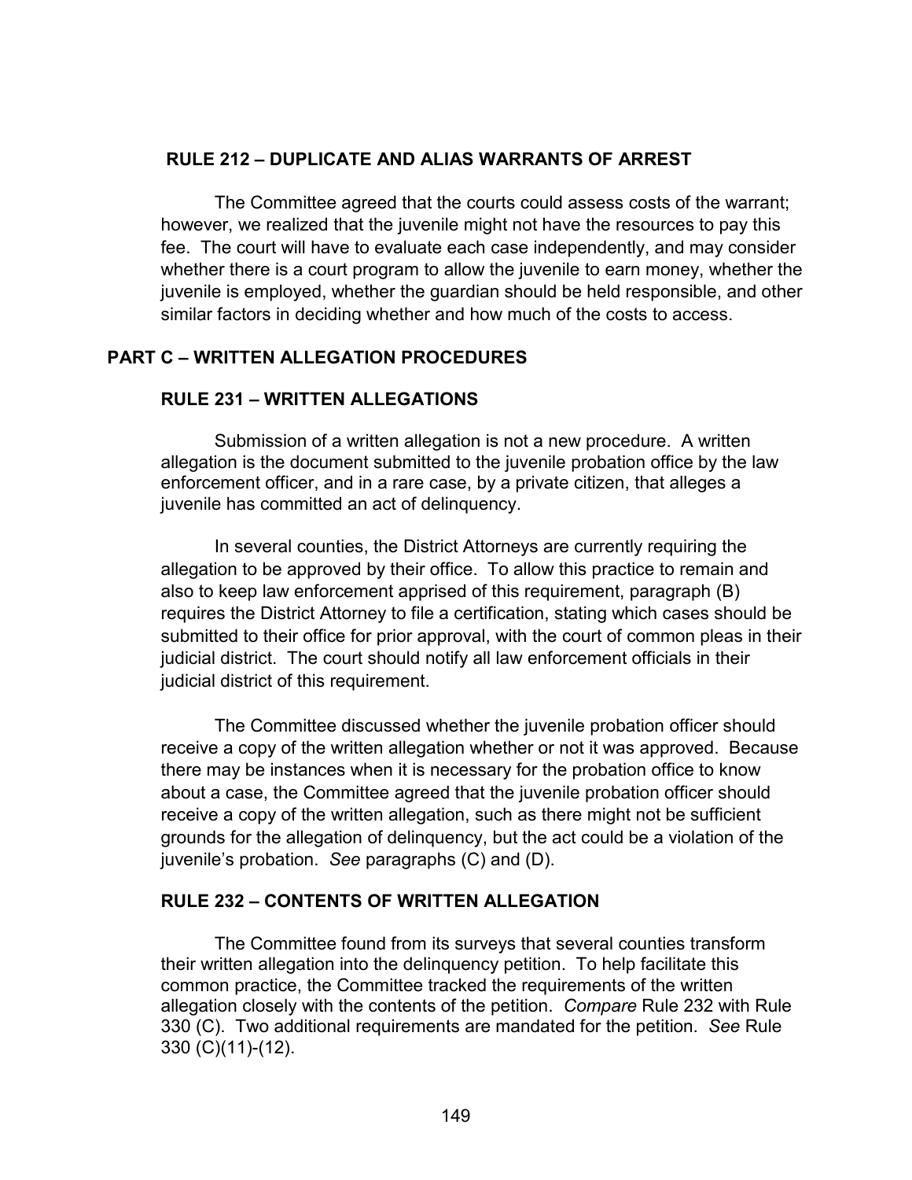### RULE 212 – DUPLICATE AND ALIAS WARRANTS OF ARREST

The Committee agreed that the courts could assess costs of the warrant; however, we realized that the juvenile might not have the resources to pay this fee. The court will have to evaluate each case independently, and may consider whether there is a court program to allow the juvenile to earn money, whether the juvenile is employed, whether the guardian should be held responsible, and other similar factors in deciding whether and how much of the costs to access.

## PART C – WRITTEN ALLEGATION PROCEDURES

### RULE 231 – WRITTEN ALLEGATIONS

Submission of a written allegation is not a new procedure. A written allegation is the document submitted to the juvenile probation office by the law enforcement officer, and in a rare case, by a private citizen, that alleges a juvenile has committed an act of delinquency.

In several counties, the District Attorneys are currently requiring the allegation to be approved by their office. To allow this practice to remain and also to keep law enforcement apprised of this requirement, paragraph (B) requires the District Attorney to file a certification, stating which cases should be submitted to their office for prior approval, with the court of common pleas in their judicial district. The court should notify all law enforcement officials in their judicial district of this requirement.

The Committee discussed whether the juvenile probation officer should receive a copy of the written allegation whether or not it was approved. Because there may be instances when it is necessary for the probation office to know about a case, the Committee agreed that the juvenile probation officer should receive a copy of the written allegation, such as there might not be sufficient grounds for the allegation of delinquency, but the act could be a violation of the juvenile's probation. *See* paragraphs (C) and (D).

### RULE 232 – CONTENTS OF WRITTEN ALLEGATION

The Committee found from its surveys that several counties transform their written allegation into the delinquency petition. To help facilitate this common practice, the Committee tracked the requirements of the written allegation closely with the contents of the petition. *Compare* Rule 232 with Rule 330 (C). Two additional requirements are mandated for the petition. *See* Rule 330 (C)(11)-(12).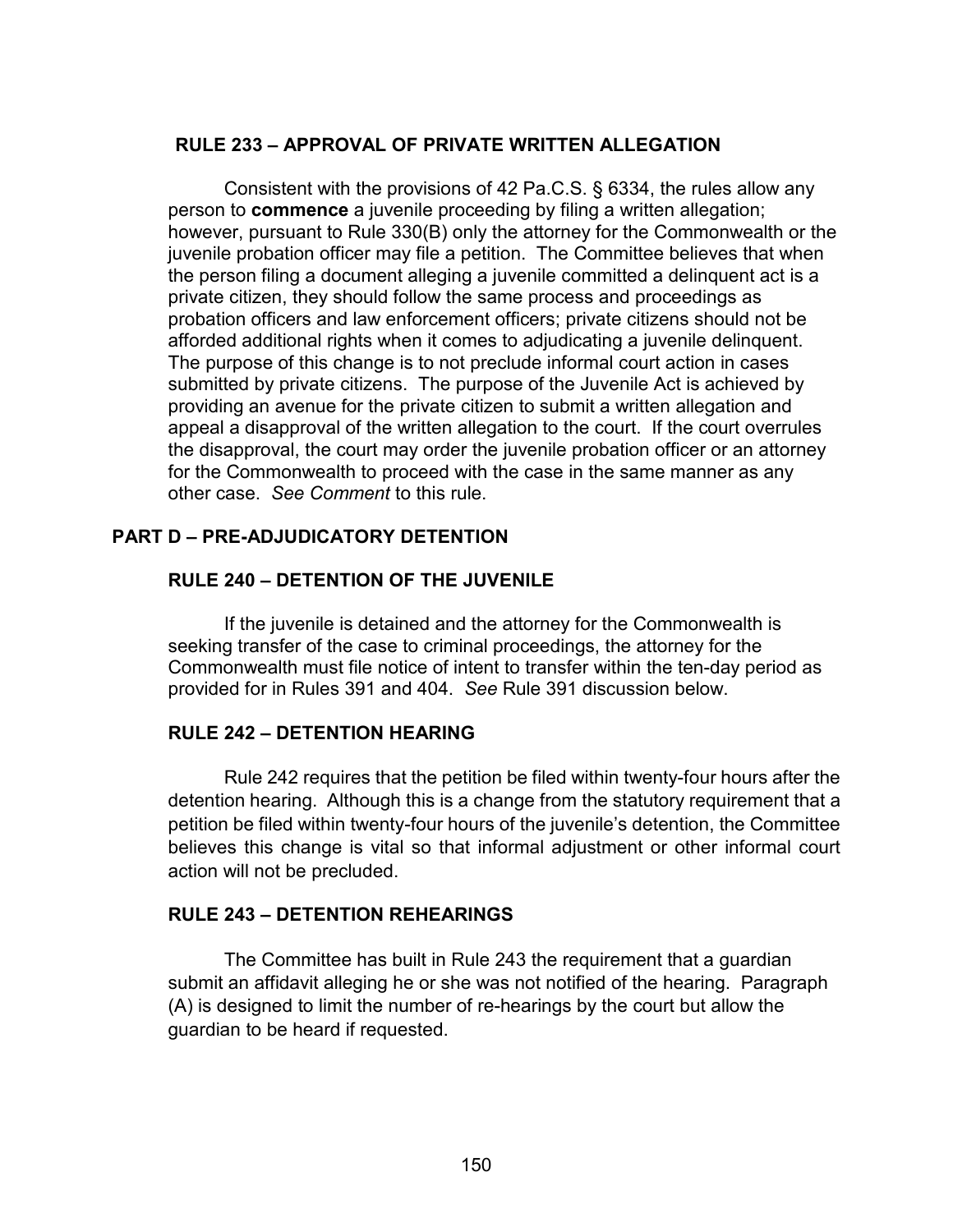### RULE 233 – APPROVAL OF PRIVATE WRITTEN ALLEGATION

Consistent with the provisions of 42 Pa.C.S. § 6334, the rules allow any person to **commence** a juvenile proceeding by filing a written allegation; however, pursuant to Rule 330(B) only the attorney for the Commonwealth or the juvenile probation officer may file a petition. The Committee believes that when the person filing a document alleging a juvenile committed a delinquent act is a private citizen, they should follow the same process and proceedings as probation officers and law enforcement officers; private citizens should not be afforded additional rights when it comes to adjudicating a juvenile delinquent. The purpose of this change is to not preclude informal court action in cases submitted by private citizens. The purpose of the Juvenile Act is achieved by providing an avenue for the private citizen to submit a written allegation and appeal a disapproval of the written allegation to the court. If the court overrules the disapproval, the court may order the juvenile probation officer or an attorney for the Commonwealth to proceed with the case in the same manner as any other case. *See Comment* to this rule.

## PART D – PRE-ADJUDICATORY DETENTION

### RULE 240 – DETENTION OF THE JUVENILE

If the juvenile is detained and the attorney for the Commonwealth is seeking transfer of the case to criminal proceedings, the attorney for the Commonwealth must file notice of intent to transfer within the ten-day period as provided for in Rules 391 and 404. *See* Rule 391 discussion below.

### RULE 242 – DETENTION HEARING

Rule 242 requires that the petition be filed within twenty-four hours after the detention hearing. Although this is a change from the statutory requirement that a petition be filed within twenty-four hours of the juvenile's detention, the Committee believes this change is vital so that informal adjustment or other informal court action will not be precluded.

### RULE 243 – DETENTION REHEARINGS

The Committee has built in Rule 243 the requirement that a guardian submit an affidavit alleging he or she was not notified of the hearing. Paragraph (A) is designed to limit the number of re-hearings by the court but allow the guardian to be heard if requested.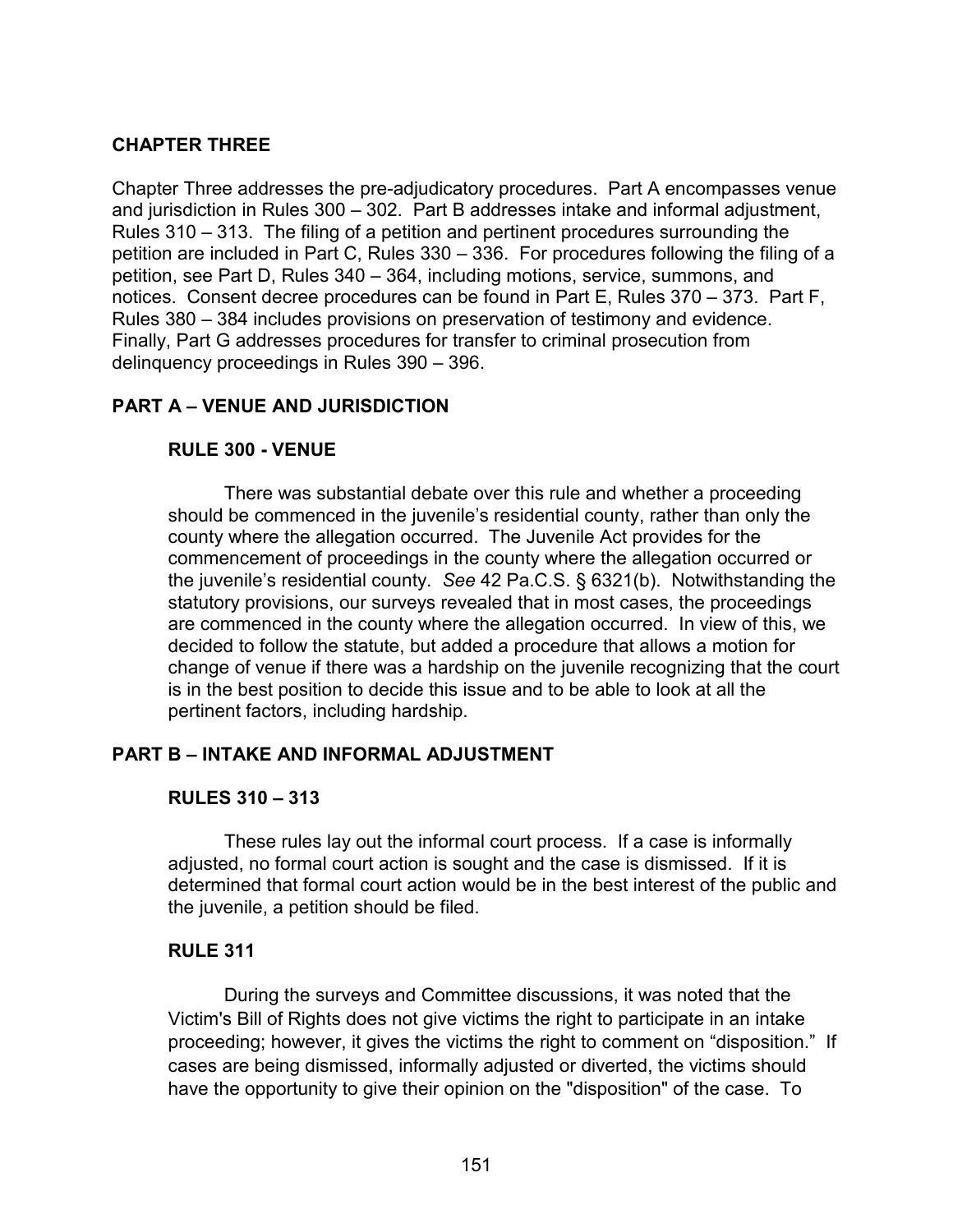## CHAPTER THREE

Chapter Three addresses the pre-adjudicatory procedures. Part A encompasses venue and jurisdiction in Rules 300 – 302. Part B addresses intake and informal adjustment, Rules 310 – 313. The filing of a petition and pertinent procedures surrounding the petition are included in Part C, Rules 330 – 336. For procedures following the filing of a petition, see Part D, Rules 340 – 364, including motions, service, summons, and notices. Consent decree procedures can be found in Part E, Rules 370 – 373. Part F, Rules 380 – 384 includes provisions on preservation of testimony and evidence. Finally, Part G addresses procedures for transfer to criminal prosecution from delinquency proceedings in Rules 390 – 396.

## PART A – VENUE AND JURISDICTION

### RULE 300 - VENUE

There was substantial debate over this rule and whether a proceeding should be commenced in the juvenile's residential county, rather than only the county where the allegation occurred. The Juvenile Act provides for the commencement of proceedings in the county where the allegation occurred or the juvenile's residential county. *See* 42 Pa.C.S. § 6321(b). Notwithstanding the statutory provisions, our surveys revealed that in most cases, the proceedings are commenced in the county where the allegation occurred. In view of this, we decided to follow the statute, but added a procedure that allows a motion for change of venue if there was a hardship on the juvenile recognizing that the court is in the best position to decide this issue and to be able to look at all the pertinent factors, including hardship.

## PART B – INTAKE AND INFORMAL ADJUSTMENT

### RULES 310 – 313

These rules lay out the informal court process. If a case is informally adjusted, no formal court action is sought and the case is dismissed. If it is determined that formal court action would be in the best interest of the public and the juvenile, a petition should be filed.

### RULE 311

During the surveys and Committee discussions, it was noted that the Victim's Bill of Rights does not give victims the right to participate in an intake proceeding; however, it gives the victims the right to comment on "disposition." If cases are being dismissed, informally adjusted or diverted, the victims should have the opportunity to give their opinion on the "disposition" of the case. To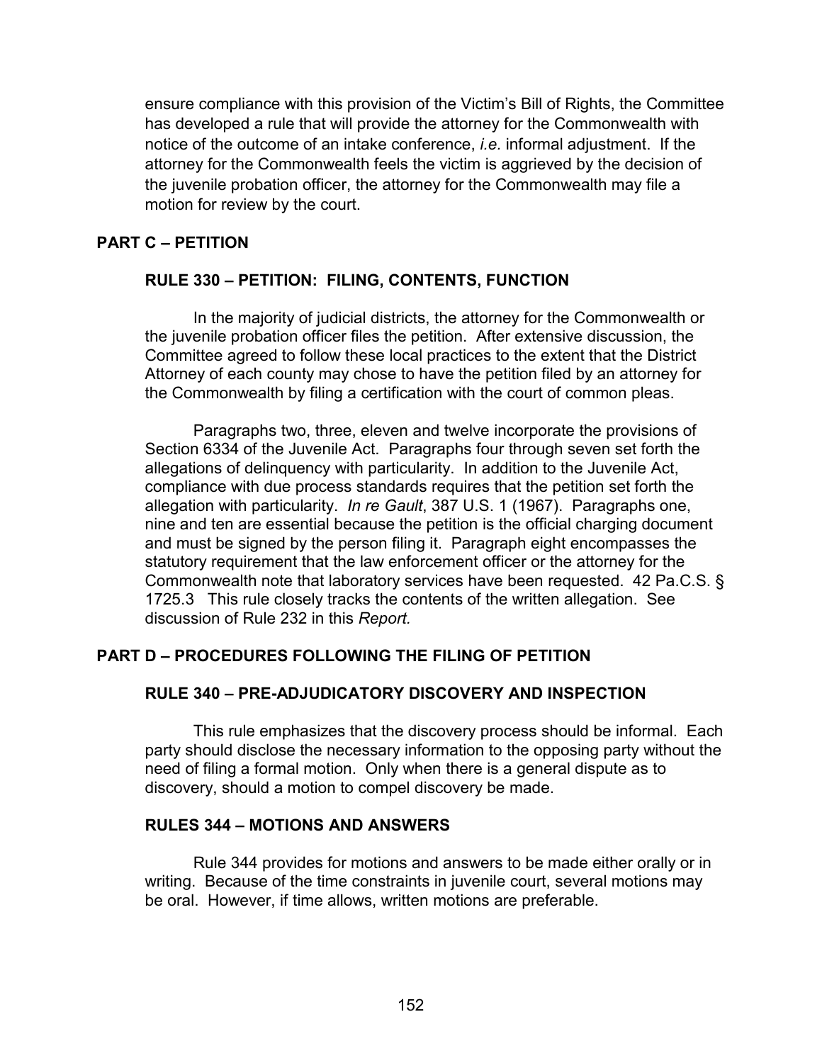ensure compliance with this provision of the Victim's Bill of Rights, the Committee has developed a rule that will provide the attorney for the Commonwealth with notice of the outcome of an intake conference, *i.e.* informal adjustment. If the attorney for the Commonwealth feels the victim is aggrieved by the decision of the juvenile probation officer, the attorney for the Commonwealth may file a motion for review by the court.

## PART C – PETITION

### RULE 330 – PETITION: FILING, CONTENTS, FUNCTION

In the majority of judicial districts, the attorney for the Commonwealth or the juvenile probation officer files the petition. After extensive discussion, the Committee agreed to follow these local practices to the extent that the District Attorney of each county may chose to have the petition filed by an attorney for the Commonwealth by filing a certification with the court of common pleas.

Paragraphs two, three, eleven and twelve incorporate the provisions of Section 6334 of the Juvenile Act. Paragraphs four through seven set forth the allegations of delinquency with particularity. In addition to the Juvenile Act, compliance with due process standards requires that the petition set forth the allegation with particularity. *In re Gault*, 387 U.S. 1 (1967). Paragraphs one, nine and ten are essential because the petition is the official charging document and must be signed by the person filing it. Paragraph eight encompasses the statutory requirement that the law enforcement officer or the attorney for the Commonwealth note that laboratory services have been requested. 42 Pa.C.S. § 1725.3 This rule closely tracks the contents of the written allegation. See discussion of Rule 232 in this *Report.*

## PART D – PROCEDURES FOLLOWING THE FILING OF PETITION

### RULE 340 – PRE-ADJUDICATORY DISCOVERY AND INSPECTION

This rule emphasizes that the discovery process should be informal. Each party should disclose the necessary information to the opposing party without the need of filing a formal motion. Only when there is a general dispute as to discovery, should a motion to compel discovery be made.

### RULES 344 – MOTIONS AND ANSWERS

Rule 344 provides for motions and answers to be made either orally or in writing. Because of the time constraints in juvenile court, several motions may be oral. However, if time allows, written motions are preferable.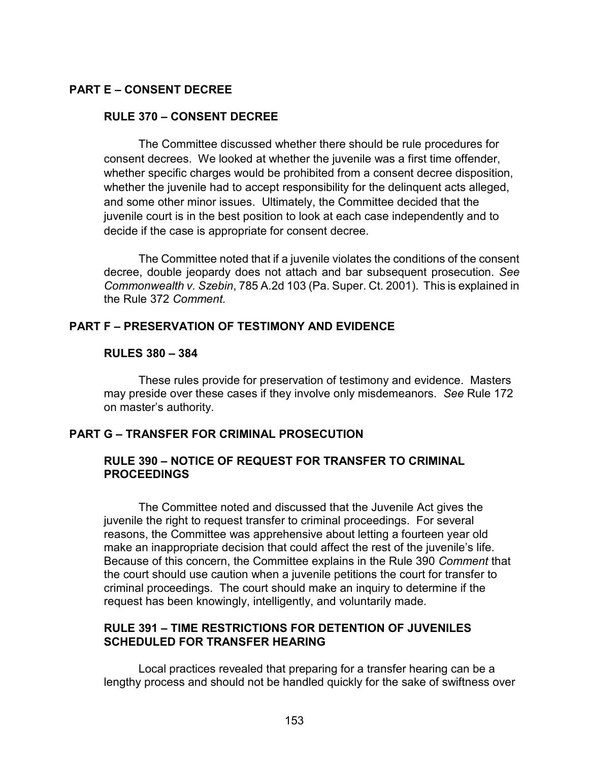## PART E – CONSENT DECREE

### RULE 370 – CONSENT DECREE

The Committee discussed whether there should be rule procedures for consent decrees. We looked at whether the juvenile was a first time offender, whether specific charges would be prohibited from a consent decree disposition, whether the juvenile had to accept responsibility for the delinquent acts alleged, and some other minor issues. Ultimately, the Committee decided that the juvenile court is in the best position to look at each case independently and to decide if the case is appropriate for consent decree.

The Committee noted that if a juvenile violates the conditions of the consent decree, double jeopardy does not attach and bar subsequent prosecution. *See Commonwealth v. Szebin*, 785 A.2d 103 (Pa. Super. Ct. 2001). This is explained in the Rule 372 *Comment*.

## PART F – PRESERVATION OF TESTIMONY AND EVIDENCE

### RULES 380 – 384

These rules provide for preservation of testimony and evidence. Masters may preside over these cases if they involve only misdemeanors. *See* Rule 172 on master's authority.

## PART G – TRANSFER FOR CRIMINAL PROSECUTION

### RULE 390 – NOTICE OF REQUEST FOR TRANSFER TO CRIMINAL PROCEEDINGS

The Committee noted and discussed that the Juvenile Act gives the juvenile the right to request transfer to criminal proceedings. For several reasons, the Committee was apprehensive about letting a fourteen year old make an inappropriate decision that could affect the rest of the juvenile's life. Because of this concern, the Committee explains in the Rule 390 *Comment* that the court should use caution when a juvenile petitions the court for transfer to criminal proceedings. The court should make an inquiry to determine if the request has been knowingly, intelligently, and voluntarily made.

### RULE 391 – TIME RESTRICTIONS FOR DETENTION OF JUVENILES SCHEDULED FOR TRANSFER HEARING

Local practices revealed that preparing for a transfer hearing can be a lengthy process and should not be handled quickly for the sake of swiftness over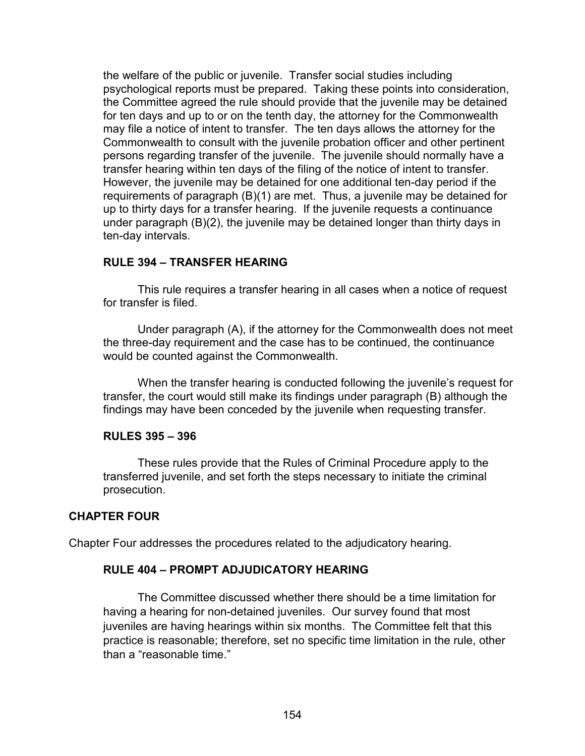the welfare of the public or juvenile. Transfer social studies including psychological reports must be prepared. Taking these points into consideration, the Committee agreed the rule should provide that the juvenile may be detained for ten days and up to or on the tenth day, the attorney for the Commonwealth may file a notice of intent to transfer. The ten days allows the attorney for the Commonwealth to consult with the juvenile probation officer and other pertinent persons regarding transfer of the juvenile. The juvenile should normally have a transfer hearing within ten days of the filing of the notice of intent to transfer. However, the juvenile may be detained for one additional ten-day period if the requirements of paragraph (B)(1) are met. Thus, a juvenile may be detained for up to thirty days for a transfer hearing. If the juvenile requests a continuance under paragraph (B)(2), the juvenile may be detained longer than thirty days in ten-day intervals.

### RULE 394 – TRANSFER HEARING

This rule requires a transfer hearing in all cases when a notice of request for transfer is filed.

Under paragraph (A), if the attorney for the Commonwealth does not meet the three-day requirement and the case has to be continued, the continuance would be counted against the Commonwealth.

When the transfer hearing is conducted following the juvenile's request for transfer, the court would still make its findings under paragraph (B) although the findings may have been conceded by the juvenile when requesting transfer.

### RULES 395 – 396

These rules provide that the Rules of Criminal Procedure apply to the transferred juvenile, and set forth the steps necessary to initiate the criminal prosecution.

## CHAPTER FOUR

Chapter Four addresses the procedures related to the adjudicatory hearing.

### RULE 404 – PROMPT ADJUDICATORY HEARING

The Committee discussed whether there should be a time limitation for having a hearing for non-detained juveniles. Our survey found that most juveniles are having hearings within six months. The Committee felt that this practice is reasonable; therefore, set no specific time limitation in the rule, other than a "reasonable time."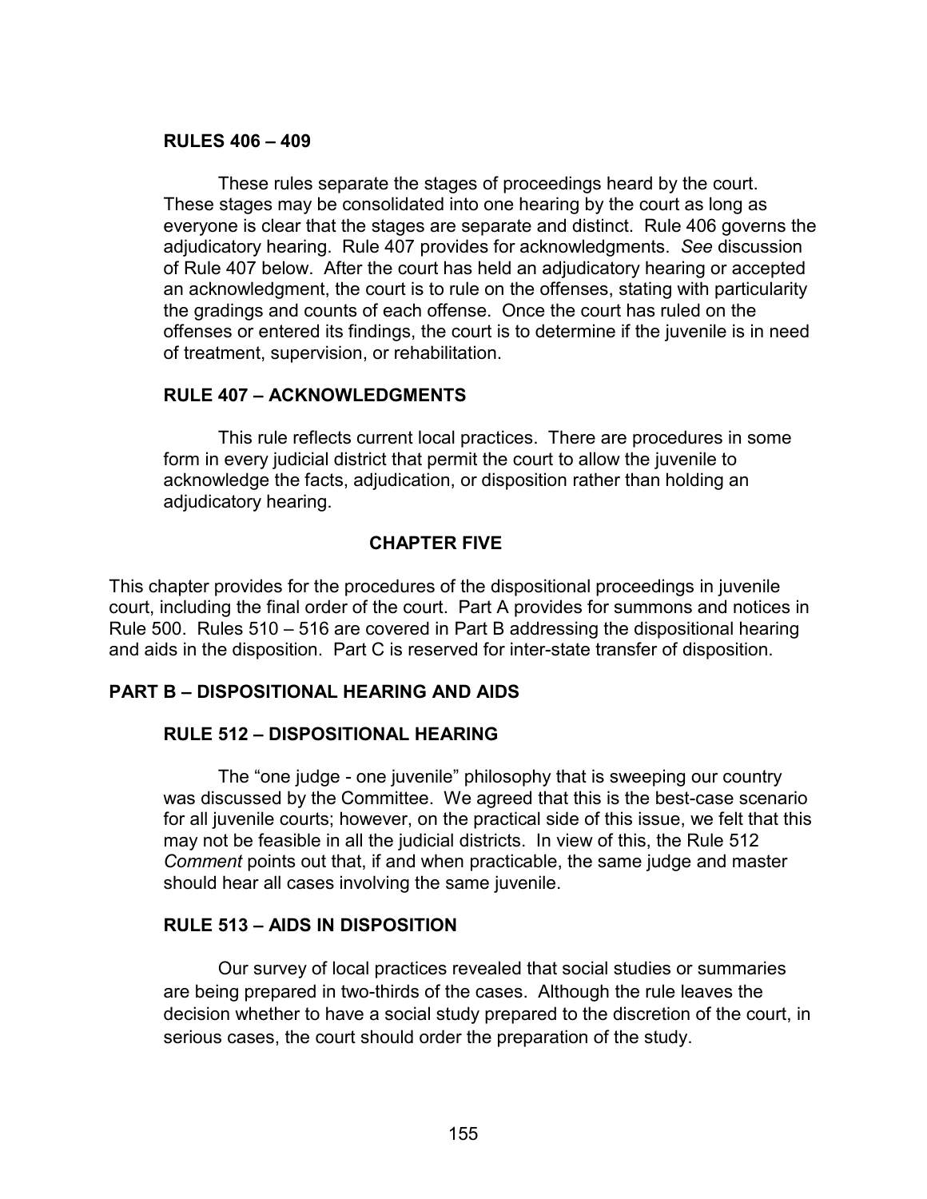### RULES 406 – 409

These rules separate the stages of proceedings heard by the court. These stages may be consolidated into one hearing by the court as long as everyone is clear that the stages are separate and distinct. Rule 406 governs the adjudicatory hearing. Rule 407 provides for acknowledgments. *See* discussion of Rule 407 below. After the court has held an adjudicatory hearing or accepted an acknowledgment, the court is to rule on the offenses, stating with particularity the gradings and counts of each offense. Once the court has ruled on the offenses or entered its findings, the court is to determine if the juvenile is in need of treatment, supervision, or rehabilitation.

### RULE 407 – ACKNOWLEDGMENTS

This rule reflects current local practices. There are procedures in some form in every judicial district that permit the court to allow the juvenile to acknowledge the facts, adjudication, or disposition rather than holding an adjudicatory hearing.

## CHAPTER FIVE

This chapter provides for the procedures of the dispositional proceedings in juvenile court, including the final order of the court. Part A provides for summons and notices in Rule 500. Rules 510 – 516 are covered in Part B addressing the dispositional hearing and aids in the disposition. Part C is reserved for inter-state transfer of disposition.

## PART B – DISPOSITIONAL HEARING AND AIDS

### RULE 512 – DISPOSITIONAL HEARING

The "one judge - one juvenile" philosophy that is sweeping our country was discussed by the Committee. We agreed that this is the best-case scenario for all juvenile courts; however, on the practical side of this issue, we felt that this may not be feasible in all the judicial districts. In view of this, the Rule 512 *Comment* points out that, if and when practicable, the same judge and master should hear all cases involving the same juvenile.

### RULE 513 – AIDS IN DISPOSITION

Our survey of local practices revealed that social studies or summaries are being prepared in two-thirds of the cases. Although the rule leaves the decision whether to have a social study prepared to the discretion of the court, in serious cases, the court should order the preparation of the study.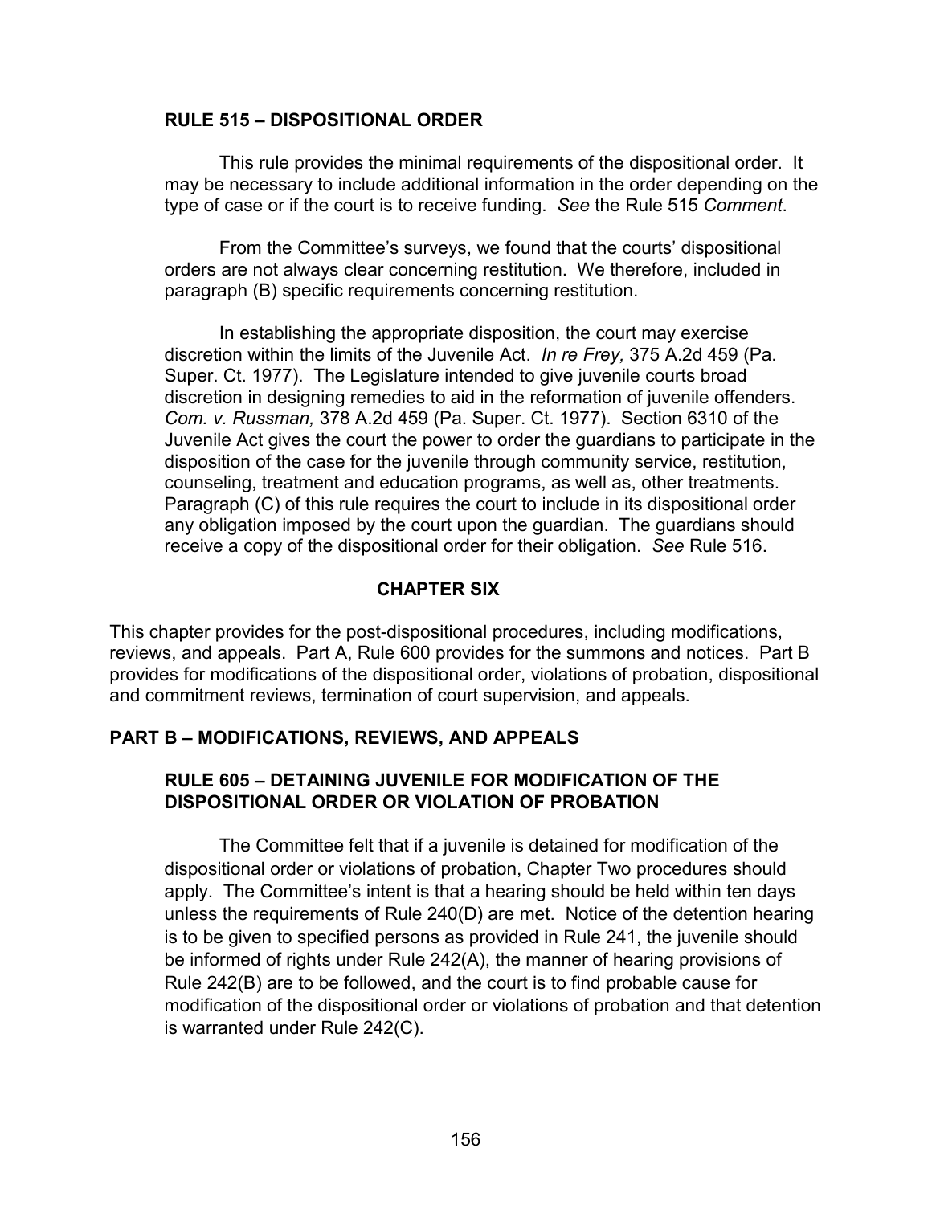## RULE 515 – DISPOSITIONAL ORDER

This rule provides the minimal requirements of the dispositional order. It may be necessary to include additional information in the order depending on the type of case or if the court is to receive funding. *See* the Rule 515 *Comment*.

From the Committee's surveys, we found that the courts' dispositional orders are not always clear concerning restitution. We therefore, included in paragraph (B) specific requirements concerning restitution.

In establishing the appropriate disposition, the court may exercise discretion within the limits of the Juvenile Act. *In re Frey,* 375 A.2d 459 (Pa. Super. Ct. 1977). The Legislature intended to give juvenile courts broad discretion in designing remedies to aid in the reformation of juvenile offenders. *Com. v. Russman,* 378 A.2d 459 (Pa. Super. Ct. 1977). Section 6310 of the Juvenile Act gives the court the power to order the guardians to participate in the disposition of the case for the juvenile through community service, restitution, counseling, treatment and education programs, as well as, other treatments. Paragraph (C) of this rule requires the court to include in its dispositional order any obligation imposed by the court upon the guardian. The guardians should receive a copy of the dispositional order for their obligation. *See* Rule 516.

# CHAPTER SIX

This chapter provides for the post-dispositional procedures, including modifications, reviews, and appeals. Part A, Rule 600 provides for the summons and notices. Part B provides for modifications of the dispositional order, violations of probation, dispositional and commitment reviews, termination of court supervision, and appeals.

## PART B – MODIFICATIONS, REVIEWS, AND APPEALS

### RULE 605 – DETAINING JUVENILE FOR MODIFICATION OF THE DISPOSITIONAL ORDER OR VIOLATION OF PROBATION

The Committee felt that if a juvenile is detained for modification of the dispositional order or violations of probation, Chapter Two procedures should apply. The Committee's intent is that a hearing should be held within ten days unless the requirements of Rule 240(D) are met. Notice of the detention hearing is to be given to specified persons as provided in Rule 241, the juvenile should be informed of rights under Rule 242(A), the manner of hearing provisions of Rule 242(B) are to be followed, and the court is to find probable cause for modification of the dispositional order or violations of probation and that detention is warranted under Rule 242(C).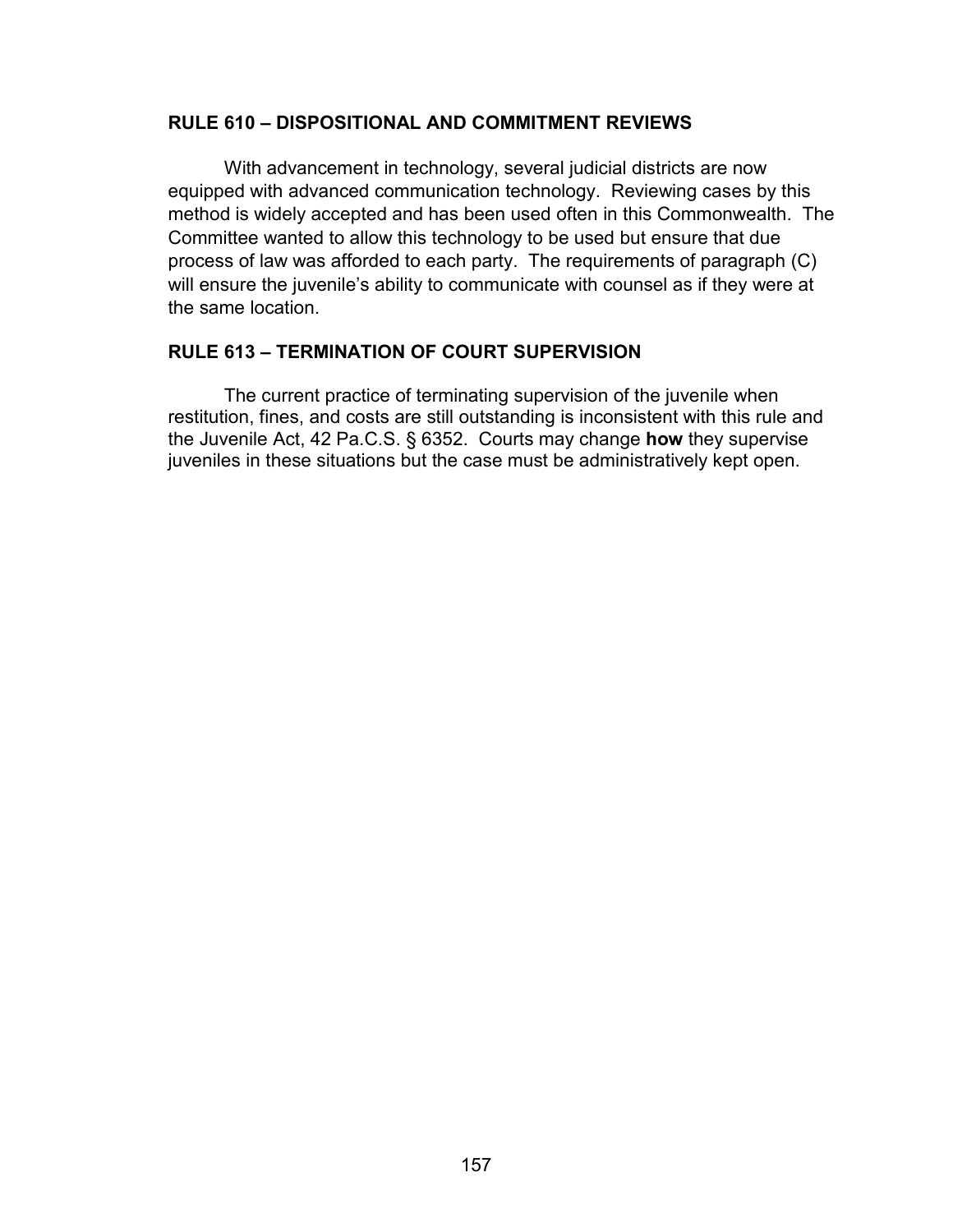### RULE 610 – DISPOSITIONAL AND COMMITMENT REVIEWS

With advancement in technology, several judicial districts are now equipped with advanced communication technology. Reviewing cases by this method is widely accepted and has been used often in this Commonwealth. The Committee wanted to allow this technology to be used but ensure that due process of law was afforded to each party. The requirements of paragraph (C) will ensure the juvenile's ability to communicate with counsel as if they were at the same location.

### RULE 613 – TERMINATION OF COURT SUPERVISION

The current practice of terminating supervision of the juvenile when restitution, fines, and costs are still outstanding is inconsistent with this rule and the Juvenile Act, 42 Pa.C.S. § 6352. Courts may change **how** they supervise juveniles in these situations but the case must be administratively kept open.